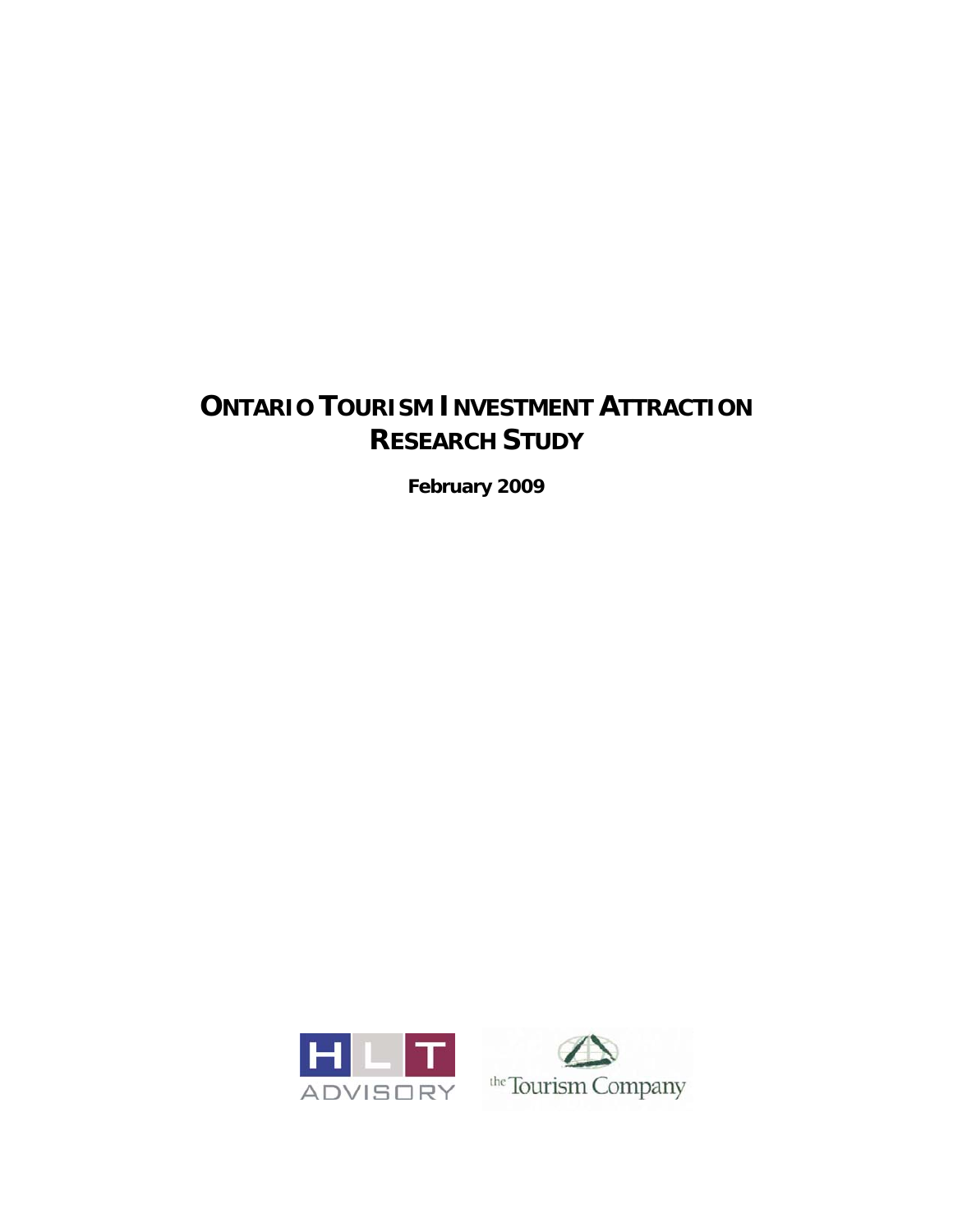# ONTARIO TOURISM INVESTMENT ATTRACTION RESEARCH STUDY

**February 2009**

HLT ADVISORY

the Tourism Company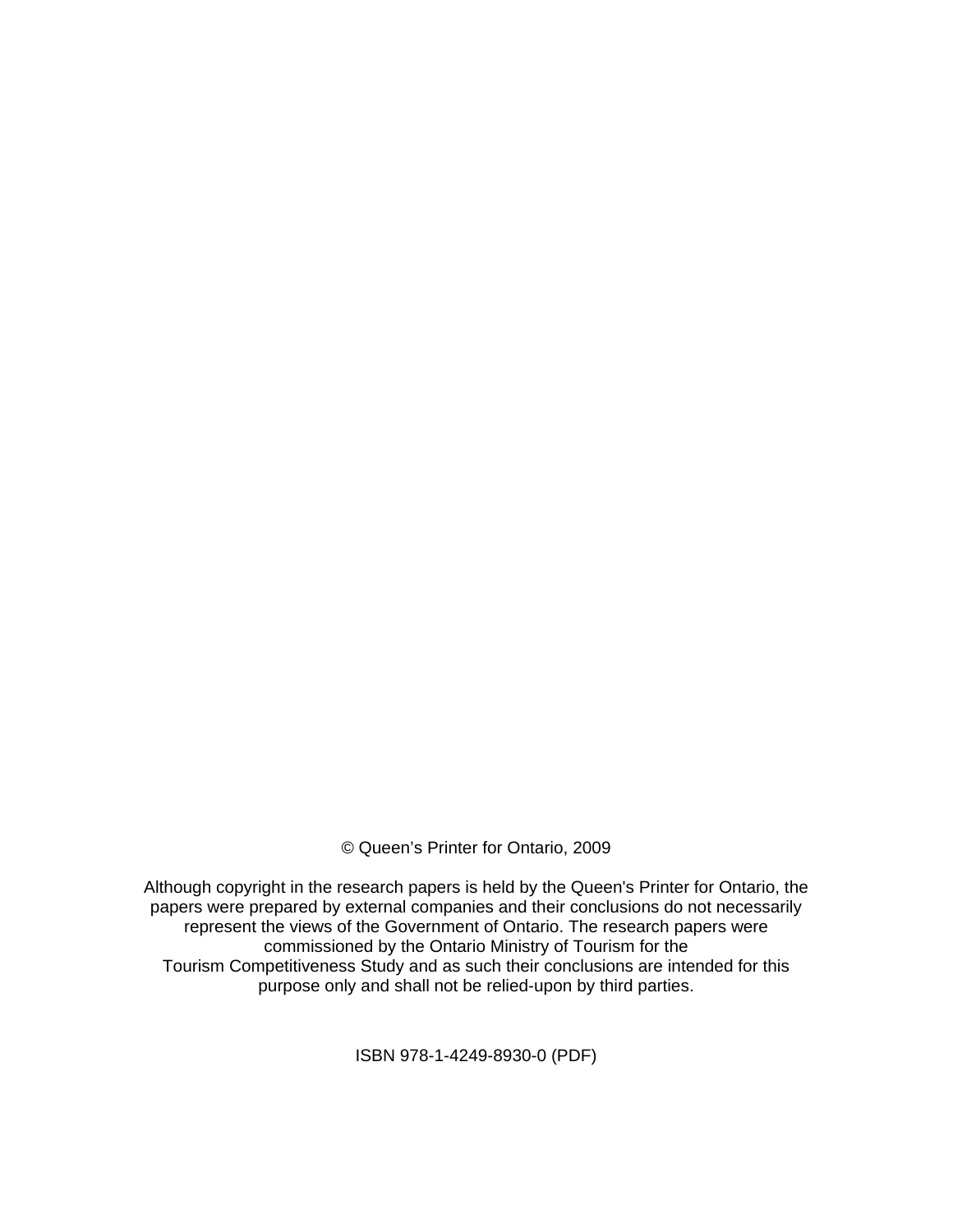© Queen's Printer for Ontario, 2009

Although copyright in the research papers is held by the Queen's Printer for Ontario, the papers were prepared by external companies and their conclusions do not necessarily represent the views of the Government of Ontario. The research papers were commissioned by the Ontario Ministry of Tourism for the Tourism Competitiveness Study and as such their conclusions are intended for this purpose only and shall not be relied-upon by third parties.

ISBN 978-1-4249-8930-0 (PDF)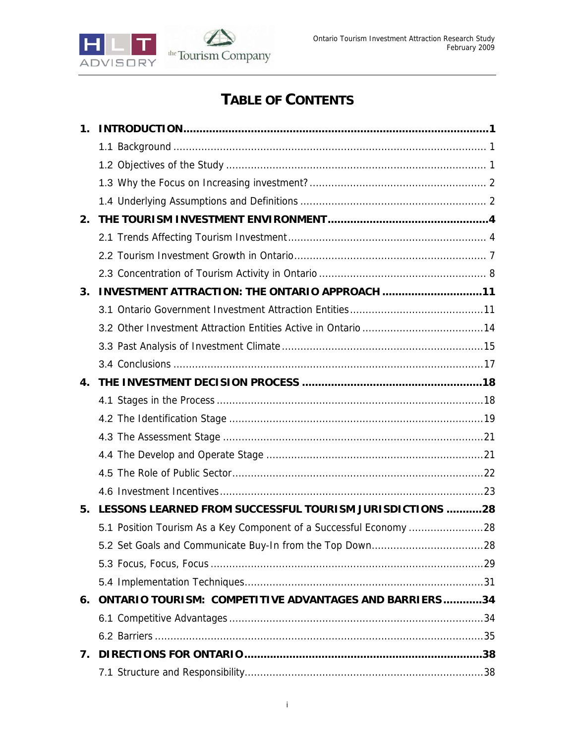# TABLE OF CONTENTS

**1. INTRODUCTION....................1**

1.1 Background .................... 1

1.2 Objectives of the Study .................... 1

1.3 Why the Focus on Increasing investment? .................... 2

1.4 Underlying Assumptions and Definitions .................... 2

**2. THE TOURISM INVESTMENT ENVIRONMENT....................4**

2.1 Trends Affecting Tourism Investment .................... 4

2.2 Tourism Investment Growth in Ontario .................... 7

2.3 Concentration of Tourism Activity in Ontario .................... 8

**3. INVESTMENT ATTRACTION: THE ONTARIO APPROACH ....................11**

3.1 Ontario Government Investment Attraction Entities ....................11

3.2 Other Investment Attraction Entities Active in Ontario ....................14

3.3 Past Analysis of Investment Climate ....................15

3.4 Conclusions ....................17

**4. THE INVESTMENT DECISION PROCESS ....................18**

4.1 Stages in the Process ....................18

4.2 The Identification Stage ....................19

4.3 The Assessment Stage ....................21

4.4 The Develop and Operate Stage ....................21

4.5 The Role of Public Sector ....................22

4.6 Investment Incentives ....................23

**5. LESSONS LEARNED FROM SUCCESSFUL TOURISM JURISDICTIONS ....................28**

5.1 Position Tourism As a Key Component of a Successful Economy ....................28

5.2 Set Goals and Communicate Buy-In from the Top Down ....................28

5.3 Focus, Focus, Focus ....................29

5.4 Implementation Techniques ....................31

**6. ONTARIO TOURISM: COMPETITIVE ADVANTAGES AND BARRIERS ....................34**

6.1 Competitive Advantages ....................34

6.2 Barriers ....................35

**7. DIRECTIONS FOR ONTARIO....................38**

7.1 Structure and Responsibility ....................38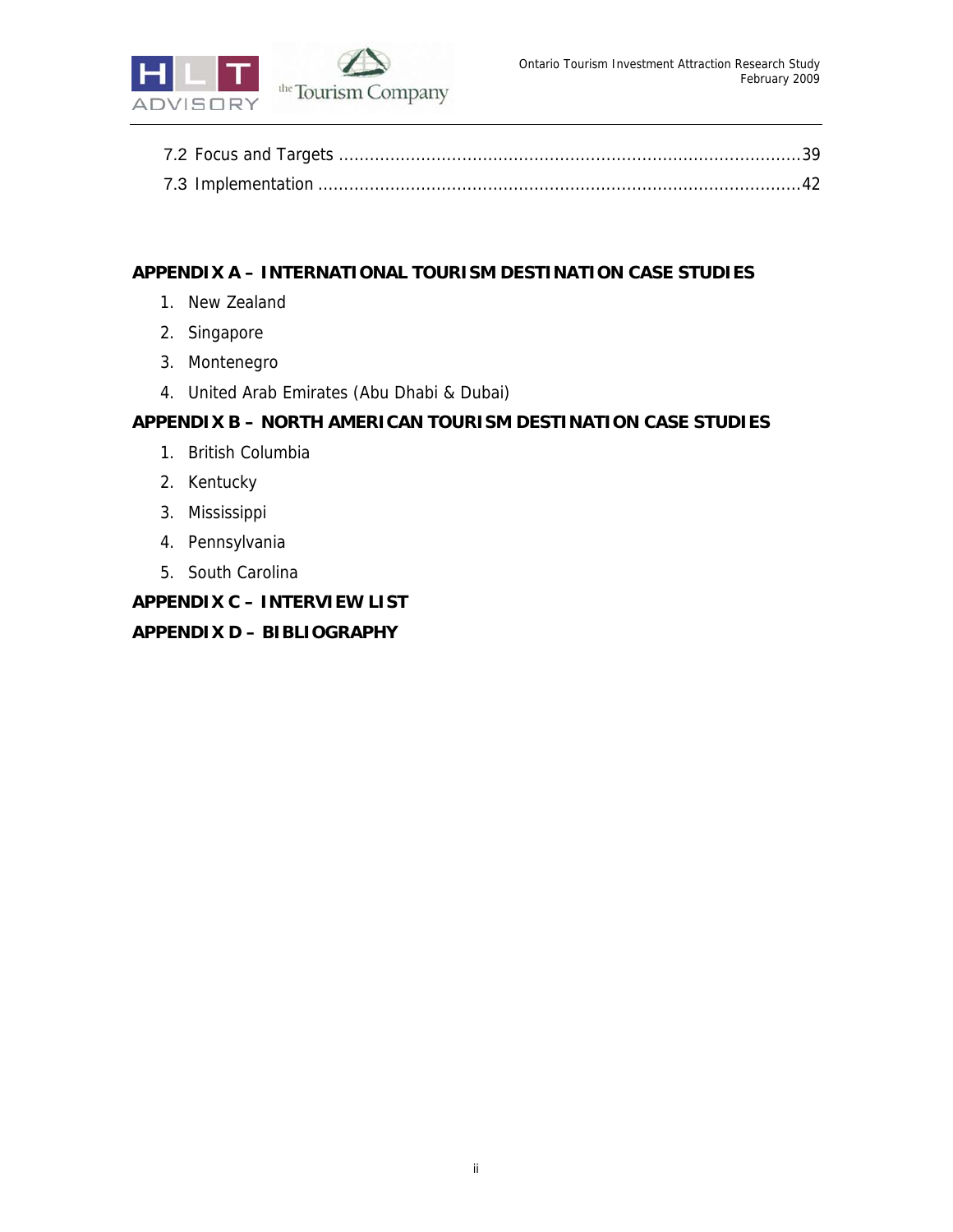7.2 Focus and Targets ........................................................................................ 39

7.3 Implementation ............................................................................................ 42

**APPENDIX A – INTERNATIONAL TOURISM DESTINATION CASE STUDIES**

1. New Zealand
2. Singapore
3. Montenegro
4. United Arab Emirates (Abu Dhabi & Dubai)

**APPENDIX B – NORTH AMERICAN TOURISM DESTINATION CASE STUDIES**

1. British Columbia
2. Kentucky
3. Mississippi
4. Pennsylvania
5. South Carolina

**APPENDIX C – INTERVIEW LIST**

**APPENDIX D – BIBLIOGRAPHY**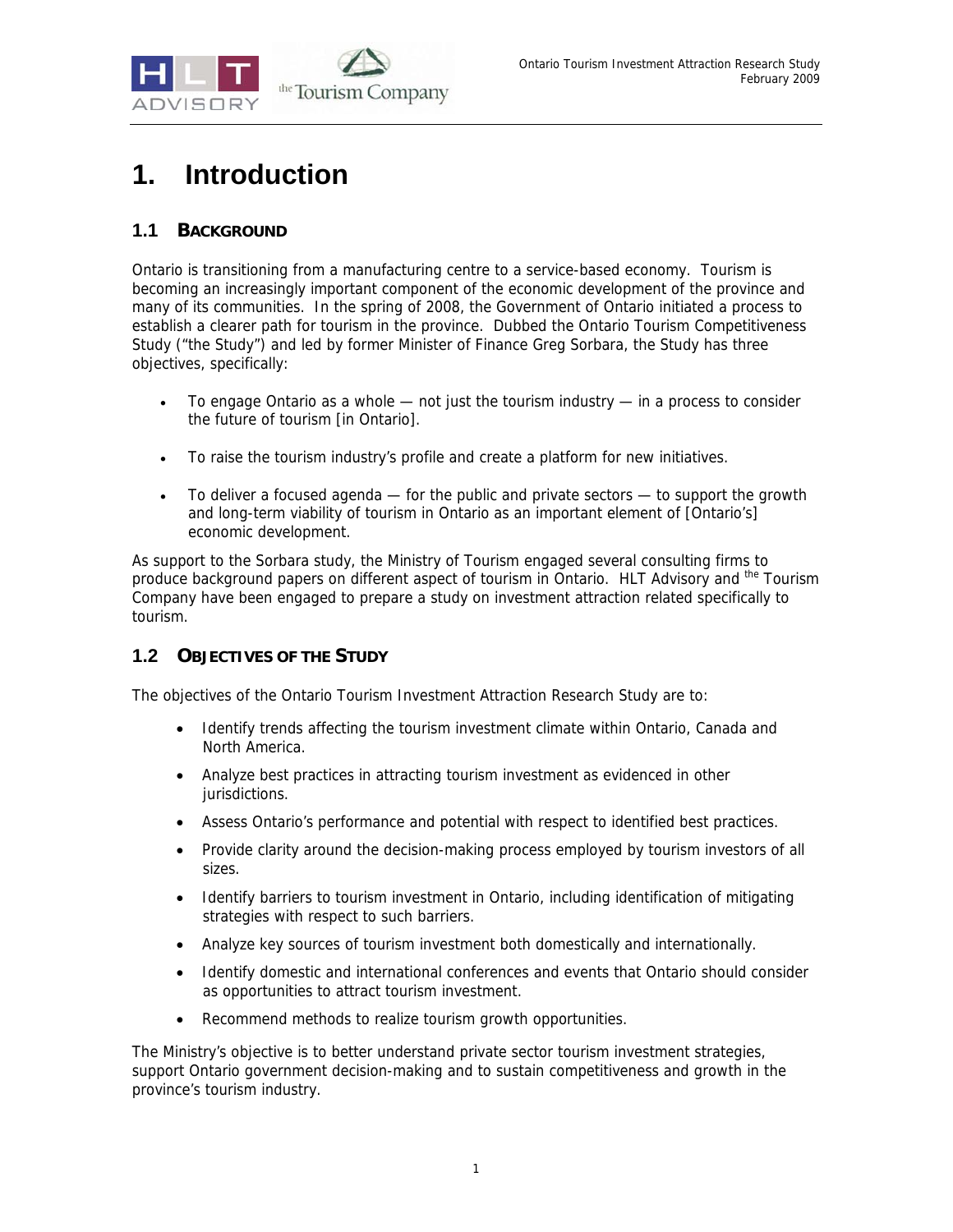# 1. Introduction

## 1.1 BACKGROUND

Ontario is transitioning from a manufacturing centre to a service-based economy. Tourism is becoming an increasingly important component of the economic development of the province and many of its communities. In the spring of 2008, the Government of Ontario initiated a process to establish a clearer path for tourism in the province. Dubbed the Ontario Tourism Competitiveness Study ("the Study") and led by former Minister of Finance Greg Sorbara, the Study has three objectives, specifically:

- To engage Ontario as a whole — not just the tourism industry — in a process to consider the future of tourism [in Ontario].
- To raise the tourism industry's profile and create a platform for new initiatives.
- To deliver a focused agenda — for the public and private sectors — to support the growth and long-term viability of tourism in Ontario as an important element of [Ontario's] economic development.

As support to the Sorbara study, the Ministry of Tourism engaged several consulting firms to produce background papers on different aspect of tourism in Ontario. HLT Advisory and the Tourism Company have been engaged to prepare a study on investment attraction related specifically to tourism.

## 1.2 OBJECTIVES OF THE STUDY

The objectives of the Ontario Tourism Investment Attraction Research Study are to:

- Identify trends affecting the tourism investment climate within Ontario, Canada and North America.
- Analyze best practices in attracting tourism investment as evidenced in other jurisdictions.
- Assess Ontario's performance and potential with respect to identified best practices.
- Provide clarity around the decision-making process employed by tourism investors of all sizes.
- Identify barriers to tourism investment in Ontario, including identification of mitigating strategies with respect to such barriers.
- Analyze key sources of tourism investment both domestically and internationally.
- Identify domestic and international conferences and events that Ontario should consider as opportunities to attract tourism investment.
- Recommend methods to realize tourism growth opportunities.

The Ministry's objective is to better understand private sector tourism investment strategies, support Ontario government decision-making and to sustain competitiveness and growth in the province's tourism industry.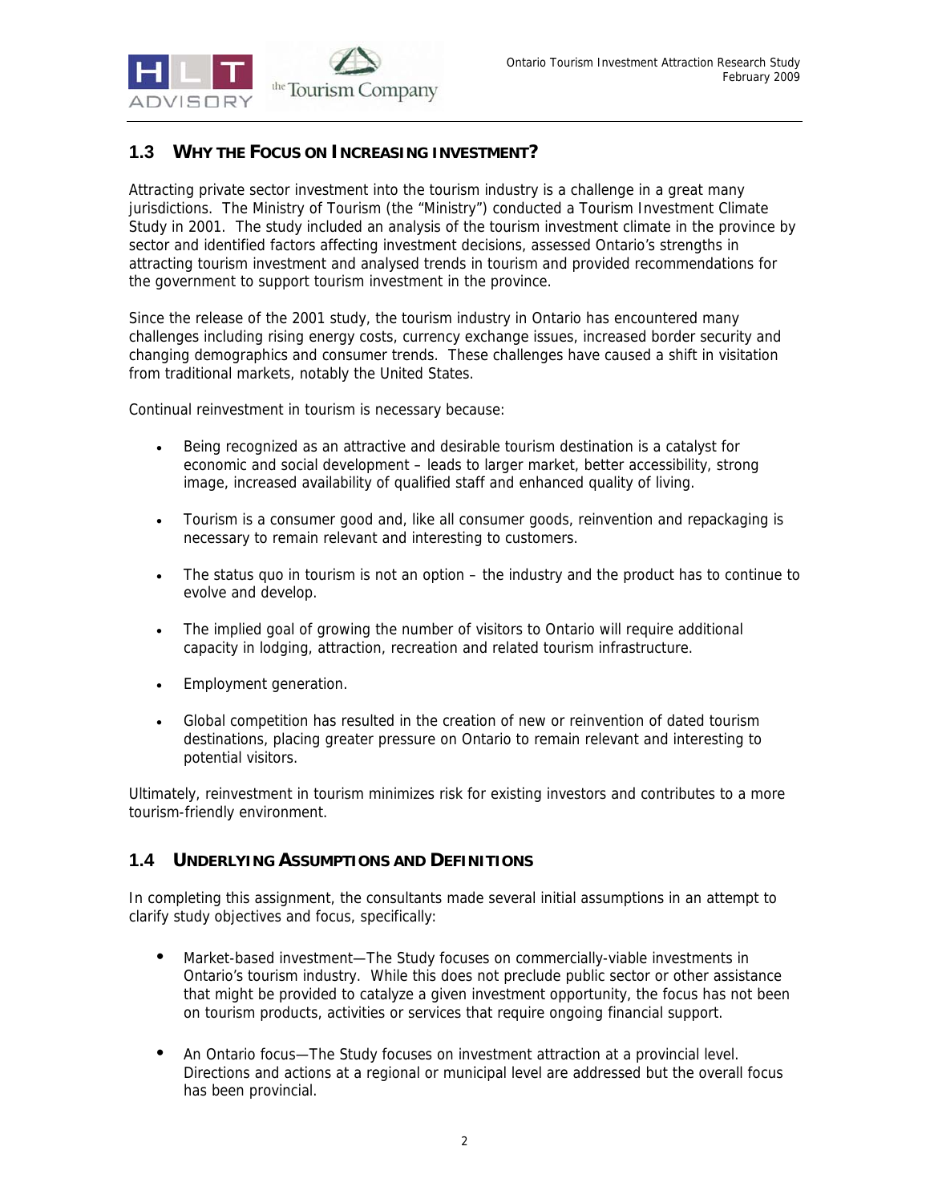## 1.3 Why the Focus on Increasing Investment?

Attracting private sector investment into the tourism industry is a challenge in a great many jurisdictions. The Ministry of Tourism (the "Ministry") conducted a Tourism Investment Climate Study in 2001. The study included an analysis of the tourism investment climate in the province by sector and identified factors affecting investment decisions, assessed Ontario's strengths in attracting tourism investment and analysed trends in tourism and provided recommendations for the government to support tourism investment in the province.

Since the release of the 2001 study, the tourism industry in Ontario has encountered many challenges including rising energy costs, currency exchange issues, increased border security and changing demographics and consumer trends. These challenges have caused a shift in visitation from traditional markets, notably the United States.

Continual reinvestment in tourism is necessary because:

- Being recognized as an attractive and desirable tourism destination is a catalyst for economic and social development – leads to larger market, better accessibility, strong image, increased availability of qualified staff and enhanced quality of living.
- Tourism is a consumer good and, like all consumer goods, reinvention and repackaging is necessary to remain relevant and interesting to customers.
- The status quo in tourism is not an option – the industry and the product has to continue to evolve and develop.
- The implied goal of growing the number of visitors to Ontario will require additional capacity in lodging, attraction, recreation and related tourism infrastructure.
- Employment generation.
- Global competition has resulted in the creation of new or reinvention of dated tourism destinations, placing greater pressure on Ontario to remain relevant and interesting to potential visitors.

Ultimately, reinvestment in tourism minimizes risk for existing investors and contributes to a more tourism-friendly environment.

## 1.4 Underlying Assumptions and Definitions

In completing this assignment, the consultants made several initial assumptions in an attempt to clarify study objectives and focus, specifically:

- Market-based investment—The Study focuses on commercially-viable investments in Ontario's tourism industry. While this does not preclude public sector or other assistance that might be provided to catalyze a given investment opportunity, the focus has not been on tourism products, activities or services that require ongoing financial support.
- An Ontario focus—The Study focuses on investment attraction at a provincial level. Directions and actions at a regional or municipal level are addressed but the overall focus has been provincial.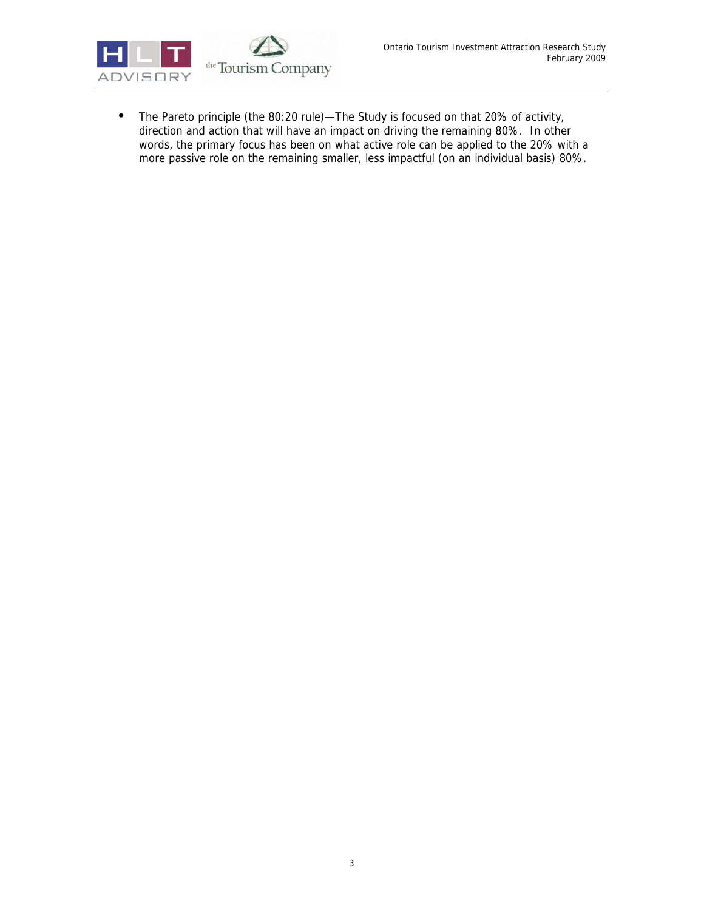- The Pareto principle (the 80:20 rule)—The Study is focused on that 20% of activity, direction and action that will have an impact on driving the remaining 80%. In other words, the primary focus has been on what active role can be applied to the 20% with a more passive role on the remaining smaller, less impactful (on an individual basis) 80%.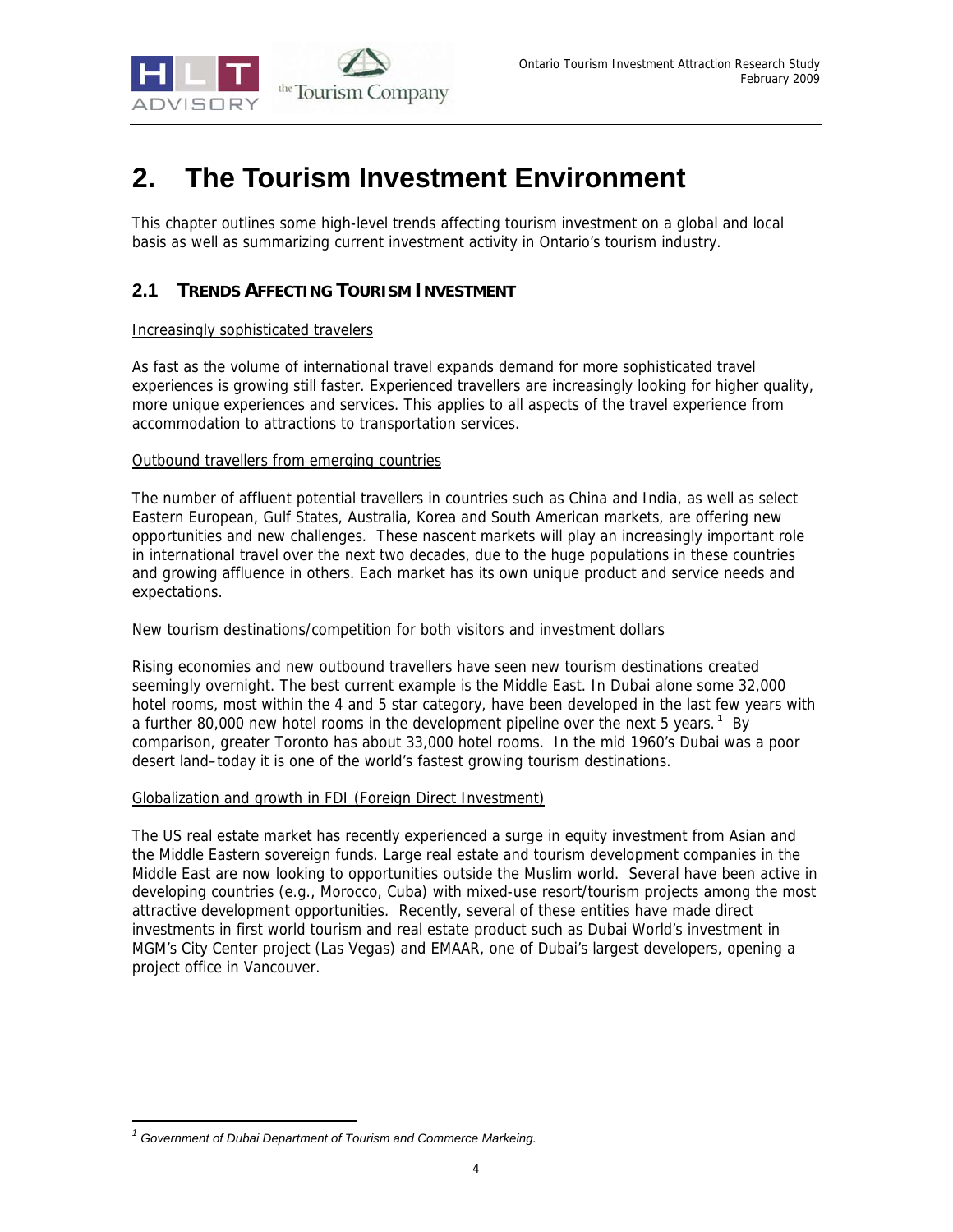# 2. The Tourism Investment Environment

This chapter outlines some high-level trends affecting tourism investment on a global and local basis as well as summarizing current investment activity in Ontario's tourism industry.

## 2.1 TRENDS AFFECTING TOURISM INVESTMENT

Increasingly sophisticated travelers

As fast as the volume of international travel expands demand for more sophisticated travel experiences is growing still faster. Experienced travellers are increasingly looking for higher quality, more unique experiences and services. This applies to all aspects of the travel experience from accommodation to attractions to transportation services.

Outbound travellers from emerging countries

The number of affluent potential travellers in countries such as China and India, as well as select Eastern European, Gulf States, Australia, Korea and South American markets, are offering new opportunities and new challenges. These nascent markets will play an increasingly important role in international travel over the next two decades, due to the huge populations in these countries and growing affluence in others. Each market has its own unique product and service needs and expectations.

New tourism destinations/competition for both visitors and investment dollars

Rising economies and new outbound travellers have seen new tourism destinations created seemingly overnight. The best current example is the Middle East. In Dubai alone some 32,000 hotel rooms, most within the 4 and 5 star category, have been developed in the last few years with a further 80,000 new hotel rooms in the development pipeline over the next 5 years.[1] By comparison, greater Toronto has about 33,000 hotel rooms. In the mid 1960's Dubai was a poor desert land–today it is one of the world's fastest growing tourism destinations.

Globalization and growth in FDI (Foreign Direct Investment)

The US real estate market has recently experienced a surge in equity investment from Asian and the Middle Eastern sovereign funds. Large real estate and tourism development companies in the Middle East are now looking to opportunities outside the Muslim world. Several have been active in developing countries (e.g., Morocco, Cuba) with mixed-use resort/tourism projects among the most attractive development opportunities. Recently, several of these entities have made direct investments in first world tourism and real estate product such as Dubai World's investment in MGM's City Center project (Las Vegas) and EMAAR, one of Dubai's largest developers, opening a project office in Vancouver.

---

[1] *Government of Dubai Department of Tourism and Commerce Markeing.*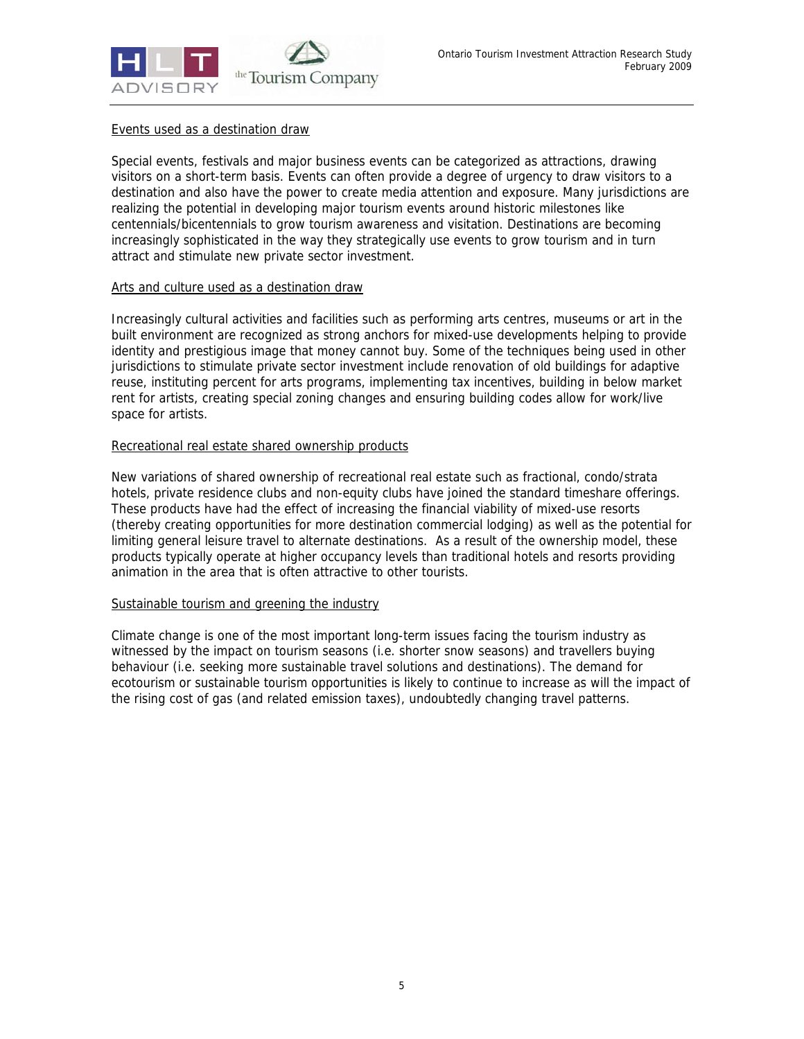Events used as a destination draw

Special events, festivals and major business events can be categorized as attractions, drawing visitors on a short-term basis. Events can often provide a degree of urgency to draw visitors to a destination and also have the power to create media attention and exposure. Many jurisdictions are realizing the potential in developing major tourism events around historic milestones like centennials/bicentennials to grow tourism awareness and visitation. Destinations are becoming increasingly sophisticated in the way they strategically use events to grow tourism and in turn attract and stimulate new private sector investment.

Arts and culture used as a destination draw

Increasingly cultural activities and facilities such as performing arts centres, museums or art in the built environment are recognized as strong anchors for mixed-use developments helping to provide identity and prestigious image that money cannot buy. Some of the techniques being used in other jurisdictions to stimulate private sector investment include renovation of old buildings for adaptive reuse, instituting percent for arts programs, implementing tax incentives, building in below market rent for artists, creating special zoning changes and ensuring building codes allow for work/live space for artists.

Recreational real estate shared ownership products

New variations of shared ownership of recreational real estate such as fractional, condo/strata hotels, private residence clubs and non-equity clubs have joined the standard timeshare offerings. These products have had the effect of increasing the financial viability of mixed-use resorts (thereby creating opportunities for more destination commercial lodging) as well as the potential for limiting general leisure travel to alternate destinations. As a result of the ownership model, these products typically operate at higher occupancy levels than traditional hotels and resorts providing animation in the area that is often attractive to other tourists.

Sustainable tourism and greening the industry

Climate change is one of the most important long-term issues facing the tourism industry as witnessed by the impact on tourism seasons (i.e. shorter snow seasons) and travellers buying behaviour (i.e. seeking more sustainable travel solutions and destinations). The demand for ecotourism or sustainable tourism opportunities is likely to continue to increase as will the impact of the rising cost of gas (and related emission taxes), undoubtedly changing travel patterns.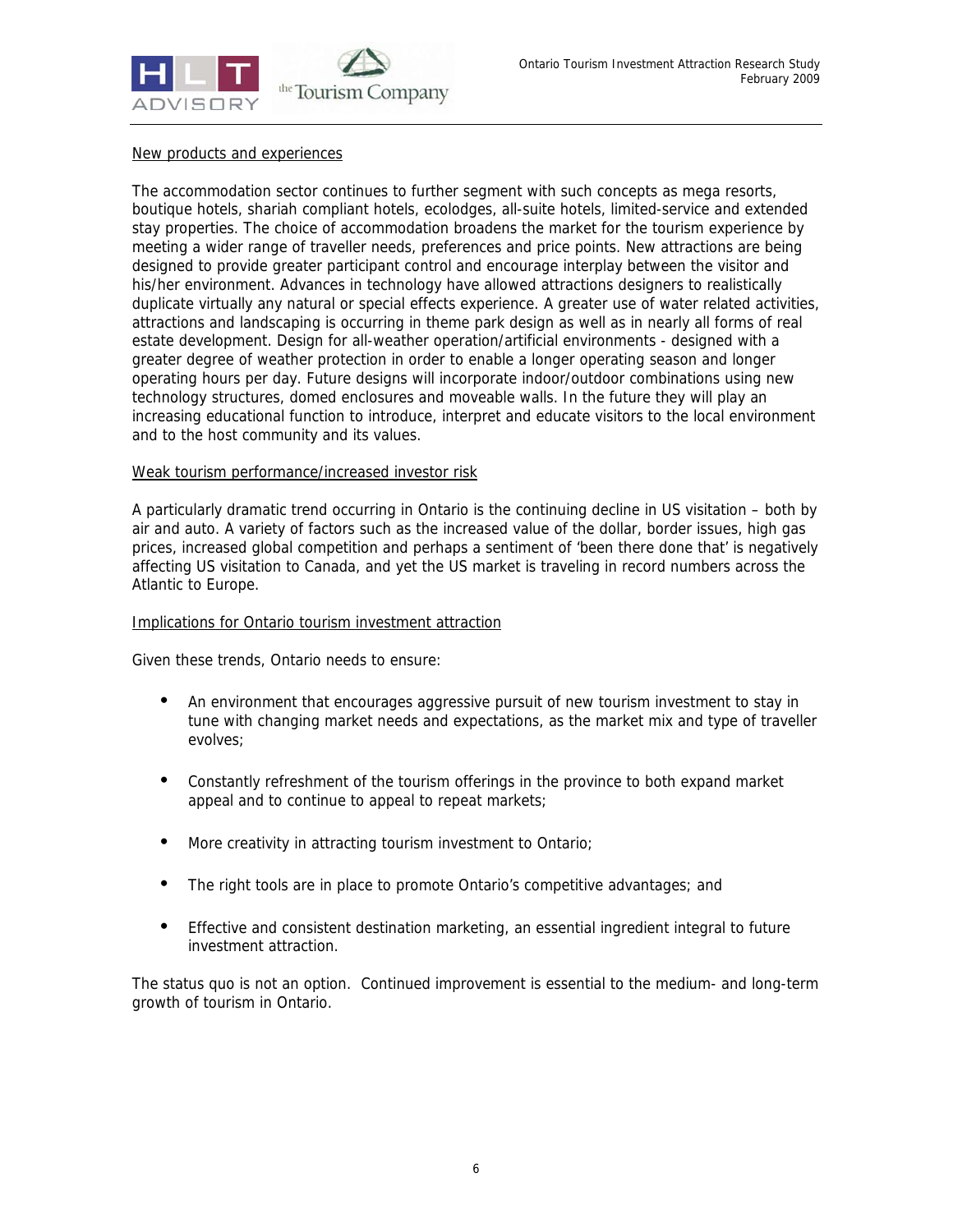New products and experiences

The accommodation sector continues to further segment with such concepts as mega resorts, boutique hotels, shariah compliant hotels, ecolodges, all-suite hotels, limited-service and extended stay properties. The choice of accommodation broadens the market for the tourism experience by meeting a wider range of traveller needs, preferences and price points. New attractions are being designed to provide greater participant control and encourage interplay between the visitor and his/her environment. Advances in technology have allowed attractions designers to realistically duplicate virtually any natural or special effects experience. A greater use of water related activities, attractions and landscaping is occurring in theme park design as well as in nearly all forms of real estate development. Design for all-weather operation/artificial environments - designed with a greater degree of weather protection in order to enable a longer operating season and longer operating hours per day. Future designs will incorporate indoor/outdoor combinations using new technology structures, domed enclosures and moveable walls. In the future they will play an increasing educational function to introduce, interpret and educate visitors to the local environment and to the host community and its values.

Weak tourism performance/increased investor risk

A particularly dramatic trend occurring in Ontario is the continuing decline in US visitation – both by air and auto. A variety of factors such as the increased value of the dollar, border issues, high gas prices, increased global competition and perhaps a sentiment of 'been there done that' is negatively affecting US visitation to Canada, and yet the US market is traveling in record numbers across the Atlantic to Europe.

Implications for Ontario tourism investment attraction

Given these trends, Ontario needs to ensure:

- An environment that encourages aggressive pursuit of new tourism investment to stay in tune with changing market needs and expectations, as the market mix and type of traveller evolves;
- Constantly refreshment of the tourism offerings in the province to both expand market appeal and to continue to appeal to repeat markets;
- More creativity in attracting tourism investment to Ontario;
- The right tools are in place to promote Ontario's competitive advantages; and
- Effective and consistent destination marketing, an essential ingredient integral to future investment attraction.

The status quo is not an option. Continued improvement is essential to the medium- and long-term growth of tourism in Ontario.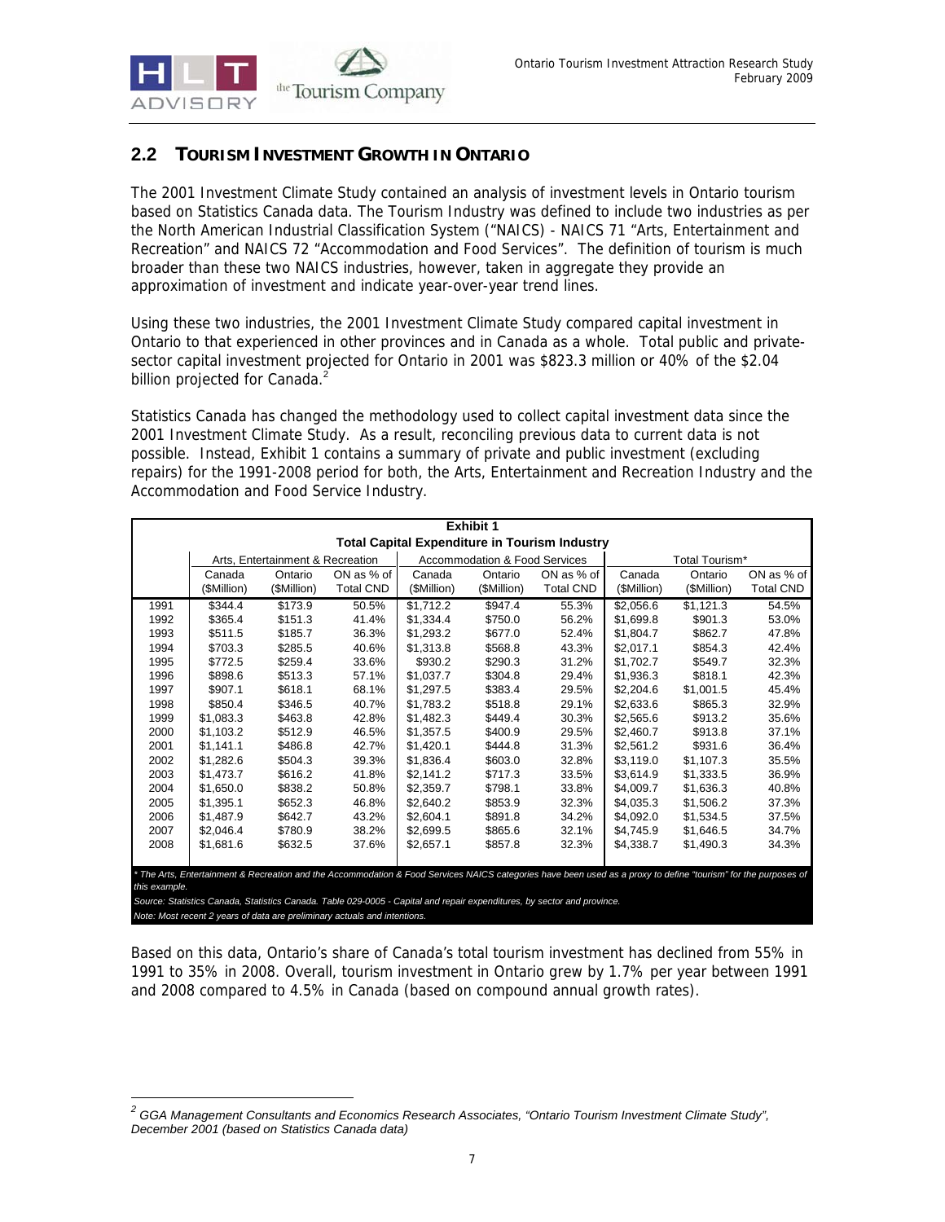## 2.2 TOURISM INVESTMENT GROWTH IN ONTARIO

The 2001 Investment Climate Study contained an analysis of investment levels in Ontario tourism based on Statistics Canada data. The Tourism Industry was defined to include two industries as per the North American Industrial Classification System ("NAICS) - NAICS 71 "Arts, Entertainment and Recreation" and NAICS 72 "Accommodation and Food Services". The definition of tourism is much broader than these two NAICS industries, however, taken in aggregate they provide an approximation of investment and indicate year-over-year trend lines.

Using these two industries, the 2001 Investment Climate Study compared capital investment in Ontario to that experienced in other provinces and in Canada as a whole. Total public and private-sector capital investment projected for Ontario in 2001 was $823.3 million or 40% of the $2.04 billion projected for Canada.[2]

Statistics Canada has changed the methodology used to collect capital investment data since the 2001 Investment Climate Study. As a result, reconciling previous data to current data is not possible. Instead, Exhibit 1 contains a summary of private and public investment (excluding repairs) for the 1991-2008 period for both, the Arts, Entertainment and Recreation Industry and the Accommodation and Food Service Industry.

**Exhibit 1**
**Total Capital Expenditure in Tourism Industry**

| | Arts, Entertainment & Recreation | | | Accommodation & Food Services | | | Total Tourism* | | |
|---|---|---|---|---|---|---|---|---|---|
| | Canada ($Million) | Ontario ($Million) | ON as % of Total CND | Canada ($Million) | Ontario ($Million) | ON as % of Total CND | Canada ($Million) | Ontario ($Million) | ON as % of Total CND |
| 1991 | $344.4 | $173.9 | 50.5% | $1,712.2 | $947.4 | 55.3% | $2,056.6 | $1,121.3 | 54.5% |
| 1992 | $365.4 | $151.3 | 41.4% | $1,334.4 | $750.0 | 56.2% | $1,699.8 | $901.3 | 53.0% |
| 1993 | $511.5 | $185.7 | 36.3% | $1,293.2 | $677.0 | 52.4% | $1,804.7 | $862.7 | 47.8% |
| 1994 | $703.3 | $285.5 | 40.6% | $1,313.8 | $568.8 | 43.3% | $2,017.1 | $854.3 | 42.4% |
| 1995 | $772.5 | $259.4 | 33.6% | $930.2 | $290.3 | 31.2% | $1,702.7 | $549.7 | 32.3% |
| 1996 | $898.6 | $513.3 | 57.1% | $1,037.7 | $304.8 | 29.4% | $1,936.3 | $818.1 | 42.3% |
| 1997 | $907.1 | $618.1 | 68.1% | $1,297.5 | $383.4 | 29.5% | $2,204.6 | $1,001.5 | 45.4% |
| 1998 | $850.4 | $346.5 | 40.7% | $1,783.2 | $518.8 | 29.1% | $2,633.6 | $865.3 | 32.9% |
| 1999 | $1,083.3 | $463.8 | 42.8% | $1,482.3 | $449.4 | 30.3% | $2,565.6 | $913.2 | 35.6% |
| 2000 | $1,103.2 | $512.9 | 46.5% | $1,357.5 | $400.9 | 29.5% | $2,460.7 | $913.8 | 37.1% |
| 2001 | $1,141.1 | $486.8 | 42.7% | $1,420.1 | $444.8 | 31.3% | $2,561.2 | $931.6 | 36.4% |
| 2002 | $1,282.6 | $504.3 | 39.3% | $1,836.4 | $603.0 | 32.8% | $3,119.0 | $1,107.3 | 35.5% |
| 2003 | $1,473.7 | $616.2 | 41.8% | $2,141.2 | $717.3 | 33.5% | $3,614.9 | $1,333.5 | 36.9% |
| 2004 | $1,650.0 | $838.2 | 50.8% | $2,359.7 | $798.1 | 33.8% | $4,009.7 | $1,636.3 | 40.8% |
| 2005 | $1,395.1 | $652.3 | 46.8% | $2,640.2 | $853.9 | 32.3% | $4,035.3 | $1,506.2 | 37.3% |
| 2006 | $1,487.9 | $642.7 | 43.2% | $2,604.1 | $891.8 | 34.2% | $4,092.0 | $1,534.5 | 37.5% |
| 2007 | $2,046.4 | $780.9 | 38.2% | $2,699.5 | $865.6 | 32.1% | $4,745.9 | $1,646.5 | 34.7% |
| 2008 | $1,681.6 | $632.5 | 37.6% | $2,657.1 | $857.8 | 32.3% | $4,338.7 | $1,490.3 | 34.3% |

*\* The Arts, Entertainment & Recreation and the Accommodation & Food Services NAICS categories have been used as a proxy to define "tourism" for the purposes of this example.*

*Source: Statistics Canada, Statistics Canada. Table 029-0005 - Capital and repair expenditures, by sector and province.*

*Note: Most recent 2 years of data are preliminary actuals and intentions.*

Based on this data, Ontario's share of Canada's total tourism investment has declined from 55% in 1991 to 35% in 2008. Overall, tourism investment in Ontario grew by 1.7% per year between 1991 and 2008 compared to 4.5% in Canada (based on compound annual growth rates).

---

[2] *GGA Management Consultants and Economics Research Associates, "Ontario Tourism Investment Climate Study", December 2001 (based on Statistics Canada data)*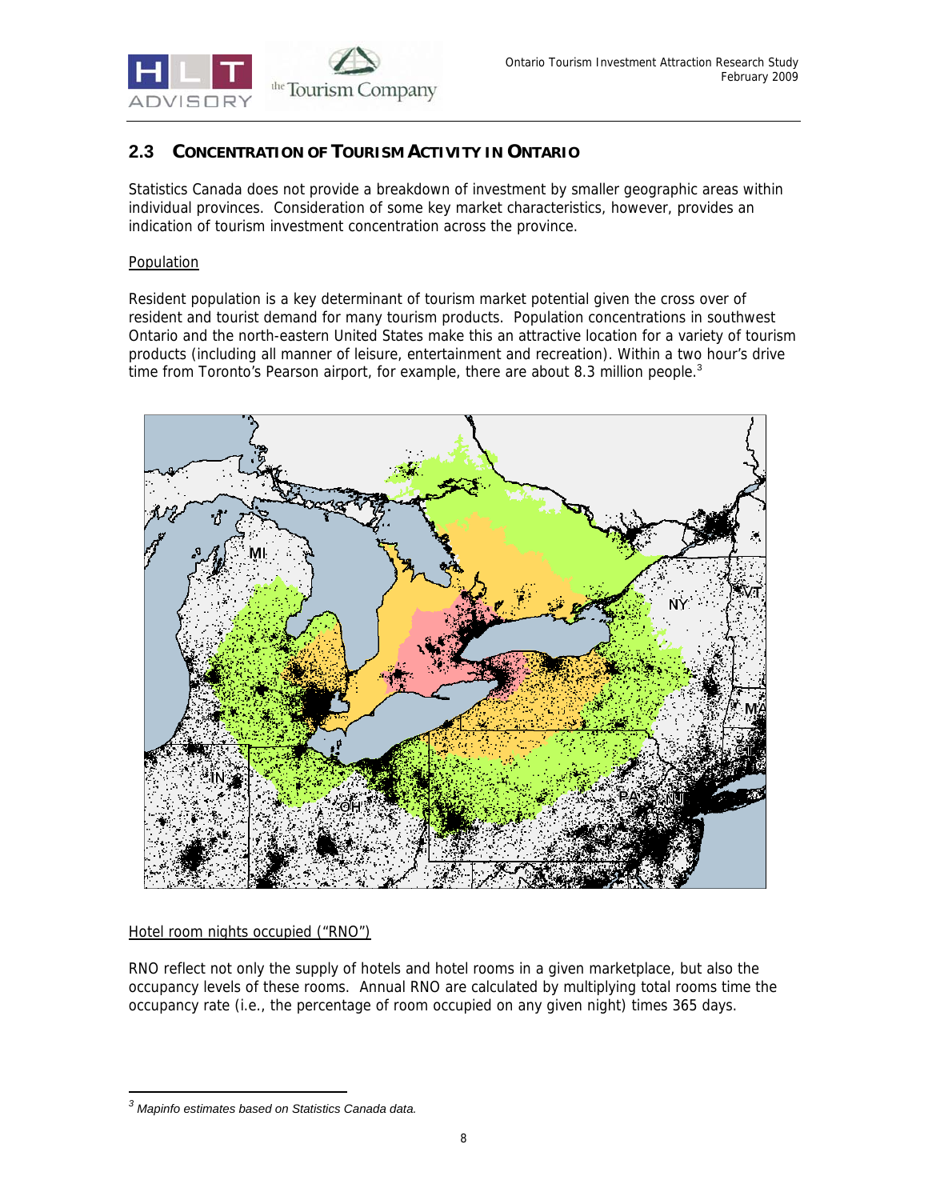## 2.3 CONCENTRATION OF TOURISM ACTIVITY IN ONTARIO

Statistics Canada does not provide a breakdown of investment by smaller geographic areas within individual provinces. Consideration of some key market characteristics, however, provides an indication of tourism investment concentration across the province.

Population

Resident population is a key determinant of tourism market potential given the cross over of resident and tourist demand for many tourism products. Population concentrations in southwest Ontario and the north-eastern United States make this an attractive location for a variety of tourism products (including all manner of leisure, entertainment and recreation). Within a two hour's drive time from Toronto's Pearson airport, for example, there are about 8.3 million people.[3]

Hotel room nights occupied ("RNO")

RNO reflect not only the supply of hotels and hotel rooms in a given marketplace, but also the occupancy levels of these rooms. Annual RNO are calculated by multiplying total rooms time the occupancy rate (i.e., the percentage of room occupied on any given night) times 365 days.

---

[3] *Mapinfo estimates based on Statistics Canada data.*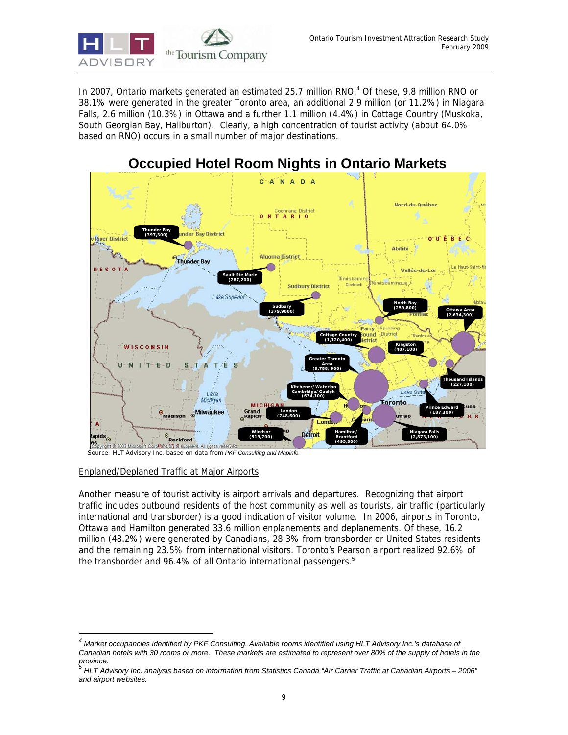In 2007, Ontario markets generated an estimated 25.7 million RNO.[4] Of these, 9.8 million RNO or 38.1% were generated in the greater Toronto area, an additional 2.9 million (or 11.2%) in Niagara Falls, 2.6 million (10.3%) in Ottawa and a further 1.1 million (4.4%) in Cottage Country (Muskoka, South Georgian Bay, Haliburton). Clearly, a high concentration of tourist activity (about 64.0% based on RNO) occurs in a small number of major destinations.

## Occupied Hotel Room Nights in Ontario Markets

Source: HLT Advisory Inc. based on data from *PKF Consulting and Mapinfo.*

<u>Enplaned/Deplaned Traffic at Major Airports</u>

Another measure of tourist activity is airport arrivals and departures. Recognizing that airport traffic includes outbound residents of the host community as well as tourists, air traffic (particularly international and transborder) is a good indication of visitor volume. In 2006, airports in Toronto, Ottawa and Hamilton generated 33.6 million enplanements and deplanements. Of these, 16.2 million (48.2%) were generated by Canadians, 28.3% from transborder or United States residents and the remaining 23.5% from international visitors. Toronto's Pearson airport realized 92.6% of the transborder and 96.4% of all Ontario international passengers.[5]

---

[4] *Market occupancies identified by PKF Consulting. Available rooms identified using HLT Advisory Inc.'s database of Canadian hotels with 30 rooms or more. These markets are estimated to represent over 80% of the supply of hotels in the province.*

[5] *HLT Advisory Inc. analysis based on information from Statistics Canada "Air Carrier Traffic at Canadian Airports – 2006" and airport websites.*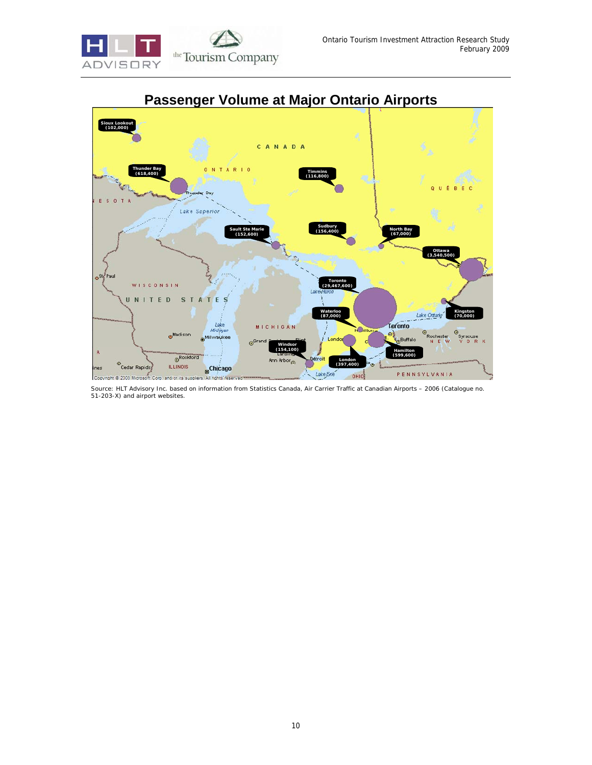## Passenger Volume at Major Ontario Airports

Sioux Lookout (102,000)
Thunder Bay (618,400)
Timmins (116,800)
Sault Ste Marie (152,600)
Sudbury (156,400)
North Bay (67,000)
Ottawa (3,540,500)
Toronto (29,467,600)
Waterloo (87,000)
Kingston (70,000)
Windsor (154,100)
London (397,400)
Hamilton (599,600)

Source: HLT Advisory Inc. based on information from Statistics Canada, Air Carrier Traffic at Canadian Airports – 2006 (Catalogue no. 51-203-X) and airport websites.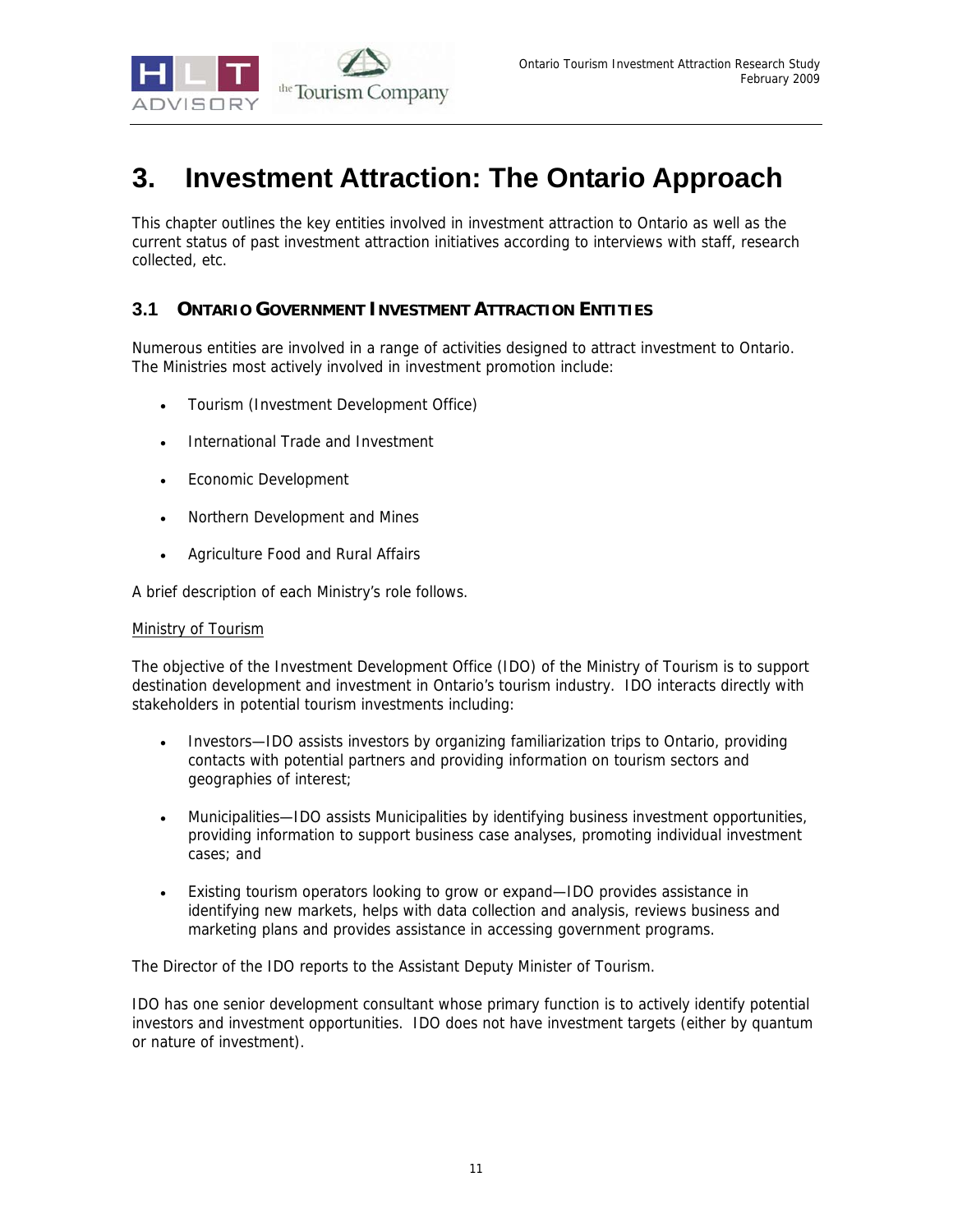# 3. Investment Attraction: The Ontario Approach

This chapter outlines the key entities involved in investment attraction to Ontario as well as the current status of past investment attraction initiatives according to interviews with staff, research collected, etc.

## 3.1 Ontario Government Investment Attraction Entities

Numerous entities are involved in a range of activities designed to attract investment to Ontario. The Ministries most actively involved in investment promotion include:

- Tourism (Investment Development Office)
- International Trade and Investment
- Economic Development
- Northern Development and Mines
- Agriculture Food and Rural Affairs

A brief description of each Ministry's role follows.

<u>Ministry of Tourism</u>

The objective of the Investment Development Office (IDO) of the Ministry of Tourism is to support destination development and investment in Ontario's tourism industry. IDO interacts directly with stakeholders in potential tourism investments including:

- Investors—IDO assists investors by organizing familiarization trips to Ontario, providing contacts with potential partners and providing information on tourism sectors and geographies of interest;
- Municipalities—IDO assists Municipalities by identifying business investment opportunities, providing information to support business case analyses, promoting individual investment cases; and
- Existing tourism operators looking to grow or expand—IDO provides assistance in identifying new markets, helps with data collection and analysis, reviews business and marketing plans and provides assistance in accessing government programs.

The Director of the IDO reports to the Assistant Deputy Minister of Tourism.

IDO has one senior development consultant whose primary function is to actively identify potential investors and investment opportunities. IDO does not have investment targets (either by quantum or nature of investment).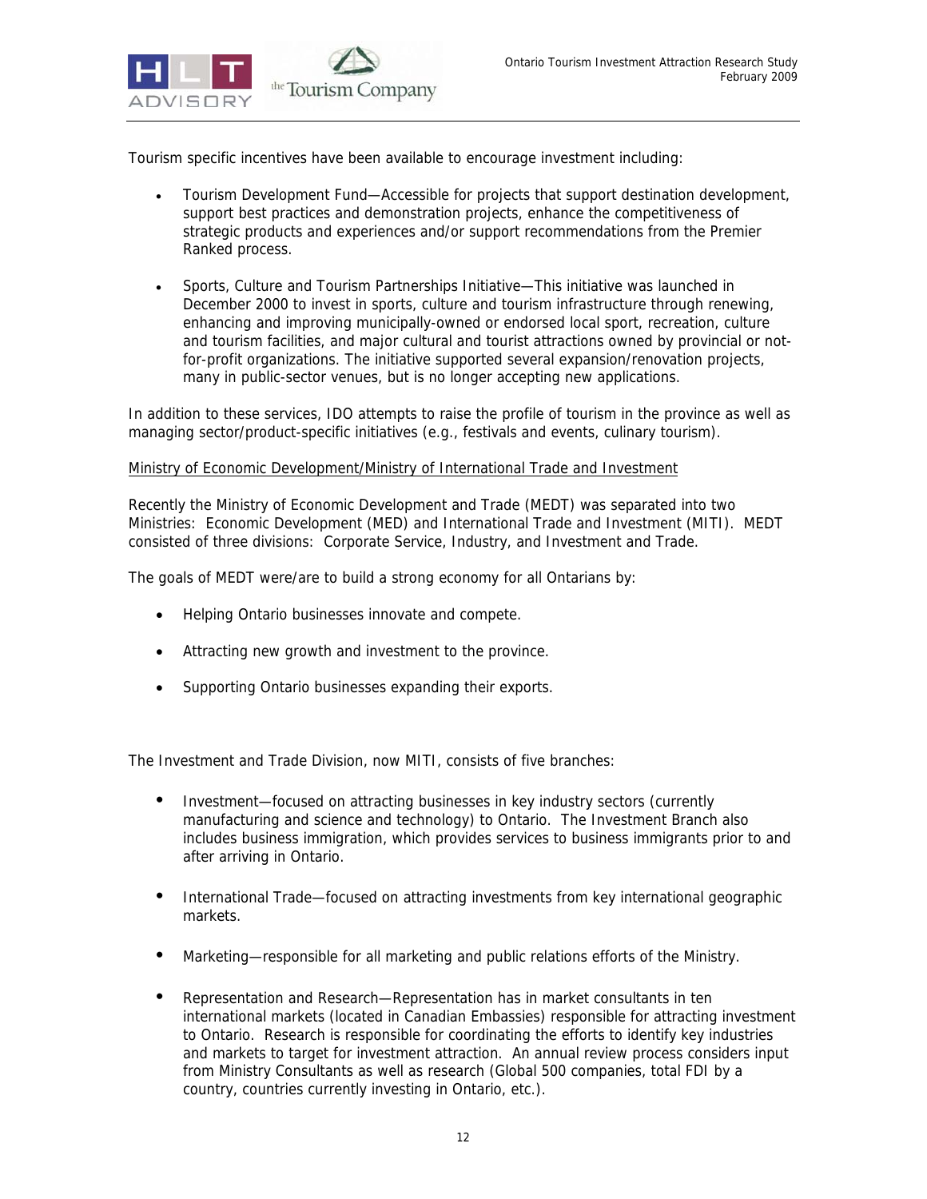Tourism specific incentives have been available to encourage investment including:

- Tourism Development Fund—Accessible for projects that support destination development, support best practices and demonstration projects, enhance the competitiveness of strategic products and experiences and/or support recommendations from the Premier Ranked process.

- Sports, Culture and Tourism Partnerships Initiative—This initiative was launched in December 2000 to invest in sports, culture and tourism infrastructure through renewing, enhancing and improving municipally-owned or endorsed local sport, recreation, culture and tourism facilities, and major cultural and tourist attractions owned by provincial or not-for-profit organizations. The initiative supported several expansion/renovation projects, many in public-sector venues, but is no longer accepting new applications.

In addition to these services, IDO attempts to raise the profile of tourism in the province as well as managing sector/product-specific initiatives (e.g., festivals and events, culinary tourism).

Ministry of Economic Development/Ministry of International Trade and Investment

Recently the Ministry of Economic Development and Trade (MEDT) was separated into two Ministries: Economic Development (MED) and International Trade and Investment (MITI). MEDT consisted of three divisions: Corporate Service, Industry, and Investment and Trade.

The goals of MEDT were/are to build a strong economy for all Ontarians by:

- Helping Ontario businesses innovate and compete.
- Attracting new growth and investment to the province.
- Supporting Ontario businesses expanding their exports.

The Investment and Trade Division, now MITI, consists of five branches:

- Investment—focused on attracting businesses in key industry sectors (currently manufacturing and science and technology) to Ontario. The Investment Branch also includes business immigration, which provides services to business immigrants prior to and after arriving in Ontario.

- International Trade—focused on attracting investments from key international geographic markets.

- Marketing—responsible for all marketing and public relations efforts of the Ministry.

- Representation and Research—Representation has in market consultants in ten international markets (located in Canadian Embassies) responsible for attracting investment to Ontario. Research is responsible for coordinating the efforts to identify key industries and markets to target for investment attraction. An annual review process considers input from Ministry Consultants as well as research (Global 500 companies, total FDI by a country, countries currently investing in Ontario, etc.).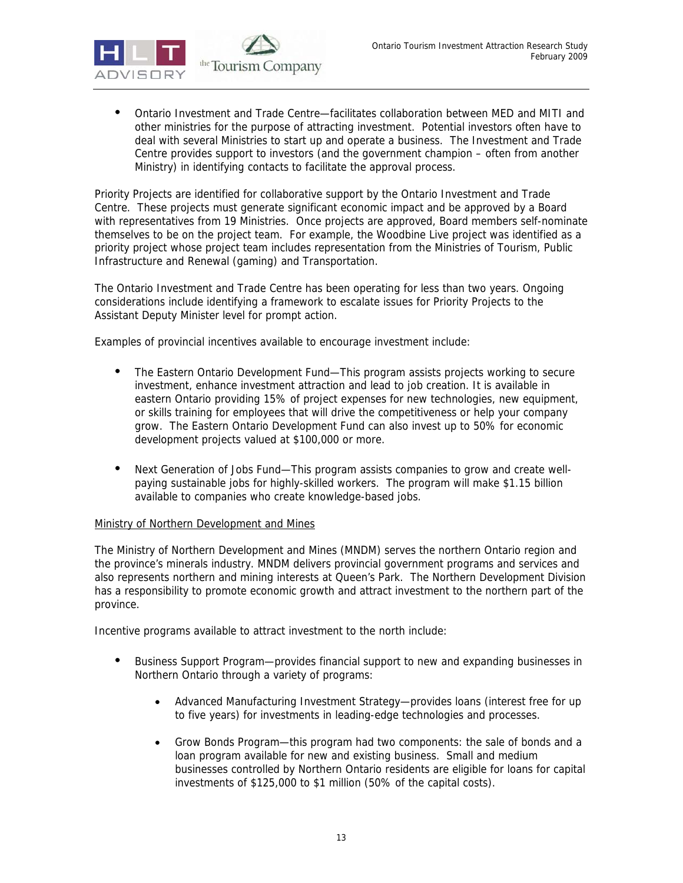- Ontario Investment and Trade Centre—facilitates collaboration between MED and MITI and other ministries for the purpose of attracting investment. Potential investors often have to deal with several Ministries to start up and operate a business. The Investment and Trade Centre provides support to investors (and the government champion – often from another Ministry) in identifying contacts to facilitate the approval process.

Priority Projects are identified for collaborative support by the Ontario Investment and Trade Centre. These projects must generate significant economic impact and be approved by a Board with representatives from 19 Ministries. Once projects are approved, Board members self-nominate themselves to be on the project team. For example, the Woodbine Live project was identified as a priority project whose project team includes representation from the Ministries of Tourism, Public Infrastructure and Renewal (gaming) and Transportation.

The Ontario Investment and Trade Centre has been operating for less than two years. Ongoing considerations include identifying a framework to escalate issues for Priority Projects to the Assistant Deputy Minister level for prompt action.

Examples of provincial incentives available to encourage investment include:

- The Eastern Ontario Development Fund—This program assists projects working to secure investment, enhance investment attraction and lead to job creation. It is available in eastern Ontario providing 15% of project expenses for new technologies, new equipment, or skills training for employees that will drive the competitiveness or help your company grow. The Eastern Ontario Development Fund can also invest up to 50% for economic development projects valued at $100,000 or more.

- Next Generation of Jobs Fund—This program assists companies to grow and create well-paying sustainable jobs for highly-skilled workers. The program will make $1.15 billion available to companies who create knowledge-based jobs.

Ministry of Northern Development and Mines

The Ministry of Northern Development and Mines (MNDM) serves the northern Ontario region and the province's minerals industry. MNDM delivers provincial government programs and services and also represents northern and mining interests at Queen's Park. The Northern Development Division has a responsibility to promote economic growth and attract investment to the northern part of the province.

Incentive programs available to attract investment to the north include:

- Business Support Program—provides financial support to new and expanding businesses in Northern Ontario through a variety of programs:
  - Advanced Manufacturing Investment Strategy—provides loans (interest free for up to five years) for investments in leading-edge technologies and processes.
  - Grow Bonds Program—this program had two components: the sale of bonds and a loan program available for new and existing business. Small and medium businesses controlled by Northern Ontario residents are eligible for loans for capital investments of $125,000 to $1 million (50% of the capital costs).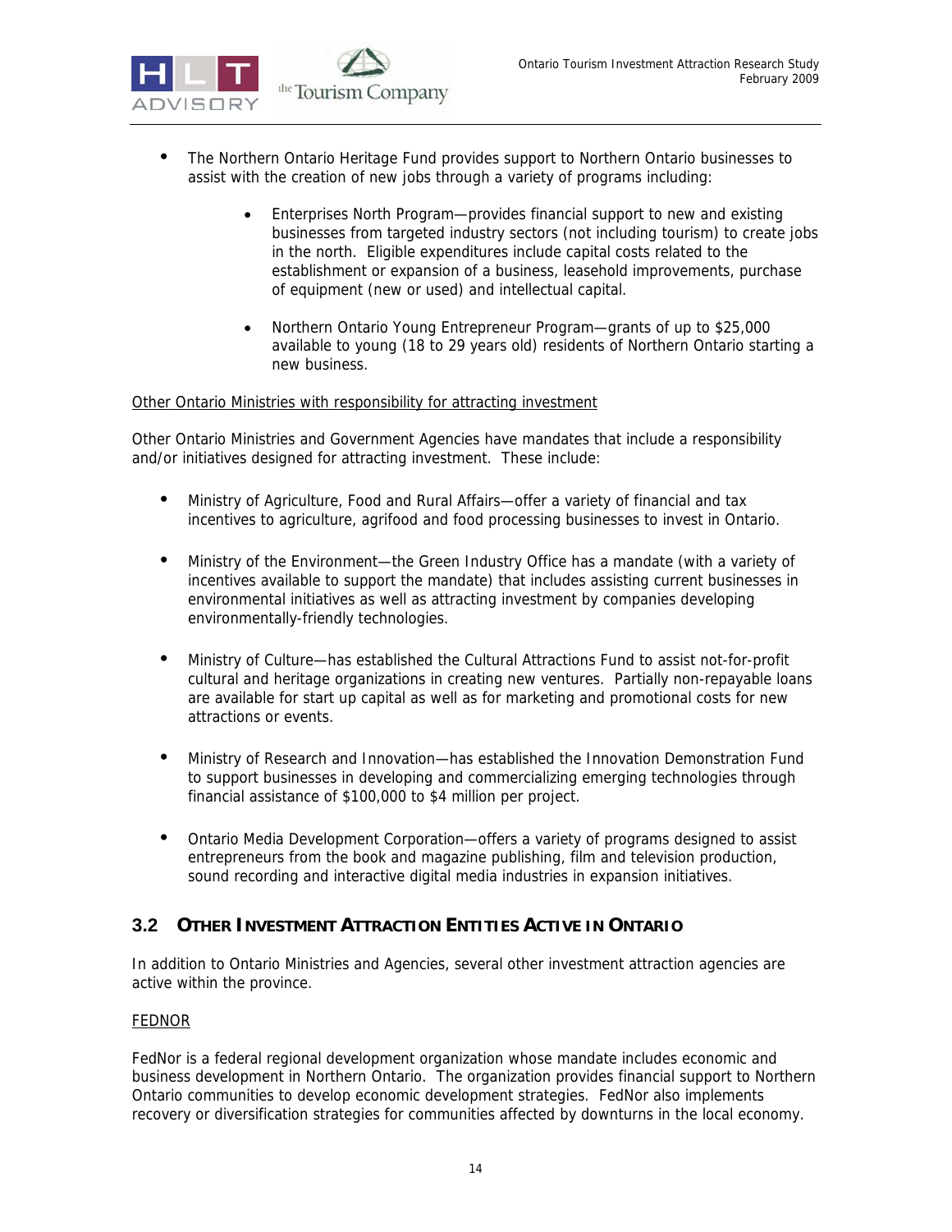- The Northern Ontario Heritage Fund provides support to Northern Ontario businesses to assist with the creation of new jobs through a variety of programs including:

  - Enterprises North Program—provides financial support to new and existing businesses from targeted industry sectors (not including tourism) to create jobs in the north. Eligible expenditures include capital costs related to the establishment or expansion of a business, leasehold improvements, purchase of equipment (new or used) and intellectual capital.

  - Northern Ontario Young Entrepreneur Program—grants of up to $25,000 available to young (18 to 29 years old) residents of Northern Ontario starting a new business.

<u>Other Ontario Ministries with responsibility for attracting investment</u>

Other Ontario Ministries and Government Agencies have mandates that include a responsibility and/or initiatives designed for attracting investment. These include:

- Ministry of Agriculture, Food and Rural Affairs—offer a variety of financial and tax incentives to agriculture, agrifood and food processing businesses to invest in Ontario.

- Ministry of the Environment—the Green Industry Office has a mandate (with a variety of incentives available to support the mandate) that includes assisting current businesses in environmental initiatives as well as attracting investment by companies developing environmentally-friendly technologies.

- Ministry of Culture—has established the Cultural Attractions Fund to assist not-for-profit cultural and heritage organizations in creating new ventures. Partially non-repayable loans are available for start up capital as well as for marketing and promotional costs for new attractions or events.

- Ministry of Research and Innovation—has established the Innovation Demonstration Fund to support businesses in developing and commercializing emerging technologies through financial assistance of $100,000 to $4 million per project.

- Ontario Media Development Corporation—offers a variety of programs designed to assist entrepreneurs from the book and magazine publishing, film and television production, sound recording and interactive digital media industries in expansion initiatives.

## 3.2 Other Investment Attraction Entities Active in Ontario

In addition to Ontario Ministries and Agencies, several other investment attraction agencies are active within the province.

<u>FEDNOR</u>

FedNor is a federal regional development organization whose mandate includes economic and business development in Northern Ontario. The organization provides financial support to Northern Ontario communities to develop economic development strategies. FedNor also implements recovery or diversification strategies for communities affected by downturns in the local economy.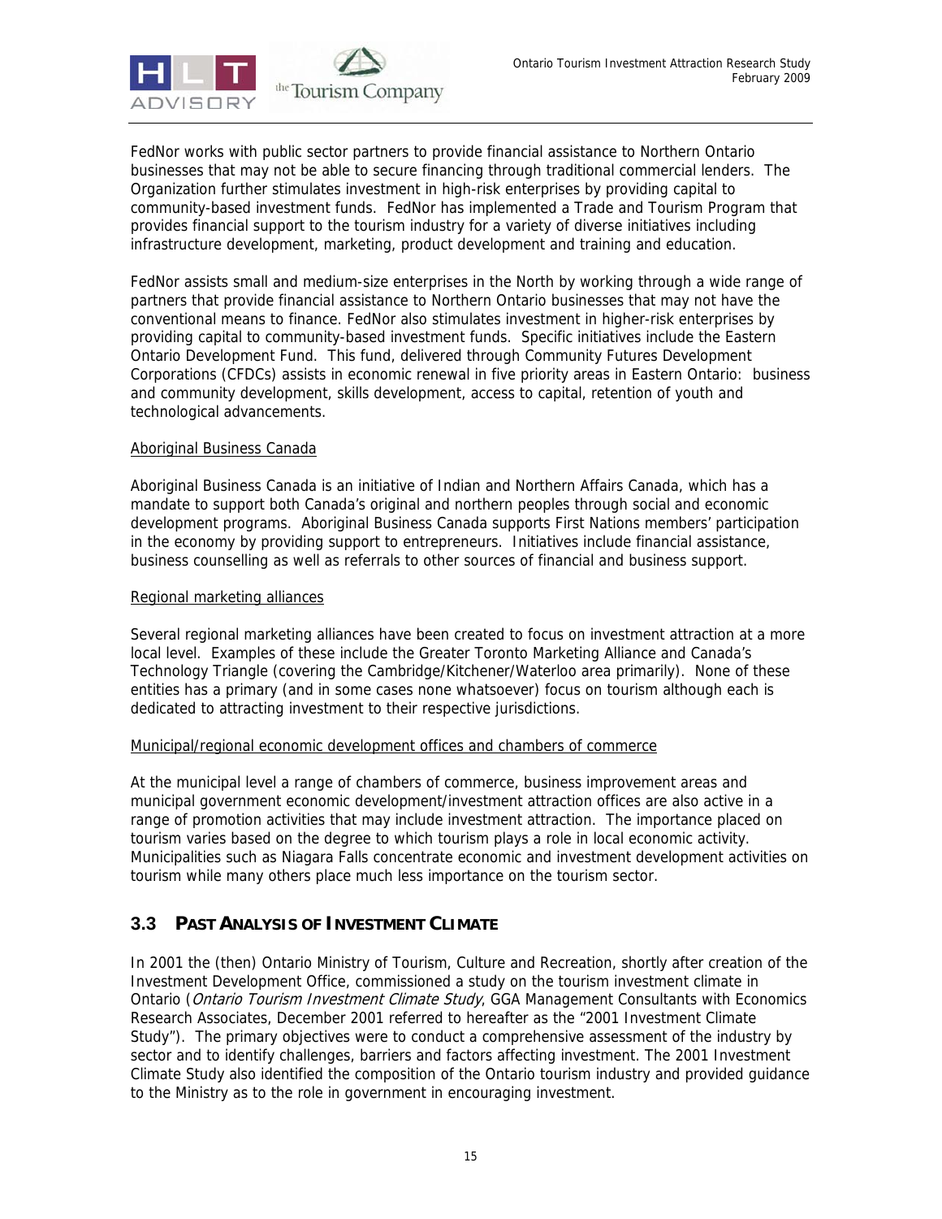FedNor works with public sector partners to provide financial assistance to Northern Ontario businesses that may not be able to secure financing through traditional commercial lenders. The Organization further stimulates investment in high-risk enterprises by providing capital to community-based investment funds. FedNor has implemented a Trade and Tourism Program that provides financial support to the tourism industry for a variety of diverse initiatives including infrastructure development, marketing, product development and training and education.

FedNor assists small and medium-size enterprises in the North by working through a wide range of partners that provide financial assistance to Northern Ontario businesses that may not have the conventional means to finance. FedNor also stimulates investment in higher-risk enterprises by providing capital to community-based investment funds. Specific initiatives include the Eastern Ontario Development Fund. This fund, delivered through Community Futures Development Corporations (CFDCs) assists in economic renewal in five priority areas in Eastern Ontario: business and community development, skills development, access to capital, retention of youth and technological advancements.

<u>Aboriginal Business Canada</u>

Aboriginal Business Canada is an initiative of Indian and Northern Affairs Canada, which has a mandate to support both Canada's original and northern peoples through social and economic development programs. Aboriginal Business Canada supports First Nations members' participation in the economy by providing support to entrepreneurs. Initiatives include financial assistance, business counselling as well as referrals to other sources of financial and business support.

<u>Regional marketing alliances</u>

Several regional marketing alliances have been created to focus on investment attraction at a more local level. Examples of these include the Greater Toronto Marketing Alliance and Canada's Technology Triangle (covering the Cambridge/Kitchener/Waterloo area primarily). None of these entities has a primary (and in some cases none whatsoever) focus on tourism although each is dedicated to attracting investment to their respective jurisdictions.

<u>Municipal/regional economic development offices and chambers of commerce</u>

At the municipal level a range of chambers of commerce, business improvement areas and municipal government economic development/investment attraction offices are also active in a range of promotion activities that may include investment attraction. The importance placed on tourism varies based on the degree to which tourism plays a role in local economic activity. Municipalities such as Niagara Falls concentrate economic and investment development activities on tourism while many others place much less importance on the tourism sector.

## 3.3 Past Analysis of Investment Climate

In 2001 the (then) Ontario Ministry of Tourism, Culture and Recreation, shortly after creation of the Investment Development Office, commissioned a study on the tourism investment climate in Ontario (*Ontario Tourism Investment Climate Study*, GGA Management Consultants with Economics Research Associates, December 2001 referred to hereafter as the "2001 Investment Climate Study"). The primary objectives were to conduct a comprehensive assessment of the industry by sector and to identify challenges, barriers and factors affecting investment. The 2001 Investment Climate Study also identified the composition of the Ontario tourism industry and provided guidance to the Ministry as to the role in government in encouraging investment.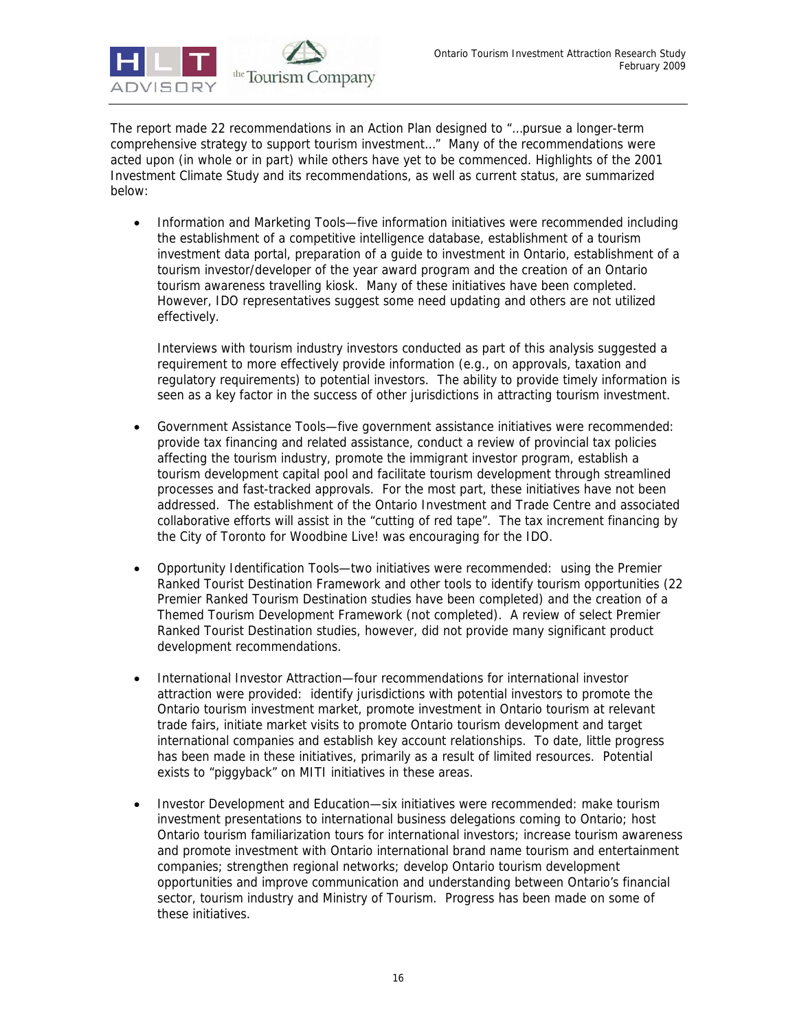The report made 22 recommendations in an Action Plan designed to "…pursue a longer-term comprehensive strategy to support tourism investment…" Many of the recommendations were acted upon (in whole or in part) while others have yet to be commenced. Highlights of the 2001 Investment Climate Study and its recommendations, as well as current status, are summarized below:

- Information and Marketing Tools—five information initiatives were recommended including the establishment of a competitive intelligence database, establishment of a tourism investment data portal, preparation of a guide to investment in Ontario, establishment of a tourism investor/developer of the year award program and the creation of an Ontario tourism awareness travelling kiosk. Many of these initiatives have been completed. However, IDO representatives suggest some need updating and others are not utilized effectively.

  Interviews with tourism industry investors conducted as part of this analysis suggested a requirement to more effectively provide information (e.g., on approvals, taxation and regulatory requirements) to potential investors. The ability to provide timely information is seen as a key factor in the success of other jurisdictions in attracting tourism investment.

- Government Assistance Tools—five government assistance initiatives were recommended: provide tax financing and related assistance, conduct a review of provincial tax policies affecting the tourism industry, promote the immigrant investor program, establish a tourism development capital pool and facilitate tourism development through streamlined processes and fast-tracked approvals. For the most part, these initiatives have not been addressed. The establishment of the Ontario Investment and Trade Centre and associated collaborative efforts will assist in the "cutting of red tape". The tax increment financing by the City of Toronto for Woodbine Live! was encouraging for the IDO.

- Opportunity Identification Tools—two initiatives were recommended: using the Premier Ranked Tourist Destination Framework and other tools to identify tourism opportunities (22 Premier Ranked Tourism Destination studies have been completed) and the creation of a Themed Tourism Development Framework (not completed). A review of select Premier Ranked Tourist Destination studies, however, did not provide many significant product development recommendations.

- International Investor Attraction—four recommendations for international investor attraction were provided: identify jurisdictions with potential investors to promote the Ontario tourism investment market, promote investment in Ontario tourism at relevant trade fairs, initiate market visits to promote Ontario tourism development and target international companies and establish key account relationships. To date, little progress has been made in these initiatives, primarily as a result of limited resources. Potential exists to "piggyback" on MITI initiatives in these areas.

- Investor Development and Education—six initiatives were recommended: make tourism investment presentations to international business delegations coming to Ontario; host Ontario tourism familiarization tours for international investors; increase tourism awareness and promote investment with Ontario international brand name tourism and entertainment companies; strengthen regional networks; develop Ontario tourism development opportunities and improve communication and understanding between Ontario's financial sector, tourism industry and Ministry of Tourism. Progress has been made on some of these initiatives.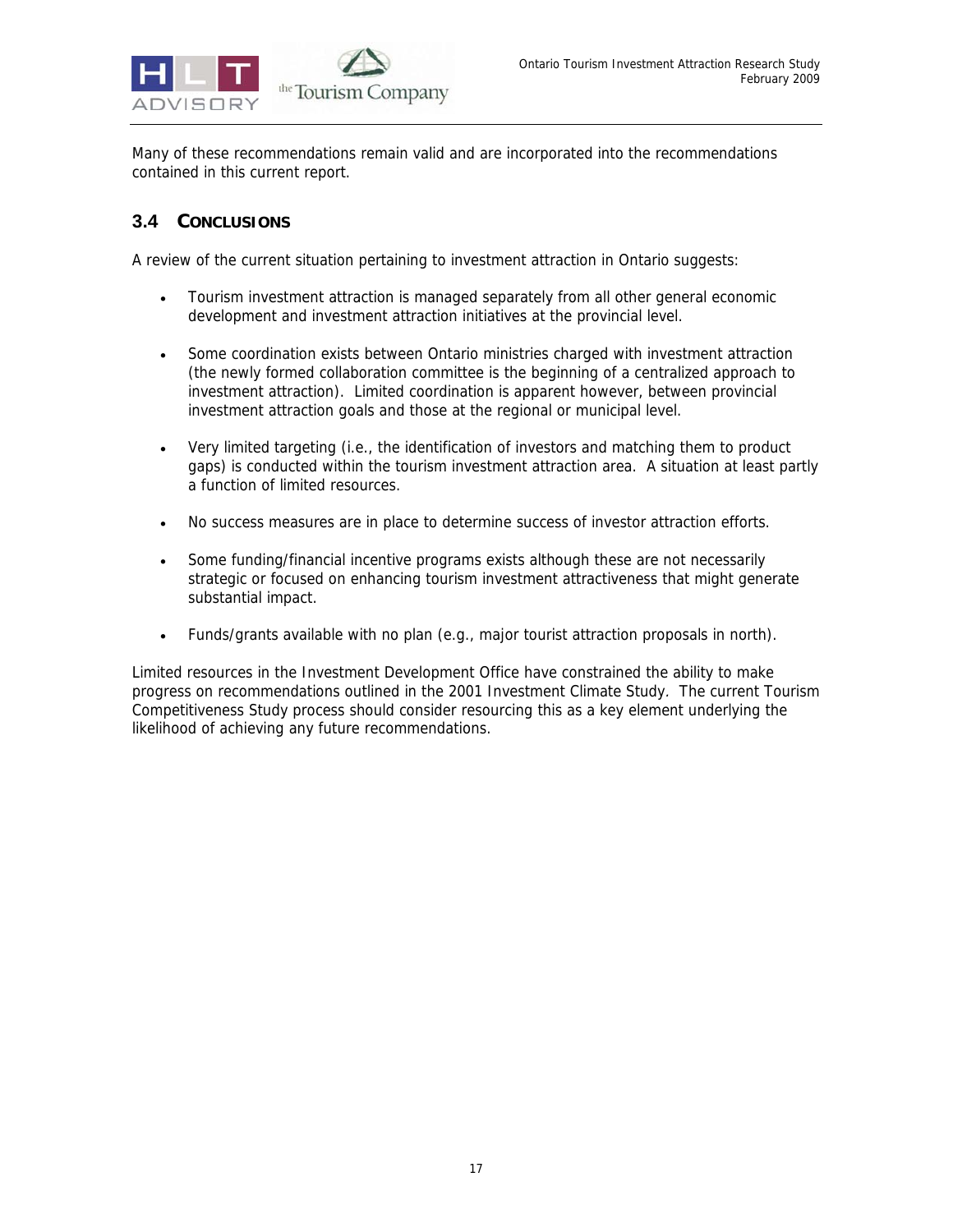Many of these recommendations remain valid and are incorporated into the recommendations contained in this current report.

## 3.4 CONCLUSIONS

A review of the current situation pertaining to investment attraction in Ontario suggests:

- Tourism investment attraction is managed separately from all other general economic development and investment attraction initiatives at the provincial level.
- Some coordination exists between Ontario ministries charged with investment attraction (the newly formed collaboration committee is the beginning of a centralized approach to investment attraction). Limited coordination is apparent however, between provincial investment attraction goals and those at the regional or municipal level.
- Very limited targeting (i.e., the identification of investors and matching them to product gaps) is conducted within the tourism investment attraction area. A situation at least partly a function of limited resources.
- No success measures are in place to determine success of investor attraction efforts.
- Some funding/financial incentive programs exists although these are not necessarily strategic or focused on enhancing tourism investment attractiveness that might generate substantial impact.
- Funds/grants available with no plan (e.g., major tourist attraction proposals in north).

Limited resources in the Investment Development Office have constrained the ability to make progress on recommendations outlined in the 2001 Investment Climate Study. The current Tourism Competitiveness Study process should consider resourcing this as a key element underlying the likelihood of achieving any future recommendations.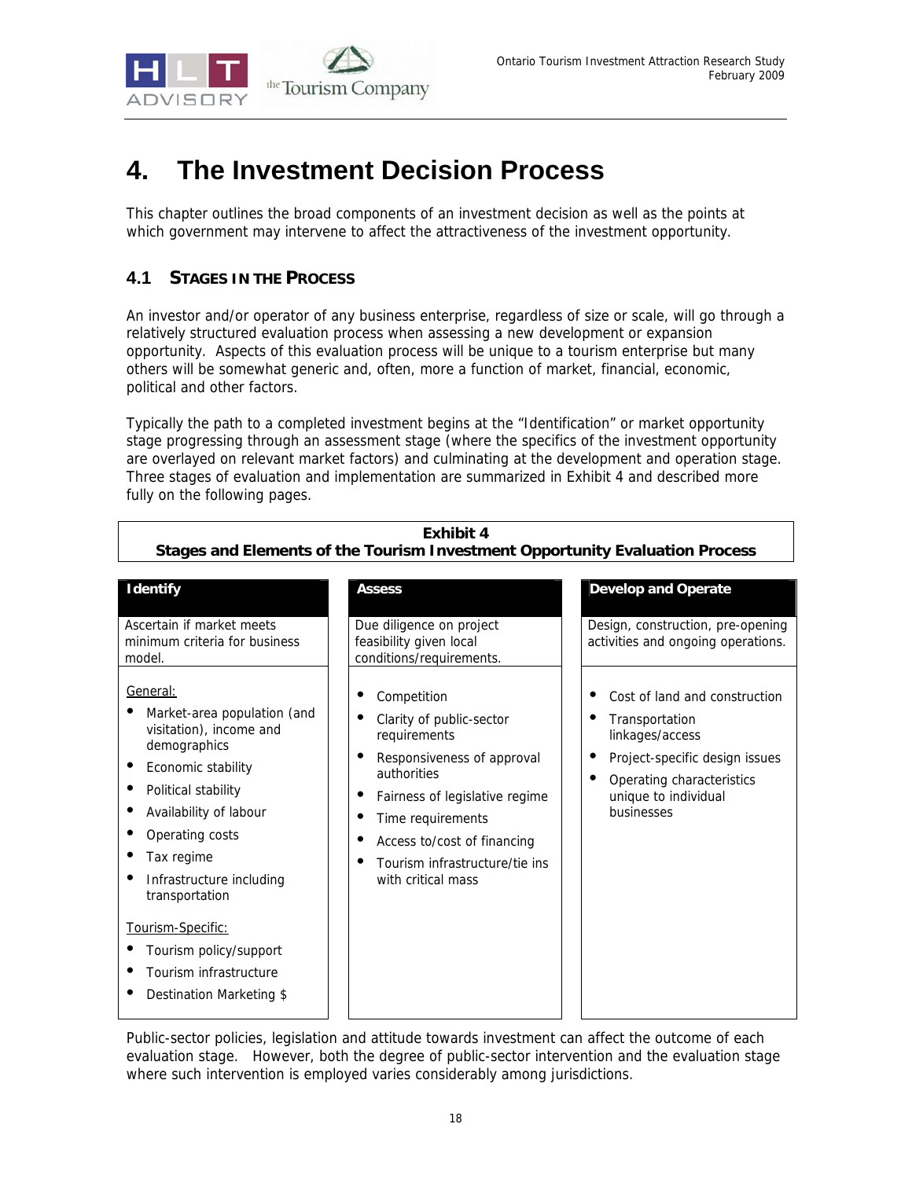# 4. The Investment Decision Process

This chapter outlines the broad components of an investment decision as well as the points at which government may intervene to affect the attractiveness of the investment opportunity.

## 4.1 Stages in the Process

An investor and/or operator of any business enterprise, regardless of size or scale, will go through a relatively structured evaluation process when assessing a new development or expansion opportunity. Aspects of this evaluation process will be unique to a tourism enterprise but many others will be somewhat generic and, often, more a function of market, financial, economic, political and other factors.

Typically the path to a completed investment begins at the "Identification" or market opportunity stage progressing through an assessment stage (where the specifics of the investment opportunity are overlayed on relevant market factors) and culminating at the development and operation stage. Three stages of evaluation and implementation are summarized in Exhibit 4 and described more fully on the following pages.

**Exhibit 4**
**Stages and Elements of the Tourism Investment Opportunity Evaluation Process**

| Identify | Assess | Develop and Operate |
|---|---|---|
| Ascertain if market meets minimum criteria for business model. | Due diligence on project feasibility given local conditions/requirements. | Design, construction, pre-opening activities and ongoing operations. |
| General:<br>• Market-area population (and visitation), income and demographics<br>• Economic stability<br>• Political stability<br>• Availability of labour<br>• Operating costs<br>• Tax regime<br>• Infrastructure including transportation<br><br>Tourism-Specific:<br>• Tourism policy/support<br>• Tourism infrastructure<br>• Destination Marketing $ | • Competition<br>• Clarity of public-sector requirements<br>• Responsiveness of approval authorities<br>• Fairness of legislative regime<br>• Time requirements<br>• Access to/cost of financing<br>• Tourism infrastructure/tie ins with critical mass | • Cost of land and construction<br>• Transportation linkages/access<br>• Project-specific design issues<br>• Operating characteristics unique to individual businesses |

Public-sector policies, legislation and attitude towards investment can affect the outcome of each evaluation stage. However, both the degree of public-sector intervention and the evaluation stage where such intervention is employed varies considerably among jurisdictions.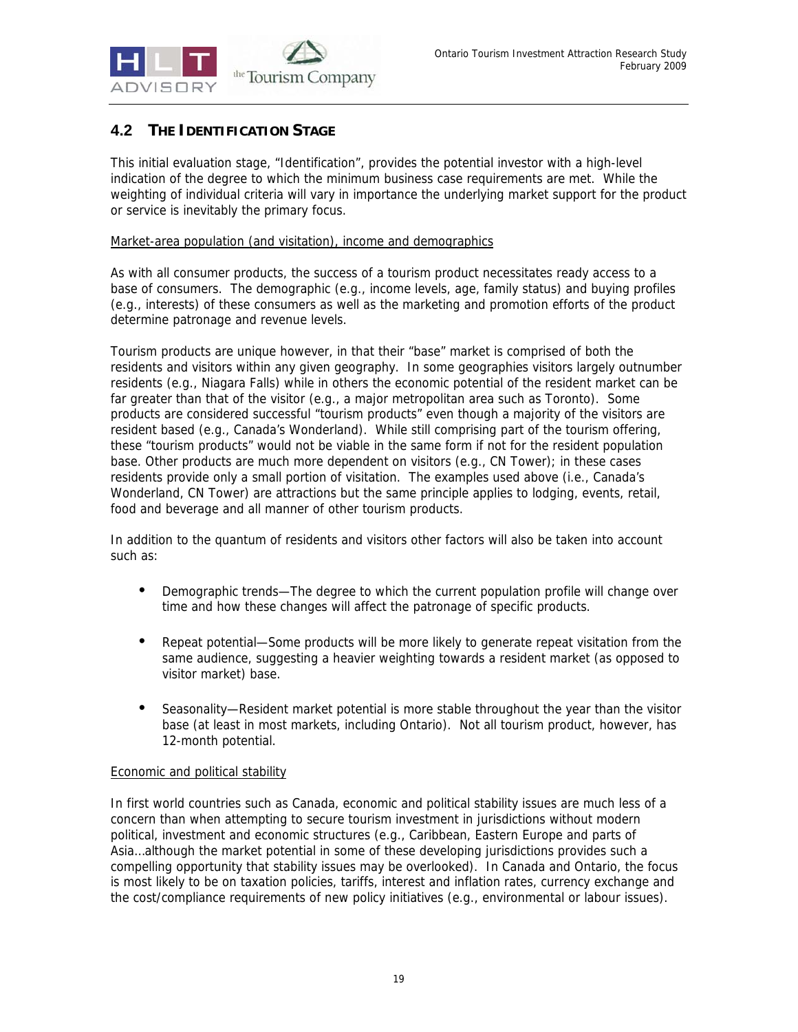## 4.2 The Identification Stage

This initial evaluation stage, "Identification", provides the potential investor with a high-level indication of the degree to which the minimum business case requirements are met. While the weighting of individual criteria will vary in importance the underlying market support for the product or service is inevitably the primary focus.

<u>Market-area population (and visitation), income and demographics</u>

As with all consumer products, the success of a tourism product necessitates ready access to a base of consumers. The demographic (e.g., income levels, age, family status) and buying profiles (e.g., interests) of these consumers as well as the marketing and promotion efforts of the product determine patronage and revenue levels.

Tourism products are unique however, in that their "base" market is comprised of both the residents and visitors within any given geography. In some geographies visitors largely outnumber residents (e.g., Niagara Falls) while in others the economic potential of the resident market can be far greater than that of the visitor (e.g., a major metropolitan area such as Toronto). Some products are considered successful "tourism products" even though a majority of the visitors are resident based (e.g., Canada's Wonderland). While still comprising part of the tourism offering, these "tourism products" would not be viable in the same form if not for the resident population base. Other products are much more dependent on visitors (e.g., CN Tower); in these cases residents provide only a small portion of visitation. The examples used above (i.e., Canada's Wonderland, CN Tower) are attractions but the same principle applies to lodging, events, retail, food and beverage and all manner of other tourism products.

In addition to the quantum of residents and visitors other factors will also be taken into account such as:

- Demographic trends—The degree to which the current population profile will change over time and how these changes will affect the patronage of specific products.
- Repeat potential—Some products will be more likely to generate repeat visitation from the same audience, suggesting a heavier weighting towards a resident market (as opposed to visitor market) base.
- Seasonality—Resident market potential is more stable throughout the year than the visitor base (at least in most markets, including Ontario). Not all tourism product, however, has 12-month potential.

<u>Economic and political stability</u>

In first world countries such as Canada, economic and political stability issues are much less of a concern than when attempting to secure tourism investment in jurisdictions without modern political, investment and economic structures (e.g., Caribbean, Eastern Europe and parts of Asia…although the market potential in some of these developing jurisdictions provides such a compelling opportunity that stability issues may be overlooked). In Canada and Ontario, the focus is most likely to be on taxation policies, tariffs, interest and inflation rates, currency exchange and the cost/compliance requirements of new policy initiatives (e.g., environmental or labour issues).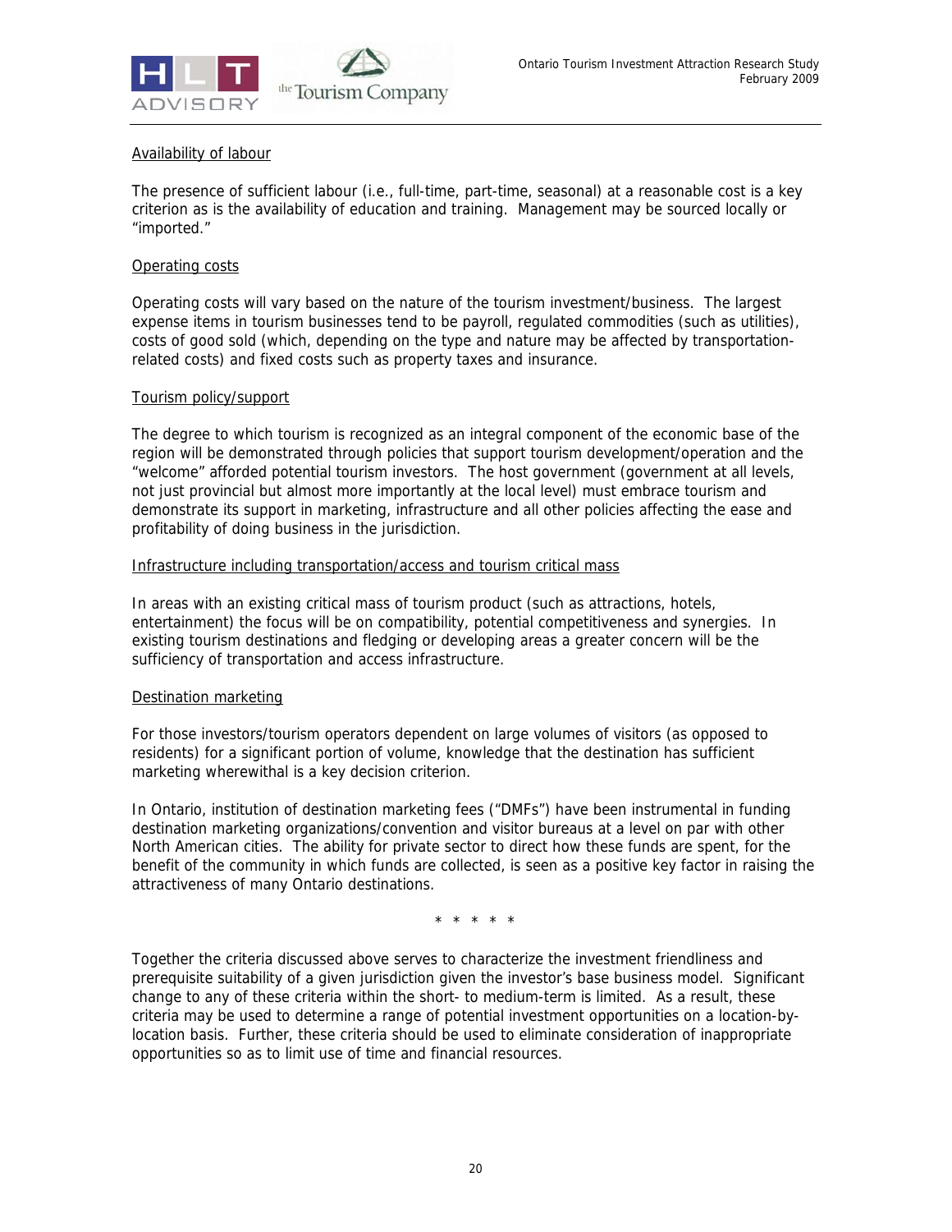Availability of labour

The presence of sufficient labour (i.e., full-time, part-time, seasonal) at a reasonable cost is a key criterion as is the availability of education and training. Management may be sourced locally or "imported."

Operating costs

Operating costs will vary based on the nature of the tourism investment/business. The largest expense items in tourism businesses tend to be payroll, regulated commodities (such as utilities), costs of good sold (which, depending on the type and nature may be affected by transportation-related costs) and fixed costs such as property taxes and insurance.

Tourism policy/support

The degree to which tourism is recognized as an integral component of the economic base of the region will be demonstrated through policies that support tourism development/operation and the "welcome" afforded potential tourism investors. The host government (government at all levels, not just provincial but almost more importantly at the local level) must embrace tourism and demonstrate its support in marketing, infrastructure and all other policies affecting the ease and profitability of doing business in the jurisdiction.

Infrastructure including transportation/access and tourism critical mass

In areas with an existing critical mass of tourism product (such as attractions, hotels, entertainment) the focus will be on compatibility, potential competitiveness and synergies. In existing tourism destinations and fledging or developing areas a greater concern will be the sufficiency of transportation and access infrastructure.

Destination marketing

For those investors/tourism operators dependent on large volumes of visitors (as opposed to residents) for a significant portion of volume, knowledge that the destination has sufficient marketing wherewithal is a key decision criterion.

In Ontario, institution of destination marketing fees ("DMFs") have been instrumental in funding destination marketing organizations/convention and visitor bureaus at a level on par with other North American cities. The ability for private sector to direct how these funds are spent, for the benefit of the community in which funds are collected, is seen as a positive key factor in raising the attractiveness of many Ontario destinations.

\* \* \* \* \*

Together the criteria discussed above serves to characterize the investment friendliness and prerequisite suitability of a given jurisdiction given the investor's base business model. Significant change to any of these criteria within the short- to medium-term is limited. As a result, these criteria may be used to determine a range of potential investment opportunities on a location-by-location basis. Further, these criteria should be used to eliminate consideration of inappropriate opportunities so as to limit use of time and financial resources.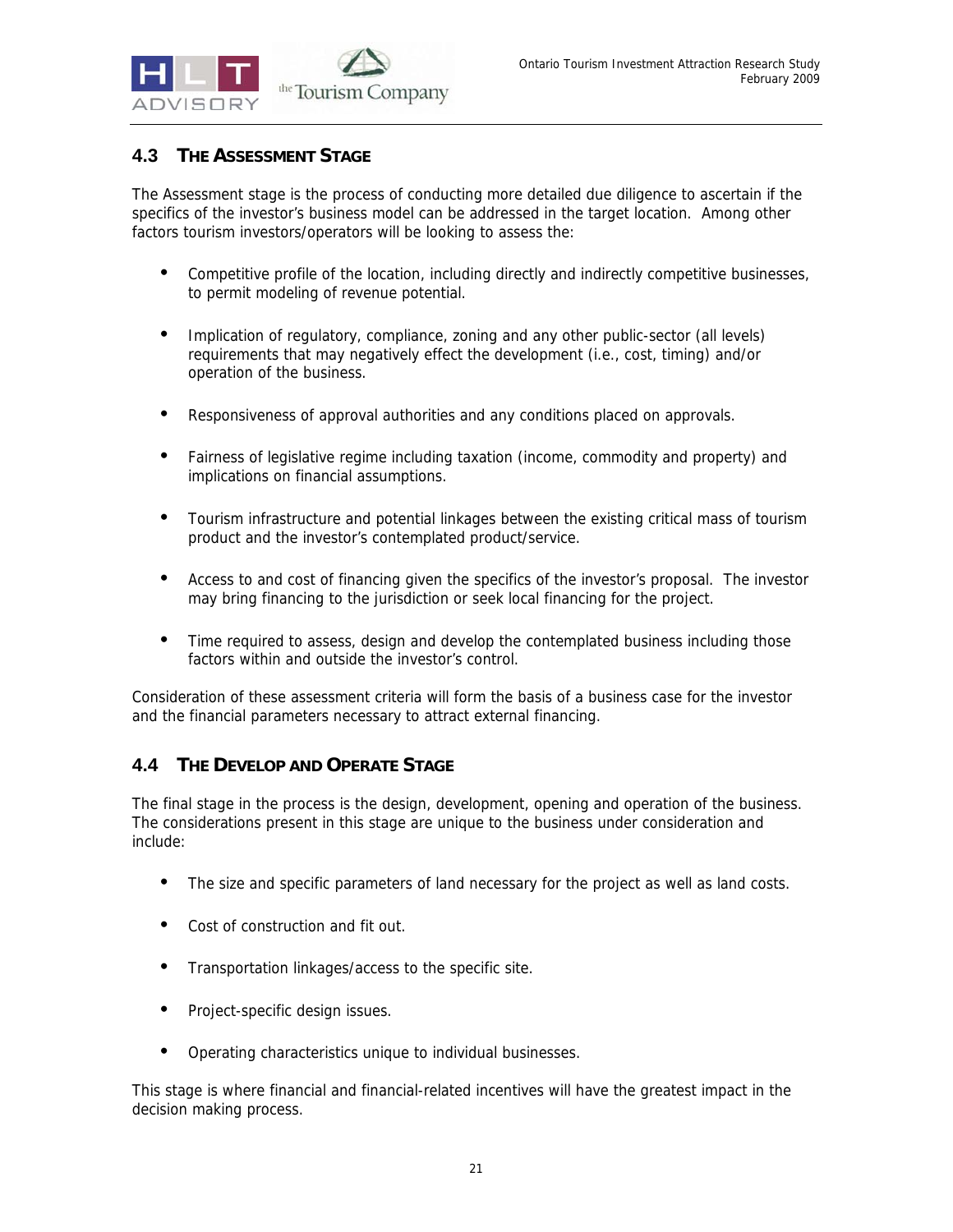## 4.3 THE ASSESSMENT STAGE

The Assessment stage is the process of conducting more detailed due diligence to ascertain if the specifics of the investor's business model can be addressed in the target location. Among other factors tourism investors/operators will be looking to assess the:

- Competitive profile of the location, including directly and indirectly competitive businesses, to permit modeling of revenue potential.
- Implication of regulatory, compliance, zoning and any other public-sector (all levels) requirements that may negatively effect the development (i.e., cost, timing) and/or operation of the business.
- Responsiveness of approval authorities and any conditions placed on approvals.
- Fairness of legislative regime including taxation (income, commodity and property) and implications on financial assumptions.
- Tourism infrastructure and potential linkages between the existing critical mass of tourism product and the investor's contemplated product/service.
- Access to and cost of financing given the specifics of the investor's proposal. The investor may bring financing to the jurisdiction or seek local financing for the project.
- Time required to assess, design and develop the contemplated business including those factors within and outside the investor's control.

Consideration of these assessment criteria will form the basis of a business case for the investor and the financial parameters necessary to attract external financing.

## 4.4 THE DEVELOP AND OPERATE STAGE

The final stage in the process is the design, development, opening and operation of the business. The considerations present in this stage are unique to the business under consideration and include:

- The size and specific parameters of land necessary for the project as well as land costs.
- Cost of construction and fit out.
- Transportation linkages/access to the specific site.
- Project-specific design issues.
- Operating characteristics unique to individual businesses.

This stage is where financial and financial-related incentives will have the greatest impact in the decision making process.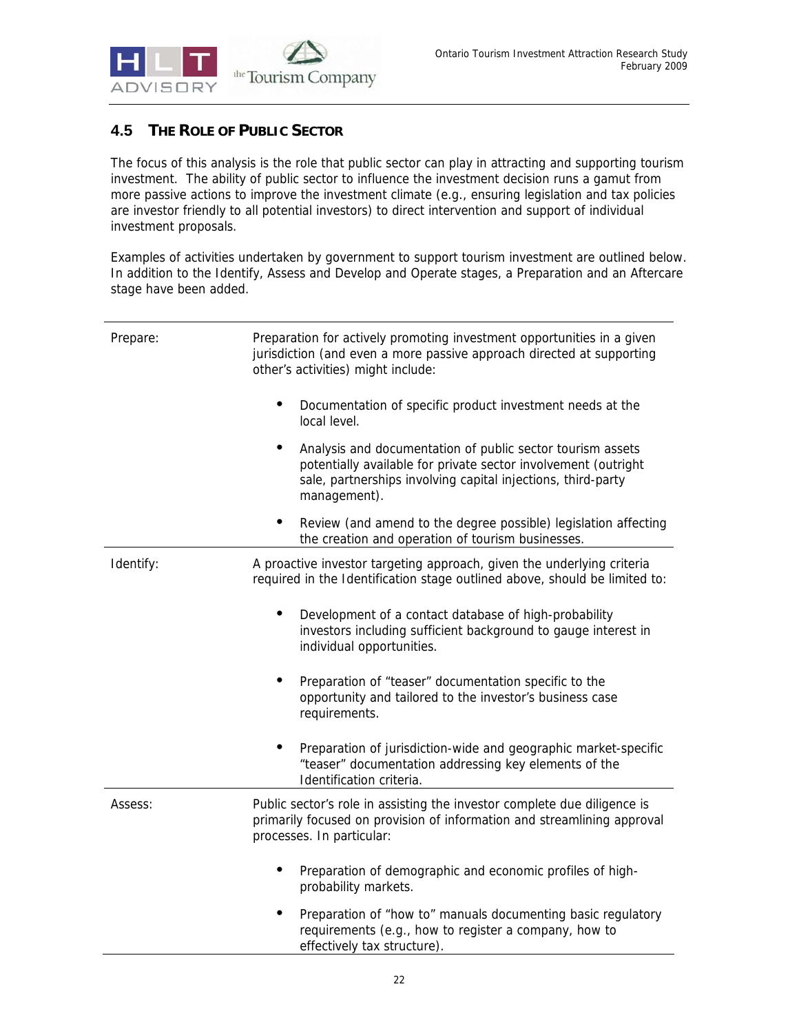## 4.5 THE ROLE OF PUBLIC SECTOR

The focus of this analysis is the role that public sector can play in attracting and supporting tourism investment. The ability of public sector to influence the investment decision runs a gamut from more passive actions to improve the investment climate (e.g., ensuring legislation and tax policies are investor friendly to all potential investors) to direct intervention and support of individual investment proposals.

Examples of activities undertaken by government to support tourism investment are outlined below. In addition to the Identify, Assess and Develop and Operate stages, a Preparation and an Aftercare stage have been added.

| | |
|---|---|
| Prepare: | Preparation for actively promoting investment opportunities in a given jurisdiction (and even a more passive approach directed at supporting other's activities) might include:<br><br>• Documentation of specific product investment needs at the local level.<br>• Analysis and documentation of public sector tourism assets potentially available for private sector involvement (outright sale, partnerships involving capital injections, third-party management).<br>• Review (and amend to the degree possible) legislation affecting the creation and operation of tourism businesses. |
| Identify: | A proactive investor targeting approach, given the underlying criteria required in the Identification stage outlined above, should be limited to:<br><br>• Development of a contact database of high-probability investors including sufficient background to gauge interest in individual opportunities.<br>• Preparation of "teaser" documentation specific to the opportunity and tailored to the investor's business case requirements.<br>• Preparation of jurisdiction-wide and geographic market-specific "teaser" documentation addressing key elements of the Identification criteria. |
| Assess: | Public sector's role in assisting the investor complete due diligence is primarily focused on provision of information and streamlining approval processes. In particular:<br><br>• Preparation of demographic and economic profiles of high-probability markets.<br>• Preparation of "how to" manuals documenting basic regulatory requirements (e.g., how to register a company, how to effectively tax structure). |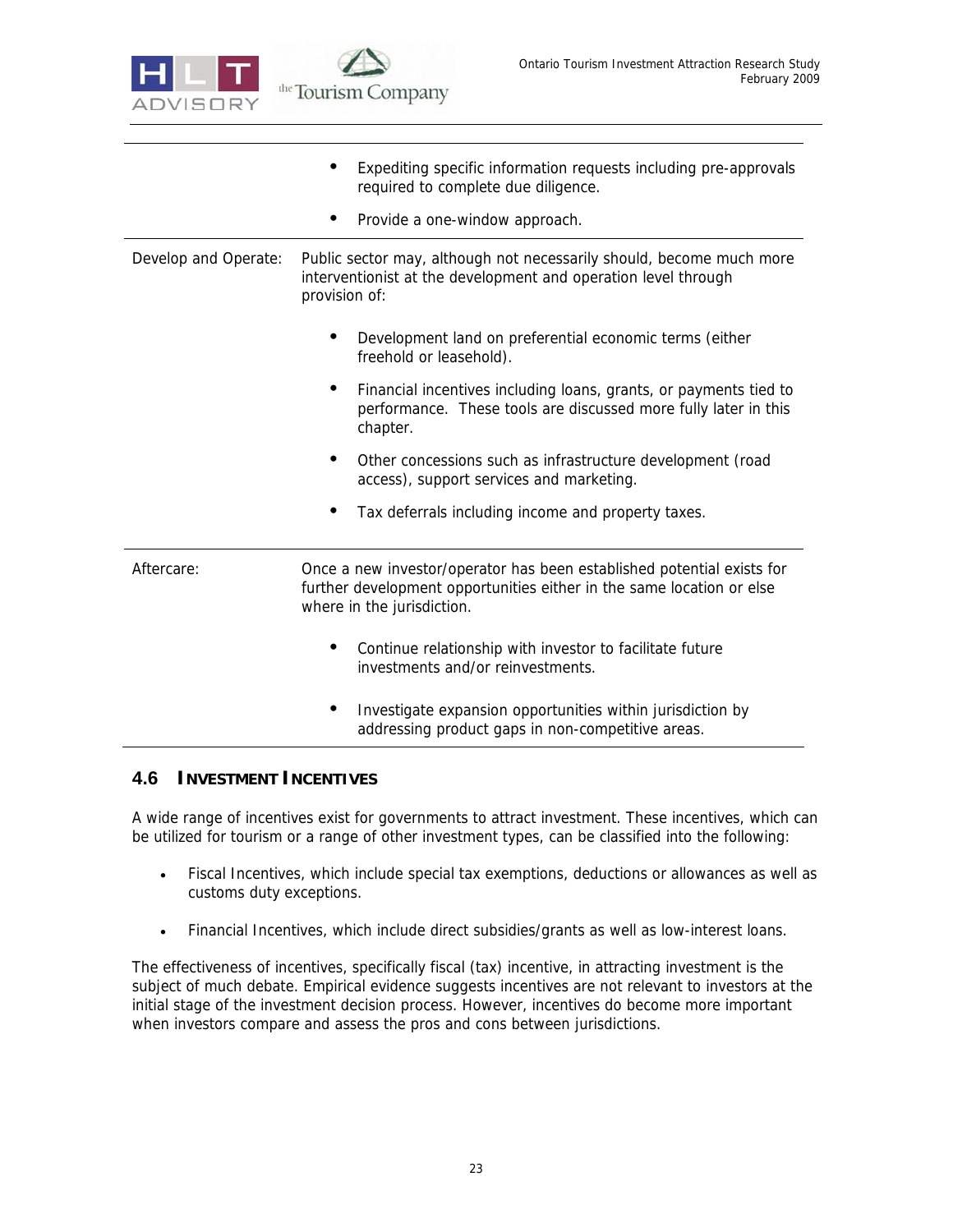| | |
|---|---|
| | • Expediting specific information requests including pre-approvals required to complete due diligence.<br>• Provide a one-window approach. |
| Develop and Operate: | Public sector may, although not necessarily should, become much more interventionist at the development and operation level through provision of:<br>• Development land on preferential economic terms (either freehold or leasehold).<br>• Financial incentives including loans, grants, or payments tied to performance. These tools are discussed more fully later in this chapter.<br>• Other concessions such as infrastructure development (road access), support services and marketing.<br>• Tax deferrals including income and property taxes. |
| Aftercare: | Once a new investor/operator has been established potential exists for further development opportunities either in the same location or else where in the jurisdiction.<br>• Continue relationship with investor to facilitate future investments and/or reinvestments.<br>• Investigate expansion opportunities within jurisdiction by addressing product gaps in non-competitive areas. |

## 4.6 INVESTMENT INCENTIVES

A wide range of incentives exist for governments to attract investment. These incentives, which can be utilized for tourism or a range of other investment types, can be classified into the following:

- Fiscal Incentives, which include special tax exemptions, deductions or allowances as well as customs duty exceptions.
- Financial Incentives, which include direct subsidies/grants as well as low-interest loans.

The effectiveness of incentives, specifically fiscal (tax) incentive, in attracting investment is the subject of much debate. Empirical evidence suggests incentives are not relevant to investors at the initial stage of the investment decision process. However, incentives do become more important when investors compare and assess the pros and cons between jurisdictions.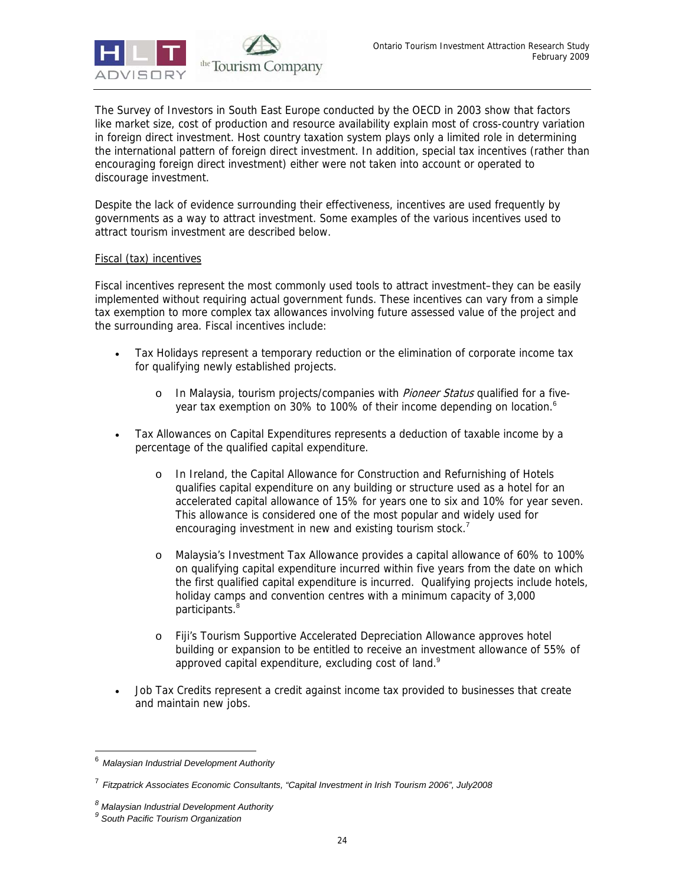The Survey of Investors in South East Europe conducted by the OECD in 2003 show that factors like market size, cost of production and resource availability explain most of cross-country variation in foreign direct investment. Host country taxation system plays only a limited role in determining the international pattern of foreign direct investment. In addition, special tax incentives (rather than encouraging foreign direct investment) either were not taken into account or operated to discourage investment.

Despite the lack of evidence surrounding their effectiveness, incentives are used frequently by governments as a way to attract investment. Some examples of the various incentives used to attract tourism investment are described below.

Fiscal (tax) incentives

Fiscal incentives represent the most commonly used tools to attract investment–they can be easily implemented without requiring actual government funds. These incentives can vary from a simple tax exemption to more complex tax allowances involving future assessed value of the project and the surrounding area. Fiscal incentives include:

- Tax Holidays represent a temporary reduction or the elimination of corporate income tax for qualifying newly established projects.
    - In Malaysia, tourism projects/companies with *Pioneer Status* qualified for a five-year tax exemption on 30% to 100% of their income depending on location.[6]
- Tax Allowances on Capital Expenditures represents a deduction of taxable income by a percentage of the qualified capital expenditure.
    - In Ireland, the Capital Allowance for Construction and Refurnishing of Hotels qualifies capital expenditure on any building or structure used as a hotel for an accelerated capital allowance of 15% for years one to six and 10% for year seven. This allowance is considered one of the most popular and widely used for encouraging investment in new and existing tourism stock.[7]
    - Malaysia's Investment Tax Allowance provides a capital allowance of 60% to 100% on qualifying capital expenditure incurred within five years from the date on which the first qualified capital expenditure is incurred. Qualifying projects include hotels, holiday camps and convention centres with a minimum capacity of 3,000 participants.[8]
    - Fiji's Tourism Supportive Accelerated Depreciation Allowance approves hotel building or expansion to be entitled to receive an investment allowance of 55% of approved capital expenditure, excluding cost of land.[9]
- Job Tax Credits represent a credit against income tax provided to businesses that create and maintain new jobs.

---

[6] *Malaysian Industrial Development Authority*

[7] *Fitzpatrick Associates Economic Consultants, "Capital Investment in Irish Tourism 2006", July2008*

[8] *Malaysian Industrial Development Authority*

[9] *South Pacific Tourism Organization*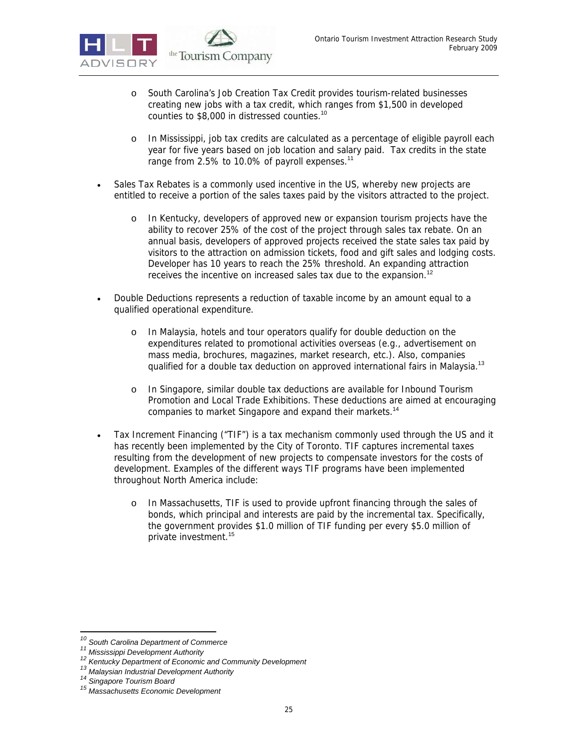- South Carolina's Job Creation Tax Credit provides tourism-related businesses creating new jobs with a tax credit, which ranges from $1,500 in developed counties to $8,000 in distressed counties.[10]

- In Mississippi, job tax credits are calculated as a percentage of eligible payroll each year for five years based on job location and salary paid. Tax credits in the state range from 2.5% to 10.0% of payroll expenses.[11]

- Sales Tax Rebates is a commonly used incentive in the US, whereby new projects are entitled to receive a portion of the sales taxes paid by the visitors attracted to the project.

  - In Kentucky, developers of approved new or expansion tourism projects have the ability to recover 25% of the cost of the project through sales tax rebate. On an annual basis, developers of approved projects received the state sales tax paid by visitors to the attraction on admission tickets, food and gift sales and lodging costs. Developer has 10 years to reach the 25% threshold. An expanding attraction receives the incentive on increased sales tax due to the expansion.[12]

- Double Deductions represents a reduction of taxable income by an amount equal to a qualified operational expenditure.

  - In Malaysia, hotels and tour operators qualify for double deduction on the expenditures related to promotional activities overseas (e.g., advertisement on mass media, brochures, magazines, market research, etc.). Also, companies qualified for a double tax deduction on approved international fairs in Malaysia.[13]

  - In Singapore, similar double tax deductions are available for Inbound Tourism Promotion and Local Trade Exhibitions. These deductions are aimed at encouraging companies to market Singapore and expand their markets.[14]

- Tax Increment Financing ("TIF") is a tax mechanism commonly used through the US and it has recently been implemented by the City of Toronto. TIF captures incremental taxes resulting from the development of new projects to compensate investors for the costs of development. Examples of the different ways TIF programs have been implemented throughout North America include:

  - In Massachusetts, TIF is used to provide upfront financing through the sales of bonds, which principal and interests are paid by the incremental tax. Specifically, the government provides $1.0 million of TIF funding per every $5.0 million of private investment.[15]

---

[10] *South Carolina Department of Commerce*
[11] *Mississippi Development Authority*
[12] *Kentucky Department of Economic and Community Development*
[13] *Malaysian Industrial Development Authority*
[14] *Singapore Tourism Board*
[15] *Massachusetts Economic Development*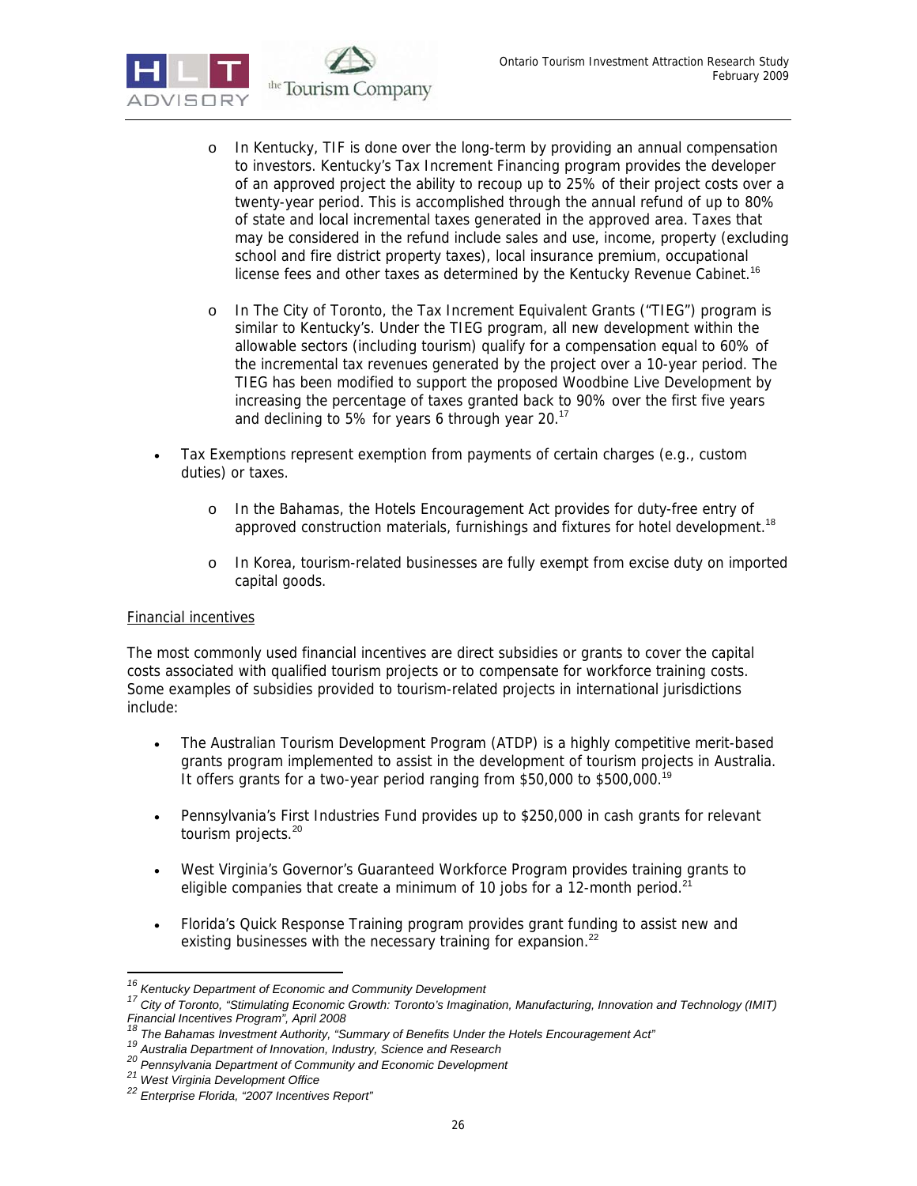- In Kentucky, TIF is done over the long-term by providing an annual compensation to investors. Kentucky's Tax Increment Financing program provides the developer of an approved project the ability to recoup up to 25% of their project costs over a twenty-year period. This is accomplished through the annual refund of up to 80% of state and local incremental taxes generated in the approved area. Taxes that may be considered in the refund include sales and use, income, property (excluding school and fire district property taxes), local insurance premium, occupational license fees and other taxes as determined by the Kentucky Revenue Cabinet.[16]

  - In The City of Toronto, the Tax Increment Equivalent Grants ("TIEG") program is similar to Kentucky's. Under the TIEG program, all new development within the allowable sectors (including tourism) qualify for a compensation equal to 60% of the incremental tax revenues generated by the project over a 10-year period. The TIEG has been modified to support the proposed Woodbine Live Development by increasing the percentage of taxes granted back to 90% over the first five years and declining to 5% for years 6 through year 20.[17]

- Tax Exemptions represent exemption from payments of certain charges (e.g., custom duties) or taxes.

  - In the Bahamas, the Hotels Encouragement Act provides for duty-free entry of approved construction materials, furnishings and fixtures for hotel development.[18]

  - In Korea, tourism-related businesses are fully exempt from excise duty on imported capital goods.

Financial incentives

The most commonly used financial incentives are direct subsidies or grants to cover the capital costs associated with qualified tourism projects or to compensate for workforce training costs. Some examples of subsidies provided to tourism-related projects in international jurisdictions include:

- The Australian Tourism Development Program (ATDP) is a highly competitive merit-based grants program implemented to assist in the development of tourism projects in Australia. It offers grants for a two-year period ranging from $50,000 to $500,000.[19]

- Pennsylvania's First Industries Fund provides up to $250,000 in cash grants for relevant tourism projects.[20]

- West Virginia's Governor's Guaranteed Workforce Program provides training grants to eligible companies that create a minimum of 10 jobs for a 12-month period.[21]

- Florida's Quick Response Training program provides grant funding to assist new and existing businesses with the necessary training for expansion.[22]

---

[16] *Kentucky Department of Economic and Community Development*

[17] *City of Toronto, "Stimulating Economic Growth: Toronto's Imagination, Manufacturing, Innovation and Technology (IMIT) Financial Incentives Program", April 2008*

[18] *The Bahamas Investment Authority, "Summary of Benefits Under the Hotels Encouragement Act"*

[19] *Australia Department of Innovation, Industry, Science and Research*

[20] *Pennsylvania Department of Community and Economic Development*

[21] *West Virginia Development Office*

[22] *Enterprise Florida, "2007 Incentives Report"*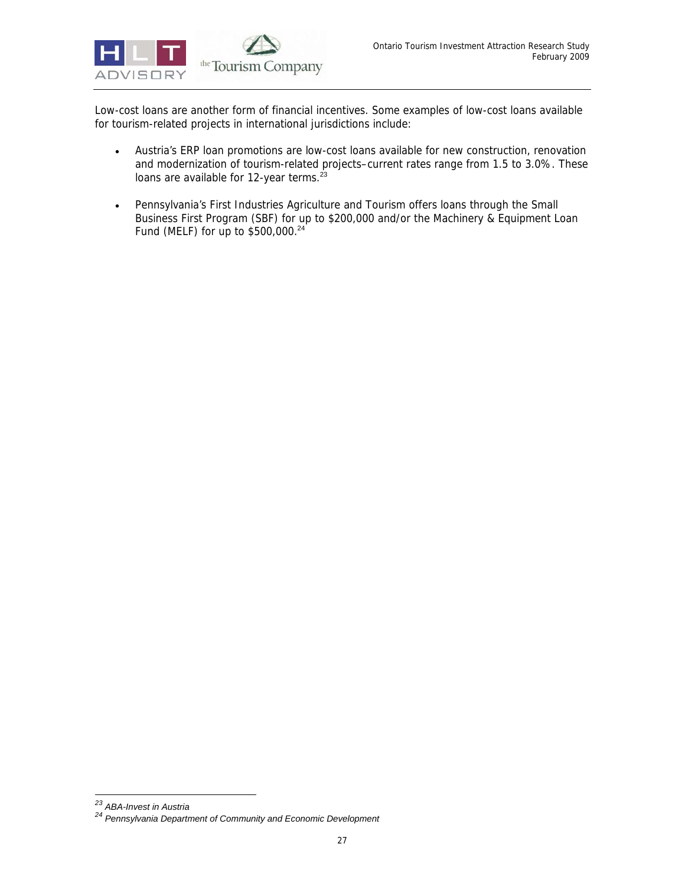Low-cost loans are another form of financial incentives. Some examples of low-cost loans available for tourism-related projects in international jurisdictions include:

- Austria's ERP loan promotions are low-cost loans available for new construction, renovation and modernization of tourism-related projects–current rates range from 1.5 to 3.0%. These loans are available for 12-year terms.[23]

- Pennsylvania's First Industries Agriculture and Tourism offers loans through the Small Business First Program (SBF) for up to $200,000 and/or the Machinery & Equipment Loan Fund (MELF) for up to $500,000.[24]

---

[23] *ABA-Invest in Austria*

[24] *Pennsylvania Department of Community and Economic Development*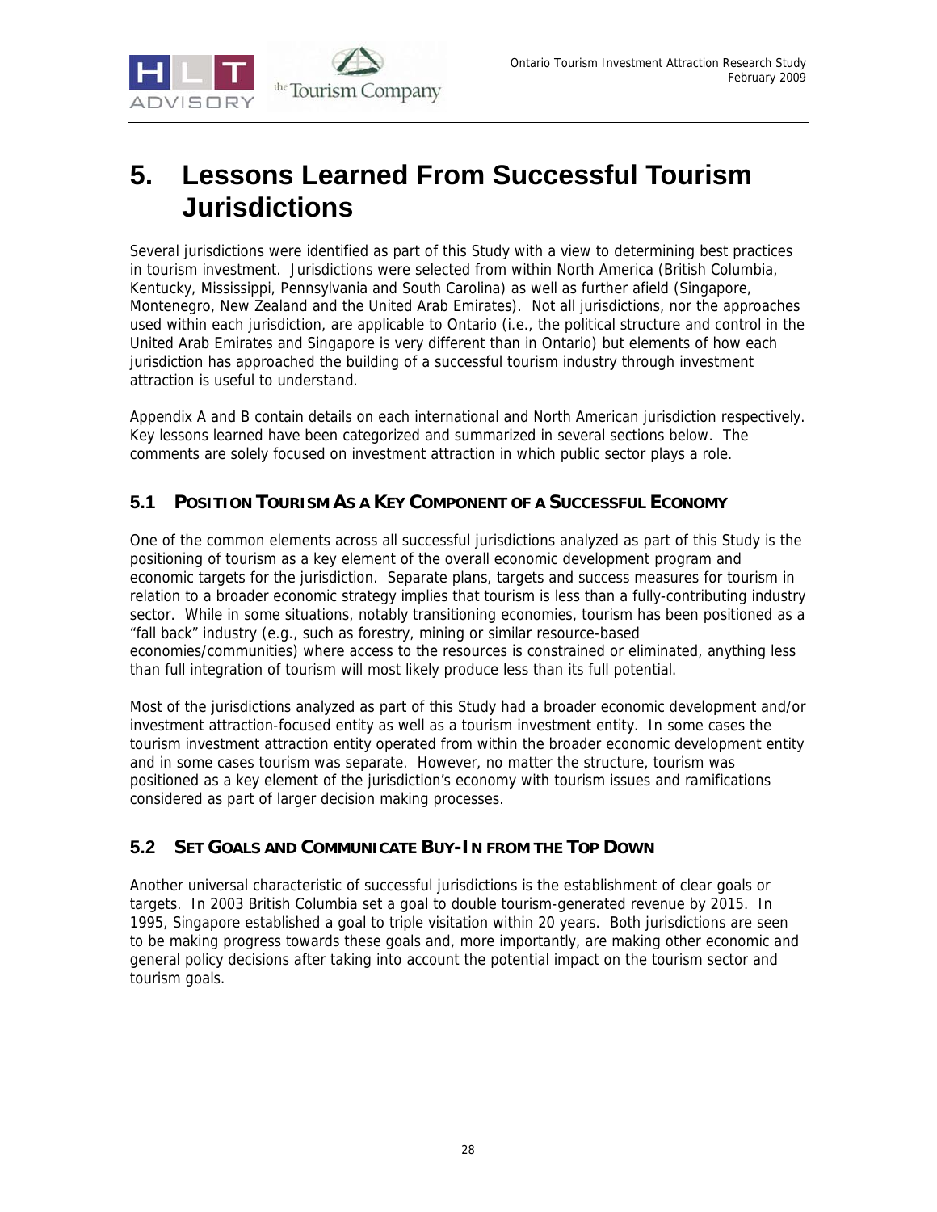# 5. Lessons Learned From Successful Tourism Jurisdictions

Several jurisdictions were identified as part of this Study with a view to determining best practices in tourism investment. Jurisdictions were selected from within North America (British Columbia, Kentucky, Mississippi, Pennsylvania and South Carolina) as well as further afield (Singapore, Montenegro, New Zealand and the United Arab Emirates). Not all jurisdictions, nor the approaches used within each jurisdiction, are applicable to Ontario (i.e., the political structure and control in the United Arab Emirates and Singapore is very different than in Ontario) but elements of how each jurisdiction has approached the building of a successful tourism industry through investment attraction is useful to understand.

Appendix A and B contain details on each international and North American jurisdiction respectively. Key lessons learned have been categorized and summarized in several sections below. The comments are solely focused on investment attraction in which public sector plays a role.

## 5.1 Position Tourism As a Key Component of a Successful Economy

One of the common elements across all successful jurisdictions analyzed as part of this Study is the positioning of tourism as a key element of the overall economic development program and economic targets for the jurisdiction. Separate plans, targets and success measures for tourism in relation to a broader economic strategy implies that tourism is less than a fully-contributing industry sector. While in some situations, notably transitioning economies, tourism has been positioned as a "fall back" industry (e.g., such as forestry, mining or similar resource-based economies/communities) where access to the resources is constrained or eliminated, anything less than full integration of tourism will most likely produce less than its full potential.

Most of the jurisdictions analyzed as part of this Study had a broader economic development and/or investment attraction-focused entity as well as a tourism investment entity. In some cases the tourism investment attraction entity operated from within the broader economic development entity and in some cases tourism was separate. However, no matter the structure, tourism was positioned as a key element of the jurisdiction's economy with tourism issues and ramifications considered as part of larger decision making processes.

## 5.2 Set Goals and Communicate Buy-In from the Top Down

Another universal characteristic of successful jurisdictions is the establishment of clear goals or targets. In 2003 British Columbia set a goal to double tourism-generated revenue by 2015. In 1995, Singapore established a goal to triple visitation within 20 years. Both jurisdictions are seen to be making progress towards these goals and, more importantly, are making other economic and general policy decisions after taking into account the potential impact on the tourism sector and tourism goals.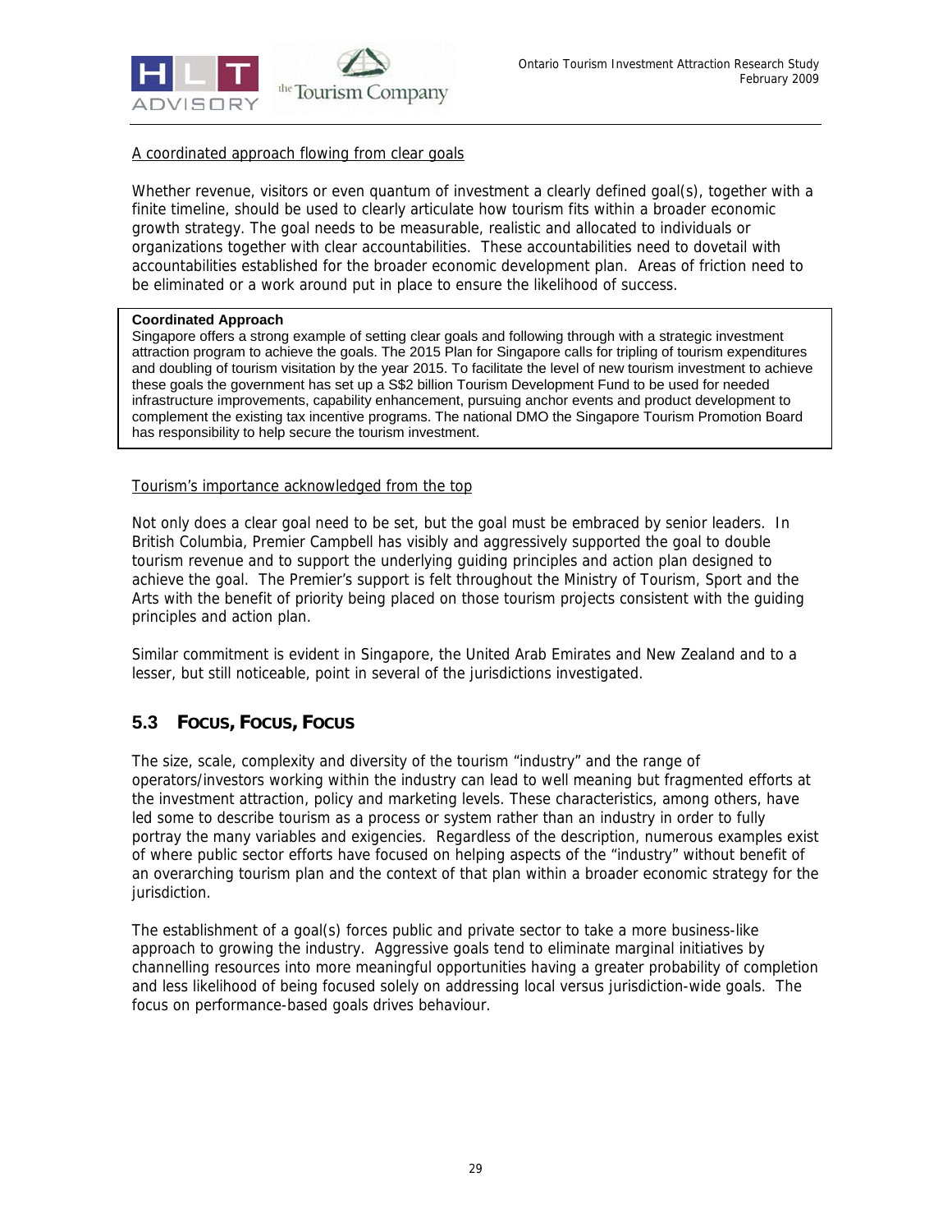A coordinated approach flowing from clear goals

Whether revenue, visitors or even quantum of investment a clearly defined goal(s), together with a finite timeline, should be used to clearly articulate how tourism fits within a broader economic growth strategy. The goal needs to be measurable, realistic and allocated to individuals or organizations together with clear accountabilities. These accountabilities need to dovetail with accountabilities established for the broader economic development plan. Areas of friction need to be eliminated or a work around put in place to ensure the likelihood of success.

> **Coordinated Approach**
> Singapore offers a strong example of setting clear goals and following through with a strategic investment attraction program to achieve the goals. The 2015 Plan for Singapore calls for tripling of tourism expenditures and doubling of tourism visitation by the year 2015. To facilitate the level of new tourism investment to achieve these goals the government has set up a S$2 billion Tourism Development Fund to be used for needed infrastructure improvements, capability enhancement, pursuing anchor events and product development to complement the existing tax incentive programs. The national DMO the Singapore Tourism Promotion Board has responsibility to help secure the tourism investment.

Tourism's importance acknowledged from the top

Not only does a clear goal need to be set, but the goal must be embraced by senior leaders. In British Columbia, Premier Campbell has visibly and aggressively supported the goal to double tourism revenue and to support the underlying guiding principles and action plan designed to achieve the goal. The Premier's support is felt throughout the Ministry of Tourism, Sport and the Arts with the benefit of priority being placed on those tourism projects consistent with the guiding principles and action plan.

Similar commitment is evident in Singapore, the United Arab Emirates and New Zealand and to a lesser, but still noticeable, point in several of the jurisdictions investigated.

## 5.3 Focus, Focus, Focus

The size, scale, complexity and diversity of the tourism "industry" and the range of operators/investors working within the industry can lead to well meaning but fragmented efforts at the investment attraction, policy and marketing levels. These characteristics, among others, have led some to describe tourism as a process or system rather than an industry in order to fully portray the many variables and exigencies. Regardless of the description, numerous examples exist of where public sector efforts have focused on helping aspects of the "industry" without benefit of an overarching tourism plan and the context of that plan within a broader economic strategy for the jurisdiction.

The establishment of a goal(s) forces public and private sector to take a more business-like approach to growing the industry. Aggressive goals tend to eliminate marginal initiatives by channelling resources into more meaningful opportunities having a greater probability of completion and less likelihood of being focused solely on addressing local versus jurisdiction-wide goals. The focus on performance-based goals drives behaviour.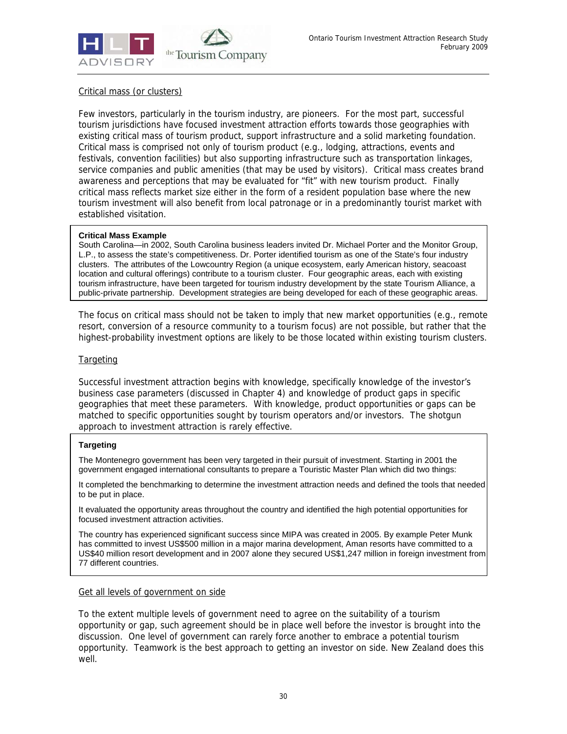Critical mass (or clusters)

Few investors, particularly in the tourism industry, are pioneers. For the most part, successful tourism jurisdictions have focused investment attraction efforts towards those geographies with existing critical mass of tourism product, support infrastructure and a solid marketing foundation. Critical mass is comprised not only of tourism product (e.g., lodging, attractions, events and festivals, convention facilities) but also supporting infrastructure such as transportation linkages, service companies and public amenities (that may be used by visitors). Critical mass creates brand awareness and perceptions that may be evaluated for "fit" with new tourism product. Finally critical mass reflects market size either in the form of a resident population base where the new tourism investment will also benefit from local patronage or in a predominantly tourist market with established visitation.

> **Critical Mass Example**
> South Carolina—in 2002, South Carolina business leaders invited Dr. Michael Porter and the Monitor Group, L.P., to assess the state's competitiveness. Dr. Porter identified tourism as one of the State's four industry clusters. The attributes of the Lowcountry Region (a unique ecosystem, early American history, seacoast location and cultural offerings) contribute to a tourism cluster. Four geographic areas, each with existing tourism infrastructure, have been targeted for tourism industry development by the state Tourism Alliance, a public-private partnership. Development strategies are being developed for each of these geographic areas.

The focus on critical mass should not be taken to imply that new market opportunities (e.g., remote resort, conversion of a resource community to a tourism focus) are not possible, but rather that the highest-probability investment options are likely to be those located within existing tourism clusters.

Targeting

Successful investment attraction begins with knowledge, specifically knowledge of the investor's business case parameters (discussed in Chapter 4) and knowledge of product gaps in specific geographies that meet these parameters. With knowledge, product opportunities or gaps can be matched to specific opportunities sought by tourism operators and/or investors. The shotgun approach to investment attraction is rarely effective.

> **Targeting**
>
> The Montenegro government has been very targeted in their pursuit of investment. Starting in 2001 the government engaged international consultants to prepare a Touristic Master Plan which did two things:
>
> It completed the benchmarking to determine the investment attraction needs and defined the tools that needed to be put in place.
>
> It evaluated the opportunity areas throughout the country and identified the high potential opportunities for focused investment attraction activities.
>
> The country has experienced significant success since MIPA was created in 2005. By example Peter Munk has committed to invest US$500 million in a major marina development, Aman resorts have committed to a US$40 million resort development and in 2007 alone they secured US$1,247 million in foreign investment from 77 different countries.

Get all levels of government on side

To the extent multiple levels of government need to agree on the suitability of a tourism opportunity or gap, such agreement should be in place well before the investor is brought into the discussion. One level of government can rarely force another to embrace a potential tourism opportunity. Teamwork is the best approach to getting an investor on side. New Zealand does this well.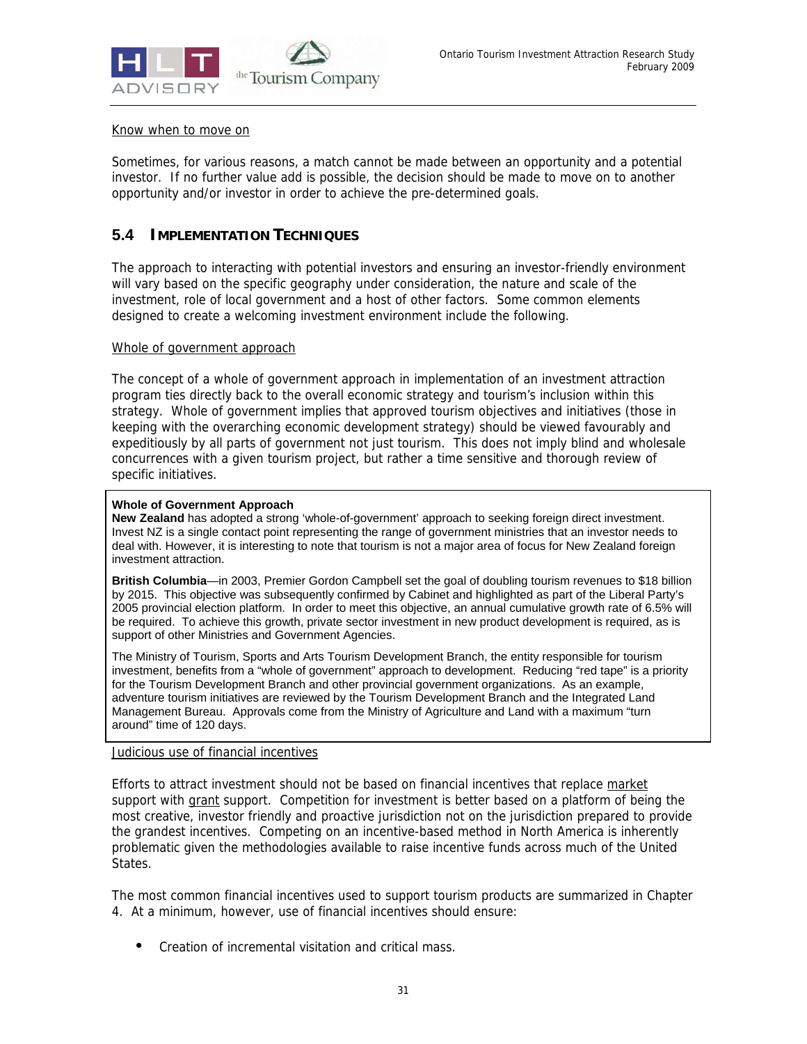Know when to move on

Sometimes, for various reasons, a match cannot be made between an opportunity and a potential investor. If no further value add is possible, the decision should be made to move on to another opportunity and/or investor in order to achieve the pre-determined goals.

## 5.4 Implementation Techniques

The approach to interacting with potential investors and ensuring an investor-friendly environment will vary based on the specific geography under consideration, the nature and scale of the investment, role of local government and a host of other factors. Some common elements designed to create a welcoming investment environment include the following.

Whole of government approach

The concept of a whole of government approach in implementation of an investment attraction program ties directly back to the overall economic strategy and tourism's inclusion within this strategy. Whole of government implies that approved tourism objectives and initiatives (those in keeping with the overarching economic development strategy) should be viewed favourably and expeditiously by all parts of government not just tourism. This does not imply blind and wholesale concurrences with a given tourism project, but rather a time sensitive and thorough review of specific initiatives.

**Whole of Government Approach**

**New Zealand** has adopted a strong 'whole-of-government' approach to seeking foreign direct investment. Invest NZ is a single contact point representing the range of government ministries that an investor needs to deal with. However, it is interesting to note that tourism is not a major area of focus for New Zealand foreign investment attraction.

**British Columbia**—in 2003, Premier Gordon Campbell set the goal of doubling tourism revenues to $18 billion by 2015. This objective was subsequently confirmed by Cabinet and highlighted as part of the Liberal Party's 2005 provincial election platform. In order to meet this objective, an annual cumulative growth rate of 6.5% will be required. To achieve this growth, private sector investment in new product development is required, as is support of other Ministries and Government Agencies.

The Ministry of Tourism, Sports and Arts Tourism Development Branch, the entity responsible for tourism investment, benefits from a "whole of government" approach to development. Reducing "red tape" is a priority for the Tourism Development Branch and other provincial government organizations. As an example, adventure tourism initiatives are reviewed by the Tourism Development Branch and the Integrated Land Management Bureau. Approvals come from the Ministry of Agriculture and Land with a maximum "turn around" time of 120 days.

Judicious use of financial incentives

Efforts to attract investment should not be based on financial incentives that replace market support with grant support. Competition for investment is better based on a platform of being the most creative, investor friendly and proactive jurisdiction not on the jurisdiction prepared to provide the grandest incentives. Competing on an incentive-based method in North America is inherently problematic given the methodologies available to raise incentive funds across much of the United States.

The most common financial incentives used to support tourism products are summarized in Chapter 4. At a minimum, however, use of financial incentives should ensure:

- Creation of incremental visitation and critical mass.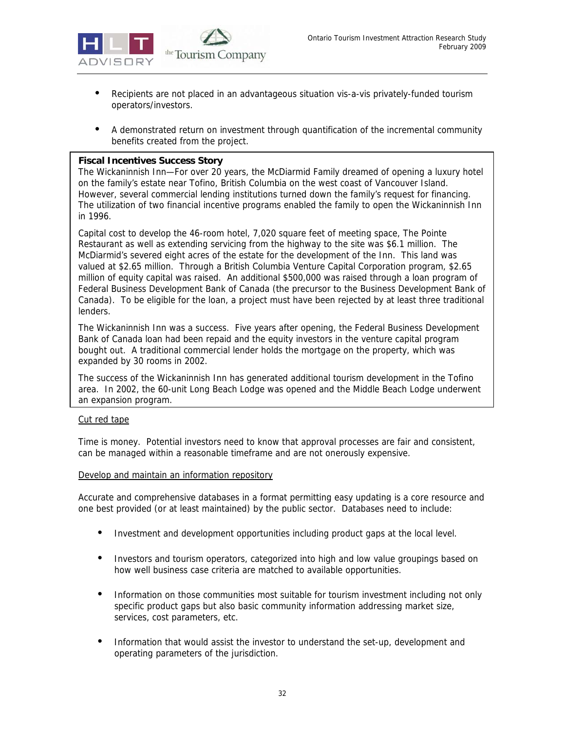- Recipients are not placed in an advantageous situation vis-a-vis privately-funded tourism operators/investors.

- A demonstrated return on investment through quantification of the incremental community benefits created from the project.

**Fiscal Incentives Success Story**

The Wickaninnish Inn—For over 20 years, the McDiarmid Family dreamed of opening a luxury hotel on the family's estate near Tofino, British Columbia on the west coast of Vancouver Island. However, several commercial lending institutions turned down the family's request for financing. The utilization of two financial incentive programs enabled the family to open the Wickaninnish Inn in 1996.

Capital cost to develop the 46-room hotel, 7,020 square feet of meeting space, The Pointe Restaurant as well as extending servicing from the highway to the site was $6.1 million. The McDiarmid's severed eight acres of the estate for the development of the Inn. This land was valued at $2.65 million. Through a British Columbia Venture Capital Corporation program, $2.65 million of equity capital was raised. An additional $500,000 was raised through a loan program of Federal Business Development Bank of Canada (the precursor to the Business Development Bank of Canada). To be eligible for the loan, a project must have been rejected by at least three traditional lenders.

The Wickaninnish Inn was a success. Five years after opening, the Federal Business Development Bank of Canada loan had been repaid and the equity investors in the venture capital program bought out. A traditional commercial lender holds the mortgage on the property, which was expanded by 30 rooms in 2002.

The success of the Wickaninnish Inn has generated additional tourism development in the Tofino area. In 2002, the 60-unit Long Beach Lodge was opened and the Middle Beach Lodge underwent an expansion program.

<u>Cut red tape</u>

Time is money. Potential investors need to know that approval processes are fair and consistent, can be managed within a reasonable timeframe and are not onerously expensive.

<u>Develop and maintain an information repository</u>

Accurate and comprehensive databases in a format permitting easy updating is a core resource and one best provided (or at least maintained) by the public sector. Databases need to include:

- Investment and development opportunities including product gaps at the local level.

- Investors and tourism operators, categorized into high and low value groupings based on how well business case criteria are matched to available opportunities.

- Information on those communities most suitable for tourism investment including not only specific product gaps but also basic community information addressing market size, services, cost parameters, etc.

- Information that would assist the investor to understand the set-up, development and operating parameters of the jurisdiction.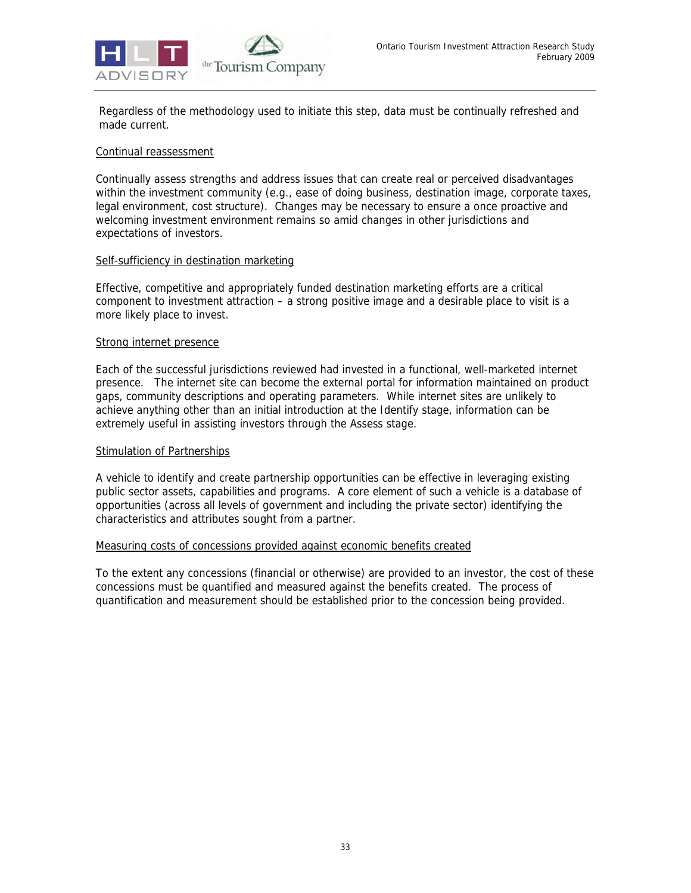Regardless of the methodology used to initiate this step, data must be continually refreshed and made current.

Continual reassessment

Continually assess strengths and address issues that can create real or perceived disadvantages within the investment community (e.g., ease of doing business, destination image, corporate taxes, legal environment, cost structure). Changes may be necessary to ensure a once proactive and welcoming investment environment remains so amid changes in other jurisdictions and expectations of investors.

Self-sufficiency in destination marketing

Effective, competitive and appropriately funded destination marketing efforts are a critical component to investment attraction – a strong positive image and a desirable place to visit is a more likely place to invest.

Strong internet presence

Each of the successful jurisdictions reviewed had invested in a functional, well-marketed internet presence. The internet site can become the external portal for information maintained on product gaps, community descriptions and operating parameters. While internet sites are unlikely to achieve anything other than an initial introduction at the Identify stage, information can be extremely useful in assisting investors through the Assess stage.

Stimulation of Partnerships

A vehicle to identify and create partnership opportunities can be effective in leveraging existing public sector assets, capabilities and programs. A core element of such a vehicle is a database of opportunities (across all levels of government and including the private sector) identifying the characteristics and attributes sought from a partner.

Measuring costs of concessions provided against economic benefits created

To the extent any concessions (financial or otherwise) are provided to an investor, the cost of these concessions must be quantified and measured against the benefits created. The process of quantification and measurement should be established prior to the concession being provided.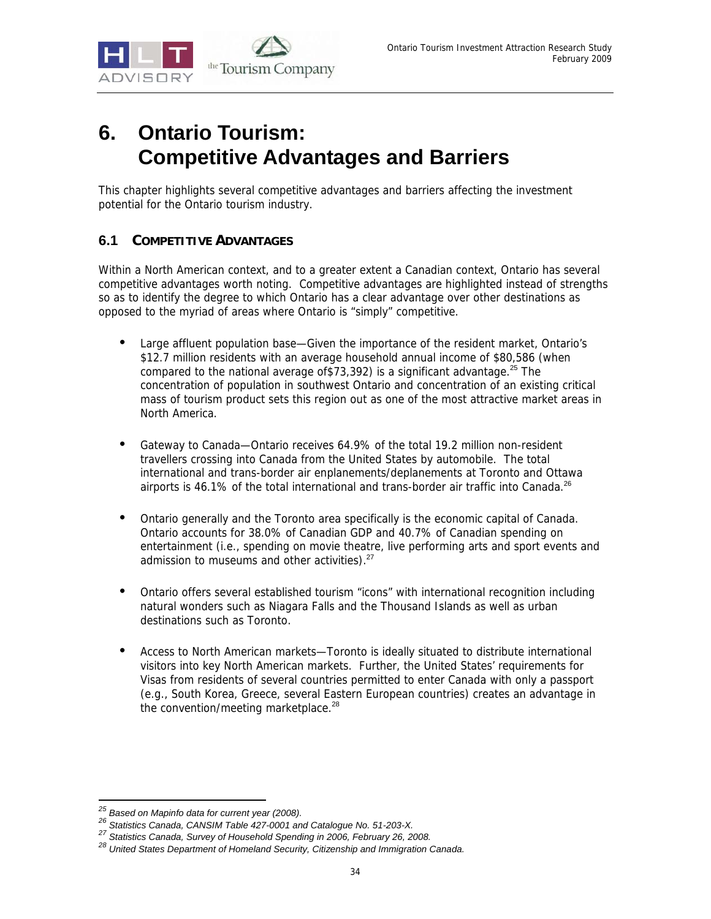# 6. Ontario Tourism: Competitive Advantages and Barriers

This chapter highlights several competitive advantages and barriers affecting the investment potential for the Ontario tourism industry.

## 6.1 COMPETITIVE ADVANTAGES

Within a North American context, and to a greater extent a Canadian context, Ontario has several competitive advantages worth noting. Competitive advantages are highlighted instead of strengths so as to identify the degree to which Ontario has a clear advantage over other destinations as opposed to the myriad of areas where Ontario is "simply" competitive.

- Large affluent population base—Given the importance of the resident market, Ontario's $12.7 million residents with an average household annual income of $80,586 (when compared to the national average of$73,392) is a significant advantage.[25] The concentration of population in southwest Ontario and concentration of an existing critical mass of tourism product sets this region out as one of the most attractive market areas in North America.

- Gateway to Canada—Ontario receives 64.9% of the total 19.2 million non-resident travellers crossing into Canada from the United States by automobile. The total international and trans-border air enplanements/deplanements at Toronto and Ottawa airports is 46.1% of the total international and trans-border air traffic into Canada.[26]

- Ontario generally and the Toronto area specifically is the economic capital of Canada. Ontario accounts for 38.0% of Canadian GDP and 40.7% of Canadian spending on entertainment (i.e., spending on movie theatre, live performing arts and sport events and admission to museums and other activities).[27]

- Ontario offers several established tourism "icons" with international recognition including natural wonders such as Niagara Falls and the Thousand Islands as well as urban destinations such as Toronto.

- Access to North American markets—Toronto is ideally situated to distribute international visitors into key North American markets. Further, the United States' requirements for Visas from residents of several countries permitted to enter Canada with only a passport (e.g., South Korea, Greece, several Eastern European countries) creates an advantage in the convention/meeting marketplace.[28]

---

[25] *Based on Mapinfo data for current year (2008).*
[26] *Statistics Canada, CANSIM Table 427-0001 and Catalogue No. 51-203-X.*
[27] *Statistics Canada, Survey of Household Spending in 2006, February 26, 2008.*
[28] *United States Department of Homeland Security, Citizenship and Immigration Canada.*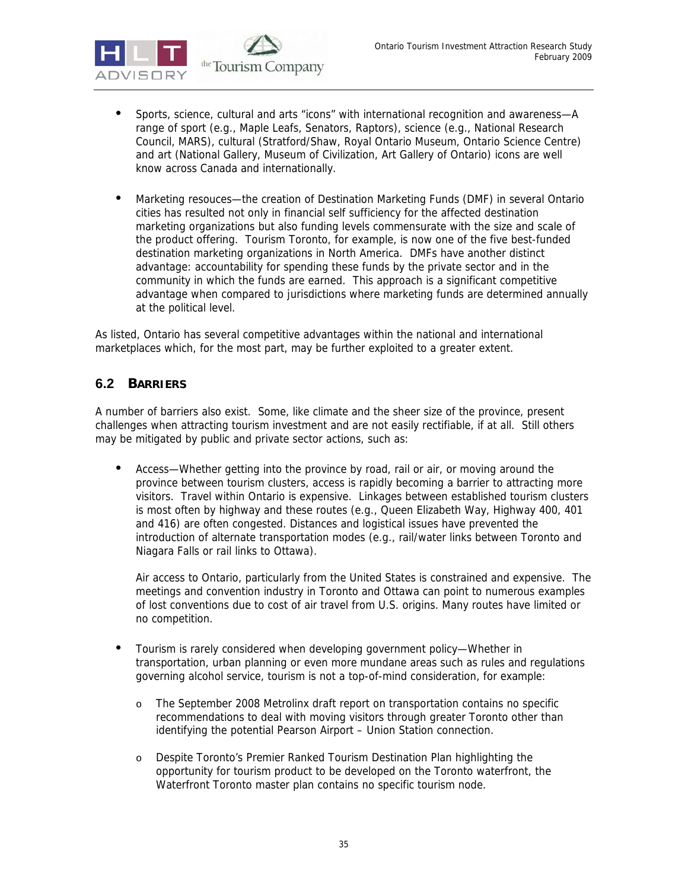- Sports, science, cultural and arts "icons" with international recognition and awareness—A range of sport (e.g., Maple Leafs, Senators, Raptors), science (e.g., National Research Council, MARS), cultural (Stratford/Shaw, Royal Ontario Museum, Ontario Science Centre) and art (National Gallery, Museum of Civilization, Art Gallery of Ontario) icons are well know across Canada and internationally.

- Marketing resouces—the creation of Destination Marketing Funds (DMF) in several Ontario cities has resulted not only in financial self sufficiency for the affected destination marketing organizations but also funding levels commensurate with the size and scale of the product offering. Tourism Toronto, for example, is now one of the five best-funded destination marketing organizations in North America. DMFs have another distinct advantage: accountability for spending these funds by the private sector and in the community in which the funds are earned. This approach is a significant competitive advantage when compared to jurisdictions where marketing funds are determined annually at the political level.

As listed, Ontario has several competitive advantages within the national and international marketplaces which, for the most part, may be further exploited to a greater extent.

## 6.2 BARRIERS

A number of barriers also exist. Some, like climate and the sheer size of the province, present challenges when attracting tourism investment and are not easily rectifiable, if at all. Still others may be mitigated by public and private sector actions, such as:

- Access—Whether getting into the province by road, rail or air, or moving around the province between tourism clusters, access is rapidly becoming a barrier to attracting more visitors. Travel within Ontario is expensive. Linkages between established tourism clusters is most often by highway and these routes (e.g., Queen Elizabeth Way, Highway 400, 401 and 416) are often congested. Distances and logistical issues have prevented the introduction of alternate transportation modes (e.g., rail/water links between Toronto and Niagara Falls or rail links to Ottawa).

  Air access to Ontario, particularly from the United States is constrained and expensive. The meetings and convention industry in Toronto and Ottawa can point to numerous examples of lost conventions due to cost of air travel from U.S. origins. Many routes have limited or no competition.

- Tourism is rarely considered when developing government policy—Whether in transportation, urban planning or even more mundane areas such as rules and regulations governing alcohol service, tourism is not a top-of-mind consideration, for example:

  - The September 2008 Metrolinx draft report on transportation contains no specific recommendations to deal with moving visitors through greater Toronto other than identifying the potential Pearson Airport – Union Station connection.

  - Despite Toronto's Premier Ranked Tourism Destination Plan highlighting the opportunity for tourism product to be developed on the Toronto waterfront, the Waterfront Toronto master plan contains no specific tourism node.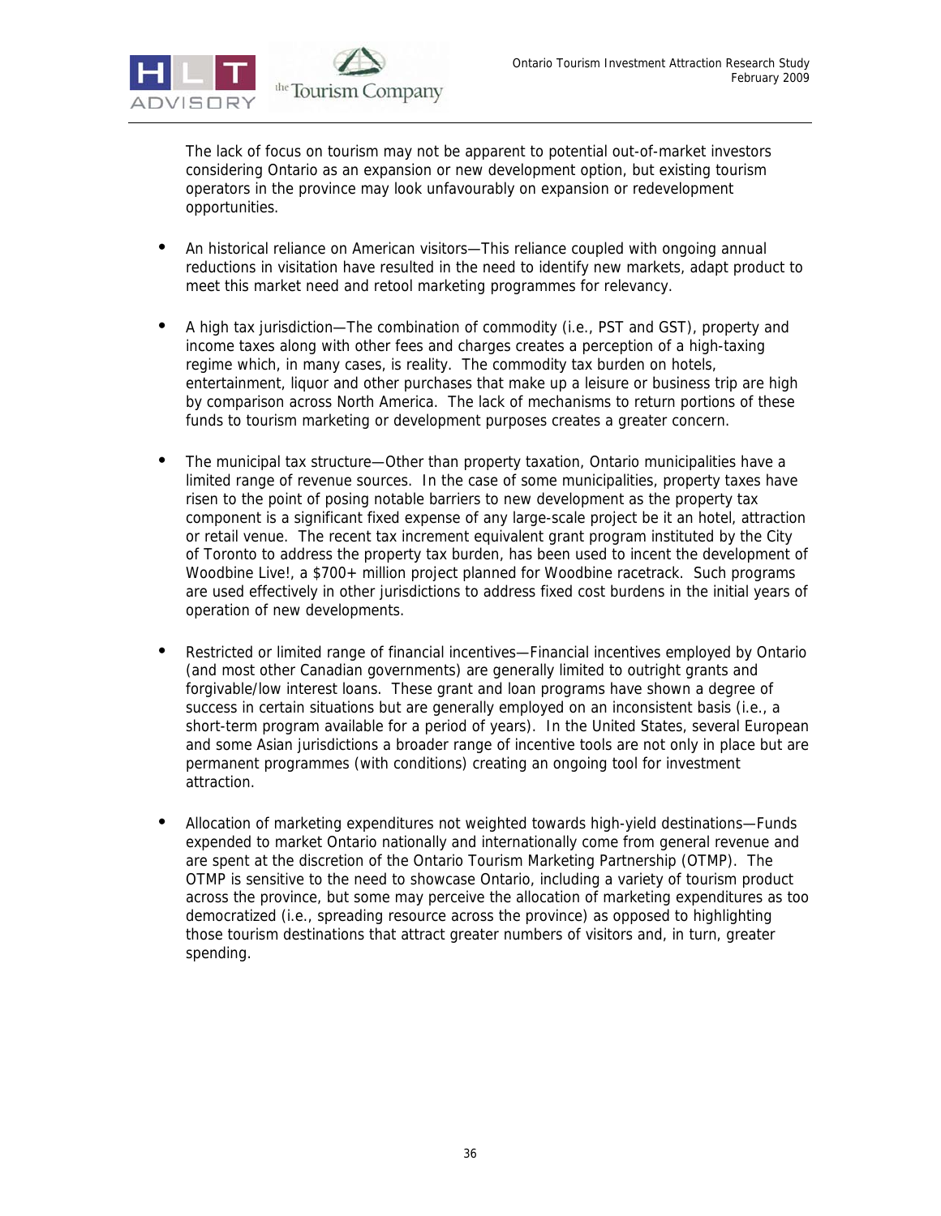The lack of focus on tourism may not be apparent to potential out-of-market investors considering Ontario as an expansion or new development option, but existing tourism operators in the province may look unfavourably on expansion or redevelopment opportunities.

- An historical reliance on American visitors—This reliance coupled with ongoing annual reductions in visitation have resulted in the need to identify new markets, adapt product to meet this market need and retool marketing programmes for relevancy.

- A high tax jurisdiction—The combination of commodity (i.e., PST and GST), property and income taxes along with other fees and charges creates a perception of a high-taxing regime which, in many cases, is reality. The commodity tax burden on hotels, entertainment, liquor and other purchases that make up a leisure or business trip are high by comparison across North America. The lack of mechanisms to return portions of these funds to tourism marketing or development purposes creates a greater concern.

- The municipal tax structure—Other than property taxation, Ontario municipalities have a limited range of revenue sources. In the case of some municipalities, property taxes have risen to the point of posing notable barriers to new development as the property tax component is a significant fixed expense of any large-scale project be it an hotel, attraction or retail venue. The recent tax increment equivalent grant program instituted by the City of Toronto to address the property tax burden, has been used to incent the development of Woodbine Live!, a $700+ million project planned for Woodbine racetrack. Such programs are used effectively in other jurisdictions to address fixed cost burdens in the initial years of operation of new developments.

- Restricted or limited range of financial incentives—Financial incentives employed by Ontario (and most other Canadian governments) are generally limited to outright grants and forgivable/low interest loans. These grant and loan programs have shown a degree of success in certain situations but are generally employed on an inconsistent basis (i.e., a short-term program available for a period of years). In the United States, several European and some Asian jurisdictions a broader range of incentive tools are not only in place but are permanent programmes (with conditions) creating an ongoing tool for investment attraction.

- Allocation of marketing expenditures not weighted towards high-yield destinations—Funds expended to market Ontario nationally and internationally come from general revenue and are spent at the discretion of the Ontario Tourism Marketing Partnership (OTMP). The OTMP is sensitive to the need to showcase Ontario, including a variety of tourism product across the province, but some may perceive the allocation of marketing expenditures as too democratized (i.e., spreading resource across the province) as opposed to highlighting those tourism destinations that attract greater numbers of visitors and, in turn, greater spending.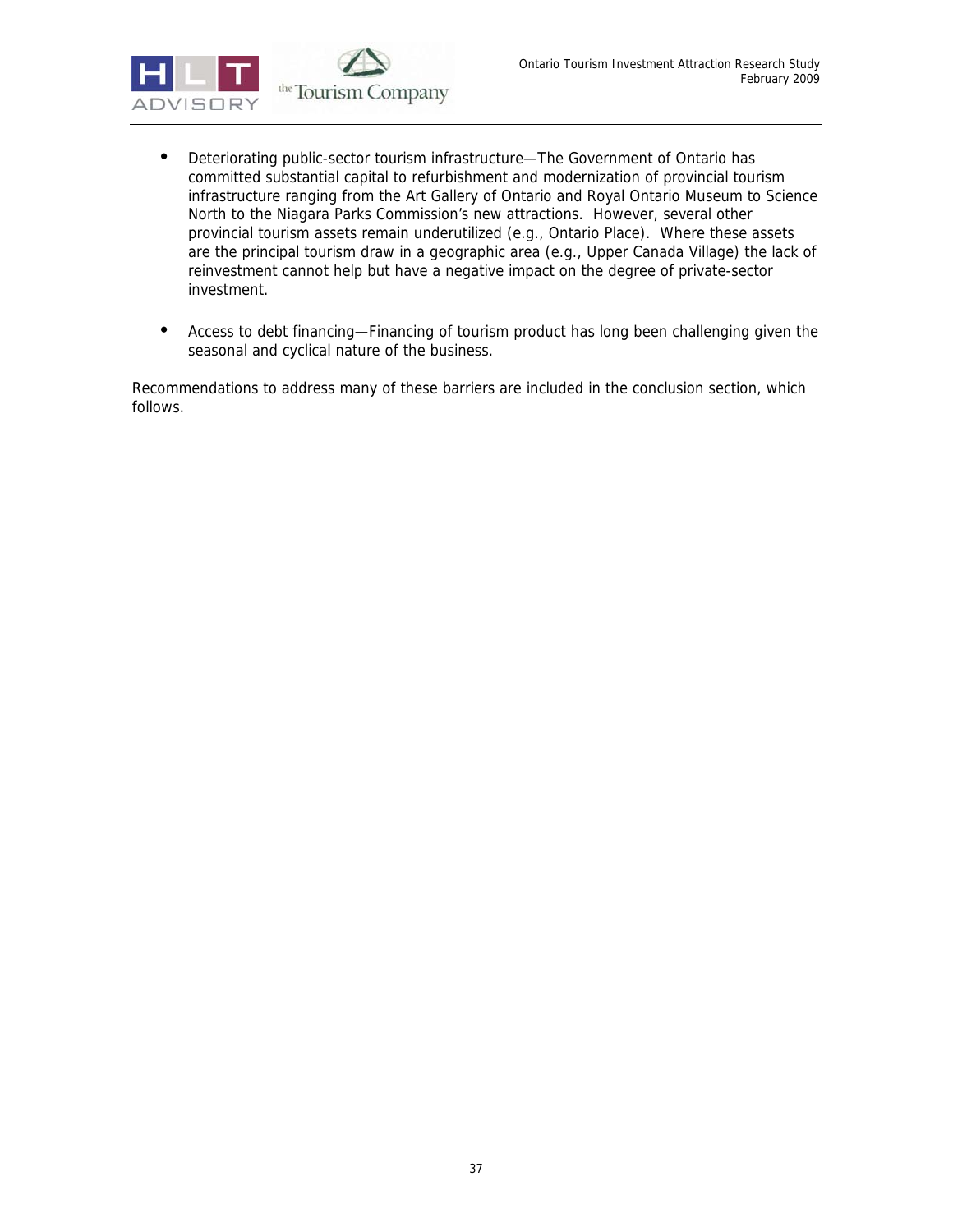- Deteriorating public-sector tourism infrastructure—The Government of Ontario has committed substantial capital to refurbishment and modernization of provincial tourism infrastructure ranging from the Art Gallery of Ontario and Royal Ontario Museum to Science North to the Niagara Parks Commission's new attractions. However, several other provincial tourism assets remain underutilized (e.g., Ontario Place). Where these assets are the principal tourism draw in a geographic area (e.g., Upper Canada Village) the lack of reinvestment cannot help but have a negative impact on the degree of private-sector investment.

- Access to debt financing—Financing of tourism product has long been challenging given the seasonal and cyclical nature of the business.

Recommendations to address many of these barriers are included in the conclusion section, which follows.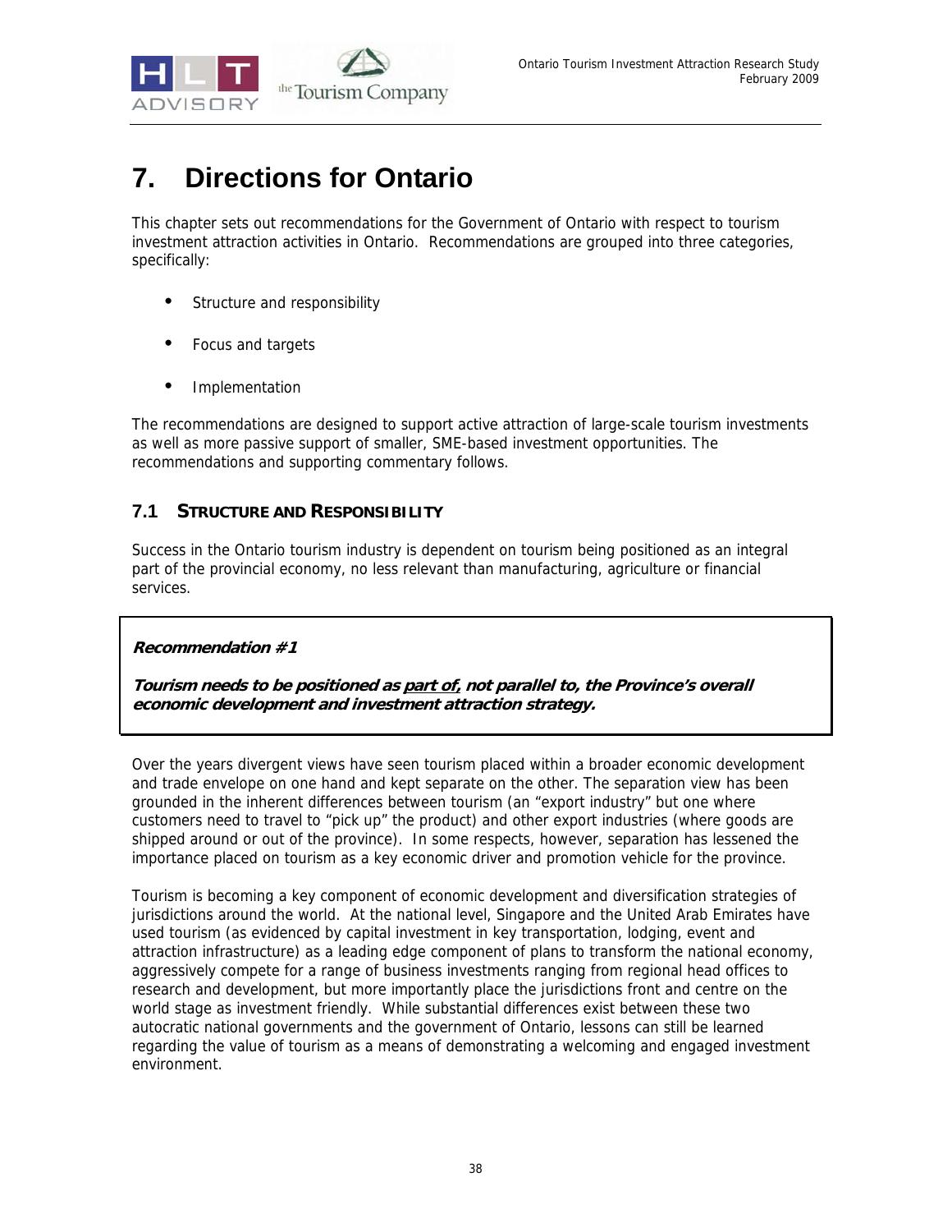# 7. Directions for Ontario

This chapter sets out recommendations for the Government of Ontario with respect to tourism investment attraction activities in Ontario. Recommendations are grouped into three categories, specifically:

- Structure and responsibility
- Focus and targets
- Implementation

The recommendations are designed to support active attraction of large-scale tourism investments as well as more passive support of smaller, SME-based investment opportunities. The recommendations and supporting commentary follows.

## 7.1 Structure and Responsibility

Success in the Ontario tourism industry is dependent on tourism being positioned as an integral part of the provincial economy, no less relevant than manufacturing, agriculture or financial services.

> ***Recommendation #1***
>
> ***Tourism needs to be positioned as <u>part of,</u> not parallel to, the Province's overall economic development and investment attraction strategy.***

Over the years divergent views have seen tourism placed within a broader economic development and trade envelope on one hand and kept separate on the other. The separation view has been grounded in the inherent differences between tourism (an "export industry" but one where customers need to travel to "pick up" the product) and other export industries (where goods are shipped around or out of the province). In some respects, however, separation has lessened the importance placed on tourism as a key economic driver and promotion vehicle for the province.

Tourism is becoming a key component of economic development and diversification strategies of jurisdictions around the world. At the national level, Singapore and the United Arab Emirates have used tourism (as evidenced by capital investment in key transportation, lodging, event and attraction infrastructure) as a leading edge component of plans to transform the national economy, aggressively compete for a range of business investments ranging from regional head offices to research and development, but more importantly place the jurisdictions front and centre on the world stage as investment friendly. While substantial differences exist between these two autocratic national governments and the government of Ontario, lessons can still be learned regarding the value of tourism as a means of demonstrating a welcoming and engaged investment environment.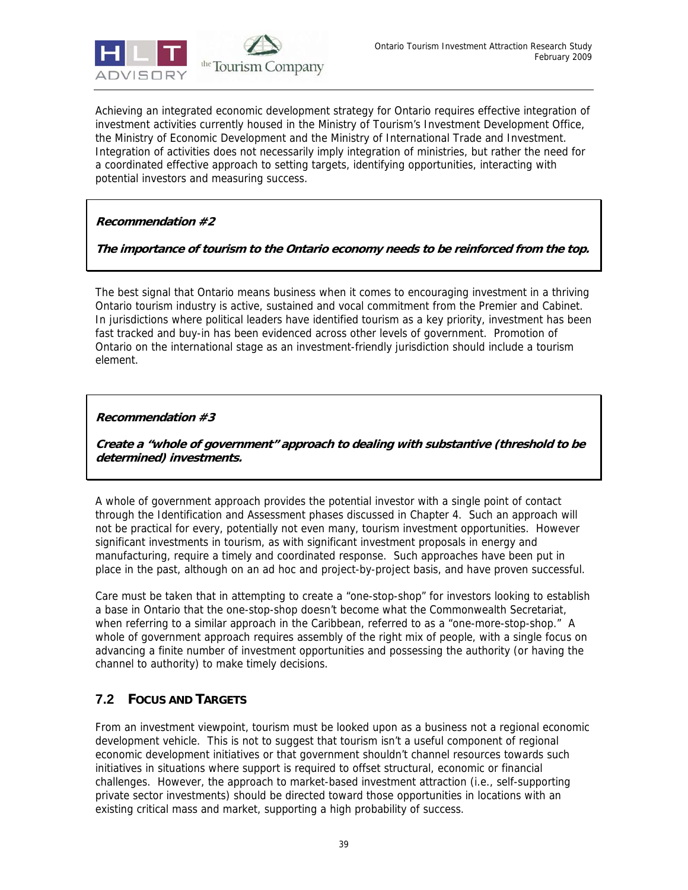Achieving an integrated economic development strategy for Ontario requires effective integration of investment activities currently housed in the Ministry of Tourism's Investment Development Office, the Ministry of Economic Development and the Ministry of International Trade and Investment. Integration of activities does not necessarily imply integration of ministries, but rather the need for a coordinated effective approach to setting targets, identifying opportunities, interacting with potential investors and measuring success.

> ***Recommendation #2***
>
> ***The importance of tourism to the Ontario economy needs to be reinforced from the top.***

The best signal that Ontario means business when it comes to encouraging investment in a thriving Ontario tourism industry is active, sustained and vocal commitment from the Premier and Cabinet. In jurisdictions where political leaders have identified tourism as a key priority, investment has been fast tracked and buy-in has been evidenced across other levels of government. Promotion of Ontario on the international stage as an investment-friendly jurisdiction should include a tourism element.

> ***Recommendation #3***
>
> ***Create a "whole of government" approach to dealing with substantive (threshold to be determined) investments.***

A whole of government approach provides the potential investor with a single point of contact through the Identification and Assessment phases discussed in Chapter 4. Such an approach will not be practical for every, potentially not even many, tourism investment opportunities. However significant investments in tourism, as with significant investment proposals in energy and manufacturing, require a timely and coordinated response. Such approaches have been put in place in the past, although on an ad hoc and project-by-project basis, and have proven successful.

Care must be taken that in attempting to create a "one-stop-shop" for investors looking to establish a base in Ontario that the one-stop-shop doesn't become what the Commonwealth Secretariat, when referring to a similar approach in the Caribbean, referred to as a "one-more-stop-shop." A whole of government approach requires assembly of the right mix of people, with a single focus on advancing a finite number of investment opportunities and possessing the authority (or having the channel to authority) to make timely decisions.

## 7.2 Focus and Targets

From an investment viewpoint, tourism must be looked upon as a business not a regional economic development vehicle. This is not to suggest that tourism isn't a useful component of regional economic development initiatives or that government shouldn't channel resources towards such initiatives in situations where support is required to offset structural, economic or financial challenges. However, the approach to market-based investment attraction (i.e., self-supporting private sector investments) should be directed toward those opportunities in locations with an existing critical mass and market, supporting a high probability of success.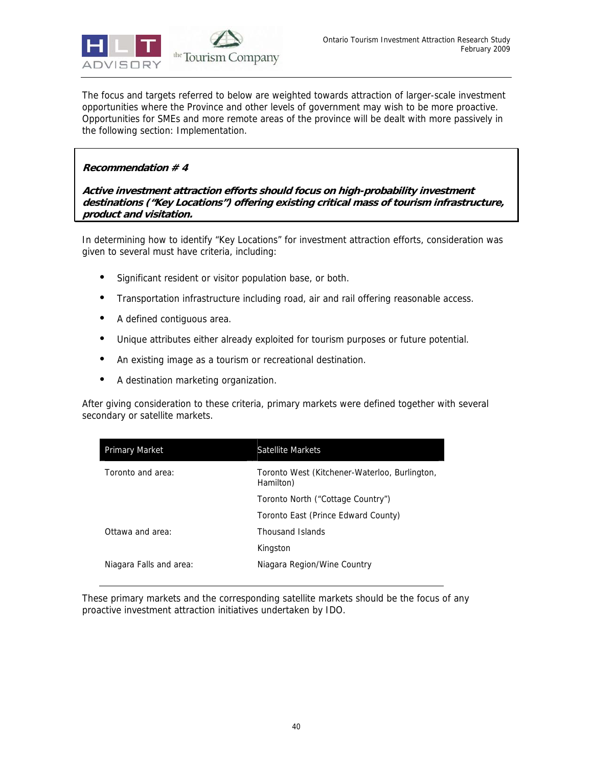The focus and targets referred to below are weighted towards attraction of larger-scale investment opportunities where the Province and other levels of government may wish to be more proactive. Opportunities for SMEs and more remote areas of the province will be dealt with more passively in the following section: Implementation.

***Recommendation # 4***

***Active investment attraction efforts should focus on high-probability investment destinations ("Key Locations") offering existing critical mass of tourism infrastructure, product and visitation.***

In determining how to identify "Key Locations" for investment attraction efforts, consideration was given to several must have criteria, including:

- Significant resident or visitor population base, or both.
- Transportation infrastructure including road, air and rail offering reasonable access.
- A defined contiguous area.
- Unique attributes either already exploited for tourism purposes or future potential.
- An existing image as a tourism or recreational destination.
- A destination marketing organization.

After giving consideration to these criteria, primary markets were defined together with several secondary or satellite markets.

| Primary Market | Satellite Markets |
|---|---|
| Toronto and area: | Toronto West (Kitchener-Waterloo, Burlington, Hamilton) |
| | Toronto North ("Cottage Country") |
| | Toronto East (Prince Edward County) |
| Ottawa and area: | Thousand Islands |
| | Kingston |
| Niagara Falls and area: | Niagara Region/Wine Country |

These primary markets and the corresponding satellite markets should be the focus of any proactive investment attraction initiatives undertaken by IDO.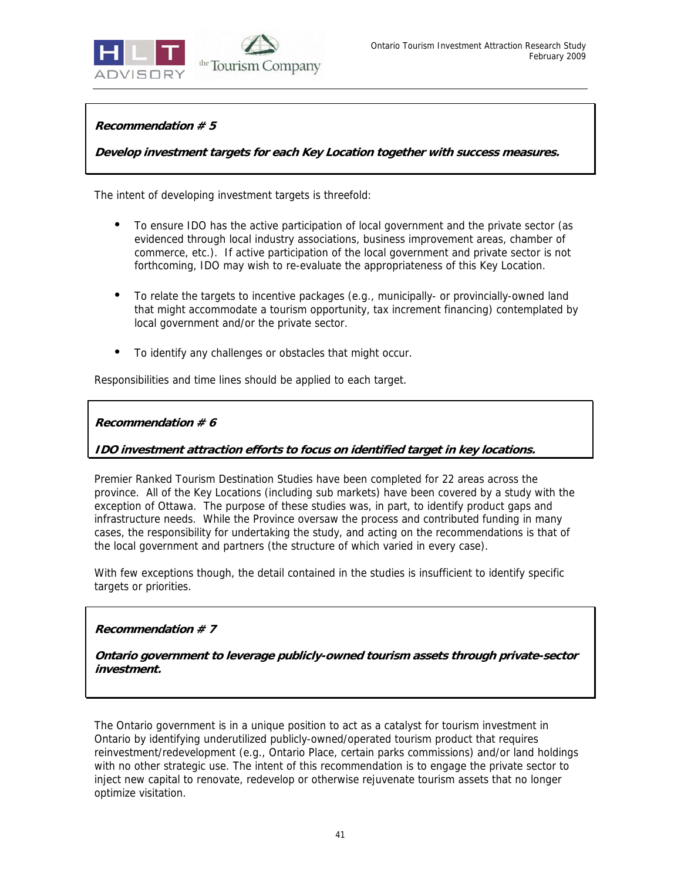**_Recommendation # 5_**

**_Develop investment targets for each Key Location together with success measures._**

The intent of developing investment targets is threefold:

- To ensure IDO has the active participation of local government and the private sector (as evidenced through local industry associations, business improvement areas, chamber of commerce, etc.). If active participation of the local government and private sector is not forthcoming, IDO may wish to re-evaluate the appropriateness of this Key Location.
- To relate the targets to incentive packages (e.g., municipally- or provincially-owned land that might accommodate a tourism opportunity, tax increment financing) contemplated by local government and/or the private sector.
- To identify any challenges or obstacles that might occur.

Responsibilities and time lines should be applied to each target.

**_Recommendation # 6_**

**_IDO investment attraction efforts to focus on identified target in key locations._**

Premier Ranked Tourism Destination Studies have been completed for 22 areas across the province. All of the Key Locations (including sub markets) have been covered by a study with the exception of Ottawa. The purpose of these studies was, in part, to identify product gaps and infrastructure needs. While the Province oversaw the process and contributed funding in many cases, the responsibility for undertaking the study, and acting on the recommendations is that of the local government and partners (the structure of which varied in every case).

With few exceptions though, the detail contained in the studies is insufficient to identify specific targets or priorities.

**_Recommendation # 7_**

**_Ontario government to leverage publicly-owned tourism assets through private-sector investment._**

The Ontario government is in a unique position to act as a catalyst for tourism investment in Ontario by identifying underutilized publicly-owned/operated tourism product that requires reinvestment/redevelopment (e.g., Ontario Place, certain parks commissions) and/or land holdings with no other strategic use. The intent of this recommendation is to engage the private sector to inject new capital to renovate, redevelop or otherwise rejuvenate tourism assets that no longer optimize visitation.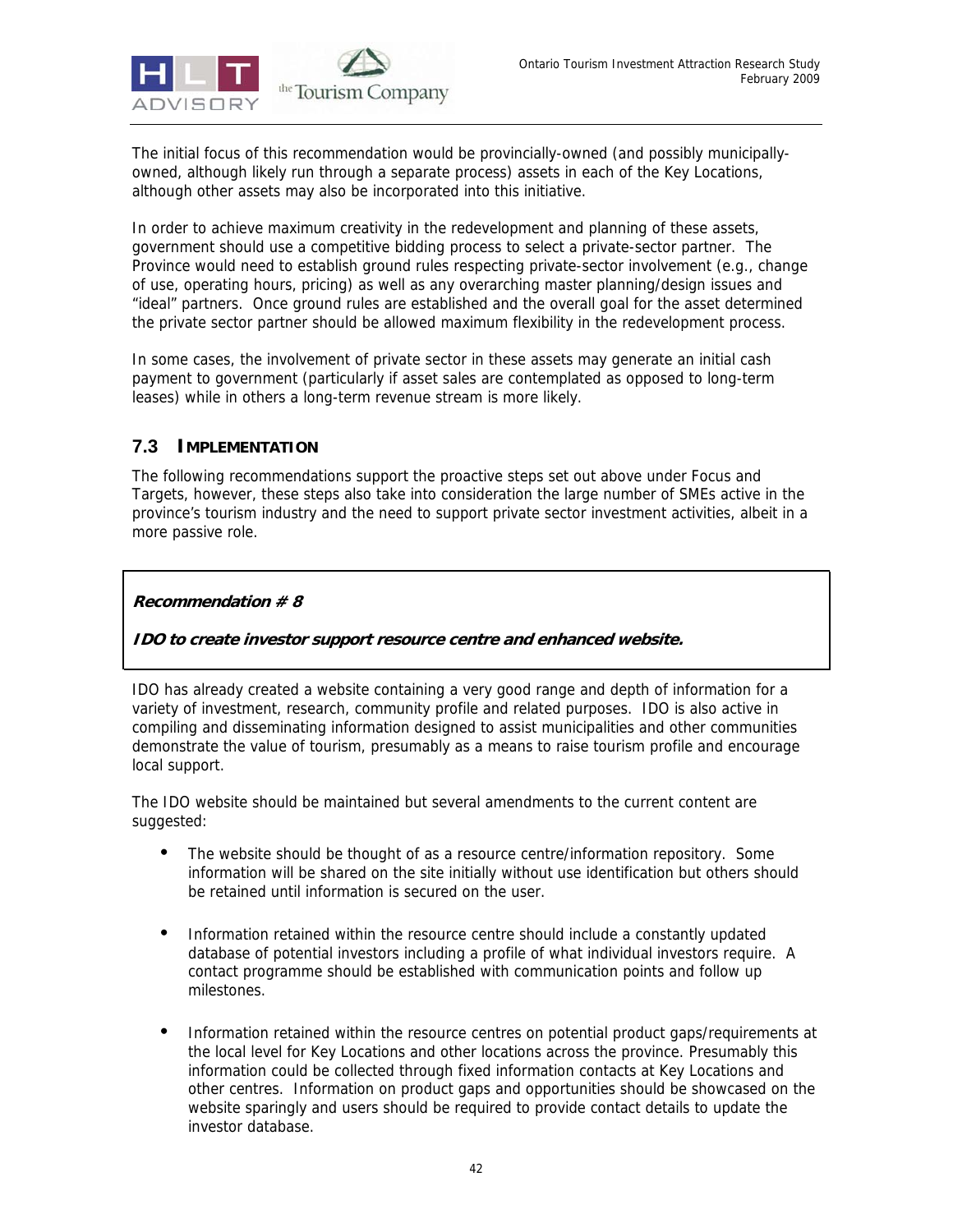The initial focus of this recommendation would be provincially-owned (and possibly municipally-owned, although likely run through a separate process) assets in each of the Key Locations, although other assets may also be incorporated into this initiative.

In order to achieve maximum creativity in the redevelopment and planning of these assets, government should use a competitive bidding process to select a private-sector partner. The Province would need to establish ground rules respecting private-sector involvement (e.g., change of use, operating hours, pricing) as well as any overarching master planning/design issues and "ideal" partners. Once ground rules are established and the overall goal for the asset determined the private sector partner should be allowed maximum flexibility in the redevelopment process.

In some cases, the involvement of private sector in these assets may generate an initial cash payment to government (particularly if asset sales are contemplated as opposed to long-term leases) while in others a long-term revenue stream is more likely.

## 7.3 IMPLEMENTATION

The following recommendations support the proactive steps set out above under Focus and Targets, however, these steps also take into consideration the large number of SMEs active in the province's tourism industry and the need to support private sector investment activities, albeit in a more passive role.

***Recommendation # 8***

***IDO to create investor support resource centre and enhanced website.***

IDO has already created a website containing a very good range and depth of information for a variety of investment, research, community profile and related purposes. IDO is also active in compiling and disseminating information designed to assist municipalities and other communities demonstrate the value of tourism, presumably as a means to raise tourism profile and encourage local support.

The IDO website should be maintained but several amendments to the current content are suggested:

- The website should be thought of as a resource centre/information repository. Some information will be shared on the site initially without use identification but others should be retained until information is secured on the user.

- Information retained within the resource centre should include a constantly updated database of potential investors including a profile of what individual investors require. A contact programme should be established with communication points and follow up milestones.

- Information retained within the resource centres on potential product gaps/requirements at the local level for Key Locations and other locations across the province. Presumably this information could be collected through fixed information contacts at Key Locations and other centres. Information on product gaps and opportunities should be showcased on the website sparingly and users should be required to provide contact details to update the investor database.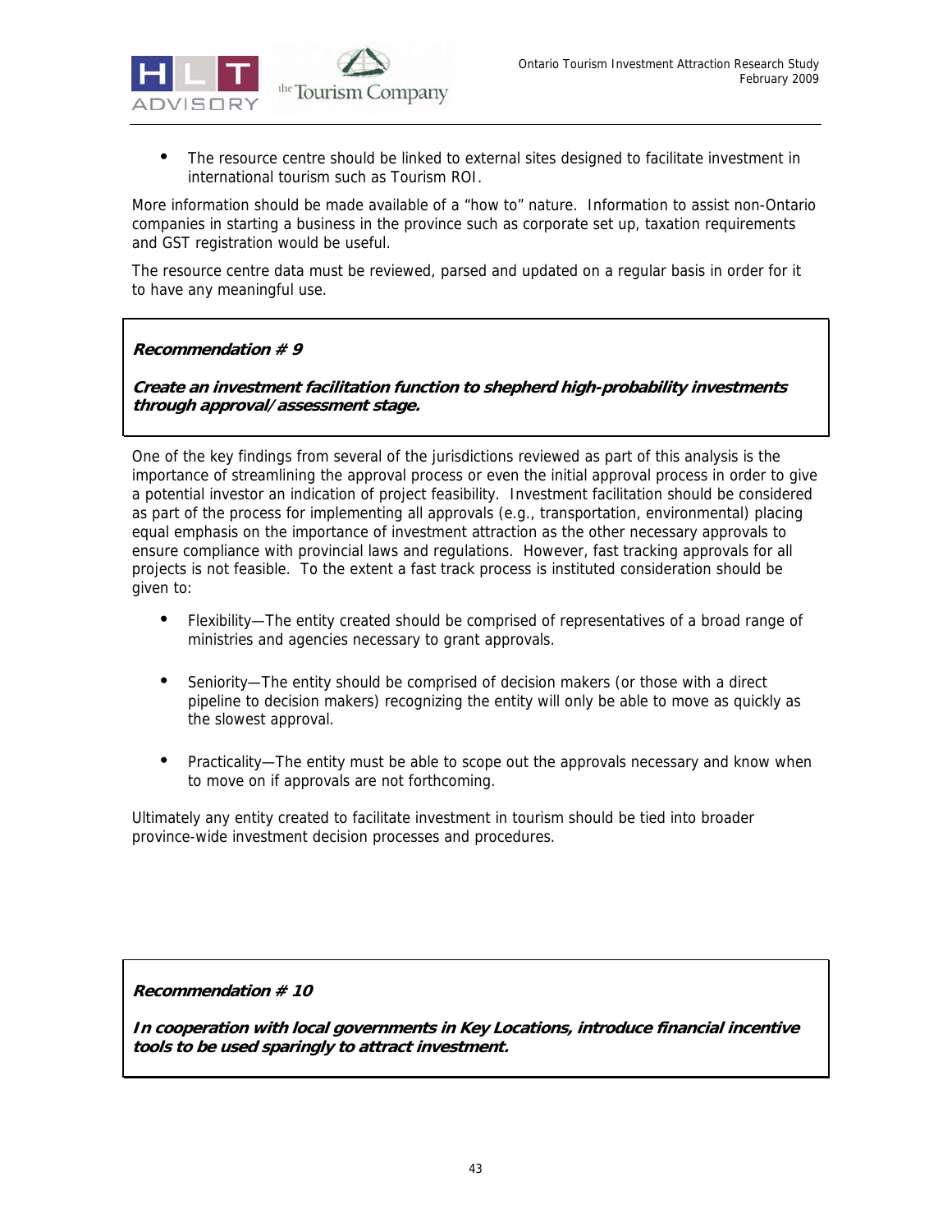- The resource centre should be linked to external sites designed to facilitate investment in international tourism such as Tourism ROI.

More information should be made available of a "how to" nature. Information to assist non-Ontario companies in starting a business in the province such as corporate set up, taxation requirements and GST registration would be useful.

The resource centre data must be reviewed, parsed and updated on a regular basis in order for it to have any meaningful use.

> ***Recommendation # 9***
>
> ***Create an investment facilitation function to shepherd high-probability investments through approval/assessment stage.***

One of the key findings from several of the jurisdictions reviewed as part of this analysis is the importance of streamlining the approval process or even the initial approval process in order to give a potential investor an indication of project feasibility. Investment facilitation should be considered as part of the process for implementing all approvals (e.g., transportation, environmental) placing equal emphasis on the importance of investment attraction as the other necessary approvals to ensure compliance with provincial laws and regulations. However, fast tracking approvals for all projects is not feasible. To the extent a fast track process is instituted consideration should be given to:

- Flexibility—The entity created should be comprised of representatives of a broad range of ministries and agencies necessary to grant approvals.
- Seniority—The entity should be comprised of decision makers (or those with a direct pipeline to decision makers) recognizing the entity will only be able to move as quickly as the slowest approval.
- Practicality—The entity must be able to scope out the approvals necessary and know when to move on if approvals are not forthcoming.

Ultimately any entity created to facilitate investment in tourism should be tied into broader province-wide investment decision processes and procedures.

> ***Recommendation # 10***
>
> ***In cooperation with local governments in Key Locations, introduce financial incentive tools to be used sparingly to attract investment.***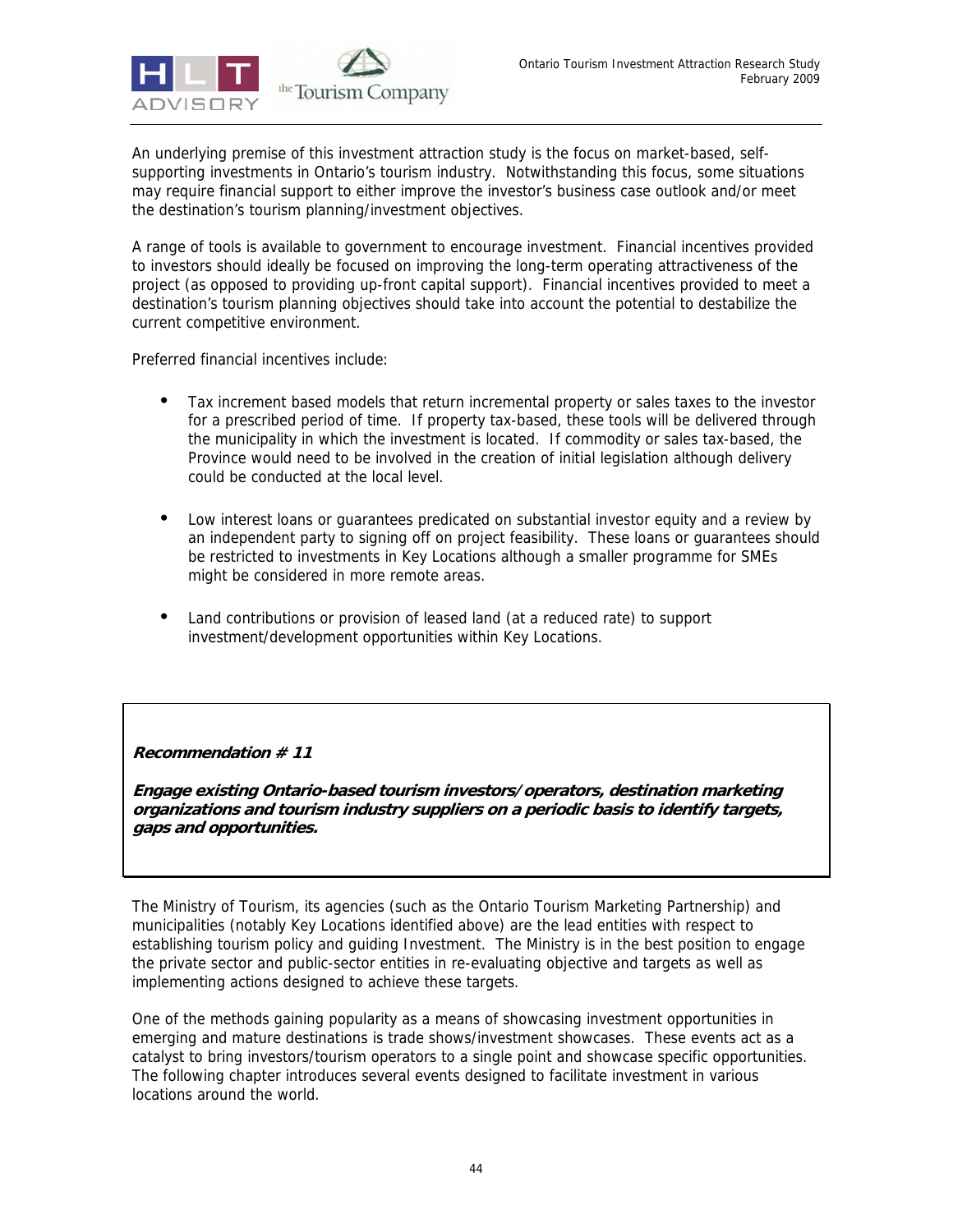An underlying premise of this investment attraction study is the focus on market-based, self-supporting investments in Ontario's tourism industry. Notwithstanding this focus, some situations may require financial support to either improve the investor's business case outlook and/or meet the destination's tourism planning/investment objectives.

A range of tools is available to government to encourage investment. Financial incentives provided to investors should ideally be focused on improving the long-term operating attractiveness of the project (as opposed to providing up-front capital support). Financial incentives provided to meet a destination's tourism planning objectives should take into account the potential to destabilize the current competitive environment.

Preferred financial incentives include:

- Tax increment based models that return incremental property or sales taxes to the investor for a prescribed period of time. If property tax-based, these tools will be delivered through the municipality in which the investment is located. If commodity or sales tax-based, the Province would need to be involved in the creation of initial legislation although delivery could be conducted at the local level.

- Low interest loans or guarantees predicated on substantial investor equity and a review by an independent party to signing off on project feasibility. These loans or guarantees should be restricted to investments in Key Locations although a smaller programme for SMEs might be considered in more remote areas.

- Land contributions or provision of leased land (at a reduced rate) to support investment/development opportunities within Key Locations.

***Recommendation # 11***

***Engage existing Ontario-based tourism investors/operators, destination marketing organizations and tourism industry suppliers on a periodic basis to identify targets, gaps and opportunities.***

The Ministry of Tourism, its agencies (such as the Ontario Tourism Marketing Partnership) and municipalities (notably Key Locations identified above) are the lead entities with respect to establishing tourism policy and guiding Investment. The Ministry is in the best position to engage the private sector and public-sector entities in re-evaluating objective and targets as well as implementing actions designed to achieve these targets.

One of the methods gaining popularity as a means of showcasing investment opportunities in emerging and mature destinations is trade shows/investment showcases. These events act as a catalyst to bring investors/tourism operators to a single point and showcase specific opportunities. The following chapter introduces several events designed to facilitate investment in various locations around the world.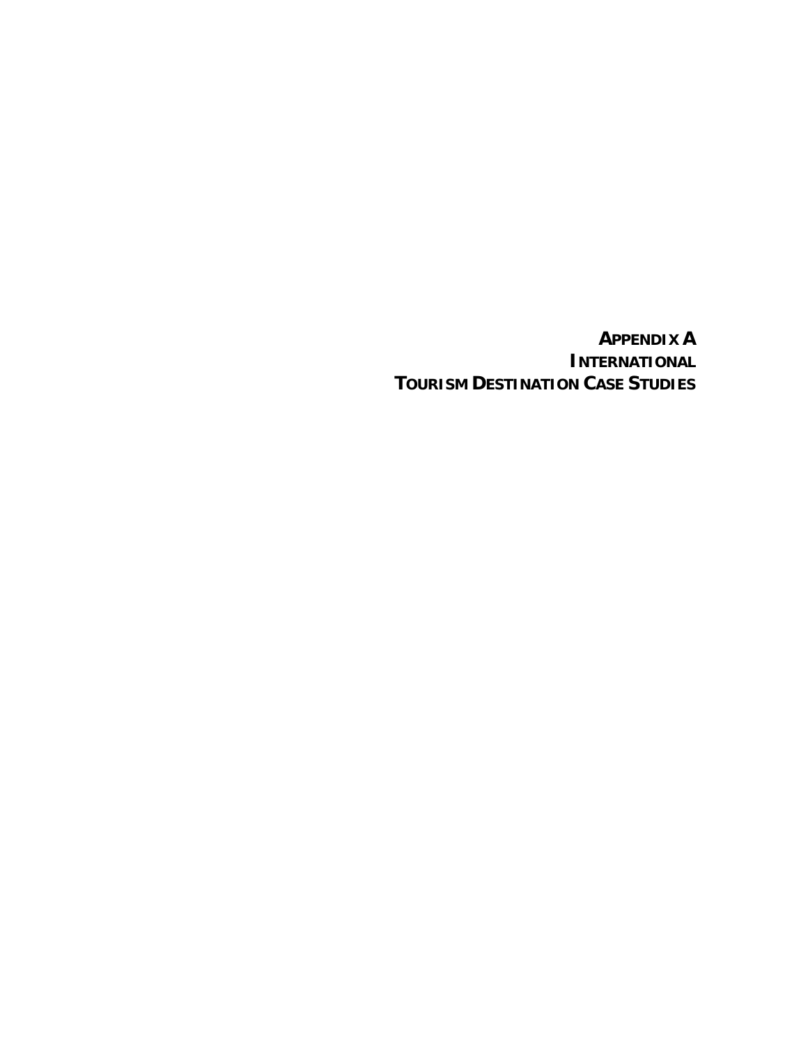# APPENDIX A
# INTERNATIONAL
# TOURISM DESTINATION CASE STUDIES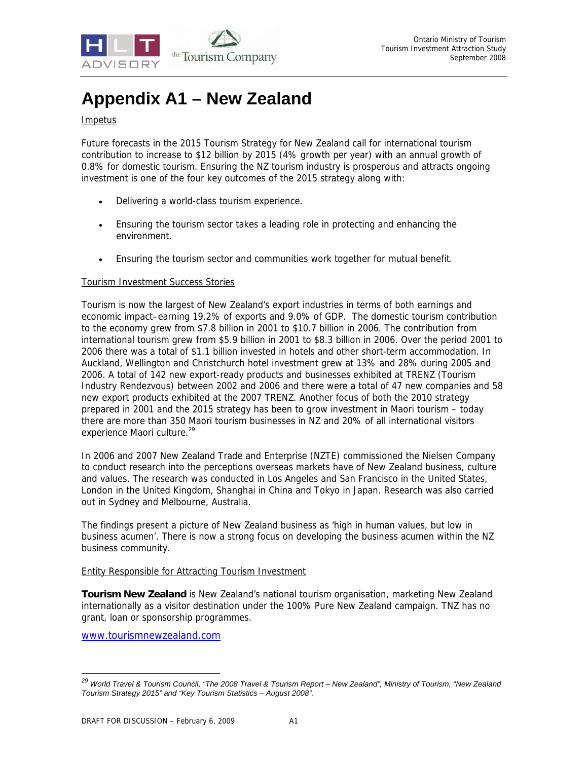# Appendix A1 – New Zealand

Impetus

Future forecasts in the 2015 Tourism Strategy for New Zealand call for international tourism contribution to increase to $12 billion by 2015 (4% growth per year) with an annual growth of 0.8% for domestic tourism. Ensuring the NZ tourism industry is prosperous and attracts ongoing investment is one of the four key outcomes of the 2015 strategy along with:

- Delivering a world-class tourism experience.
- Ensuring the tourism sector takes a leading role in protecting and enhancing the environment.
- Ensuring the tourism sector and communities work together for mutual benefit.

Tourism Investment Success Stories

Tourism is now the largest of New Zealand's export industries in terms of both earnings and economic impact–earning 19.2% of exports and 9.0% of GDP. The domestic tourism contribution to the economy grew from $7.8 billion in 2001 to $10.7 billion in 2006. The contribution from international tourism grew from $5.9 billion in 2001 to $8.3 billion in 2006. Over the period 2001 to 2006 there was a total of $1.1 billion invested in hotels and other short-term accommodation. In Auckland, Wellington and Christchurch hotel investment grew at 13% and 28% during 2005 and 2006. A total of 142 new export-ready products and businesses exhibited at TRENZ (Tourism Industry Rendezvous) between 2002 and 2006 and there were a total of 47 new companies and 58 new export products exhibited at the 2007 TRENZ. Another focus of both the 2010 strategy prepared in 2001 and the 2015 strategy has been to grow investment in Maori tourism – today there are more than 350 Maori tourism businesses in NZ and 20% of all international visitors experience Maori culture.[29]

In 2006 and 2007 New Zealand Trade and Enterprise (NZTE) commissioned the Nielsen Company to conduct research into the perceptions overseas markets have of New Zealand business, culture and values. The research was conducted in Los Angeles and San Francisco in the United States, London in the United Kingdom, Shanghai in China and Tokyo in Japan. Research was also carried out in Sydney and Melbourne, Australia.

The findings present a picture of New Zealand business as 'high in human values, but low in business acumen'. There is now a strong focus on developing the business acumen within the NZ business community.

Entity Responsible for Attracting Tourism Investment

**Tourism New Zealand** is New Zealand's national tourism organisation, marketing New Zealand internationally as a visitor destination under the 100% Pure New Zealand campaign. TNZ has no grant, loan or sponsorship programmes.

www.tourismnewzealand.com

[29] *World Travel & Tourism Council, "The 2008 Travel & Tourism Report – New Zealand", Ministry of Tourism, "New Zealand Tourism Strategy 2015" and "Key Tourism Statistics – August 2008".*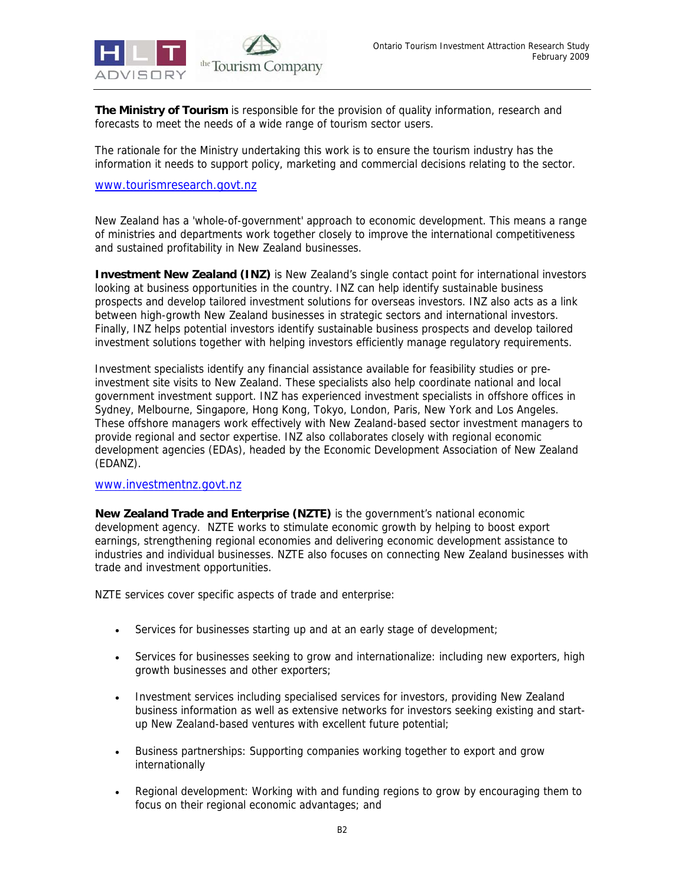**The Ministry of Tourism** is responsible for the provision of quality information, research and forecasts to meet the needs of a wide range of tourism sector users.

The rationale for the Ministry undertaking this work is to ensure the tourism industry has the information it needs to support policy, marketing and commercial decisions relating to the sector.

www.tourismresearch.govt.nz

New Zealand has a 'whole-of-government' approach to economic development. This means a range of ministries and departments work together closely to improve the international competitiveness and sustained profitability in New Zealand businesses.

**Investment New Zealand (INZ)** is New Zealand's single contact point for international investors looking at business opportunities in the country. INZ can help identify sustainable business prospects and develop tailored investment solutions for overseas investors. INZ also acts as a link between high-growth New Zealand businesses in strategic sectors and international investors. Finally, INZ helps potential investors identify sustainable business prospects and develop tailored investment solutions together with helping investors efficiently manage regulatory requirements.

Investment specialists identify any financial assistance available for feasibility studies or pre-investment site visits to New Zealand. These specialists also help coordinate national and local government investment support. INZ has experienced investment specialists in offshore offices in Sydney, Melbourne, Singapore, Hong Kong, Tokyo, London, Paris, New York and Los Angeles. These offshore managers work effectively with New Zealand-based sector investment managers to provide regional and sector expertise. INZ also collaborates closely with regional economic development agencies (EDAs), headed by the Economic Development Association of New Zealand (EDANZ).

www.investmentnz.govt.nz

**New Zealand Trade and Enterprise (NZTE)** is the government's national economic development agency. NZTE works to stimulate economic growth by helping to boost export earnings, strengthening regional economies and delivering economic development assistance to industries and individual businesses. NZTE also focuses on connecting New Zealand businesses with trade and investment opportunities.

NZTE services cover specific aspects of trade and enterprise:

- Services for businesses starting up and at an early stage of development;
- Services for businesses seeking to grow and internationalize: including new exporters, high growth businesses and other exporters;
- Investment services including specialised services for investors, providing New Zealand business information as well as extensive networks for investors seeking existing and start-up New Zealand-based ventures with excellent future potential;
- Business partnerships: Supporting companies working together to export and grow internationally
- Regional development: Working with and funding regions to grow by encouraging them to focus on their regional economic advantages; and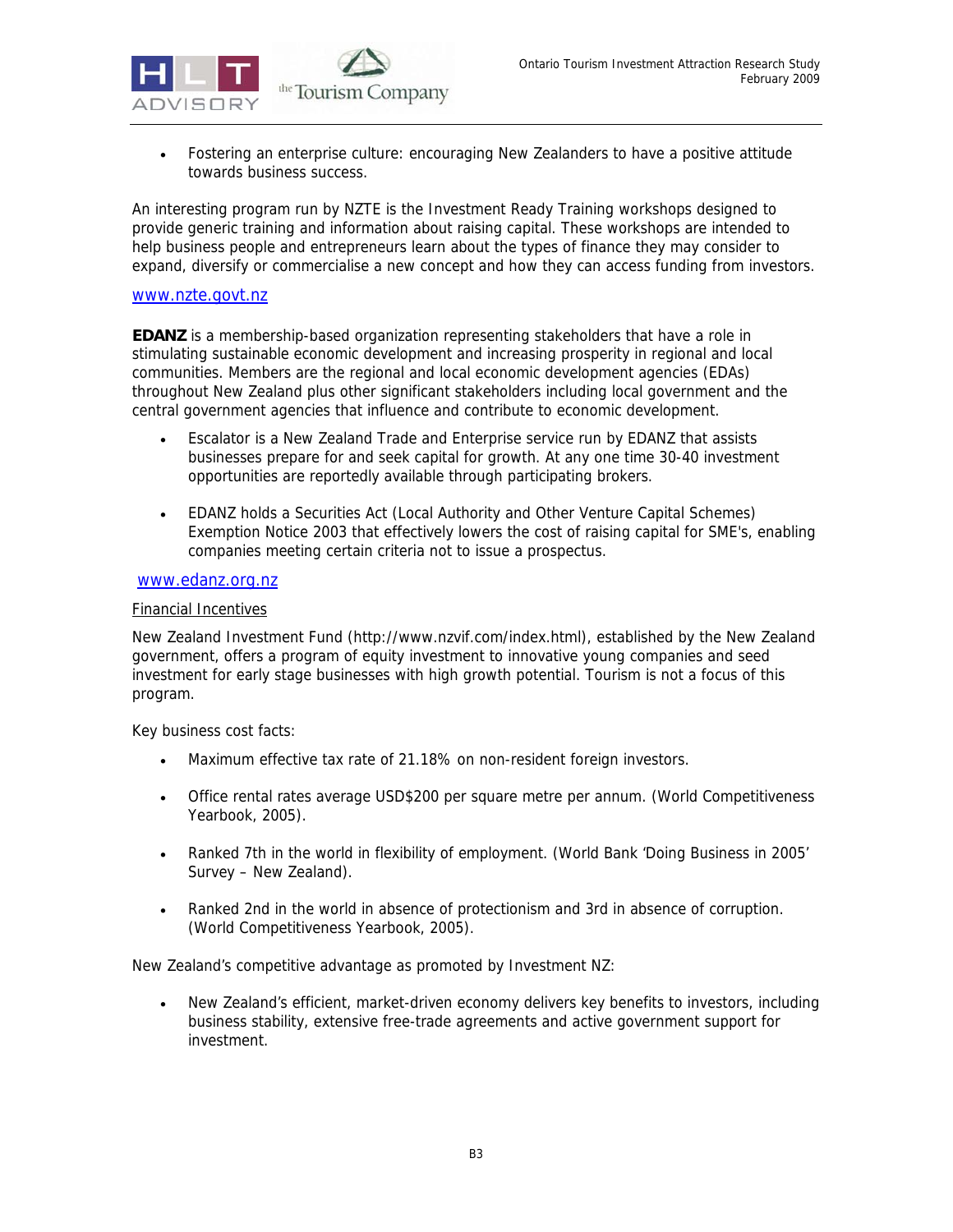- Fostering an enterprise culture: encouraging New Zealanders to have a positive attitude towards business success.

An interesting program run by NZTE is the Investment Ready Training workshops designed to provide generic training and information about raising capital. These workshops are intended to help business people and entrepreneurs learn about the types of finance they may consider to expand, diversify or commercialise a new concept and how they can access funding from investors.

www.nzte.govt.nz

**EDANZ** is a membership-based organization representing stakeholders that have a role in stimulating sustainable economic development and increasing prosperity in regional and local communities. Members are the regional and local economic development agencies (EDAs) throughout New Zealand plus other significant stakeholders including local government and the central government agencies that influence and contribute to economic development.

- Escalator is a New Zealand Trade and Enterprise service run by EDANZ that assists businesses prepare for and seek capital for growth. At any one time 30-40 investment opportunities are reportedly available through participating brokers.
- EDANZ holds a Securities Act (Local Authority and Other Venture Capital Schemes) Exemption Notice 2003 that effectively lowers the cost of raising capital for SME's, enabling companies meeting certain criteria not to issue a prospectus.

www.edanz.org.nz

Financial Incentives

New Zealand Investment Fund (http://www.nzvif.com/index.html), established by the New Zealand government, offers a program of equity investment to innovative young companies and seed investment for early stage businesses with high growth potential. Tourism is not a focus of this program.

Key business cost facts:

- Maximum effective tax rate of 21.18% on non-resident foreign investors.
- Office rental rates average USD$200 per square metre per annum. (World Competitiveness Yearbook, 2005).
- Ranked 7th in the world in flexibility of employment. (World Bank 'Doing Business in 2005' Survey – New Zealand).
- Ranked 2nd in the world in absence of protectionism and 3rd in absence of corruption. (World Competitiveness Yearbook, 2005).

New Zealand's competitive advantage as promoted by Investment NZ:

- New Zealand's efficient, market-driven economy delivers key benefits to investors, including business stability, extensive free-trade agreements and active government support for investment.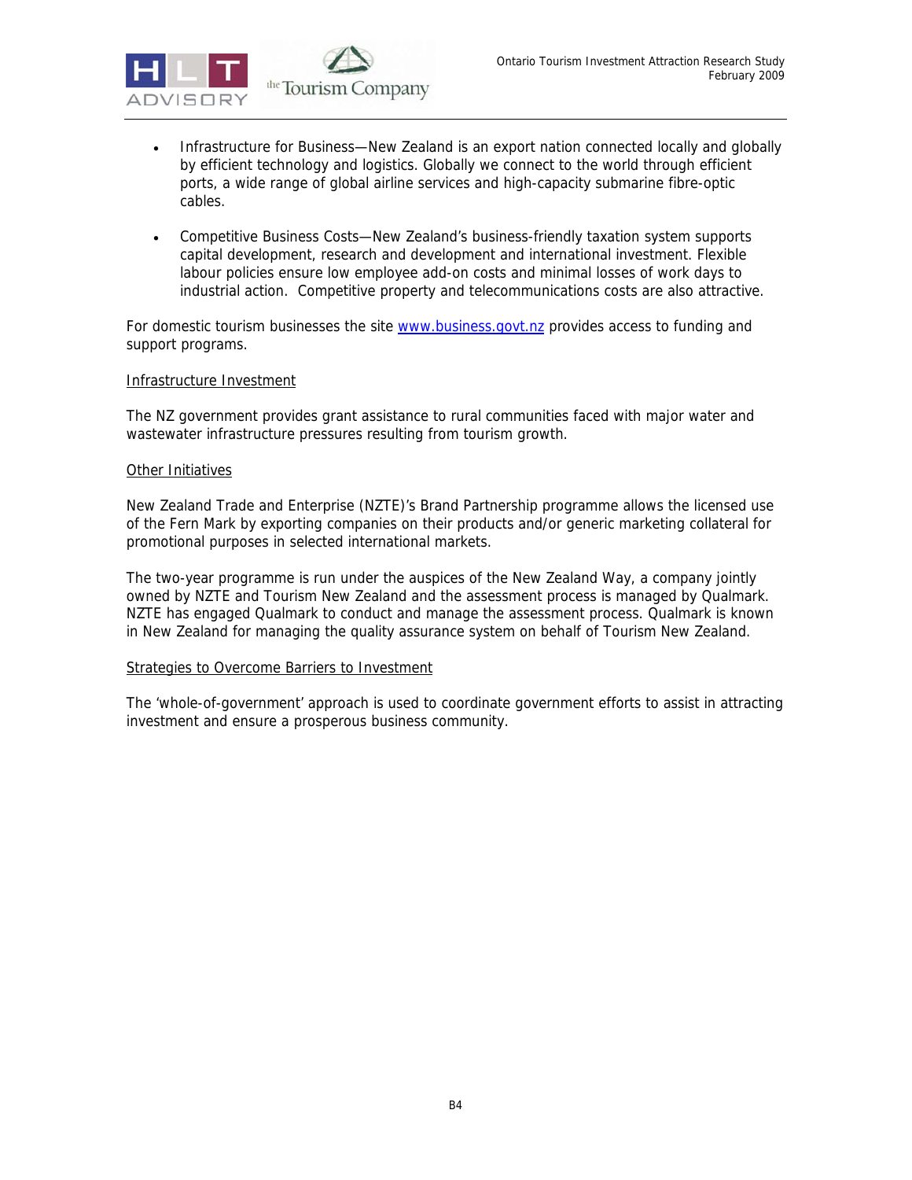- Infrastructure for Business—New Zealand is an export nation connected locally and globally by efficient technology and logistics. Globally we connect to the world through efficient ports, a wide range of global airline services and high-capacity submarine fibre-optic cables.

- Competitive Business Costs—New Zealand's business-friendly taxation system supports capital development, research and development and international investment. Flexible labour policies ensure low employee add-on costs and minimal losses of work days to industrial action. Competitive property and telecommunications costs are also attractive.

For domestic tourism businesses the site www.business.govt.nz provides access to funding and support programs.

Infrastructure Investment

The NZ government provides grant assistance to rural communities faced with major water and wastewater infrastructure pressures resulting from tourism growth.

Other Initiatives

New Zealand Trade and Enterprise (NZTE)'s Brand Partnership programme allows the licensed use of the Fern Mark by exporting companies on their products and/or generic marketing collateral for promotional purposes in selected international markets.

The two-year programme is run under the auspices of the New Zealand Way, a company jointly owned by NZTE and Tourism New Zealand and the assessment process is managed by Qualmark. NZTE has engaged Qualmark to conduct and manage the assessment process. Qualmark is known in New Zealand for managing the quality assurance system on behalf of Tourism New Zealand.

Strategies to Overcome Barriers to Investment

The 'whole-of-government' approach is used to coordinate government efforts to assist in attracting investment and ensure a prosperous business community.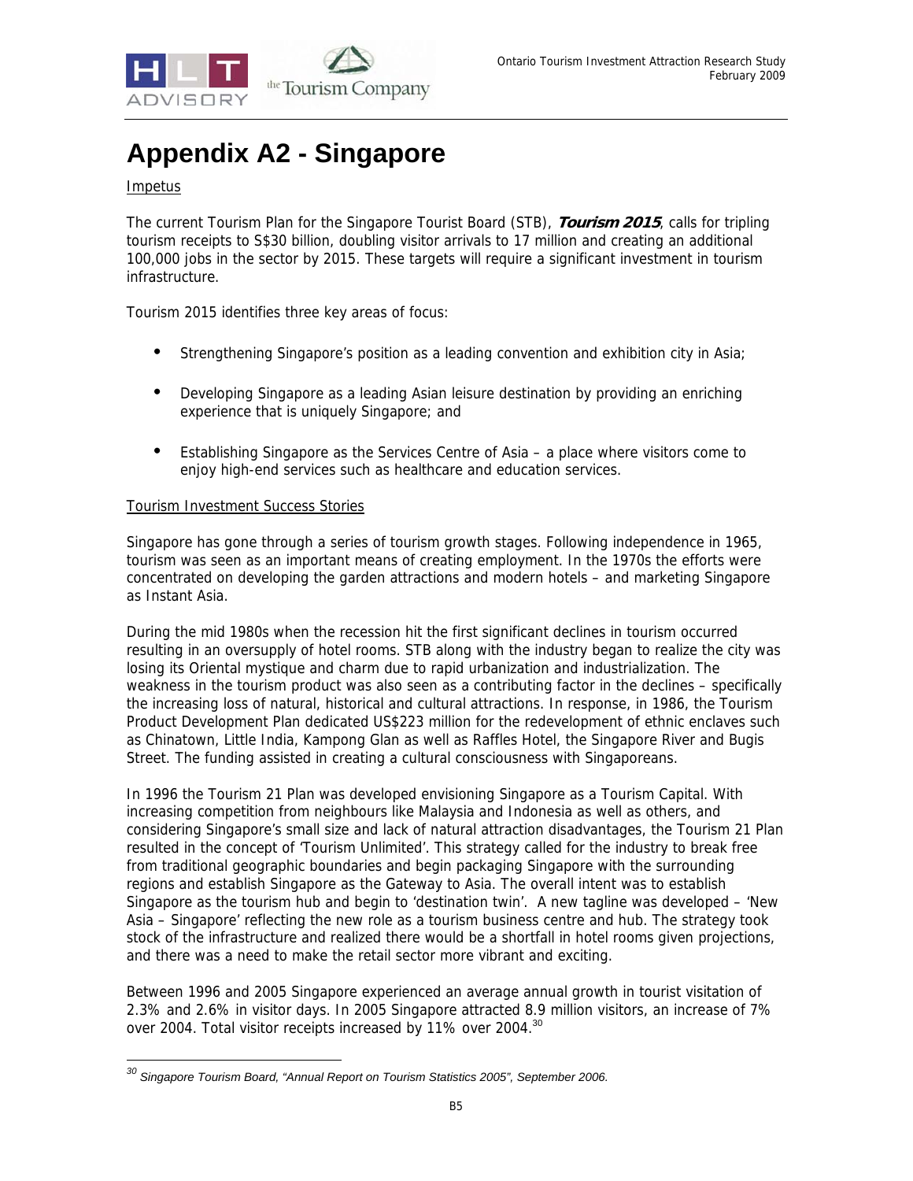# Appendix A2 - Singapore

Impetus

The current Tourism Plan for the Singapore Tourist Board (STB), ***Tourism 2015***, calls for tripling tourism receipts to S$30 billion, doubling visitor arrivals to 17 million and creating an additional 100,000 jobs in the sector by 2015. These targets will require a significant investment in tourism infrastructure.

Tourism 2015 identifies three key areas of focus:

- Strengthening Singapore's position as a leading convention and exhibition city in Asia;
- Developing Singapore as a leading Asian leisure destination by providing an enriching experience that is uniquely Singapore; and
- Establishing Singapore as the Services Centre of Asia – a place where visitors come to enjoy high-end services such as healthcare and education services.

Tourism Investment Success Stories

Singapore has gone through a series of tourism growth stages. Following independence in 1965, tourism was seen as an important means of creating employment. In the 1970s the efforts were concentrated on developing the garden attractions and modern hotels – and marketing Singapore as Instant Asia.

During the mid 1980s when the recession hit the first significant declines in tourism occurred resulting in an oversupply of hotel rooms. STB along with the industry began to realize the city was losing its Oriental mystique and charm due to rapid urbanization and industrialization. The weakness in the tourism product was also seen as a contributing factor in the declines – specifically the increasing loss of natural, historical and cultural attractions. In response, in 1986, the Tourism Product Development Plan dedicated US$223 million for the redevelopment of ethnic enclaves such as Chinatown, Little India, Kampong Glan as well as Raffles Hotel, the Singapore River and Bugis Street. The funding assisted in creating a cultural consciousness with Singaporeans.

In 1996 the Tourism 21 Plan was developed envisioning Singapore as a Tourism Capital. With increasing competition from neighbours like Malaysia and Indonesia as well as others, and considering Singapore's small size and lack of natural attraction disadvantages, the Tourism 21 Plan resulted in the concept of 'Tourism Unlimited'. This strategy called for the industry to break free from traditional geographic boundaries and begin packaging Singapore with the surrounding regions and establish Singapore as the Gateway to Asia. The overall intent was to establish Singapore as the tourism hub and begin to 'destination twin'. A new tagline was developed – 'New Asia – Singapore' reflecting the new role as a tourism business centre and hub. The strategy took stock of the infrastructure and realized there would be a shortfall in hotel rooms given projections, and there was a need to make the retail sector more vibrant and exciting.

Between 1996 and 2005 Singapore experienced an average annual growth in tourist visitation of 2.3% and 2.6% in visitor days. In 2005 Singapore attracted 8.9 million visitors, an increase of 7% over 2004. Total visitor receipts increased by 11% over 2004.[30]

[30] *Singapore Tourism Board, "Annual Report on Tourism Statistics 2005", September 2006.*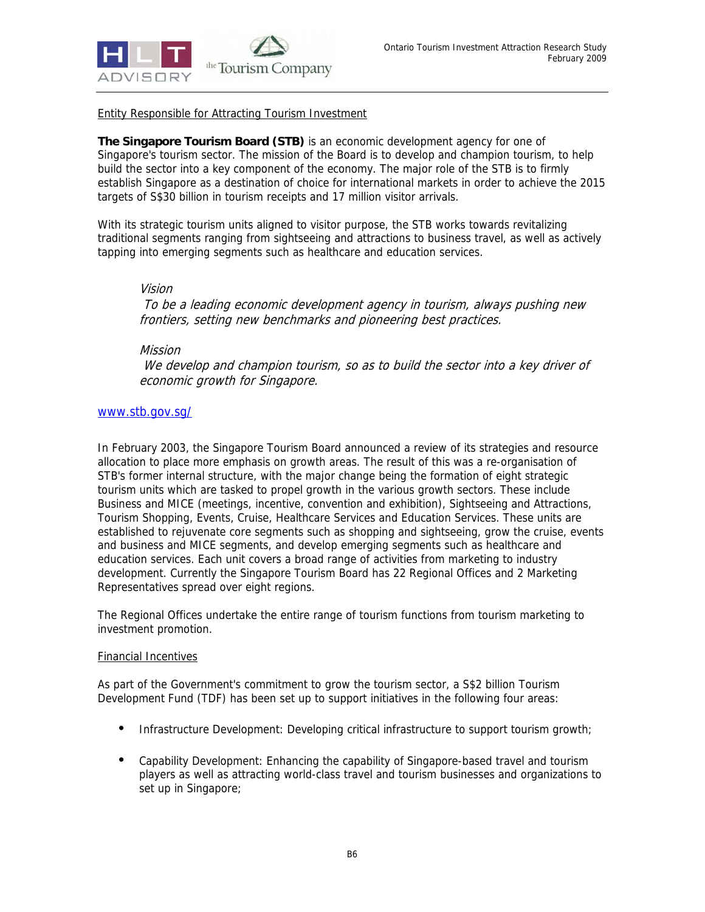Entity Responsible for Attracting Tourism Investment

**The Singapore Tourism Board (STB)** is an economic development agency for one of Singapore's tourism sector. The mission of the Board is to develop and champion tourism, to help build the sector into a key component of the economy. The major role of the STB is to firmly establish Singapore as a destination of choice for international markets in order to achieve the 2015 targets of S$30 billion in tourism receipts and 17 million visitor arrivals.

With its strategic tourism units aligned to visitor purpose, the STB works towards revitalizing traditional segments ranging from sightseeing and attractions to business travel, as well as actively tapping into emerging segments such as healthcare and education services.

> *Vision*
> *To be a leading economic development agency in tourism, always pushing new frontiers, setting new benchmarks and pioneering best practices.*
>
> *Mission*
> *We develop and champion tourism, so as to build the sector into a key driver of economic growth for Singapore.*

www.stb.gov.sg/

In February 2003, the Singapore Tourism Board announced a review of its strategies and resource allocation to place more emphasis on growth areas. The result of this was a re-organisation of STB's former internal structure, with the major change being the formation of eight strategic tourism units which are tasked to propel growth in the various growth sectors. These include Business and MICE (meetings, incentive, convention and exhibition), Sightseeing and Attractions, Tourism Shopping, Events, Cruise, Healthcare Services and Education Services. These units are established to rejuvenate core segments such as shopping and sightseeing, grow the cruise, events and business and MICE segments, and develop emerging segments such as healthcare and education services. Each unit covers a broad range of activities from marketing to industry development. Currently the Singapore Tourism Board has 22 Regional Offices and 2 Marketing Representatives spread over eight regions.

The Regional Offices undertake the entire range of tourism functions from tourism marketing to investment promotion.

Financial Incentives

As part of the Government's commitment to grow the tourism sector, a S$2 billion Tourism Development Fund (TDF) has been set up to support initiatives in the following four areas:

- Infrastructure Development: Developing critical infrastructure to support tourism growth;
- Capability Development: Enhancing the capability of Singapore-based travel and tourism players as well as attracting world-class travel and tourism businesses and organizations to set up in Singapore;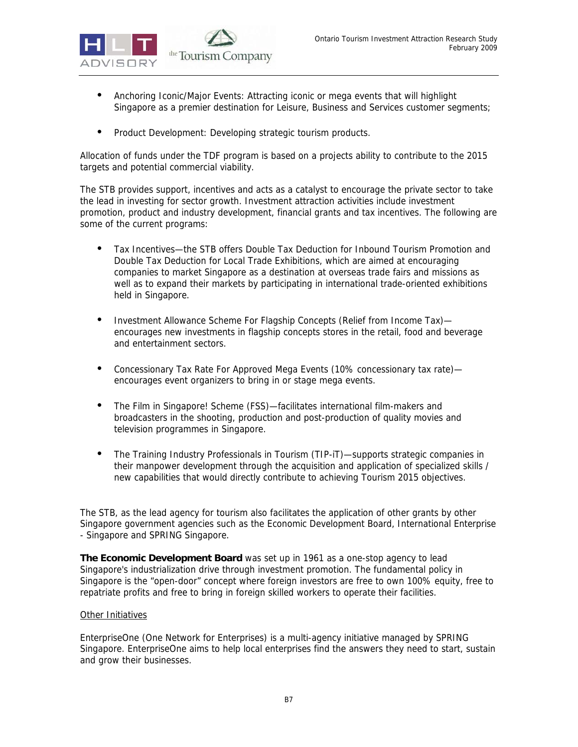- Anchoring Iconic/Major Events: Attracting iconic or mega events that will highlight Singapore as a premier destination for Leisure, Business and Services customer segments;

- Product Development: Developing strategic tourism products.

Allocation of funds under the TDF program is based on a projects ability to contribute to the 2015 targets and potential commercial viability.

The STB provides support, incentives and acts as a catalyst to encourage the private sector to take the lead in investing for sector growth. Investment attraction activities include investment promotion, product and industry development, financial grants and tax incentives. The following are some of the current programs:

- Tax Incentives—the STB offers Double Tax Deduction for Inbound Tourism Promotion and Double Tax Deduction for Local Trade Exhibitions, which are aimed at encouraging companies to market Singapore as a destination at overseas trade fairs and missions as well as to expand their markets by participating in international trade-oriented exhibitions held in Singapore.

- Investment Allowance Scheme For Flagship Concepts (Relief from Income Tax)—encourages new investments in flagship concepts stores in the retail, food and beverage and entertainment sectors.

- Concessionary Tax Rate For Approved Mega Events (10% concessionary tax rate)—encourages event organizers to bring in or stage mega events.

- The Film in Singapore! Scheme (FSS)—facilitates international film-makers and broadcasters in the shooting, production and post-production of quality movies and television programmes in Singapore.

- The Training Industry Professionals in Tourism (TIP-iT)—supports strategic companies in their manpower development through the acquisition and application of specialized skills / new capabilities that would directly contribute to achieving Tourism 2015 objectives.

The STB, as the lead agency for tourism also facilitates the application of other grants by other Singapore government agencies such as the Economic Development Board, International Enterprise - Singapore and SPRING Singapore.

**The Economic Development Board** was set up in 1961 as a one-stop agency to lead Singapore's industrialization drive through investment promotion. The fundamental policy in Singapore is the "open-door" concept where foreign investors are free to own 100% equity, free to repatriate profits and free to bring in foreign skilled workers to operate their facilities.

<u>Other Initiatives</u>

EnterpriseOne (One Network for Enterprises) is a multi-agency initiative managed by SPRING Singapore. EnterpriseOne aims to help local enterprises find the answers they need to start, sustain and grow their businesses.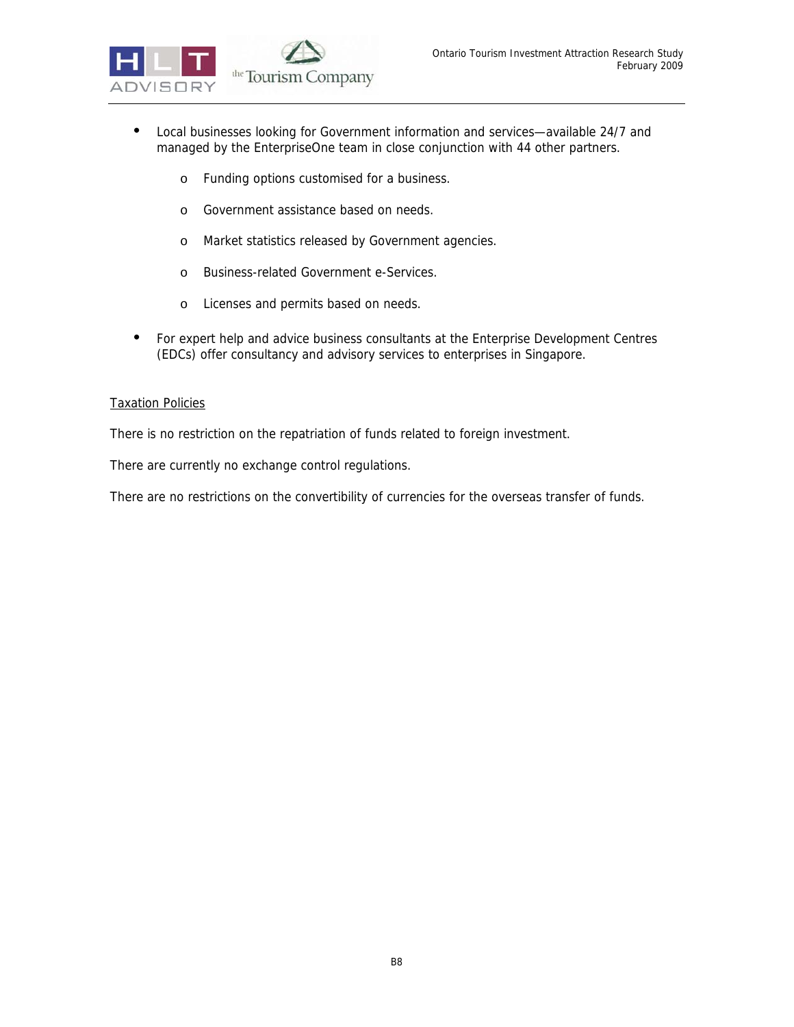- Local businesses looking for Government information and services—available 24/7 and managed by the EnterpriseOne team in close conjunction with 44 other partners.
  - Funding options customised for a business.
  - Government assistance based on needs.
  - Market statistics released by Government agencies.
  - Business-related Government e-Services.
  - Licenses and permits based on needs.
- For expert help and advice business consultants at the Enterprise Development Centres (EDCs) offer consultancy and advisory services to enterprises in Singapore.

<u>Taxation Policies</u>

There is no restriction on the repatriation of funds related to foreign investment.

There are currently no exchange control regulations.

There are no restrictions on the convertibility of currencies for the overseas transfer of funds.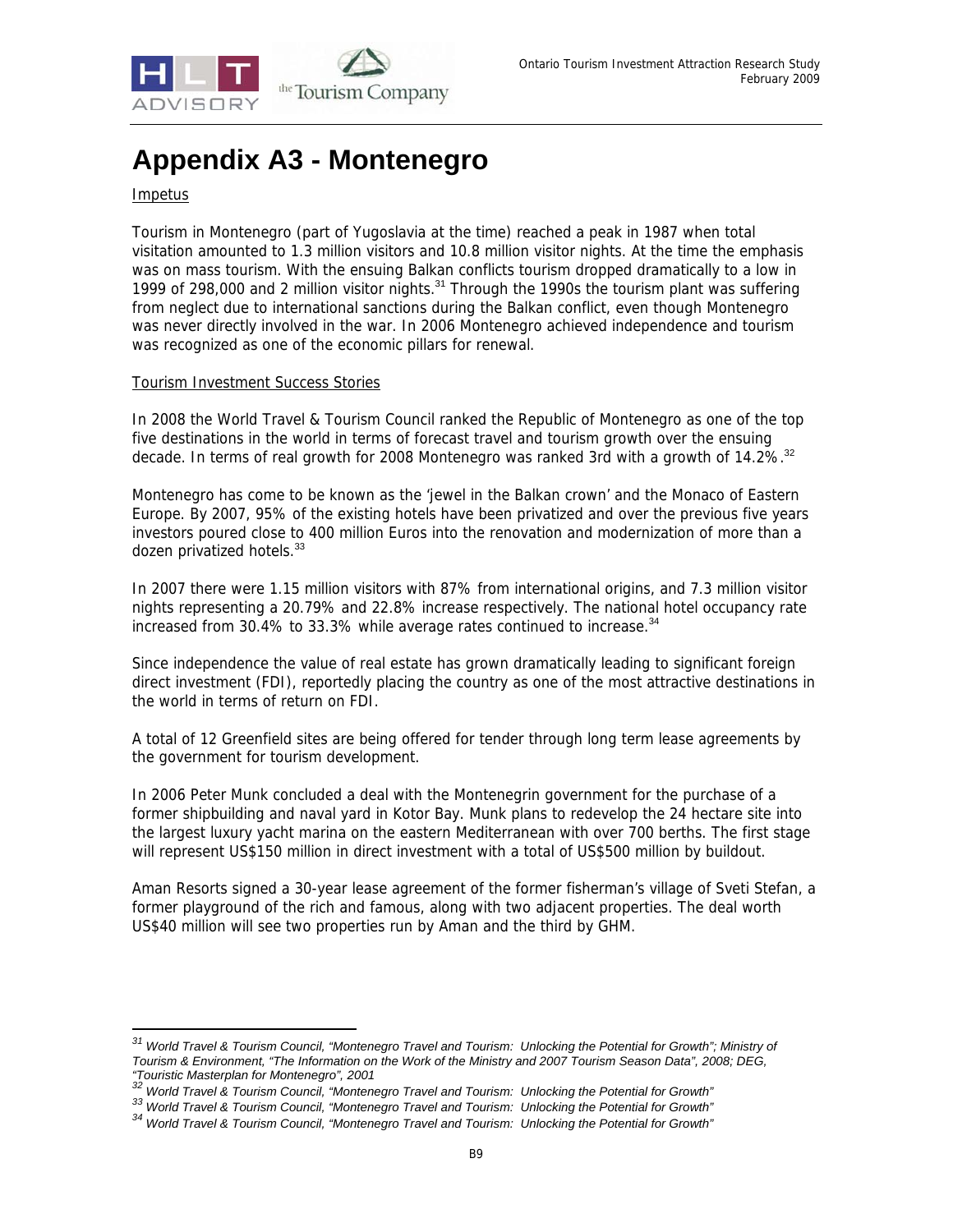# Appendix A3 - Montenegro

Impetus

Tourism in Montenegro (part of Yugoslavia at the time) reached a peak in 1987 when total visitation amounted to 1.3 million visitors and 10.8 million visitor nights. At the time the emphasis was on mass tourism. With the ensuing Balkan conflicts tourism dropped dramatically to a low in 1999 of 298,000 and 2 million visitor nights.[31] Through the 1990s the tourism plant was suffering from neglect due to international sanctions during the Balkan conflict, even though Montenegro was never directly involved in the war. In 2006 Montenegro achieved independence and tourism was recognized as one of the economic pillars for renewal.

Tourism Investment Success Stories

In 2008 the World Travel & Tourism Council ranked the Republic of Montenegro as one of the top five destinations in the world in terms of forecast travel and tourism growth over the ensuing decade. In terms of real growth for 2008 Montenegro was ranked 3rd with a growth of 14.2%.[32]

Montenegro has come to be known as the 'jewel in the Balkan crown' and the Monaco of Eastern Europe. By 2007, 95% of the existing hotels have been privatized and over the previous five years investors poured close to 400 million Euros into the renovation and modernization of more than a dozen privatized hotels.[33]

In 2007 there were 1.15 million visitors with 87% from international origins, and 7.3 million visitor nights representing a 20.79% and 22.8% increase respectively. The national hotel occupancy rate increased from 30.4% to 33.3% while average rates continued to increase.[34]

Since independence the value of real estate has grown dramatically leading to significant foreign direct investment (FDI), reportedly placing the country as one of the most attractive destinations in the world in terms of return on FDI.

A total of 12 Greenfield sites are being offered for tender through long term lease agreements by the government for tourism development.

In 2006 Peter Munk concluded a deal with the Montenegrin government for the purchase of a former shipbuilding and naval yard in Kotor Bay. Munk plans to redevelop the 24 hectare site into the largest luxury yacht marina on the eastern Mediterranean with over 700 berths. The first stage will represent US$150 million in direct investment with a total of US$500 million by buildout.

Aman Resorts signed a 30-year lease agreement of the former fisherman's village of Sveti Stefan, a former playground of the rich and famous, along with two adjacent properties. The deal worth US$40 million will see two properties run by Aman and the third by GHM.

---

[31] *World Travel & Tourism Council, "Montenegro Travel and Tourism: Unlocking the Potential for Growth"; Ministry of Tourism & Environment, "The Information on the Work of the Ministry and 2007 Tourism Season Data", 2008; DEG, "Touristic Masterplan for Montenegro", 2001*

[32] *World Travel & Tourism Council, "Montenegro Travel and Tourism: Unlocking the Potential for Growth"*

[33] *World Travel & Tourism Council, "Montenegro Travel and Tourism: Unlocking the Potential for Growth"*

[34] *World Travel & Tourism Council, "Montenegro Travel and Tourism: Unlocking the Potential for Growth"*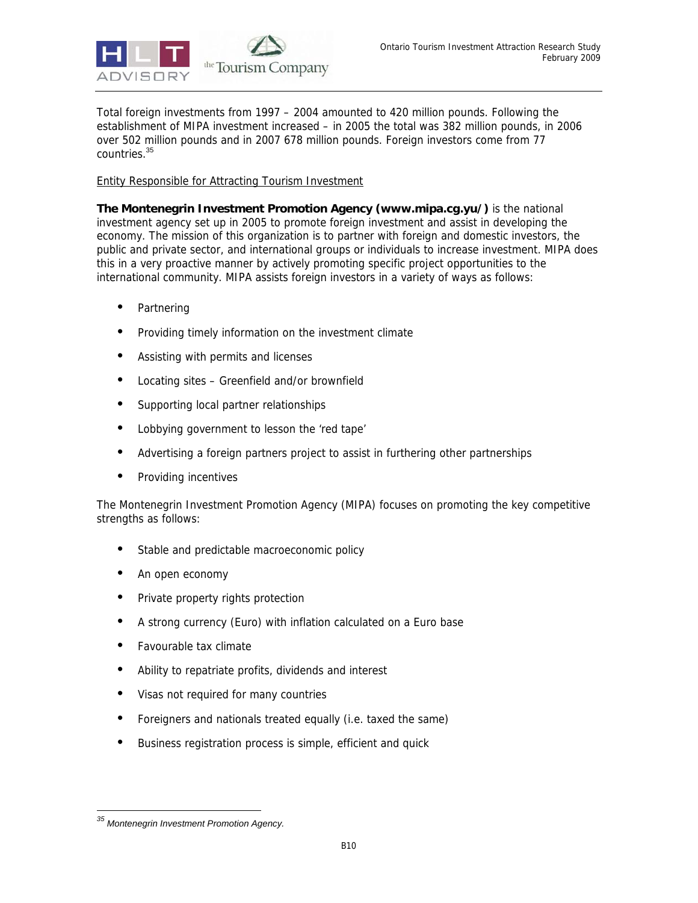Total foreign investments from 1997 – 2004 amounted to 420 million pounds. Following the establishment of MIPA investment increased – in 2005 the total was 382 million pounds, in 2006 over 502 million pounds and in 2007 678 million pounds. Foreign investors come from 77 countries.[35]

Entity Responsible for Attracting Tourism Investment

**The Montenegrin Investment Promotion Agency (www.mipa.cg.yu/)** is the national investment agency set up in 2005 to promote foreign investment and assist in developing the economy. The mission of this organization is to partner with foreign and domestic investors, the public and private sector, and international groups or individuals to increase investment. MIPA does this in a very proactive manner by actively promoting specific project opportunities to the international community. MIPA assists foreign investors in a variety of ways as follows:

- Partnering
- Providing timely information on the investment climate
- Assisting with permits and licenses
- Locating sites – Greenfield and/or brownfield
- Supporting local partner relationships
- Lobbying government to lesson the 'red tape'
- Advertising a foreign partners project to assist in furthering other partnerships
- Providing incentives

The Montenegrin Investment Promotion Agency (MIPA) focuses on promoting the key competitive strengths as follows:

- Stable and predictable macroeconomic policy
- An open economy
- Private property rights protection
- A strong currency (Euro) with inflation calculated on a Euro base
- Favourable tax climate
- Ability to repatriate profits, dividends and interest
- Visas not required for many countries
- Foreigners and nationals treated equally (i.e. taxed the same)
- Business registration process is simple, efficient and quick

[35] *Montenegrin Investment Promotion Agency.*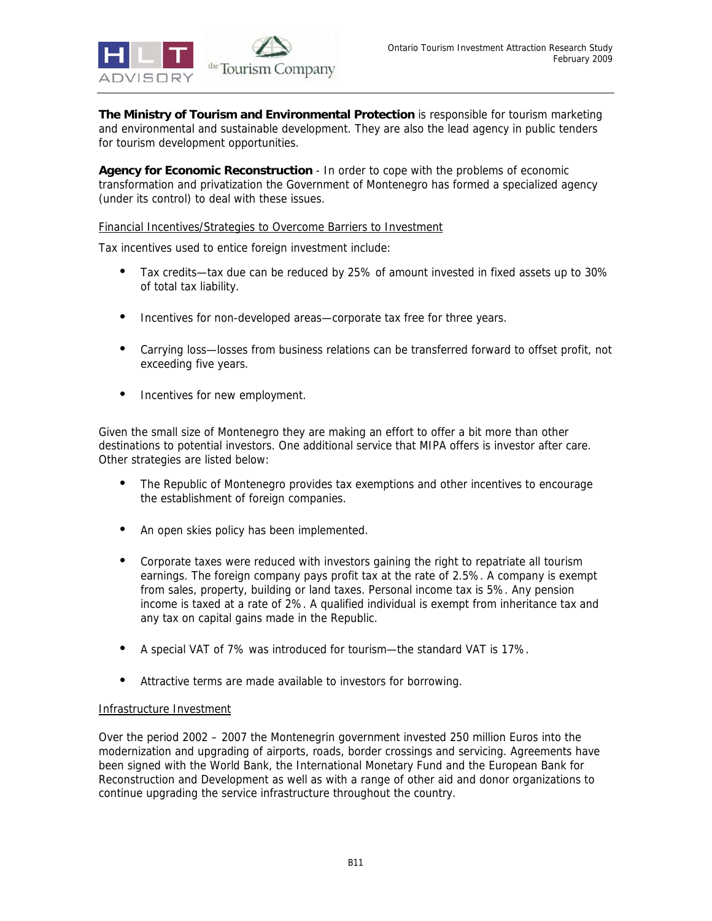**The Ministry of Tourism and Environmental Protection** is responsible for tourism marketing and environmental and sustainable development. They are also the lead agency in public tenders for tourism development opportunities.

**Agency for Economic Reconstruction** - In order to cope with the problems of economic transformation and privatization the Government of Montenegro has formed a specialized agency (under its control) to deal with these issues.

Financial Incentives/Strategies to Overcome Barriers to Investment

Tax incentives used to entice foreign investment include:

- Tax credits—tax due can be reduced by 25% of amount invested in fixed assets up to 30% of total tax liability.
- Incentives for non-developed areas—corporate tax free for three years.
- Carrying loss—losses from business relations can be transferred forward to offset profit, not exceeding five years.
- Incentives for new employment.

Given the small size of Montenegro they are making an effort to offer a bit more than other destinations to potential investors. One additional service that MIPA offers is investor after care. Other strategies are listed below:

- The Republic of Montenegro provides tax exemptions and other incentives to encourage the establishment of foreign companies.
- An open skies policy has been implemented.
- Corporate taxes were reduced with investors gaining the right to repatriate all tourism earnings. The foreign company pays profit tax at the rate of 2.5%. A company is exempt from sales, property, building or land taxes. Personal income tax is 5%. Any pension income is taxed at a rate of 2%. A qualified individual is exempt from inheritance tax and any tax on capital gains made in the Republic.
- A special VAT of 7% was introduced for tourism—the standard VAT is 17%.
- Attractive terms are made available to investors for borrowing.

Infrastructure Investment

Over the period 2002 – 2007 the Montenegrin government invested 250 million Euros into the modernization and upgrading of airports, roads, border crossings and servicing. Agreements have been signed with the World Bank, the International Monetary Fund and the European Bank for Reconstruction and Development as well as with a range of other aid and donor organizations to continue upgrading the service infrastructure throughout the country.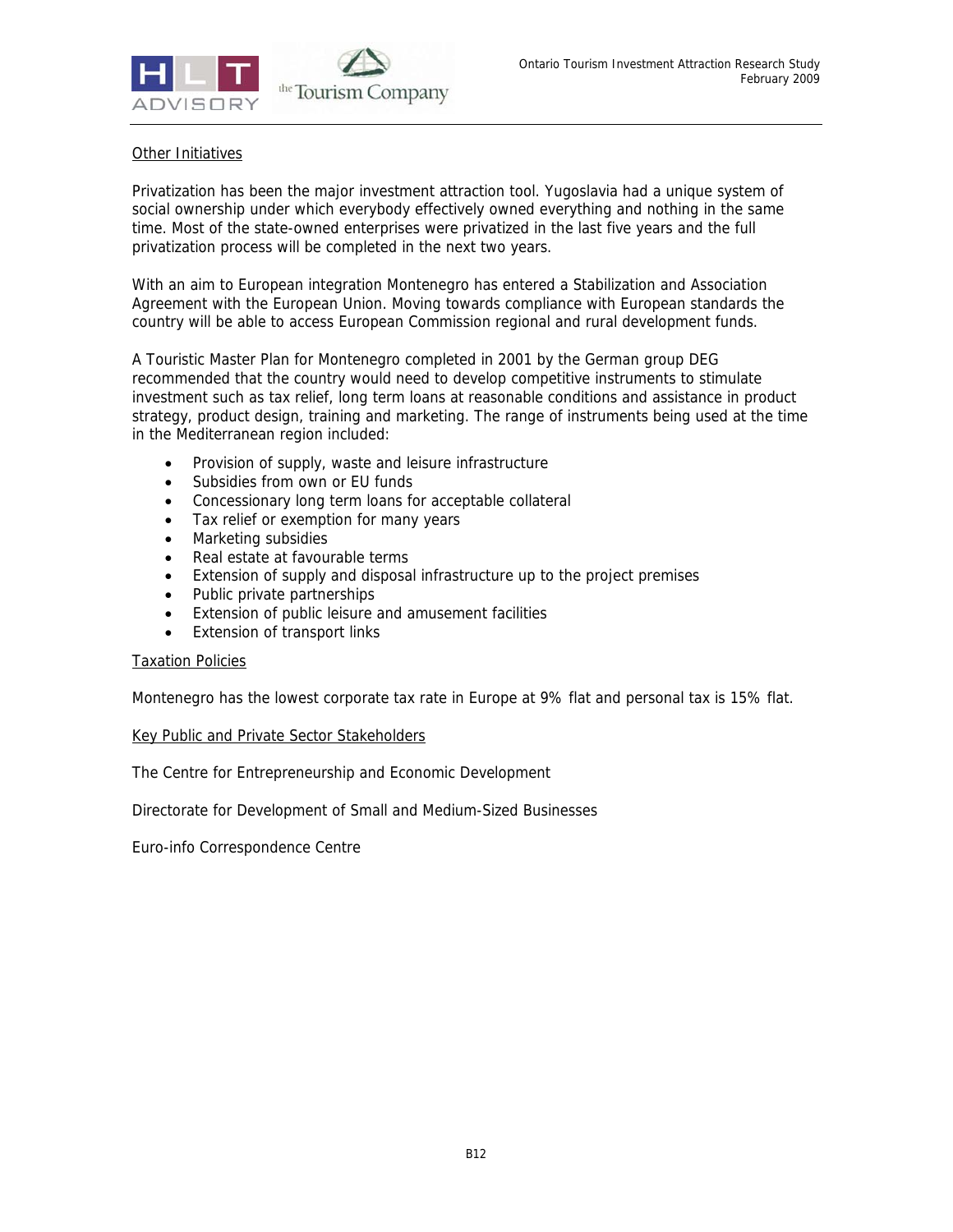Other Initiatives

Privatization has been the major investment attraction tool. Yugoslavia had a unique system of social ownership under which everybody effectively owned everything and nothing in the same time. Most of the state-owned enterprises were privatized in the last five years and the full privatization process will be completed in the next two years.

With an aim to European integration Montenegro has entered a Stabilization and Association Agreement with the European Union. Moving towards compliance with European standards the country will be able to access European Commission regional and rural development funds.

A Touristic Master Plan for Montenegro completed in 2001 by the German group DEG recommended that the country would need to develop competitive instruments to stimulate investment such as tax relief, long term loans at reasonable conditions and assistance in product strategy, product design, training and marketing. The range of instruments being used at the time in the Mediterranean region included:

- Provision of supply, waste and leisure infrastructure
- Subsidies from own or EU funds
- Concessionary long term loans for acceptable collateral
- Tax relief or exemption for many years
- Marketing subsidies
- Real estate at favourable terms
- Extension of supply and disposal infrastructure up to the project premises
- Public private partnerships
- Extension of public leisure and amusement facilities
- Extension of transport links

Taxation Policies

Montenegro has the lowest corporate tax rate in Europe at 9% flat and personal tax is 15% flat.

Key Public and Private Sector Stakeholders

The Centre for Entrepreneurship and Economic Development

Directorate for Development of Small and Medium-Sized Businesses

Euro-info Correspondence Centre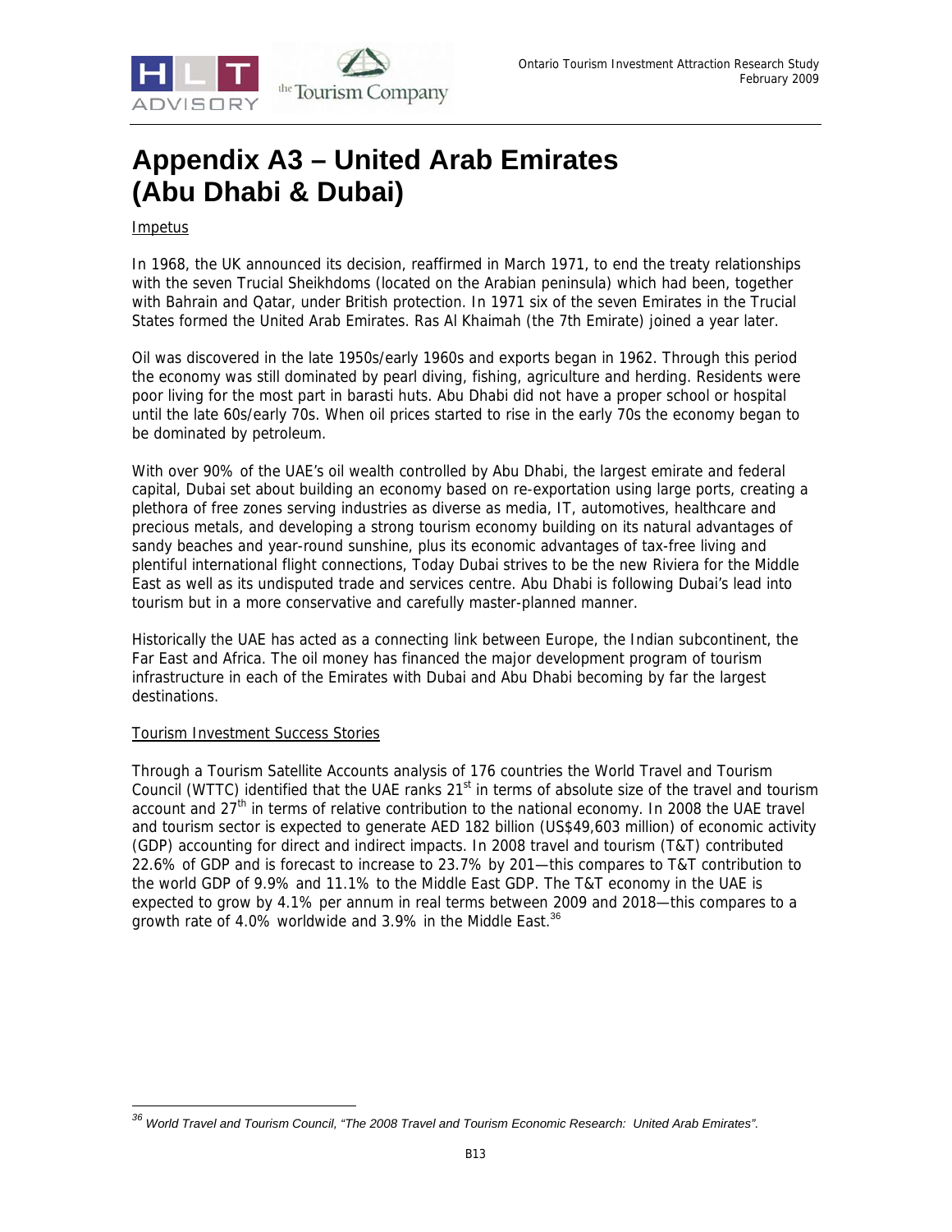# Appendix A3 – United Arab Emirates (Abu Dhabi & Dubai)

<u>Impetus</u>

In 1968, the UK announced its decision, reaffirmed in March 1971, to end the treaty relationships with the seven Trucial Sheikhdoms (located on the Arabian peninsula) which had been, together with Bahrain and Qatar, under British protection. In 1971 six of the seven Emirates in the Trucial States formed the United Arab Emirates. Ras Al Khaimah (the 7th Emirate) joined a year later.

Oil was discovered in the late 1950s/early 1960s and exports began in 1962. Through this period the economy was still dominated by pearl diving, fishing, agriculture and herding. Residents were poor living for the most part in barasti huts. Abu Dhabi did not have a proper school or hospital until the late 60s/early 70s. When oil prices started to rise in the early 70s the economy began to be dominated by petroleum.

With over 90% of the UAE's oil wealth controlled by Abu Dhabi, the largest emirate and federal capital, Dubai set about building an economy based on re-exportation using large ports, creating a plethora of free zones serving industries as diverse as media, IT, automotives, healthcare and precious metals, and developing a strong tourism economy building on its natural advantages of sandy beaches and year-round sunshine, plus its economic advantages of tax-free living and plentiful international flight connections, Today Dubai strives to be the new Riviera for the Middle East as well as its undisputed trade and services centre. Abu Dhabi is following Dubai's lead into tourism but in a more conservative and carefully master-planned manner.

Historically the UAE has acted as a connecting link between Europe, the Indian subcontinent, the Far East and Africa. The oil money has financed the major development program of tourism infrastructure in each of the Emirates with Dubai and Abu Dhabi becoming by far the largest destinations.

<u>Tourism Investment Success Stories</u>

Through a Tourism Satellite Accounts analysis of 176 countries the World Travel and Tourism Council (WTTC) identified that the UAE ranks 21st in terms of absolute size of the travel and tourism account and 27th in terms of relative contribution to the national economy. In 2008 the UAE travel and tourism sector is expected to generate AED 182 billion (US$49,603 million) of economic activity (GDP) accounting for direct and indirect impacts. In 2008 travel and tourism (T&T) contributed 22.6% of GDP and is forecast to increase to 23.7% by 201—this compares to T&T contribution to the world GDP of 9.9% and 11.1% to the Middle East GDP. The T&T economy in the UAE is expected to grow by 4.1% per annum in real terms between 2009 and 2018—this compares to a growth rate of 4.0% worldwide and 3.9% in the Middle East.[36]

---

[36] *World Travel and Tourism Council, "The 2008 Travel and Tourism Economic Research: United Arab Emirates".*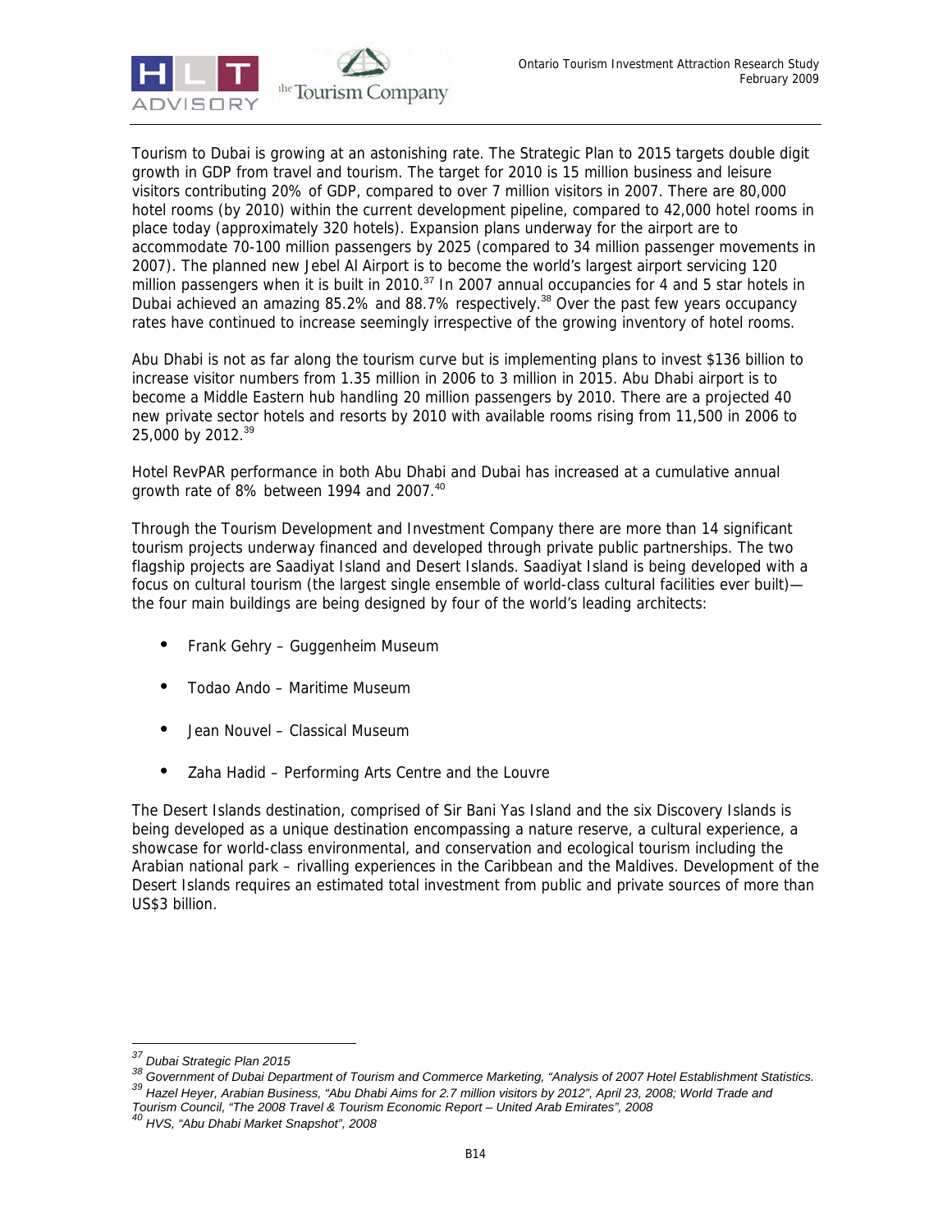Tourism to Dubai is growing at an astonishing rate. The Strategic Plan to 2015 targets double digit growth in GDP from travel and tourism. The target for 2010 is 15 million business and leisure visitors contributing 20% of GDP, compared to over 7 million visitors in 2007. There are 80,000 hotel rooms (by 2010) within the current development pipeline, compared to 42,000 hotel rooms in place today (approximately 320 hotels). Expansion plans underway for the airport are to accommodate 70-100 million passengers by 2025 (compared to 34 million passenger movements in 2007). The planned new Jebel Al Airport is to become the world's largest airport servicing 120 million passengers when it is built in 2010.[37] In 2007 annual occupancies for 4 and 5 star hotels in Dubai achieved an amazing 85.2% and 88.7% respectively.[38] Over the past few years occupancy rates have continued to increase seemingly irrespective of the growing inventory of hotel rooms.

Abu Dhabi is not as far along the tourism curve but is implementing plans to invest $136 billion to increase visitor numbers from 1.35 million in 2006 to 3 million in 2015. Abu Dhabi airport is to become a Middle Eastern hub handling 20 million passengers by 2010. There are a projected 40 new private sector hotels and resorts by 2010 with available rooms rising from 11,500 in 2006 to 25,000 by 2012.[39]

Hotel RevPAR performance in both Abu Dhabi and Dubai has increased at a cumulative annual growth rate of 8% between 1994 and 2007.[40]

Through the Tourism Development and Investment Company there are more than 14 significant tourism projects underway financed and developed through private public partnerships. The two flagship projects are Saadiyat Island and Desert Islands. Saadiyat Island is being developed with a focus on cultural tourism (the largest single ensemble of world-class cultural facilities ever built)—the four main buildings are being designed by four of the world's leading architects:

- Frank Gehry – Guggenheim Museum
- Todao Ando – Maritime Museum
- Jean Nouvel – Classical Museum
- Zaha Hadid – Performing Arts Centre and the Louvre

The Desert Islands destination, comprised of Sir Bani Yas Island and the six Discovery Islands is being developed as a unique destination encompassing a nature reserve, a cultural experience, a showcase for world-class environmental, and conservation and ecological tourism including the Arabian national park – rivalling experiences in the Caribbean and the Maldives. Development of the Desert Islands requires an estimated total investment from public and private sources of more than US$3 billion.

---

[37] *Dubai Strategic Plan 2015*

[38] *Government of Dubai Department of Tourism and Commerce Marketing, "Analysis of 2007 Hotel Establishment Statistics.*

[39] *Hazel Heyer, Arabian Business, "Abu Dhabi Aims for 2.7 million visitors by 2012", April 23, 2008; World Trade and Tourism Council, "The 2008 Travel & Tourism Economic Report – United Arab Emirates", 2008*

[40] *HVS, "Abu Dhabi Market Snapshot", 2008*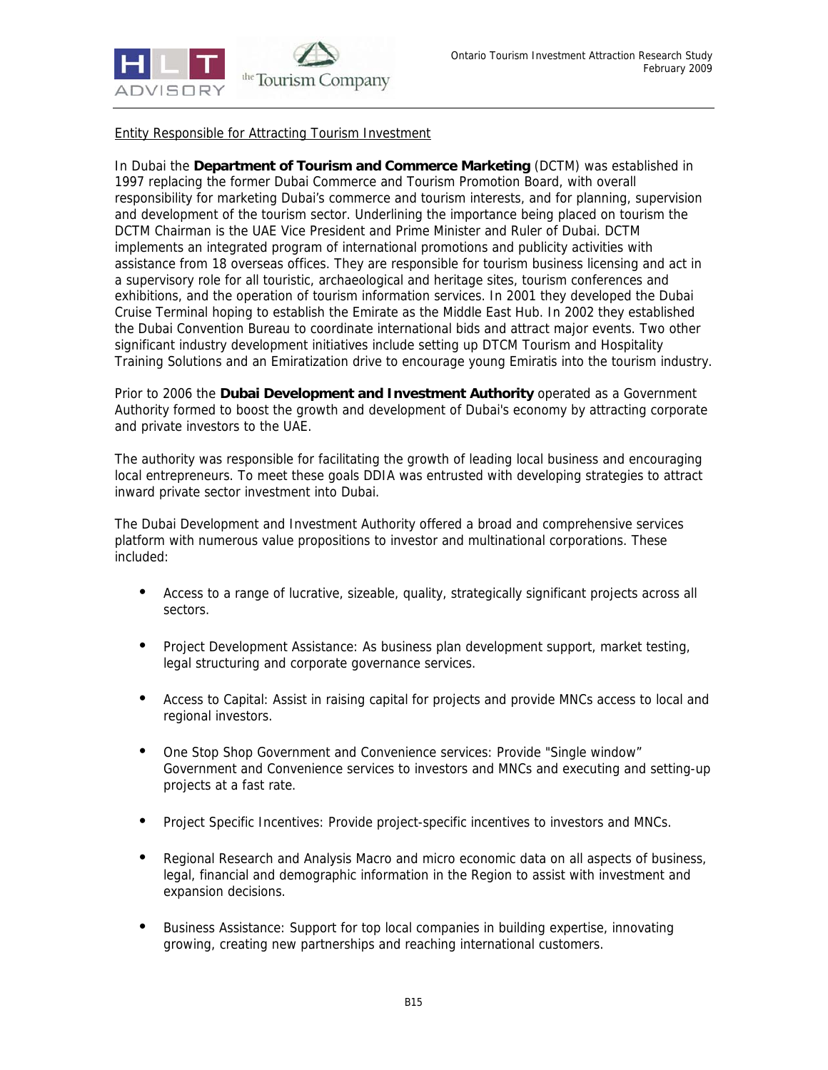Entity Responsible for Attracting Tourism Investment

In Dubai the **Department of Tourism and Commerce Marketing** (DCTM) was established in 1997 replacing the former Dubai Commerce and Tourism Promotion Board, with overall responsibility for marketing Dubai's commerce and tourism interests, and for planning, supervision and development of the tourism sector. Underlining the importance being placed on tourism the DCTM Chairman is the UAE Vice President and Prime Minister and Ruler of Dubai. DCTM implements an integrated program of international promotions and publicity activities with assistance from 18 overseas offices. They are responsible for tourism business licensing and act in a supervisory role for all touristic, archaeological and heritage sites, tourism conferences and exhibitions, and the operation of tourism information services. In 2001 they developed the Dubai Cruise Terminal hoping to establish the Emirate as the Middle East Hub. In 2002 they established the Dubai Convention Bureau to coordinate international bids and attract major events. Two other significant industry development initiatives include setting up DTCM Tourism and Hospitality Training Solutions and an Emiratization drive to encourage young Emiratis into the tourism industry.

Prior to 2006 the **Dubai Development and Investment Authority** operated as a Government Authority formed to boost the growth and development of Dubai's economy by attracting corporate and private investors to the UAE.

The authority was responsible for facilitating the growth of leading local business and encouraging local entrepreneurs. To meet these goals DDIA was entrusted with developing strategies to attract inward private sector investment into Dubai.

The Dubai Development and Investment Authority offered a broad and comprehensive services platform with numerous value propositions to investor and multinational corporations. These included:

- Access to a range of lucrative, sizeable, quality, strategically significant projects across all sectors.
- Project Development Assistance: As business plan development support, market testing, legal structuring and corporate governance services.
- Access to Capital: Assist in raising capital for projects and provide MNCs access to local and regional investors.
- One Stop Shop Government and Convenience services: Provide "Single window" Government and Convenience services to investors and MNCs and executing and setting-up projects at a fast rate.
- Project Specific Incentives: Provide project-specific incentives to investors and MNCs.
- Regional Research and Analysis Macro and micro economic data on all aspects of business, legal, financial and demographic information in the Region to assist with investment and expansion decisions.
- Business Assistance: Support for top local companies in building expertise, innovating growing, creating new partnerships and reaching international customers.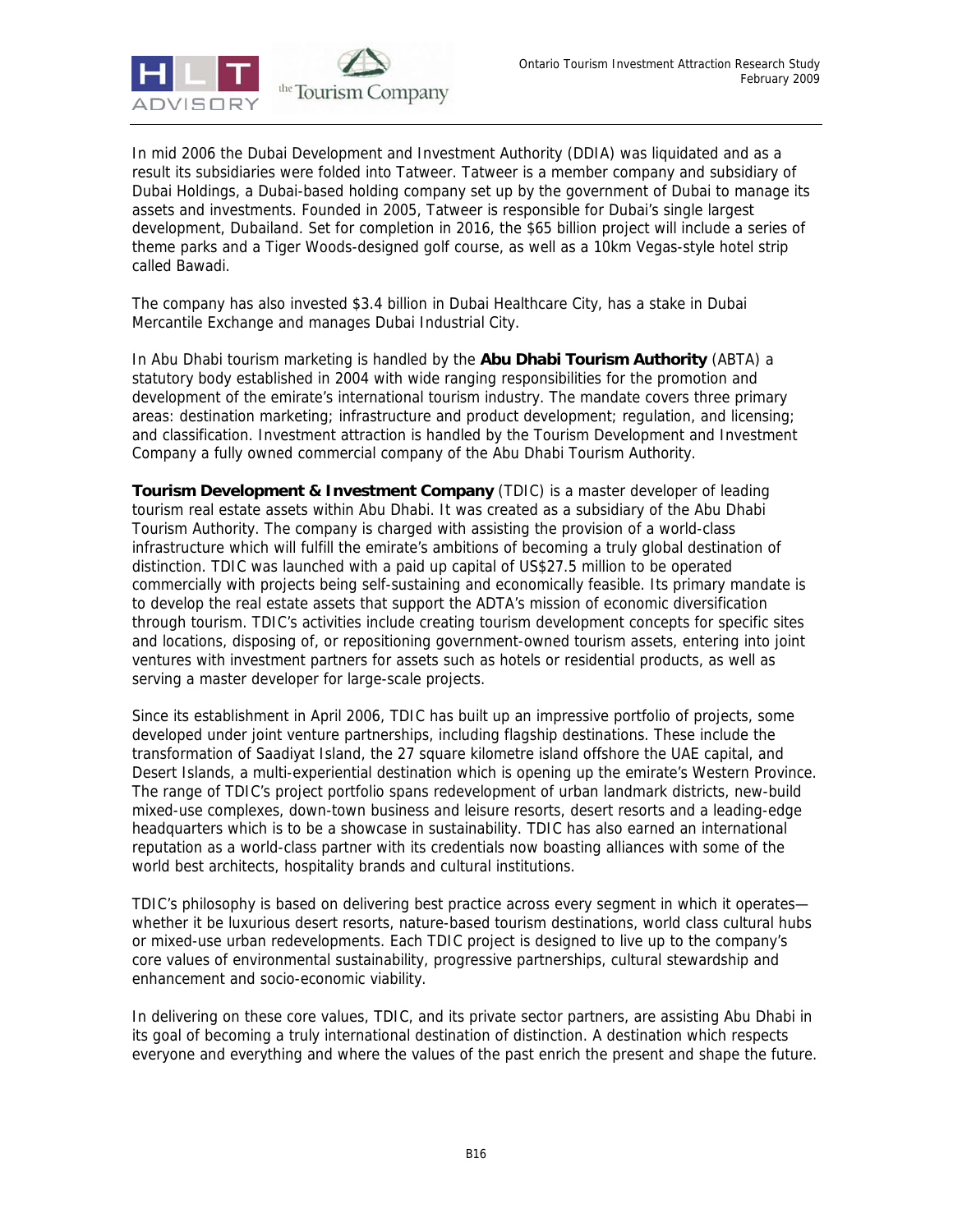In mid 2006 the Dubai Development and Investment Authority (DDIA) was liquidated and as a result its subsidiaries were folded into Tatweer. Tatweer is a member company and subsidiary of Dubai Holdings, a Dubai-based holding company set up by the government of Dubai to manage its assets and investments. Founded in 2005, Tatweer is responsible for Dubai's single largest development, Dubailand. Set for completion in 2016, the $65 billion project will include a series of theme parks and a Tiger Woods-designed golf course, as well as a 10km Vegas-style hotel strip called Bawadi.

The company has also invested $3.4 billion in Dubai Healthcare City, has a stake in Dubai Mercantile Exchange and manages Dubai Industrial City.

In Abu Dhabi tourism marketing is handled by the **Abu Dhabi Tourism Authority** (ABTA) a statutory body established in 2004 with wide ranging responsibilities for the promotion and development of the emirate's international tourism industry. The mandate covers three primary areas: destination marketing; infrastructure and product development; regulation, and licensing; and classification. Investment attraction is handled by the Tourism Development and Investment Company a fully owned commercial company of the Abu Dhabi Tourism Authority.

**Tourism Development & Investment Company** (TDIC) is a master developer of leading tourism real estate assets within Abu Dhabi. It was created as a subsidiary of the Abu Dhabi Tourism Authority. The company is charged with assisting the provision of a world-class infrastructure which will fulfill the emirate's ambitions of becoming a truly global destination of distinction. TDIC was launched with a paid up capital of US$27.5 million to be operated commercially with projects being self-sustaining and economically feasible. Its primary mandate is to develop the real estate assets that support the ADTA's mission of economic diversification through tourism. TDIC's activities include creating tourism development concepts for specific sites and locations, disposing of, or repositioning government-owned tourism assets, entering into joint ventures with investment partners for assets such as hotels or residential products, as well as serving a master developer for large-scale projects.

Since its establishment in April 2006, TDIC has built up an impressive portfolio of projects, some developed under joint venture partnerships, including flagship destinations. These include the transformation of Saadiyat Island, the 27 square kilometre island offshore the UAE capital, and Desert Islands, a multi-experiential destination which is opening up the emirate's Western Province. The range of TDIC's project portfolio spans redevelopment of urban landmark districts, new-build mixed-use complexes, down-town business and leisure resorts, desert resorts and a leading-edge headquarters which is to be a showcase in sustainability. TDIC has also earned an international reputation as a world-class partner with its credentials now boasting alliances with some of the world best architects, hospitality brands and cultural institutions.

TDIC's philosophy is based on delivering best practice across every segment in which it operates—whether it be luxurious desert resorts, nature-based tourism destinations, world class cultural hubs or mixed-use urban redevelopments. Each TDIC project is designed to live up to the company's core values of environmental sustainability, progressive partnerships, cultural stewardship and enhancement and socio-economic viability.

In delivering on these core values, TDIC, and its private sector partners, are assisting Abu Dhabi in its goal of becoming a truly international destination of distinction. A destination which respects everyone and everything and where the values of the past enrich the present and shape the future.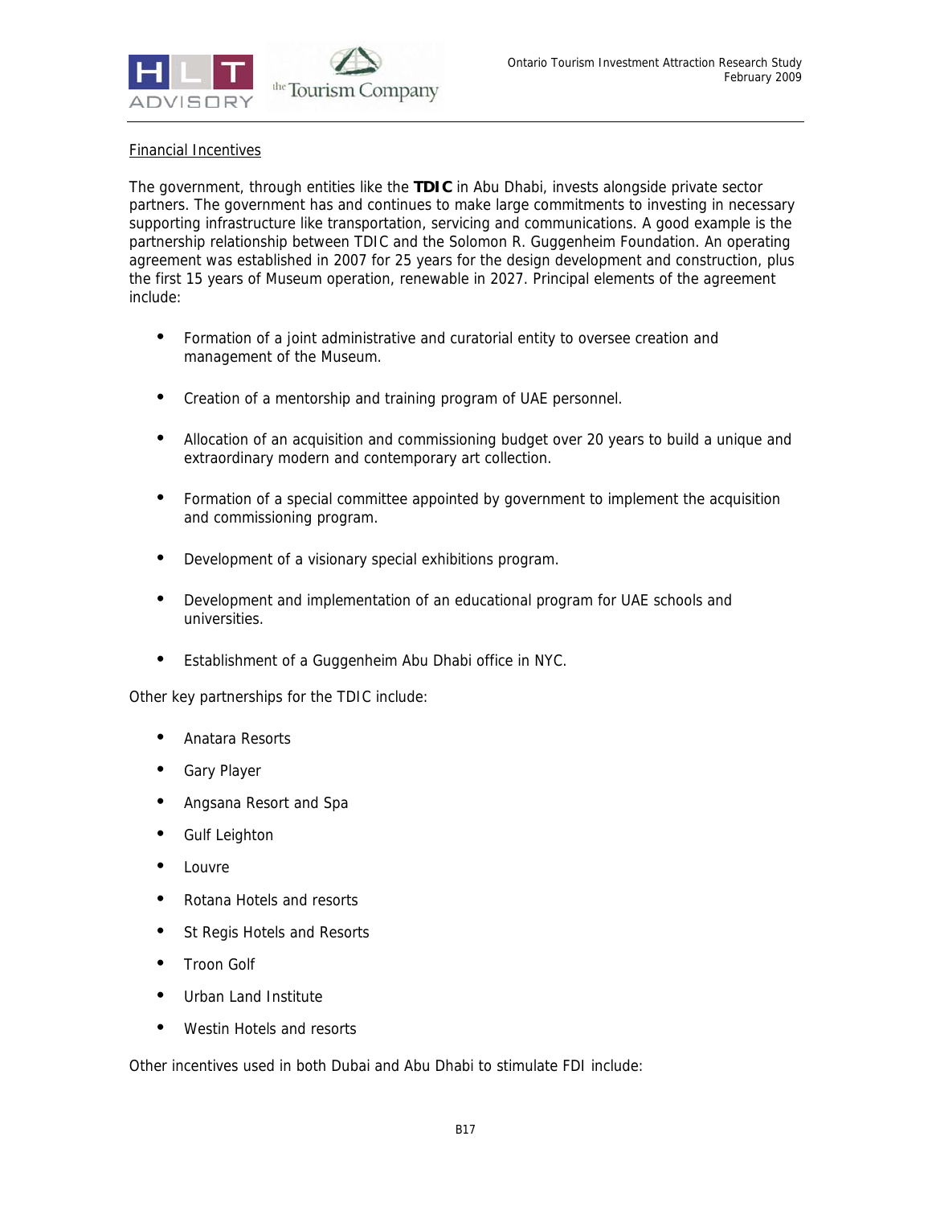Financial Incentives

The government, through entities like the **TDIC** in Abu Dhabi, invests alongside private sector partners. The government has and continues to make large commitments to investing in necessary supporting infrastructure like transportation, servicing and communications. A good example is the partnership relationship between TDIC and the Solomon R. Guggenheim Foundation. An operating agreement was established in 2007 for 25 years for the design development and construction, plus the first 15 years of Museum operation, renewable in 2027. Principal elements of the agreement include:

- Formation of a joint administrative and curatorial entity to oversee creation and management of the Museum.
- Creation of a mentorship and training program of UAE personnel.
- Allocation of an acquisition and commissioning budget over 20 years to build a unique and extraordinary modern and contemporary art collection.
- Formation of a special committee appointed by government to implement the acquisition and commissioning program.
- Development of a visionary special exhibitions program.
- Development and implementation of an educational program for UAE schools and universities.
- Establishment of a Guggenheim Abu Dhabi office in NYC.

Other key partnerships for the TDIC include:

- Anatara Resorts
- Gary Player
- Angsana Resort and Spa
- Gulf Leighton
- Louvre
- Rotana Hotels and resorts
- St Regis Hotels and Resorts
- Troon Golf
- Urban Land Institute
- Westin Hotels and resorts

Other incentives used in both Dubai and Abu Dhabi to stimulate FDI include: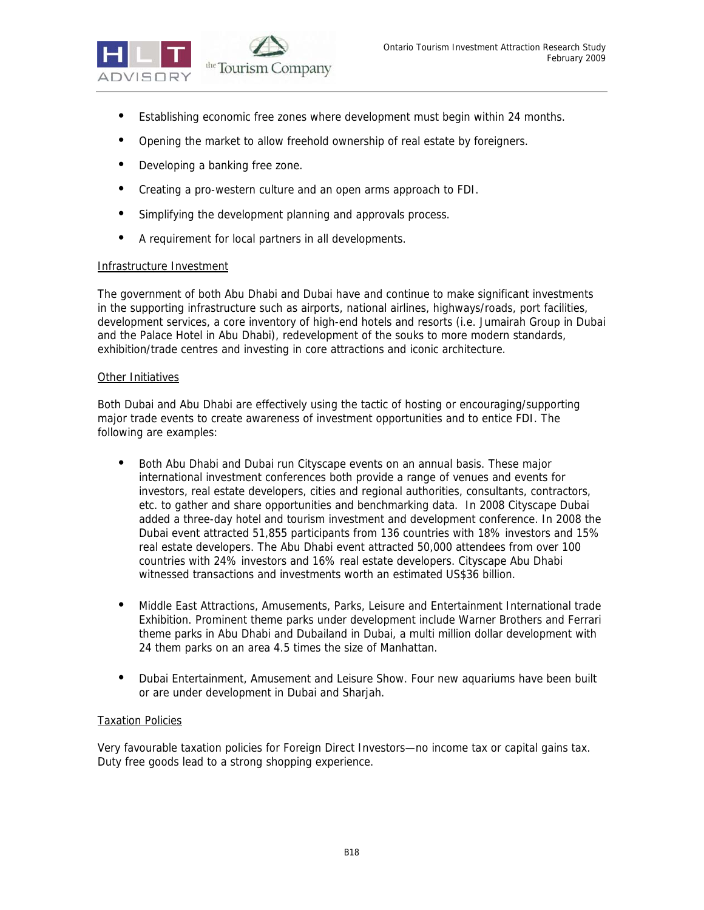- Establishing economic free zones where development must begin within 24 months.
- Opening the market to allow freehold ownership of real estate by foreigners.
- Developing a banking free zone.
- Creating a pro-western culture and an open arms approach to FDI.
- Simplifying the development planning and approvals process.
- A requirement for local partners in all developments.

<u>Infrastructure Investment</u>

The government of both Abu Dhabi and Dubai have and continue to make significant investments in the supporting infrastructure such as airports, national airlines, highways/roads, port facilities, development services, a core inventory of high-end hotels and resorts (i.e. Jumairah Group in Dubai and the Palace Hotel in Abu Dhabi), redevelopment of the souks to more modern standards, exhibition/trade centres and investing in core attractions and iconic architecture.

<u>Other Initiatives</u>

Both Dubai and Abu Dhabi are effectively using the tactic of hosting or encouraging/supporting major trade events to create awareness of investment opportunities and to entice FDI. The following are examples:

- Both Abu Dhabi and Dubai run Cityscape events on an annual basis. These major international investment conferences both provide a range of venues and events for investors, real estate developers, cities and regional authorities, consultants, contractors, etc. to gather and share opportunities and benchmarking data. In 2008 Cityscape Dubai added a three-day hotel and tourism investment and development conference. In 2008 the Dubai event attracted 51,855 participants from 136 countries with 18% investors and 15% real estate developers. The Abu Dhabi event attracted 50,000 attendees from over 100 countries with 24% investors and 16% real estate developers. Cityscape Abu Dhabi witnessed transactions and investments worth an estimated US$36 billion.

- Middle East Attractions, Amusements, Parks, Leisure and Entertainment International trade Exhibition. Prominent theme parks under development include Warner Brothers and Ferrari theme parks in Abu Dhabi and Dubailand in Dubai, a multi million dollar development with 24 them parks on an area 4.5 times the size of Manhattan.

- Dubai Entertainment, Amusement and Leisure Show. Four new aquariums have been built or are under development in Dubai and Sharjah.

<u>Taxation Policies</u>

Very favourable taxation policies for Foreign Direct Investors—no income tax or capital gains tax. Duty free goods lead to a strong shopping experience.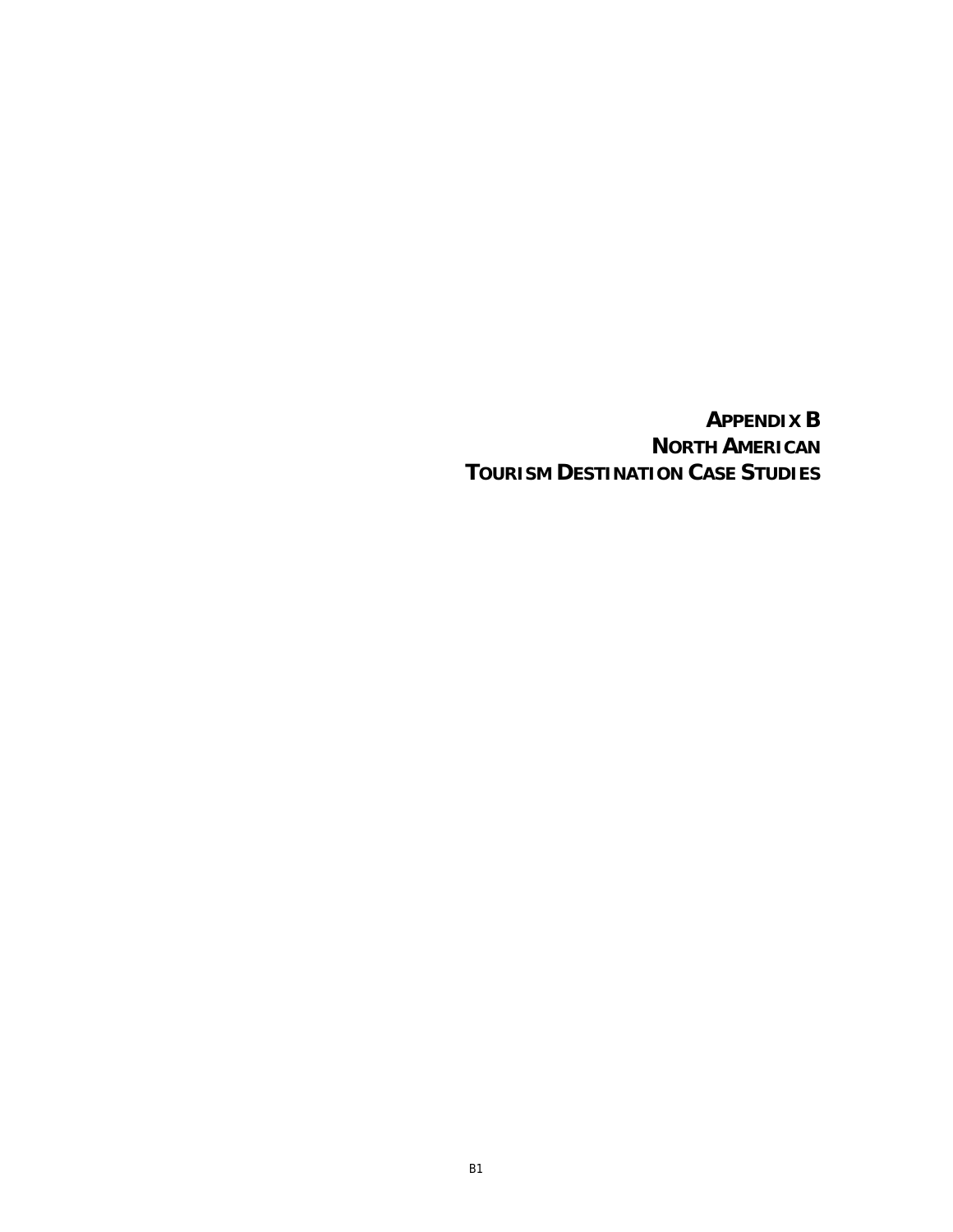# APPENDIX B
# NORTH AMERICAN
# TOURISM DESTINATION CASE STUDIES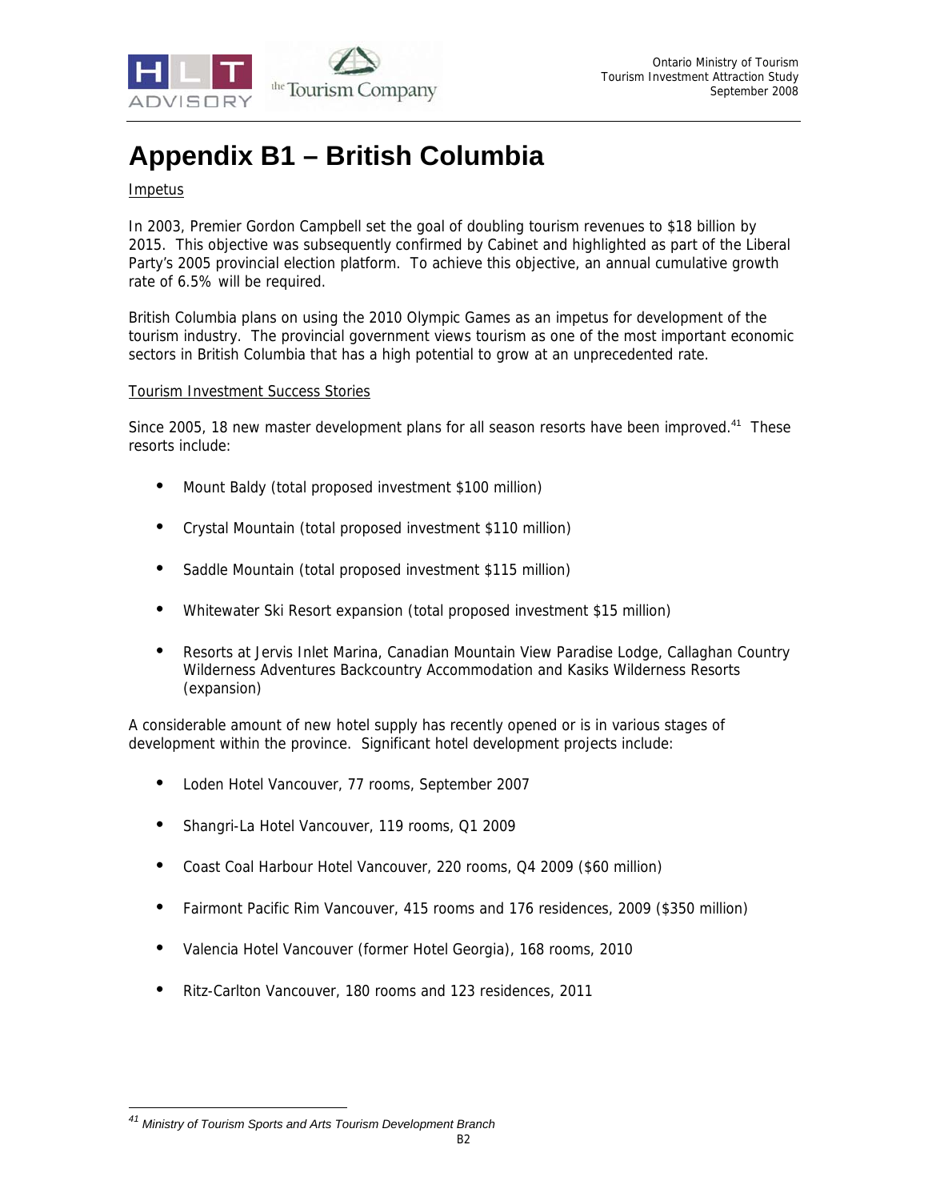# Appendix B1 – British Columbia

<u>Impetus</u>

In 2003, Premier Gordon Campbell set the goal of doubling tourism revenues to $18 billion by 2015. This objective was subsequently confirmed by Cabinet and highlighted as part of the Liberal Party's 2005 provincial election platform. To achieve this objective, an annual cumulative growth rate of 6.5% will be required.

British Columbia plans on using the 2010 Olympic Games as an impetus for development of the tourism industry. The provincial government views tourism as one of the most important economic sectors in British Columbia that has a high potential to grow at an unprecedented rate.

<u>Tourism Investment Success Stories</u>

Since 2005, 18 new master development plans for all season resorts have been improved.[41] These resorts include:

- Mount Baldy (total proposed investment $100 million)
- Crystal Mountain (total proposed investment $110 million)
- Saddle Mountain (total proposed investment $115 million)
- Whitewater Ski Resort expansion (total proposed investment $15 million)
- Resorts at Jervis Inlet Marina, Canadian Mountain View Paradise Lodge, Callaghan Country Wilderness Adventures Backcountry Accommodation and Kasiks Wilderness Resorts (expansion)

A considerable amount of new hotel supply has recently opened or is in various stages of development within the province. Significant hotel development projects include:

- Loden Hotel Vancouver, 77 rooms, September 2007
- Shangri-La Hotel Vancouver, 119 rooms, Q1 2009
- Coast Coal Harbour Hotel Vancouver, 220 rooms, Q4 2009 ($60 million)
- Fairmont Pacific Rim Vancouver, 415 rooms and 176 residences, 2009 ($350 million)
- Valencia Hotel Vancouver (former Hotel Georgia), 168 rooms, 2010
- Ritz-Carlton Vancouver, 180 rooms and 123 residences, 2011

[41] *Ministry of Tourism Sports and Arts Tourism Development Branch*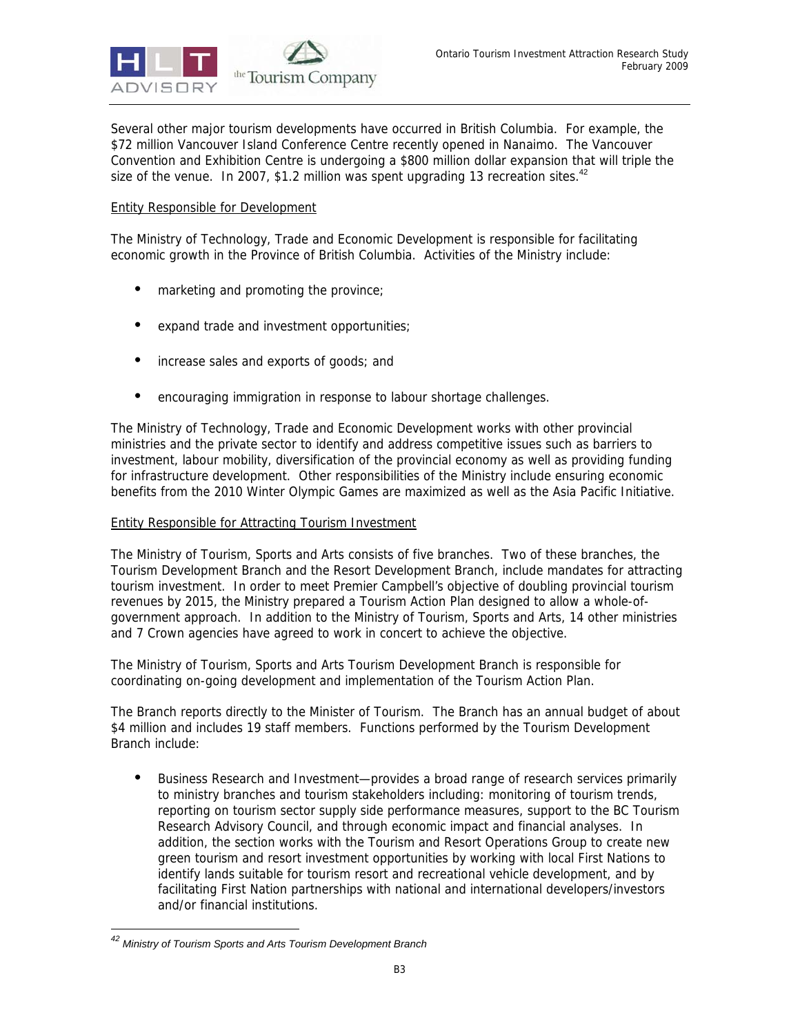Several other major tourism developments have occurred in British Columbia. For example, the $72 million Vancouver Island Conference Centre recently opened in Nanaimo. The Vancouver Convention and Exhibition Centre is undergoing a $800 million dollar expansion that will triple the size of the venue. In 2007, $1.2 million was spent upgrading 13 recreation sites.[42]

Entity Responsible for Development

The Ministry of Technology, Trade and Economic Development is responsible for facilitating economic growth in the Province of British Columbia. Activities of the Ministry include:

- marketing and promoting the province;
- expand trade and investment opportunities;
- increase sales and exports of goods; and
- encouraging immigration in response to labour shortage challenges.

The Ministry of Technology, Trade and Economic Development works with other provincial ministries and the private sector to identify and address competitive issues such as barriers to investment, labour mobility, diversification of the provincial economy as well as providing funding for infrastructure development. Other responsibilities of the Ministry include ensuring economic benefits from the 2010 Winter Olympic Games are maximized as well as the Asia Pacific Initiative.

Entity Responsible for Attracting Tourism Investment

The Ministry of Tourism, Sports and Arts consists of five branches. Two of these branches, the Tourism Development Branch and the Resort Development Branch, include mandates for attracting tourism investment. In order to meet Premier Campbell's objective of doubling provincial tourism revenues by 2015, the Ministry prepared a Tourism Action Plan designed to allow a whole-of-government approach. In addition to the Ministry of Tourism, Sports and Arts, 14 other ministries and 7 Crown agencies have agreed to work in concert to achieve the objective.

The Ministry of Tourism, Sports and Arts Tourism Development Branch is responsible for coordinating on-going development and implementation of the Tourism Action Plan.

The Branch reports directly to the Minister of Tourism. The Branch has an annual budget of about $4 million and includes 19 staff members. Functions performed by the Tourism Development Branch include:

- Business Research and Investment—provides a broad range of research services primarily to ministry branches and tourism stakeholders including: monitoring of tourism trends, reporting on tourism sector supply side performance measures, support to the BC Tourism Research Advisory Council, and through economic impact and financial analyses. In addition, the section works with the Tourism and Resort Operations Group to create new green tourism and resort investment opportunities by working with local First Nations to identify lands suitable for tourism resort and recreational vehicle development, and by facilitating First Nation partnerships with national and international developers/investors and/or financial institutions.

---

[42] *Ministry of Tourism Sports and Arts Tourism Development Branch*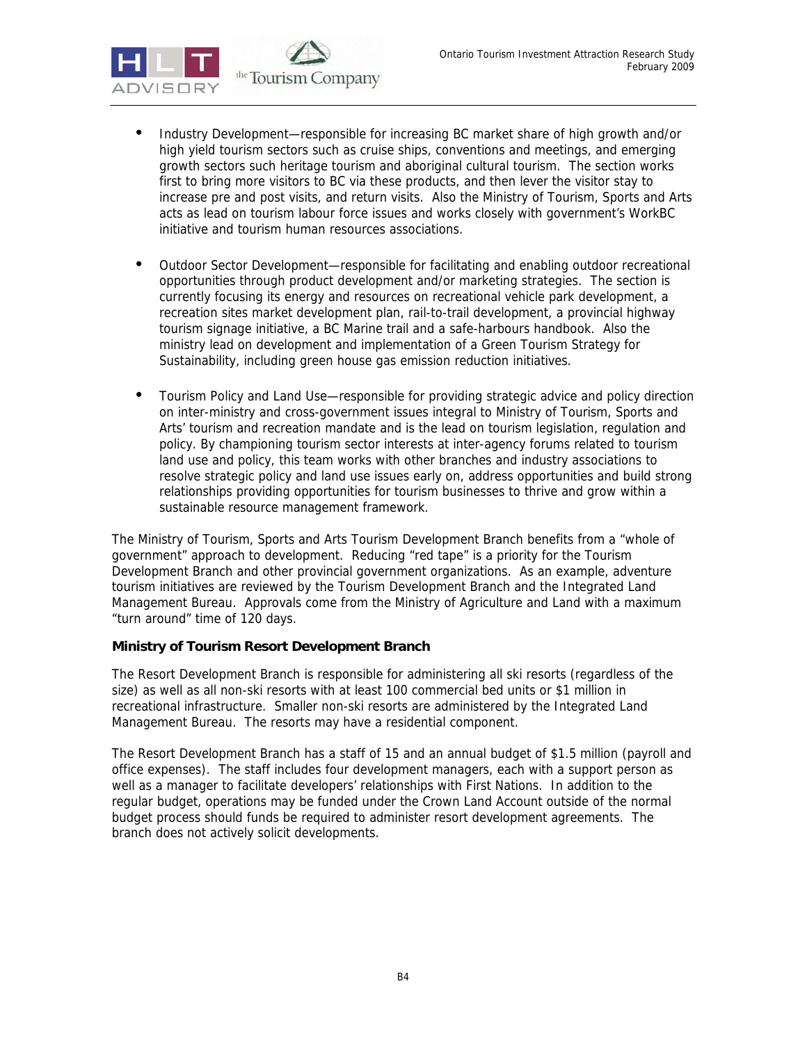- Industry Development—responsible for increasing BC market share of high growth and/or high yield tourism sectors such as cruise ships, conventions and meetings, and emerging growth sectors such heritage tourism and aboriginal cultural tourism. The section works first to bring more visitors to BC via these products, and then lever the visitor stay to increase pre and post visits, and return visits. Also the Ministry of Tourism, Sports and Arts acts as lead on tourism labour force issues and works closely with government's WorkBC initiative and tourism human resources associations.

- Outdoor Sector Development—responsible for facilitating and enabling outdoor recreational opportunities through product development and/or marketing strategies. The section is currently focusing its energy and resources on recreational vehicle park development, a recreation sites market development plan, rail-to-trail development, a provincial highway tourism signage initiative, a BC Marine trail and a safe-harbours handbook. Also the ministry lead on development and implementation of a Green Tourism Strategy for Sustainability, including green house gas emission reduction initiatives.

- Tourism Policy and Land Use—responsible for providing strategic advice and policy direction on inter-ministry and cross-government issues integral to Ministry of Tourism, Sports and Arts' tourism and recreation mandate and is the lead on tourism legislation, regulation and policy. By championing tourism sector interests at inter-agency forums related to tourism land use and policy, this team works with other branches and industry associations to resolve strategic policy and land use issues early on, address opportunities and build strong relationships providing opportunities for tourism businesses to thrive and grow within a sustainable resource management framework.

The Ministry of Tourism, Sports and Arts Tourism Development Branch benefits from a "whole of government" approach to development. Reducing "red tape" is a priority for the Tourism Development Branch and other provincial government organizations. As an example, adventure tourism initiatives are reviewed by the Tourism Development Branch and the Integrated Land Management Bureau. Approvals come from the Ministry of Agriculture and Land with a maximum "turn around" time of 120 days.

**Ministry of Tourism Resort Development Branch**

The Resort Development Branch is responsible for administering all ski resorts (regardless of the size) as well as all non-ski resorts with at least 100 commercial bed units or $1 million in recreational infrastructure. Smaller non-ski resorts are administered by the Integrated Land Management Bureau. The resorts may have a residential component.

The Resort Development Branch has a staff of 15 and an annual budget of $1.5 million (payroll and office expenses). The staff includes four development managers, each with a support person as well as a manager to facilitate developers' relationships with First Nations. In addition to the regular budget, operations may be funded under the Crown Land Account outside of the normal budget process should funds be required to administer resort development agreements. The branch does not actively solicit developments.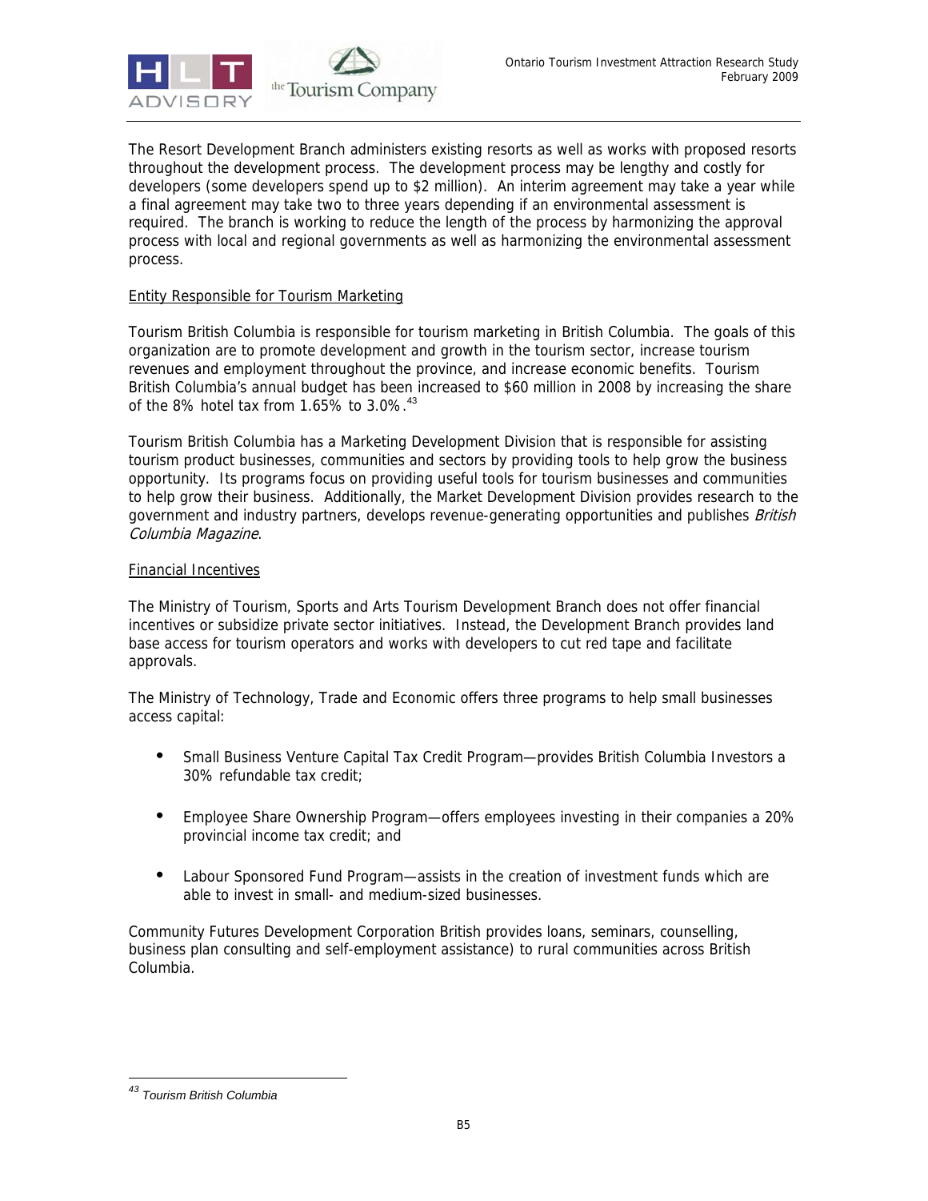The Resort Development Branch administers existing resorts as well as works with proposed resorts throughout the development process. The development process may be lengthy and costly for developers (some developers spend up to $2 million). An interim agreement may take a year while a final agreement may take two to three years depending if an environmental assessment is required. The branch is working to reduce the length of the process by harmonizing the approval process with local and regional governments as well as harmonizing the environmental assessment process.

Entity Responsible for Tourism Marketing

Tourism British Columbia is responsible for tourism marketing in British Columbia. The goals of this organization are to promote development and growth in the tourism sector, increase tourism revenues and employment throughout the province, and increase economic benefits. Tourism British Columbia's annual budget has been increased to $60 million in 2008 by increasing the share of the 8% hotel tax from 1.65% to 3.0%.[43]

Tourism British Columbia has a Marketing Development Division that is responsible for assisting tourism product businesses, communities and sectors by providing tools to help grow the business opportunity. Its programs focus on providing useful tools for tourism businesses and communities to help grow their business. Additionally, the Market Development Division provides research to the government and industry partners, develops revenue-generating opportunities and publishes *British Columbia Magazine*.

Financial Incentives

The Ministry of Tourism, Sports and Arts Tourism Development Branch does not offer financial incentives or subsidize private sector initiatives. Instead, the Development Branch provides land base access for tourism operators and works with developers to cut red tape and facilitate approvals.

The Ministry of Technology, Trade and Economic offers three programs to help small businesses access capital:

- Small Business Venture Capital Tax Credit Program—provides British Columbia Investors a 30% refundable tax credit;
- Employee Share Ownership Program—offers employees investing in their companies a 20% provincial income tax credit; and
- Labour Sponsored Fund Program—assists in the creation of investment funds which are able to invest in small- and medium-sized businesses.

Community Futures Development Corporation British provides loans, seminars, counselling, business plan consulting and self-employment assistance) to rural communities across British Columbia.

[43] *Tourism British Columbia*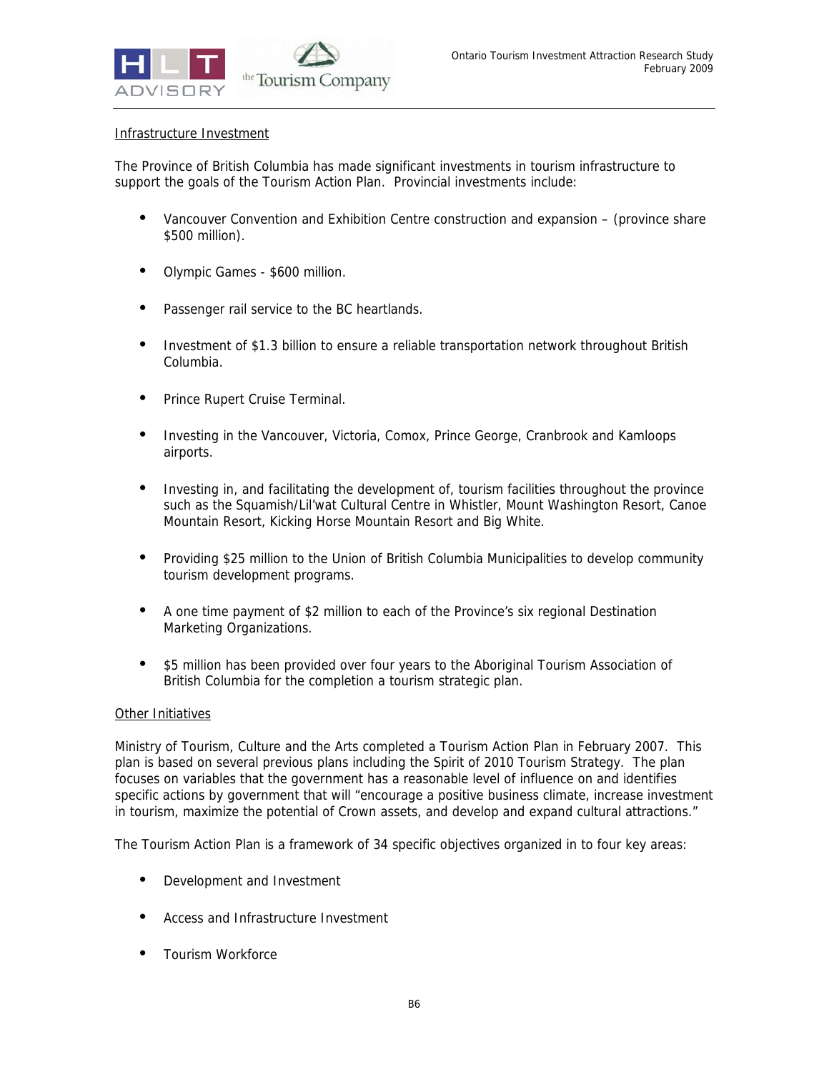Infrastructure Investment

The Province of British Columbia has made significant investments in tourism infrastructure to support the goals of the Tourism Action Plan. Provincial investments include:

- Vancouver Convention and Exhibition Centre construction and expansion – (province share $500 million).
- Olympic Games - $600 million.
- Passenger rail service to the BC heartlands.
- Investment of $1.3 billion to ensure a reliable transportation network throughout British Columbia.
- Prince Rupert Cruise Terminal.
- Investing in the Vancouver, Victoria, Comox, Prince George, Cranbrook and Kamloops airports.
- Investing in, and facilitating the development of, tourism facilities throughout the province such as the Squamish/Lil'wat Cultural Centre in Whistler, Mount Washington Resort, Canoe Mountain Resort, Kicking Horse Mountain Resort and Big White.
- Providing $25 million to the Union of British Columbia Municipalities to develop community tourism development programs.
- A one time payment of $2 million to each of the Province's six regional Destination Marketing Organizations.
- $5 million has been provided over four years to the Aboriginal Tourism Association of British Columbia for the completion a tourism strategic plan.

Other Initiatives

Ministry of Tourism, Culture and the Arts completed a Tourism Action Plan in February 2007. This plan is based on several previous plans including the Spirit of 2010 Tourism Strategy. The plan focuses on variables that the government has a reasonable level of influence on and identifies specific actions by government that will "encourage a positive business climate, increase investment in tourism, maximize the potential of Crown assets, and develop and expand cultural attractions."

The Tourism Action Plan is a framework of 34 specific objectives organized in to four key areas:

- Development and Investment
- Access and Infrastructure Investment
- Tourism Workforce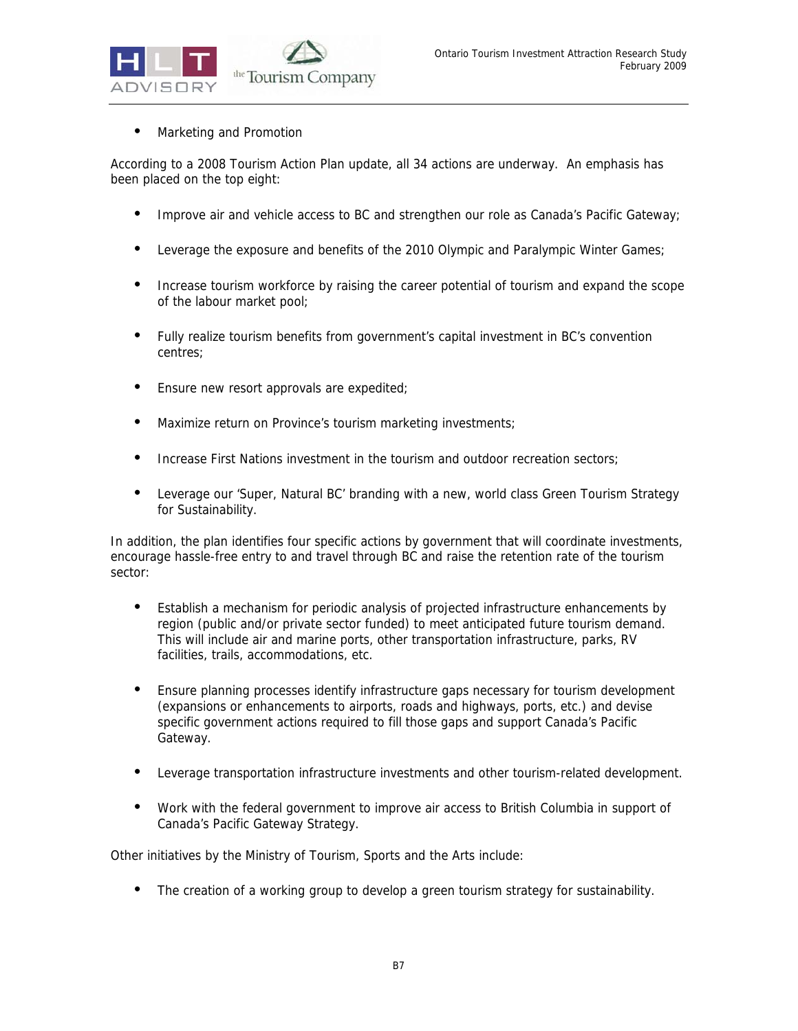- Marketing and Promotion

According to a 2008 Tourism Action Plan update, all 34 actions are underway. An emphasis has been placed on the top eight:

- Improve air and vehicle access to BC and strengthen our role as Canada's Pacific Gateway;
- Leverage the exposure and benefits of the 2010 Olympic and Paralympic Winter Games;
- Increase tourism workforce by raising the career potential of tourism and expand the scope of the labour market pool;
- Fully realize tourism benefits from government's capital investment in BC's convention centres;
- Ensure new resort approvals are expedited;
- Maximize return on Province's tourism marketing investments;
- Increase First Nations investment in the tourism and outdoor recreation sectors;
- Leverage our 'Super, Natural BC' branding with a new, world class Green Tourism Strategy for Sustainability.

In addition, the plan identifies four specific actions by government that will coordinate investments, encourage hassle-free entry to and travel through BC and raise the retention rate of the tourism sector:

- Establish a mechanism for periodic analysis of projected infrastructure enhancements by region (public and/or private sector funded) to meet anticipated future tourism demand. This will include air and marine ports, other transportation infrastructure, parks, RV facilities, trails, accommodations, etc.
- Ensure planning processes identify infrastructure gaps necessary for tourism development (expansions or enhancements to airports, roads and highways, ports, etc.) and devise specific government actions required to fill those gaps and support Canada's Pacific Gateway.
- Leverage transportation infrastructure investments and other tourism-related development.
- Work with the federal government to improve air access to British Columbia in support of Canada's Pacific Gateway Strategy.

Other initiatives by the Ministry of Tourism, Sports and the Arts include:

- The creation of a working group to develop a green tourism strategy for sustainability.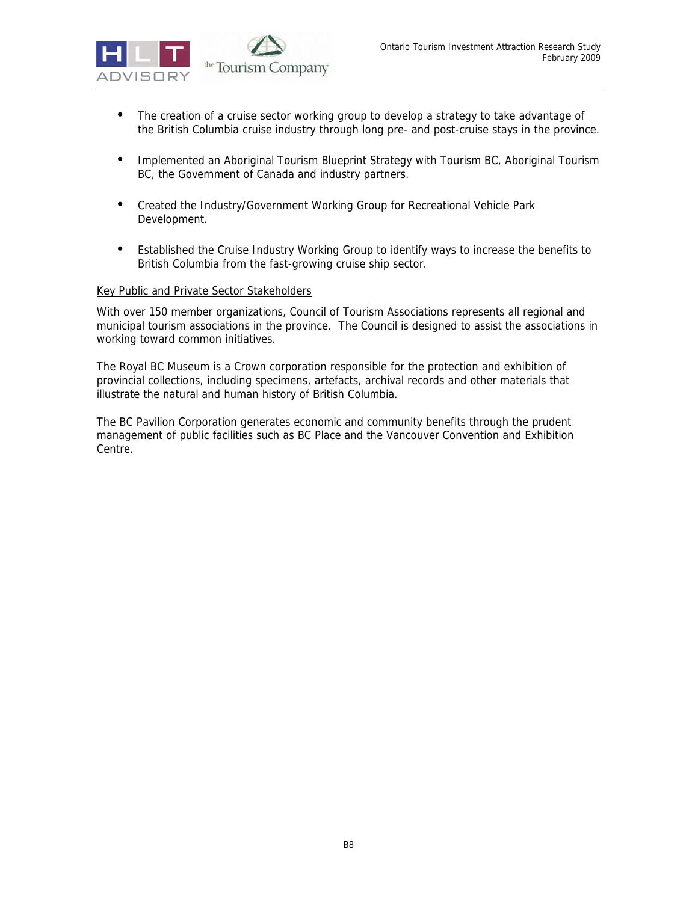- The creation of a cruise sector working group to develop a strategy to take advantage of the British Columbia cruise industry through long pre- and post-cruise stays in the province.

- Implemented an Aboriginal Tourism Blueprint Strategy with Tourism BC, Aboriginal Tourism BC, the Government of Canada and industry partners.

- Created the Industry/Government Working Group for Recreational Vehicle Park Development.

- Established the Cruise Industry Working Group to identify ways to increase the benefits to British Columbia from the fast-growing cruise ship sector.

Key Public and Private Sector Stakeholders

With over 150 member organizations, Council of Tourism Associations represents all regional and municipal tourism associations in the province. The Council is designed to assist the associations in working toward common initiatives.

The Royal BC Museum is a Crown corporation responsible for the protection and exhibition of provincial collections, including specimens, artefacts, archival records and other materials that illustrate the natural and human history of British Columbia.

The BC Pavilion Corporation generates economic and community benefits through the prudent management of public facilities such as BC Place and the Vancouver Convention and Exhibition Centre.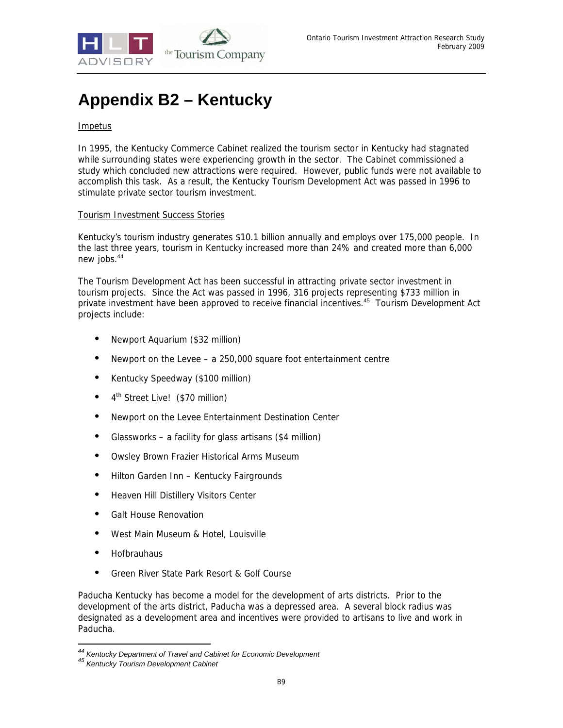# Appendix B2 – Kentucky

Impetus

In 1995, the Kentucky Commerce Cabinet realized the tourism sector in Kentucky had stagnated while surrounding states were experiencing growth in the sector. The Cabinet commissioned a study which concluded new attractions were required. However, public funds were not available to accomplish this task. As a result, the Kentucky Tourism Development Act was passed in 1996 to stimulate private sector tourism investment.

Tourism Investment Success Stories

Kentucky's tourism industry generates $10.1 billion annually and employs over 175,000 people. In the last three years, tourism in Kentucky increased more than 24% and created more than 6,000 new jobs.[44]

The Tourism Development Act has been successful in attracting private sector investment in tourism projects. Since the Act was passed in 1996, 316 projects representing $733 million in private investment have been approved to receive financial incentives.[45] Tourism Development Act projects include:

- Newport Aquarium ($32 million)
- Newport on the Levee – a 250,000 square foot entertainment centre
- Kentucky Speedway ($100 million)
- 4th Street Live! ($70 million)
- Newport on the Levee Entertainment Destination Center
- Glassworks – a facility for glass artisans ($4 million)
- Owsley Brown Frazier Historical Arms Museum
- Hilton Garden Inn – Kentucky Fairgrounds
- Heaven Hill Distillery Visitors Center
- Galt House Renovation
- West Main Museum & Hotel, Louisville
- Hofbrauhaus
- Green River State Park Resort & Golf Course

Paducha Kentucky has become a model for the development of arts districts. Prior to the development of the arts district, Paducha was a depressed area. A several block radius was designated as a development area and incentives were provided to artisans to live and work in Paducha.

---

[44] *Kentucky Department of Travel and Cabinet for Economic Development*
[45] *Kentucky Tourism Development Cabinet*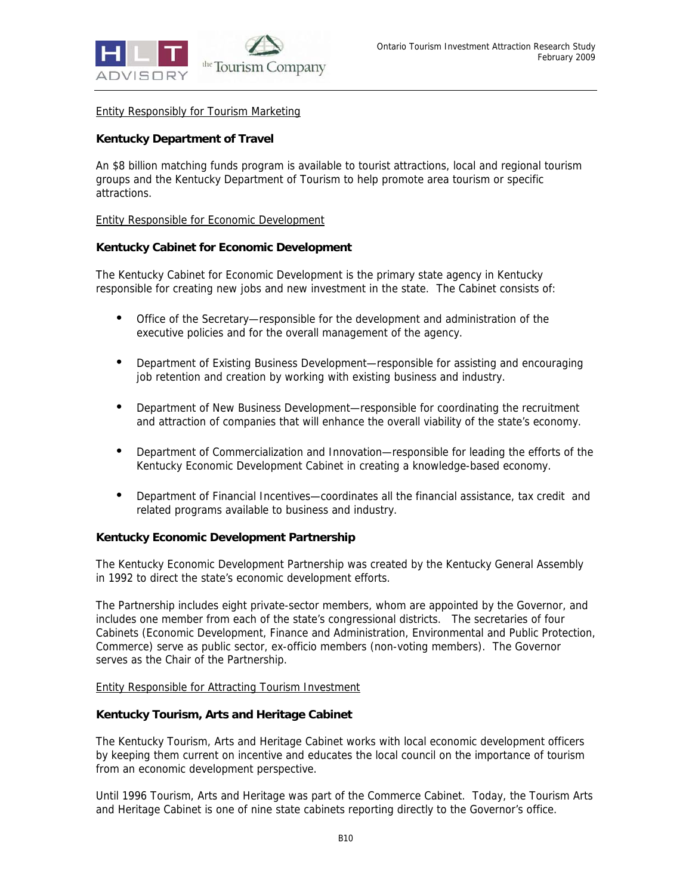<u>Entity Responsibly for Tourism Marketing</u>

**Kentucky Department of Travel**

An $8 billion matching funds program is available to tourist attractions, local and regional tourism groups and the Kentucky Department of Tourism to help promote area tourism or specific attractions.

<u>Entity Responsible for Economic Development</u>

**Kentucky Cabinet for Economic Development**

The Kentucky Cabinet for Economic Development is the primary state agency in Kentucky responsible for creating new jobs and new investment in the state. The Cabinet consists of:

- Office of the Secretary—responsible for the development and administration of the executive policies and for the overall management of the agency.
- Department of Existing Business Development—responsible for assisting and encouraging job retention and creation by working with existing business and industry.
- Department of New Business Development—responsible for coordinating the recruitment and attraction of companies that will enhance the overall viability of the state's economy.
- Department of Commercialization and Innovation—responsible for leading the efforts of the Kentucky Economic Development Cabinet in creating a knowledge-based economy.
- Department of Financial Incentives—coordinates all the financial assistance, tax credit and related programs available to business and industry.

**Kentucky Economic Development Partnership**

The Kentucky Economic Development Partnership was created by the Kentucky General Assembly in 1992 to direct the state's economic development efforts.

The Partnership includes eight private-sector members, whom are appointed by the Governor, and includes one member from each of the state's congressional districts. The secretaries of four Cabinets (Economic Development, Finance and Administration, Environmental and Public Protection, Commerce) serve as public sector, ex-officio members (non-voting members). The Governor serves as the Chair of the Partnership.

<u>Entity Responsible for Attracting Tourism Investment</u>

**Kentucky Tourism, Arts and Heritage Cabinet**

The Kentucky Tourism, Arts and Heritage Cabinet works with local economic development officers by keeping them current on incentive and educates the local council on the importance of tourism from an economic development perspective.

Until 1996 Tourism, Arts and Heritage was part of the Commerce Cabinet. Today, the Tourism Arts and Heritage Cabinet is one of nine state cabinets reporting directly to the Governor's office.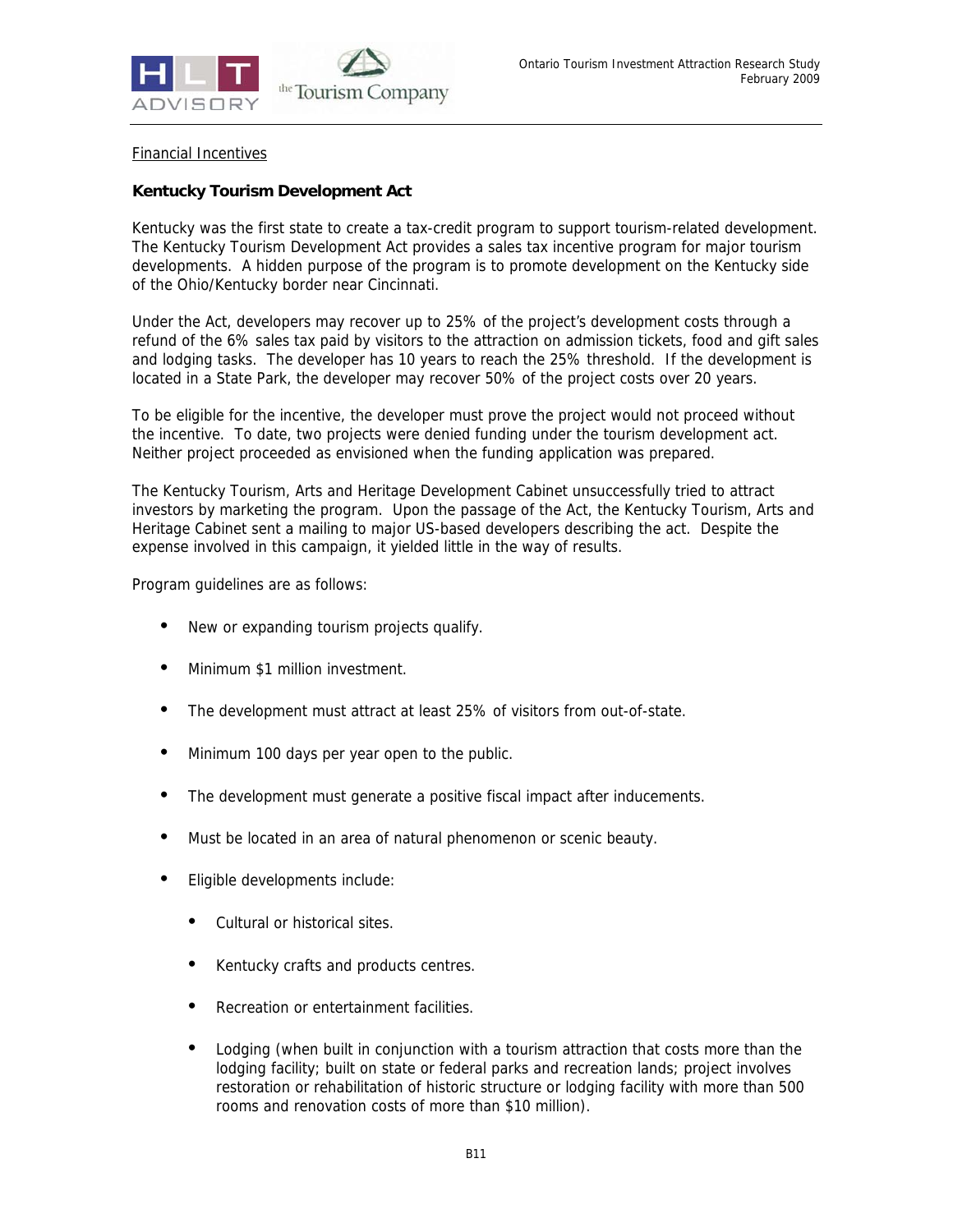Financial Incentives

**Kentucky Tourism Development Act**

Kentucky was the first state to create a tax-credit program to support tourism-related development. The Kentucky Tourism Development Act provides a sales tax incentive program for major tourism developments. A hidden purpose of the program is to promote development on the Kentucky side of the Ohio/Kentucky border near Cincinnati.

Under the Act, developers may recover up to 25% of the project's development costs through a refund of the 6% sales tax paid by visitors to the attraction on admission tickets, food and gift sales and lodging tasks. The developer has 10 years to reach the 25% threshold. If the development is located in a State Park, the developer may recover 50% of the project costs over 20 years.

To be eligible for the incentive, the developer must prove the project would not proceed without the incentive. To date, two projects were denied funding under the tourism development act. Neither project proceeded as envisioned when the funding application was prepared.

The Kentucky Tourism, Arts and Heritage Development Cabinet unsuccessfully tried to attract investors by marketing the program. Upon the passage of the Act, the Kentucky Tourism, Arts and Heritage Cabinet sent a mailing to major US-based developers describing the act. Despite the expense involved in this campaign, it yielded little in the way of results.

Program guidelines are as follows:

- New or expanding tourism projects qualify.
- Minimum $1 million investment.
- The development must attract at least 25% of visitors from out-of-state.
- Minimum 100 days per year open to the public.
- The development must generate a positive fiscal impact after inducements.
- Must be located in an area of natural phenomenon or scenic beauty.
- Eligible developments include:
  - Cultural or historical sites.
  - Kentucky crafts and products centres.
  - Recreation or entertainment facilities.
  - Lodging (when built in conjunction with a tourism attraction that costs more than the lodging facility; built on state or federal parks and recreation lands; project involves restoration or rehabilitation of historic structure or lodging facility with more than 500 rooms and renovation costs of more than $10 million).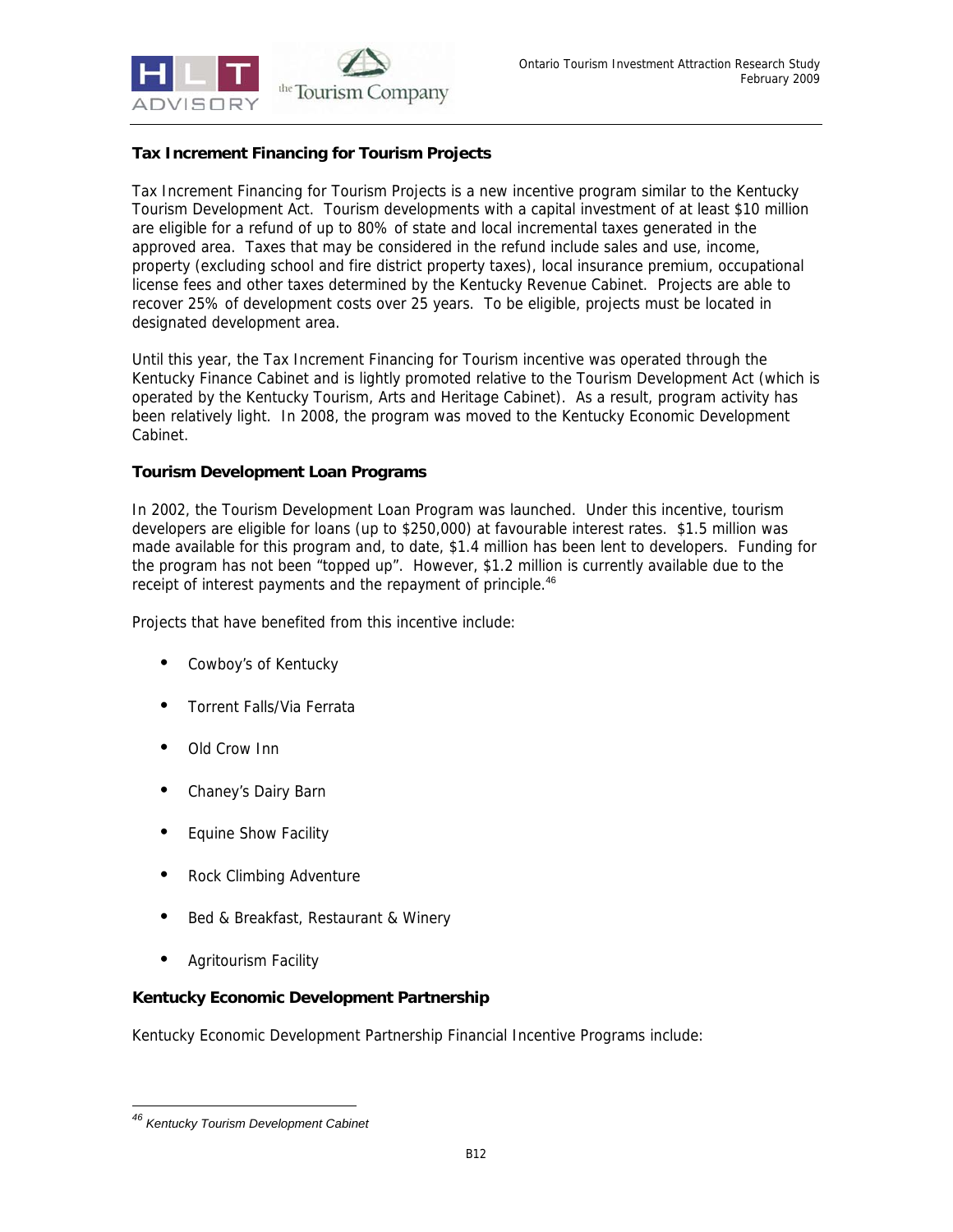### Tax Increment Financing for Tourism Projects

Tax Increment Financing for Tourism Projects is a new incentive program similar to the Kentucky Tourism Development Act. Tourism developments with a capital investment of at least $10 million are eligible for a refund of up to 80% of state and local incremental taxes generated in the approved area. Taxes that may be considered in the refund include sales and use, income, property (excluding school and fire district property taxes), local insurance premium, occupational license fees and other taxes determined by the Kentucky Revenue Cabinet. Projects are able to recover 25% of development costs over 25 years. To be eligible, projects must be located in designated development area.

Until this year, the Tax Increment Financing for Tourism incentive was operated through the Kentucky Finance Cabinet and is lightly promoted relative to the Tourism Development Act (which is operated by the Kentucky Tourism, Arts and Heritage Cabinet). As a result, program activity has been relatively light. In 2008, the program was moved to the Kentucky Economic Development Cabinet.

### Tourism Development Loan Programs

In 2002, the Tourism Development Loan Program was launched. Under this incentive, tourism developers are eligible for loans (up to $250,000) at favourable interest rates. $1.5 million was made available for this program and, to date, $1.4 million has been lent to developers. Funding for the program has not been "topped up". However, $1.2 million is currently available due to the receipt of interest payments and the repayment of principle.[46]

Projects that have benefited from this incentive include:

- Cowboy's of Kentucky
- Torrent Falls/Via Ferrata
- Old Crow Inn
- Chaney's Dairy Barn
- Equine Show Facility
- Rock Climbing Adventure
- Bed & Breakfast, Restaurant & Winery
- Agritourism Facility

### Kentucky Economic Development Partnership

Kentucky Economic Development Partnership Financial Incentive Programs include:

---

[46] *Kentucky Tourism Development Cabinet*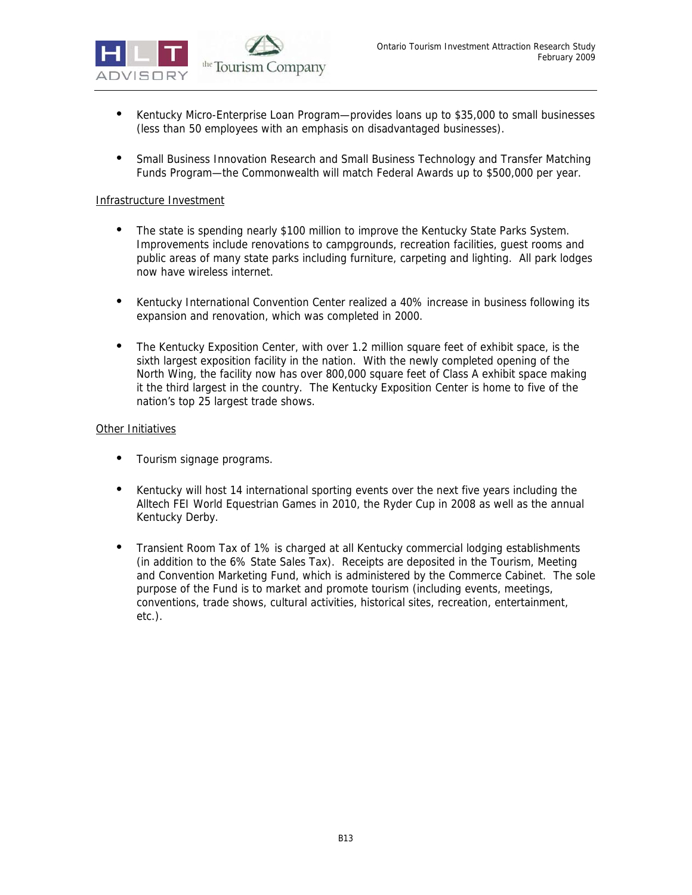- Kentucky Micro-Enterprise Loan Program—provides loans up to $35,000 to small businesses (less than 50 employees with an emphasis on disadvantaged businesses).

- Small Business Innovation Research and Small Business Technology and Transfer Matching Funds Program—the Commonwealth will match Federal Awards up to $500,000 per year.

Infrastructure Investment

- The state is spending nearly $100 million to improve the Kentucky State Parks System. Improvements include renovations to campgrounds, recreation facilities, guest rooms and public areas of many state parks including furniture, carpeting and lighting. All park lodges now have wireless internet.

- Kentucky International Convention Center realized a 40% increase in business following its expansion and renovation, which was completed in 2000.

- The Kentucky Exposition Center, with over 1.2 million square feet of exhibit space, is the sixth largest exposition facility in the nation. With the newly completed opening of the North Wing, the facility now has over 800,000 square feet of Class A exhibit space making it the third largest in the country. The Kentucky Exposition Center is home to five of the nation's top 25 largest trade shows.

Other Initiatives

- Tourism signage programs.

- Kentucky will host 14 international sporting events over the next five years including the Alltech FEI World Equestrian Games in 2010, the Ryder Cup in 2008 as well as the annual Kentucky Derby.

- Transient Room Tax of 1% is charged at all Kentucky commercial lodging establishments (in addition to the 6% State Sales Tax). Receipts are deposited in the Tourism, Meeting and Convention Marketing Fund, which is administered by the Commerce Cabinet. The sole purpose of the Fund is to market and promote tourism (including events, meetings, conventions, trade shows, cultural activities, historical sites, recreation, entertainment, etc.).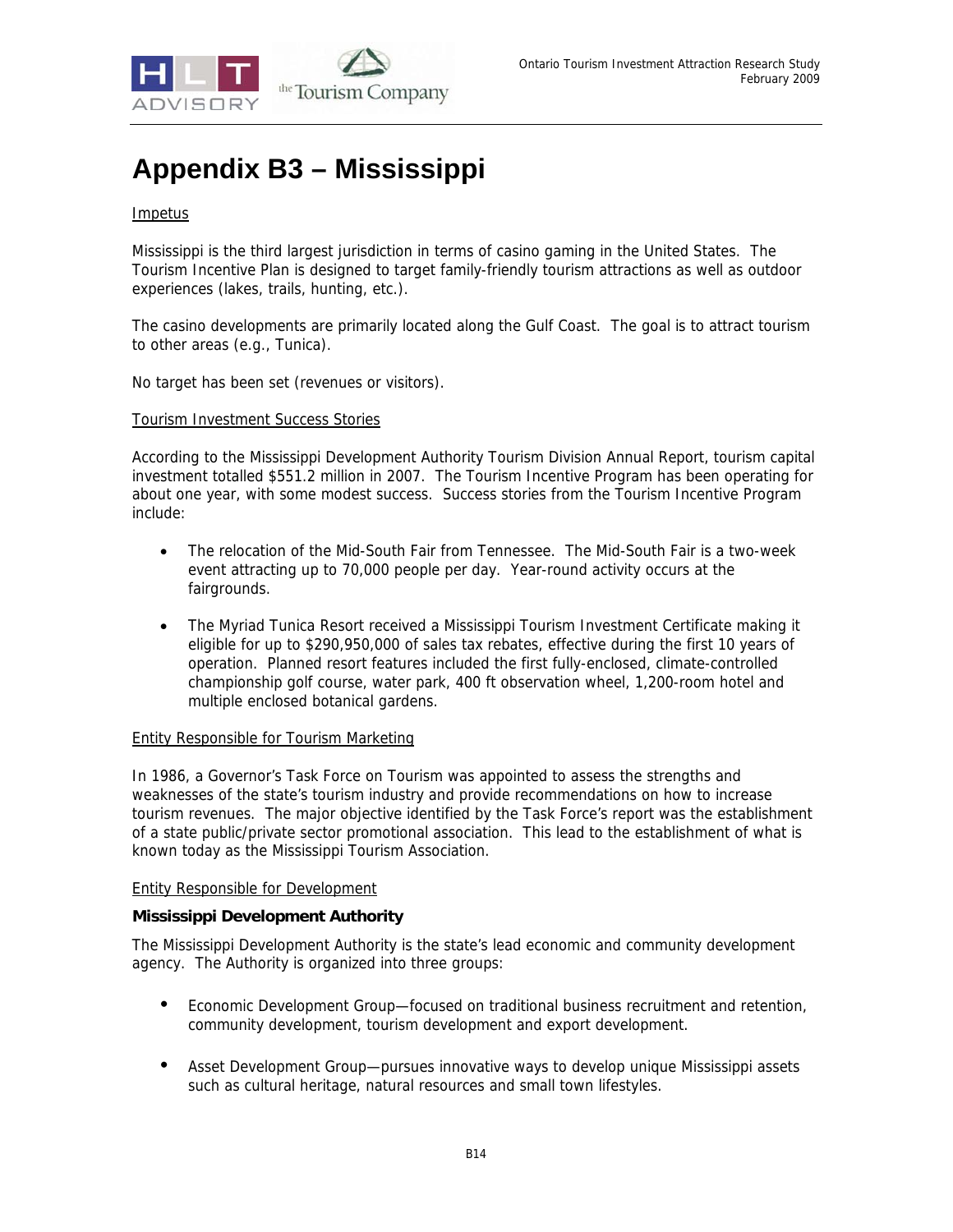# Appendix B3 – Mississippi

Impetus

Mississippi is the third largest jurisdiction in terms of casino gaming in the United States. The Tourism Incentive Plan is designed to target family-friendly tourism attractions as well as outdoor experiences (lakes, trails, hunting, etc.).

The casino developments are primarily located along the Gulf Coast. The goal is to attract tourism to other areas (e.g., Tunica).

No target has been set (revenues or visitors).

Tourism Investment Success Stories

According to the Mississippi Development Authority Tourism Division Annual Report, tourism capital investment totalled $551.2 million in 2007. The Tourism Incentive Program has been operating for about one year, with some modest success. Success stories from the Tourism Incentive Program include:

- The relocation of the Mid-South Fair from Tennessee. The Mid-South Fair is a two-week event attracting up to 70,000 people per day. Year-round activity occurs at the fairgrounds.
- The Myriad Tunica Resort received a Mississippi Tourism Investment Certificate making it eligible for up to $290,950,000 of sales tax rebates, effective during the first 10 years of operation. Planned resort features included the first fully-enclosed, climate-controlled championship golf course, water park, 400 ft observation wheel, 1,200-room hotel and multiple enclosed botanical gardens.

Entity Responsible for Tourism Marketing

In 1986, a Governor's Task Force on Tourism was appointed to assess the strengths and weaknesses of the state's tourism industry and provide recommendations on how to increase tourism revenues. The major objective identified by the Task Force's report was the establishment of a state public/private sector promotional association. This lead to the establishment of what is known today as the Mississippi Tourism Association.

Entity Responsible for Development

**Mississippi Development Authority**

The Mississippi Development Authority is the state's lead economic and community development agency. The Authority is organized into three groups:

- Economic Development Group—focused on traditional business recruitment and retention, community development, tourism development and export development.
- Asset Development Group—pursues innovative ways to develop unique Mississippi assets such as cultural heritage, natural resources and small town lifestyles.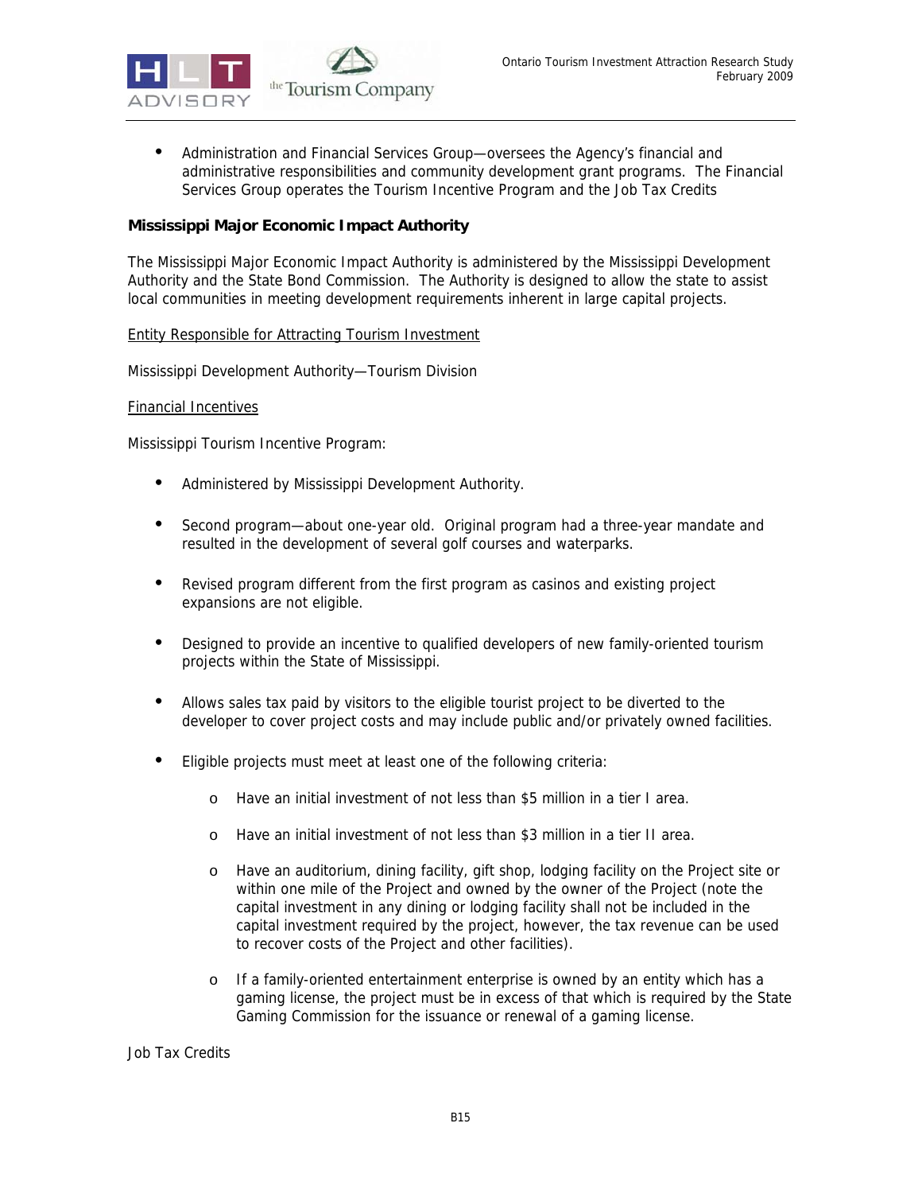- Administration and Financial Services Group—oversees the Agency's financial and administrative responsibilities and community development grant programs. The Financial Services Group operates the Tourism Incentive Program and the Job Tax Credits

**Mississippi Major Economic Impact Authority**

The Mississippi Major Economic Impact Authority is administered by the Mississippi Development Authority and the State Bond Commission. The Authority is designed to allow the state to assist local communities in meeting development requirements inherent in large capital projects.

<u>Entity Responsible for Attracting Tourism Investment</u>

Mississippi Development Authority—Tourism Division

<u>Financial Incentives</u>

Mississippi Tourism Incentive Program:

- Administered by Mississippi Development Authority.
- Second program—about one-year old. Original program had a three-year mandate and resulted in the development of several golf courses and waterparks.
- Revised program different from the first program as casinos and existing project expansions are not eligible.
- Designed to provide an incentive to qualified developers of new family-oriented tourism projects within the State of Mississippi.
- Allows sales tax paid by visitors to the eligible tourist project to be diverted to the developer to cover project costs and may include public and/or privately owned facilities.
- Eligible projects must meet at least one of the following criteria:
  - Have an initial investment of not less than $5 million in a tier I area.
  - Have an initial investment of not less than $3 million in a tier II area.
  - Have an auditorium, dining facility, gift shop, lodging facility on the Project site or within one mile of the Project and owned by the owner of the Project (note the capital investment in any dining or lodging facility shall not be included in the capital investment required by the project, however, the tax revenue can be used to recover costs of the Project and other facilities).
  - If a family-oriented entertainment enterprise is owned by an entity which has a gaming license, the project must be in excess of that which is required by the State Gaming Commission for the issuance or renewal of a gaming license.

Job Tax Credits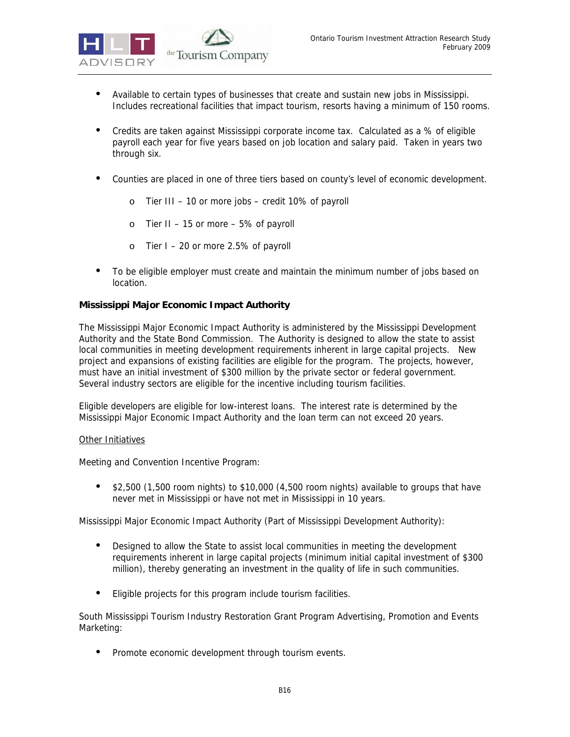- Available to certain types of businesses that create and sustain new jobs in Mississippi. Includes recreational facilities that impact tourism, resorts having a minimum of 150 rooms.

- Credits are taken against Mississippi corporate income tax. Calculated as a % of eligible payroll each year for five years based on job location and salary paid. Taken in years two through six.

- Counties are placed in one of three tiers based on county's level of economic development.

    - Tier III – 10 or more jobs – credit 10% of payroll

    - Tier II – 15 or more – 5% of payroll

    - Tier I – 20 or more 2.5% of payroll

- To be eligible employer must create and maintain the minimum number of jobs based on location.

**Mississippi Major Economic Impact Authority**

The Mississippi Major Economic Impact Authority is administered by the Mississippi Development Authority and the State Bond Commission. The Authority is designed to allow the state to assist local communities in meeting development requirements inherent in large capital projects. New project and expansions of existing facilities are eligible for the program. The projects, however, must have an initial investment of $300 million by the private sector or federal government. Several industry sectors are eligible for the incentive including tourism facilities.

Eligible developers are eligible for low-interest loans. The interest rate is determined by the Mississippi Major Economic Impact Authority and the loan term can not exceed 20 years.

<u>Other Initiatives</u>

Meeting and Convention Incentive Program:

- $2,500 (1,500 room nights) to $10,000 (4,500 room nights) available to groups that have never met in Mississippi or have not met in Mississippi in 10 years.

Mississippi Major Economic Impact Authority (Part of Mississippi Development Authority):

- Designed to allow the State to assist local communities in meeting the development requirements inherent in large capital projects (minimum initial capital investment of $300 million), thereby generating an investment in the quality of life in such communities.

- Eligible projects for this program include tourism facilities.

South Mississippi Tourism Industry Restoration Grant Program Advertising, Promotion and Events Marketing:

- Promote economic development through tourism events.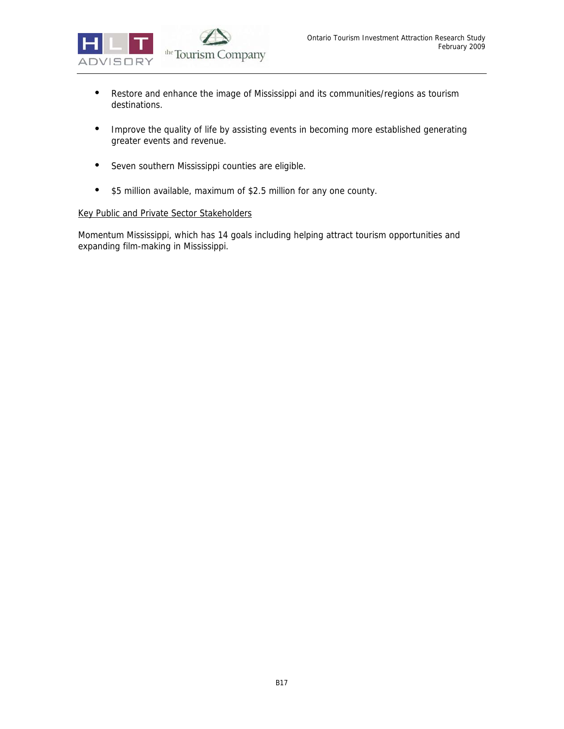- Restore and enhance the image of Mississippi and its communities/regions as tourism destinations.
- Improve the quality of life by assisting events in becoming more established generating greater events and revenue.
- Seven southern Mississippi counties are eligible.
- $5 million available, maximum of $2.5 million for any one county.

<u>Key Public and Private Sector Stakeholders</u>

Momentum Mississippi, which has 14 goals including helping attract tourism opportunities and expanding film-making in Mississippi.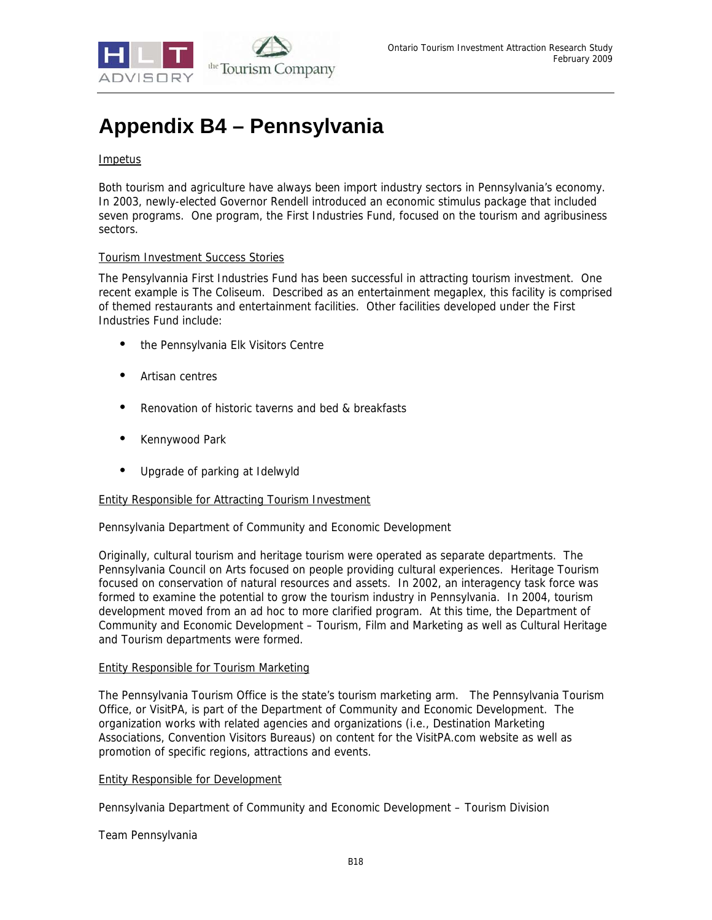# Appendix B4 – Pennsylvania

Impetus

Both tourism and agriculture have always been import industry sectors in Pennsylvania's economy. In 2003, newly-elected Governor Rendell introduced an economic stimulus package that included seven programs. One program, the First Industries Fund, focused on the tourism and agribusiness sectors.

Tourism Investment Success Stories

The Pensylvannia First Industries Fund has been successful in attracting tourism investment. One recent example is The Coliseum. Described as an entertainment megaplex, this facility is comprised of themed restaurants and entertainment facilities. Other facilities developed under the First Industries Fund include:

- the Pennsylvania Elk Visitors Centre
- Artisan centres
- Renovation of historic taverns and bed & breakfasts
- Kennywood Park
- Upgrade of parking at Idelwyld

Entity Responsible for Attracting Tourism Investment

Pennsylvania Department of Community and Economic Development

Originally, cultural tourism and heritage tourism were operated as separate departments. The Pennsylvania Council on Arts focused on people providing cultural experiences. Heritage Tourism focused on conservation of natural resources and assets. In 2002, an interagency task force was formed to examine the potential to grow the tourism industry in Pennsylvania. In 2004, tourism development moved from an ad hoc to more clarified program. At this time, the Department of Community and Economic Development – Tourism, Film and Marketing as well as Cultural Heritage and Tourism departments were formed.

Entity Responsible for Tourism Marketing

The Pennsylvania Tourism Office is the state's tourism marketing arm. The Pennsylvania Tourism Office, or VisitPA, is part of the Department of Community and Economic Development. The organization works with related agencies and organizations (i.e., Destination Marketing Associations, Convention Visitors Bureaus) on content for the VisitPA.com website as well as promotion of specific regions, attractions and events.

Entity Responsible for Development

Pennsylvania Department of Community and Economic Development – Tourism Division

Team Pennsylvania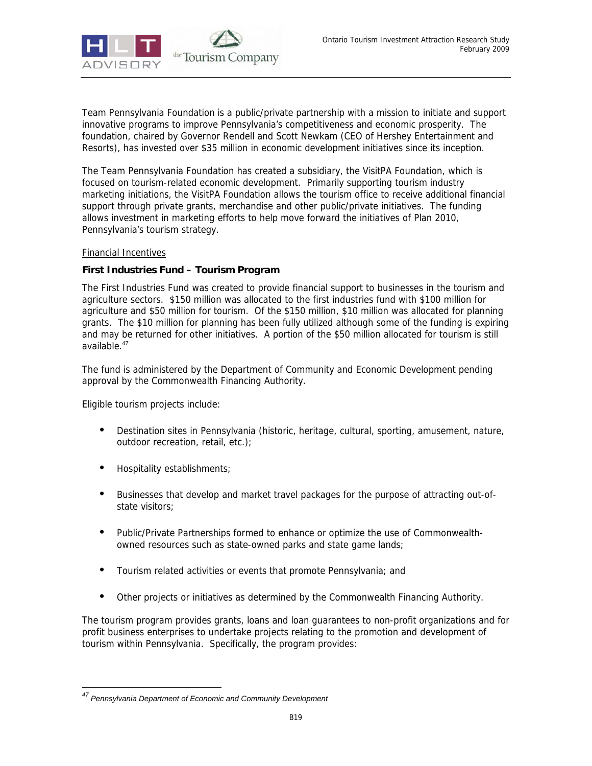Team Pennsylvania Foundation is a public/private partnership with a mission to initiate and support innovative programs to improve Pennsylvania's competitiveness and economic prosperity. The foundation, chaired by Governor Rendell and Scott Newkam (CEO of Hershey Entertainment and Resorts), has invested over $35 million in economic development initiatives since its inception.

The Team Pennsylvania Foundation has created a subsidiary, the VisitPA Foundation, which is focused on tourism-related economic development. Primarily supporting tourism industry marketing initiations, the VisitPA Foundation allows the tourism office to receive additional financial support through private grants, merchandise and other public/private initiatives. The funding allows investment in marketing efforts to help move forward the initiatives of Plan 2010, Pennsylvania's tourism strategy.

<u>Financial Incentives</u>

**First Industries Fund – Tourism Program**

The First Industries Fund was created to provide financial support to businesses in the tourism and agriculture sectors. $150 million was allocated to the first industries fund with $100 million for agriculture and $50 million for tourism. Of the $150 million, $10 million was allocated for planning grants. The $10 million for planning has been fully utilized although some of the funding is expiring and may be returned for other initiatives. A portion of the $50 million allocated for tourism is still available.[47]

The fund is administered by the Department of Community and Economic Development pending approval by the Commonwealth Financing Authority.

Eligible tourism projects include:

- Destination sites in Pennsylvania (historic, heritage, cultural, sporting, amusement, nature, outdoor recreation, retail, etc.);
- Hospitality establishments;
- Businesses that develop and market travel packages for the purpose of attracting out-of-state visitors;
- Public/Private Partnerships formed to enhance or optimize the use of Commonwealth-owned resources such as state-owned parks and state game lands;
- Tourism related activities or events that promote Pennsylvania; and
- Other projects or initiatives as determined by the Commonwealth Financing Authority.

The tourism program provides grants, loans and loan guarantees to non-profit organizations and for profit business enterprises to undertake projects relating to the promotion and development of tourism within Pennsylvania. Specifically, the program provides:

---

[47] *Pennsylvania Department of Economic and Community Development*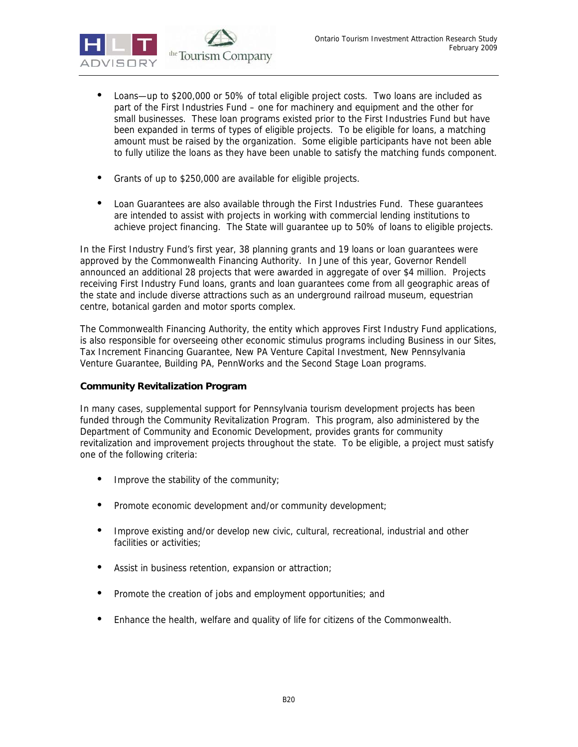- Loans—up to $200,000 or 50% of total eligible project costs. Two loans are included as part of the First Industries Fund – one for machinery and equipment and the other for small businesses. These loan programs existed prior to the First Industries Fund but have been expanded in terms of types of eligible projects. To be eligible for loans, a matching amount must be raised by the organization. Some eligible participants have not been able to fully utilize the loans as they have been unable to satisfy the matching funds component.

- Grants of up to $250,000 are available for eligible projects.

- Loan Guarantees are also available through the First Industries Fund. These guarantees are intended to assist with projects in working with commercial lending institutions to achieve project financing. The State will guarantee up to 50% of loans to eligible projects.

In the First Industry Fund's first year, 38 planning grants and 19 loans or loan guarantees were approved by the Commonwealth Financing Authority. In June of this year, Governor Rendell announced an additional 28 projects that were awarded in aggregate of over $4 million. Projects receiving First Industry Fund loans, grants and loan guarantees come from all geographic areas of the state and include diverse attractions such as an underground railroad museum, equestrian centre, botanical garden and motor sports complex.

The Commonwealth Financing Authority, the entity which approves First Industry Fund applications, is also responsible for overseeing other economic stimulus programs including Business in our Sites, Tax Increment Financing Guarantee, New PA Venture Capital Investment, New Pennsylvania Venture Guarantee, Building PA, PennWorks and the Second Stage Loan programs.

**Community Revitalization Program**

In many cases, supplemental support for Pennsylvania tourism development projects has been funded through the Community Revitalization Program. This program, also administered by the Department of Community and Economic Development, provides grants for community revitalization and improvement projects throughout the state. To be eligible, a project must satisfy one of the following criteria:

- Improve the stability of the community;

- Promote economic development and/or community development;

- Improve existing and/or develop new civic, cultural, recreational, industrial and other facilities or activities;

- Assist in business retention, expansion or attraction;

- Promote the creation of jobs and employment opportunities; and

- Enhance the health, welfare and quality of life for citizens of the Commonwealth.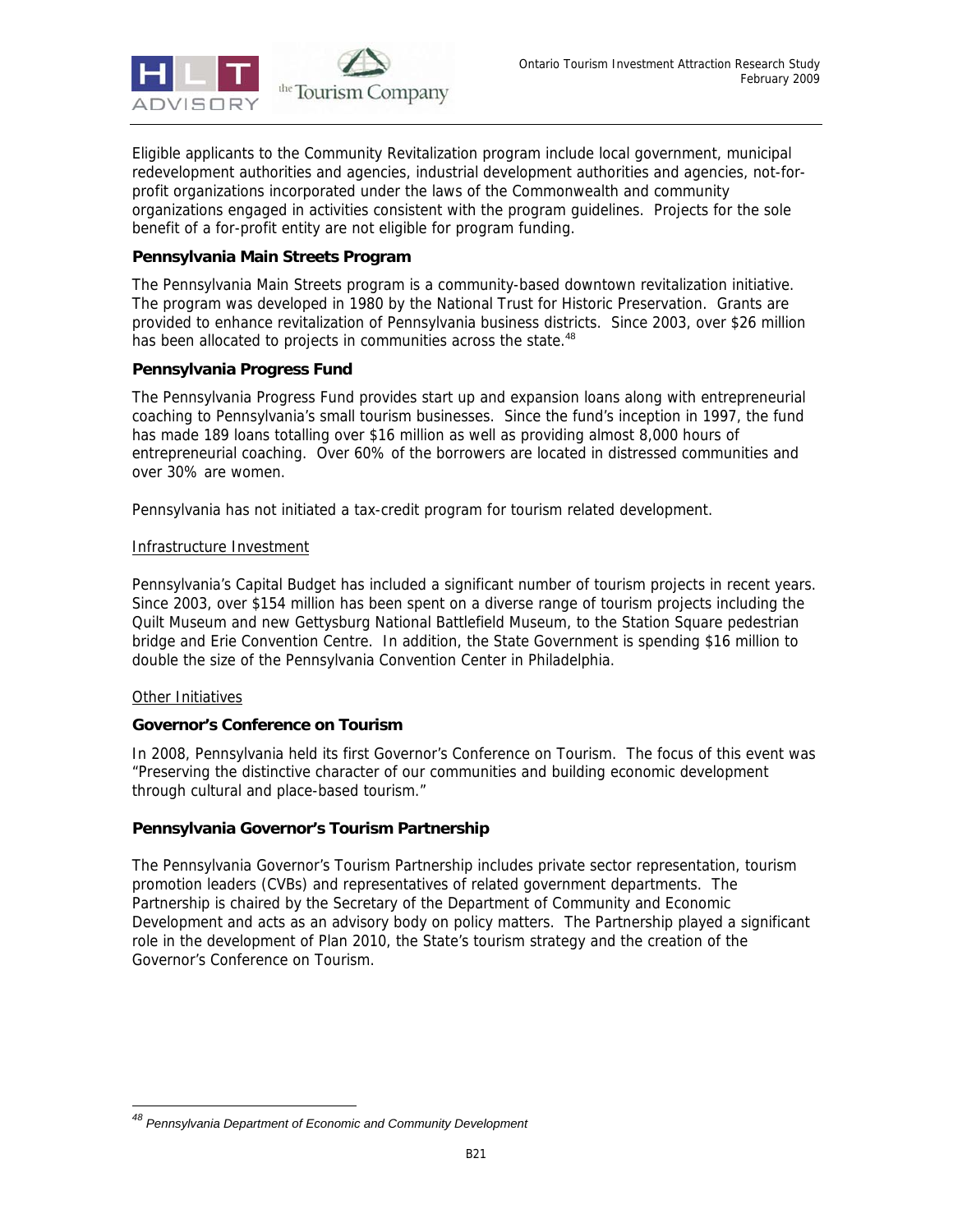Eligible applicants to the Community Revitalization program include local government, municipal redevelopment authorities and agencies, industrial development authorities and agencies, not-for-profit organizations incorporated under the laws of the Commonwealth and community organizations engaged in activities consistent with the program guidelines. Projects for the sole benefit of a for-profit entity are not eligible for program funding.

**Pennsylvania Main Streets Program**

The Pennsylvania Main Streets program is a community-based downtown revitalization initiative. The program was developed in 1980 by the National Trust for Historic Preservation. Grants are provided to enhance revitalization of Pennsylvania business districts. Since 2003, over $26 million has been allocated to projects in communities across the state.[48]

**Pennsylvania Progress Fund**

The Pennsylvania Progress Fund provides start up and expansion loans along with entrepreneurial coaching to Pennsylvania's small tourism businesses. Since the fund's inception in 1997, the fund has made 189 loans totalling over $16 million as well as providing almost 8,000 hours of entrepreneurial coaching. Over 60% of the borrowers are located in distressed communities and over 30% are women.

Pennsylvania has not initiated a tax-credit program for tourism related development.

Infrastructure Investment

Pennsylvania's Capital Budget has included a significant number of tourism projects in recent years. Since 2003, over $154 million has been spent on a diverse range of tourism projects including the Quilt Museum and new Gettysburg National Battlefield Museum, to the Station Square pedestrian bridge and Erie Convention Centre. In addition, the State Government is spending $16 million to double the size of the Pennsylvania Convention Center in Philadelphia.

Other Initiatives

**Governor's Conference on Tourism**

In 2008, Pennsylvania held its first Governor's Conference on Tourism. The focus of this event was "Preserving the distinctive character of our communities and building economic development through cultural and place-based tourism."

**Pennsylvania Governor's Tourism Partnership**

The Pennsylvania Governor's Tourism Partnership includes private sector representation, tourism promotion leaders (CVBs) and representatives of related government departments. The Partnership is chaired by the Secretary of the Department of Community and Economic Development and acts as an advisory body on policy matters. The Partnership played a significant role in the development of Plan 2010, the State's tourism strategy and the creation of the Governor's Conference on Tourism.

---

[48] *Pennsylvania Department of Economic and Community Development*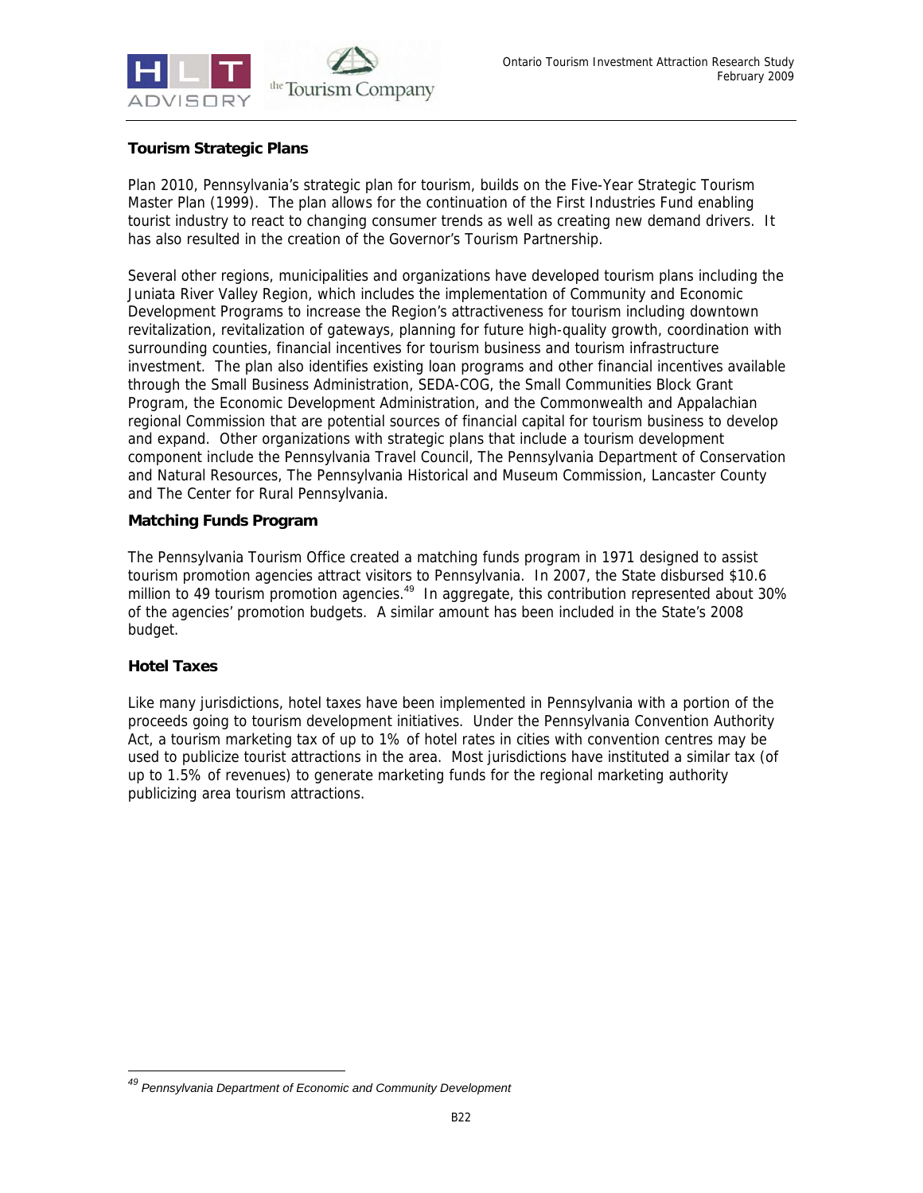### Tourism Strategic Plans

Plan 2010, Pennsylvania's strategic plan for tourism, builds on the Five-Year Strategic Tourism Master Plan (1999). The plan allows for the continuation of the First Industries Fund enabling tourist industry to react to changing consumer trends as well as creating new demand drivers. It has also resulted in the creation of the Governor's Tourism Partnership.

Several other regions, municipalities and organizations have developed tourism plans including the Juniata River Valley Region, which includes the implementation of Community and Economic Development Programs to increase the Region's attractiveness for tourism including downtown revitalization, revitalization of gateways, planning for future high-quality growth, coordination with surrounding counties, financial incentives for tourism business and tourism infrastructure investment. The plan also identifies existing loan programs and other financial incentives available through the Small Business Administration, SEDA-COG, the Small Communities Block Grant Program, the Economic Development Administration, and the Commonwealth and Appalachian regional Commission that are potential sources of financial capital for tourism business to develop and expand. Other organizations with strategic plans that include a tourism development component include the Pennsylvania Travel Council, The Pennsylvania Department of Conservation and Natural Resources, The Pennsylvania Historical and Museum Commission, Lancaster County and The Center for Rural Pennsylvania.

### Matching Funds Program

The Pennsylvania Tourism Office created a matching funds program in 1971 designed to assist tourism promotion agencies attract visitors to Pennsylvania. In 2007, the State disbursed $10.6 million to 49 tourism promotion agencies.[49] In aggregate, this contribution represented about 30% of the agencies' promotion budgets. A similar amount has been included in the State's 2008 budget.

### Hotel Taxes

Like many jurisdictions, hotel taxes have been implemented in Pennsylvania with a portion of the proceeds going to tourism development initiatives. Under the Pennsylvania Convention Authority Act, a tourism marketing tax of up to 1% of hotel rates in cities with convention centres may be used to publicize tourist attractions in the area. Most jurisdictions have instituted a similar tax (of up to 1.5% of revenues) to generate marketing funds for the regional marketing authority publicizing area tourism attractions.

---

[49] *Pennsylvania Department of Economic and Community Development*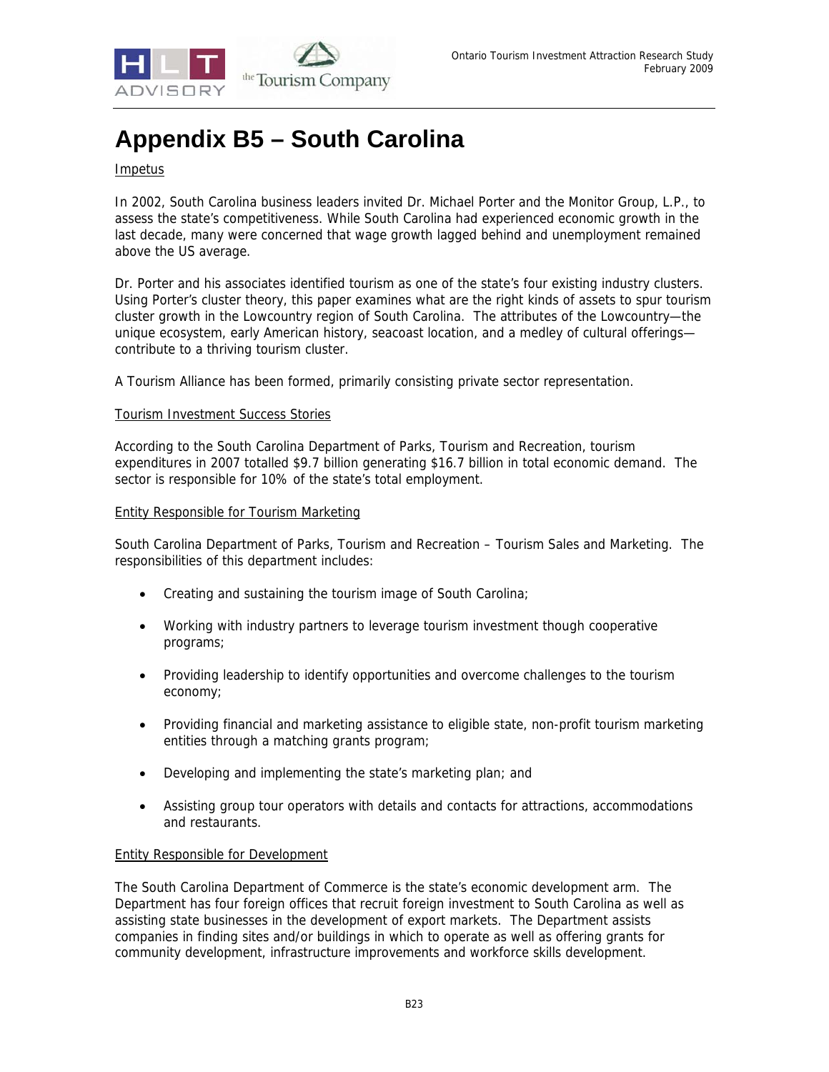# Appendix B5 – South Carolina

Impetus

In 2002, South Carolina business leaders invited Dr. Michael Porter and the Monitor Group, L.P., to assess the state's competitiveness. While South Carolina had experienced economic growth in the last decade, many were concerned that wage growth lagged behind and unemployment remained above the US average.

Dr. Porter and his associates identified tourism as one of the state's four existing industry clusters. Using Porter's cluster theory, this paper examines what are the right kinds of assets to spur tourism cluster growth in the Lowcountry region of South Carolina. The attributes of the Lowcountry—the unique ecosystem, early American history, seacoast location, and a medley of cultural offerings—contribute to a thriving tourism cluster.

A Tourism Alliance has been formed, primarily consisting private sector representation.

Tourism Investment Success Stories

According to the South Carolina Department of Parks, Tourism and Recreation, tourism expenditures in 2007 totalled $9.7 billion generating $16.7 billion in total economic demand. The sector is responsible for 10% of the state's total employment.

Entity Responsible for Tourism Marketing

South Carolina Department of Parks, Tourism and Recreation – Tourism Sales and Marketing. The responsibilities of this department includes:

- Creating and sustaining the tourism image of South Carolina;
- Working with industry partners to leverage tourism investment though cooperative programs;
- Providing leadership to identify opportunities and overcome challenges to the tourism economy;
- Providing financial and marketing assistance to eligible state, non-profit tourism marketing entities through a matching grants program;
- Developing and implementing the state's marketing plan; and
- Assisting group tour operators with details and contacts for attractions, accommodations and restaurants.

Entity Responsible for Development

The South Carolina Department of Commerce is the state's economic development arm. The Department has four foreign offices that recruit foreign investment to South Carolina as well as assisting state businesses in the development of export markets. The Department assists companies in finding sites and/or buildings in which to operate as well as offering grants for community development, infrastructure improvements and workforce skills development.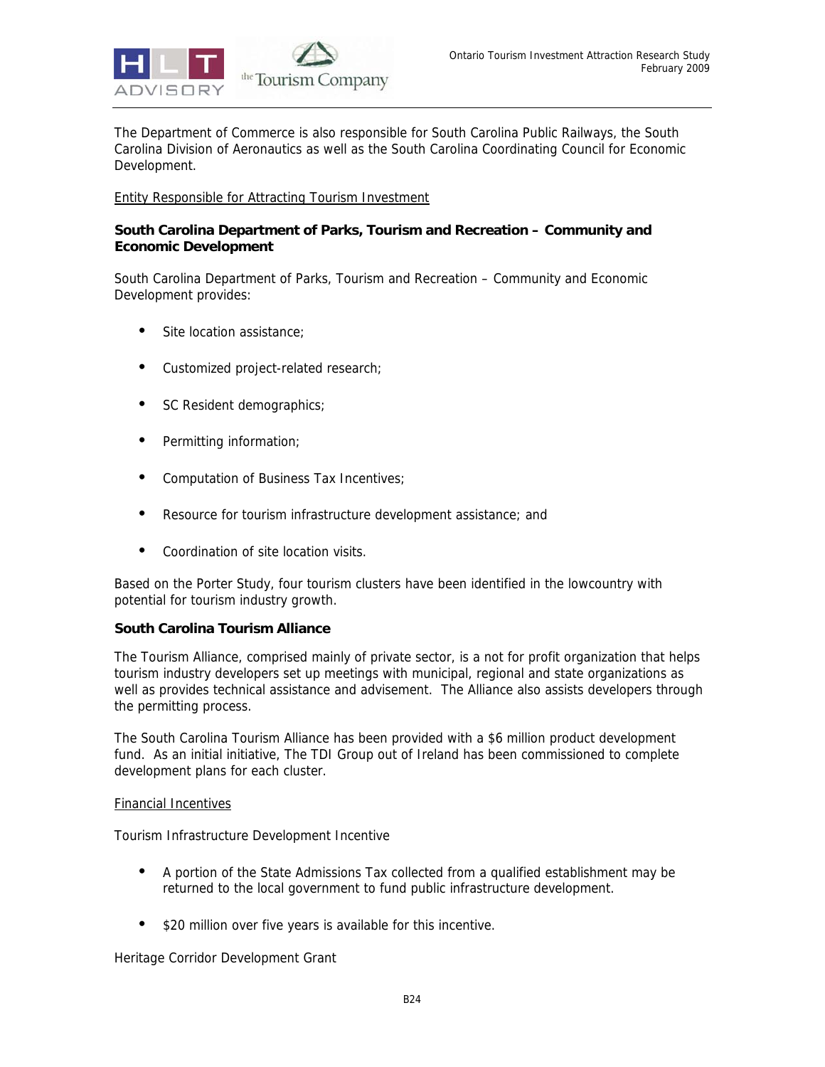The Department of Commerce is also responsible for South Carolina Public Railways, the South Carolina Division of Aeronautics as well as the South Carolina Coordinating Council for Economic Development.

<u>Entity Responsible for Attracting Tourism Investment</u>

**South Carolina Department of Parks, Tourism and Recreation – Community and Economic Development**

South Carolina Department of Parks, Tourism and Recreation – Community and Economic Development provides:

- Site location assistance;
- Customized project-related research;
- SC Resident demographics;
- Permitting information;
- Computation of Business Tax Incentives;
- Resource for tourism infrastructure development assistance; and
- Coordination of site location visits.

Based on the Porter Study, four tourism clusters have been identified in the lowcountry with potential for tourism industry growth.

**South Carolina Tourism Alliance**

The Tourism Alliance, comprised mainly of private sector, is a not for profit organization that helps tourism industry developers set up meetings with municipal, regional and state organizations as well as provides technical assistance and advisement. The Alliance also assists developers through the permitting process.

The South Carolina Tourism Alliance has been provided with a $6 million product development fund. As an initial initiative, The TDI Group out of Ireland has been commissioned to complete development plans for each cluster.

<u>Financial Incentives</u>

Tourism Infrastructure Development Incentive

- A portion of the State Admissions Tax collected from a qualified establishment may be returned to the local government to fund public infrastructure development.
- $20 million over five years is available for this incentive.

Heritage Corridor Development Grant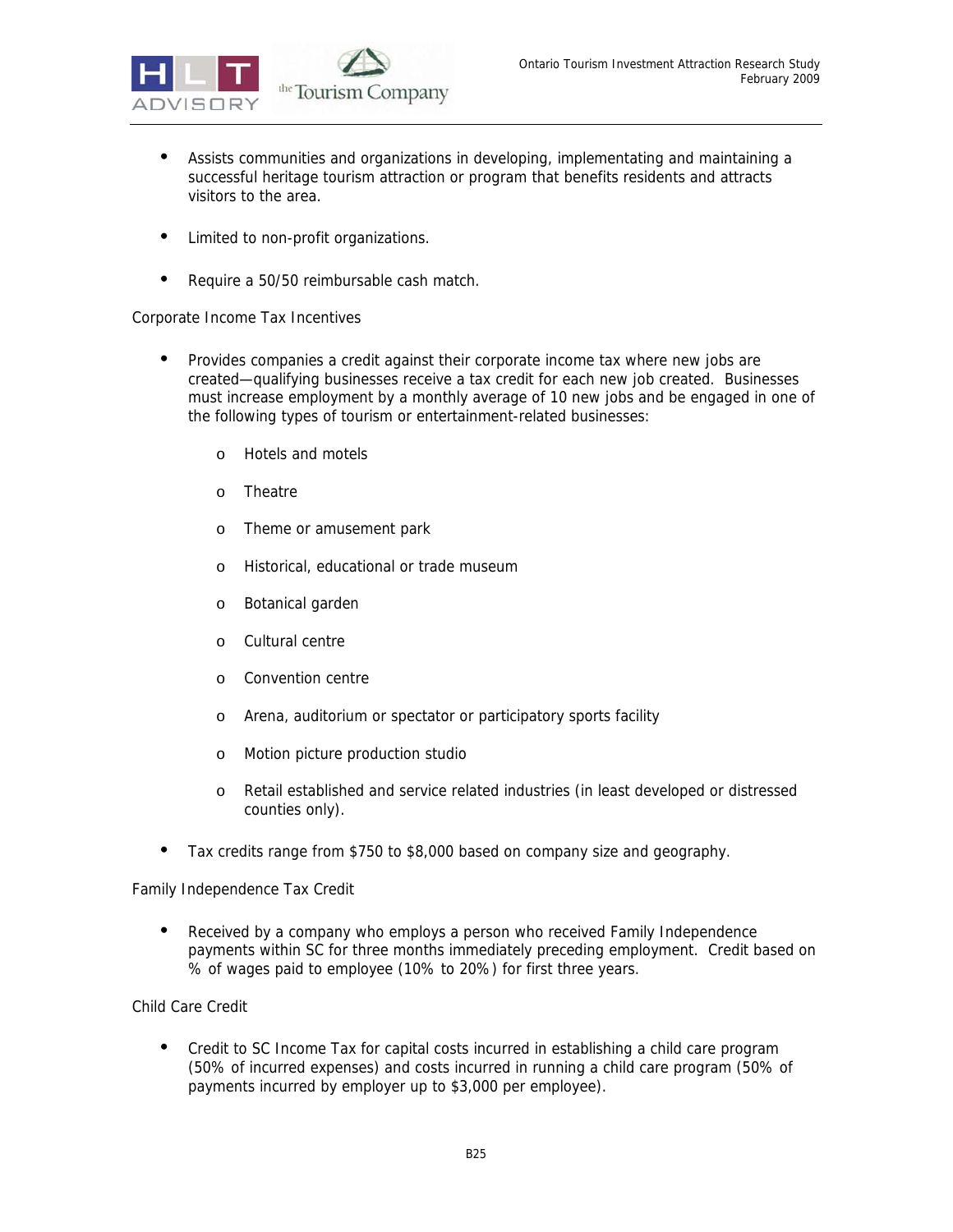- Assists communities and organizations in developing, implementating and maintaining a successful heritage tourism attraction or program that benefits residents and attracts visitors to the area.

- Limited to non-profit organizations.

- Require a 50/50 reimbursable cash match.

Corporate Income Tax Incentives

- Provides companies a credit against their corporate income tax where new jobs are created—qualifying businesses receive a tax credit for each new job created. Businesses must increase employment by a monthly average of 10 new jobs and be engaged in one of the following types of tourism or entertainment-related businesses:

    - Hotels and motels
    - Theatre
    - Theme or amusement park
    - Historical, educational or trade museum
    - Botanical garden
    - Cultural centre
    - Convention centre
    - Arena, auditorium or spectator or participatory sports facility
    - Motion picture production studio
    - Retail established and service related industries (in least developed or distressed counties only).

- Tax credits range from $750 to $8,000 based on company size and geography.

Family Independence Tax Credit

- Received by a company who employs a person who received Family Independence payments within SC for three months immediately preceding employment. Credit based on % of wages paid to employee (10% to 20%) for first three years.

Child Care Credit

- Credit to SC Income Tax for capital costs incurred in establishing a child care program (50% of incurred expenses) and costs incurred in running a child care program (50% of payments incurred by employer up to $3,000 per employee).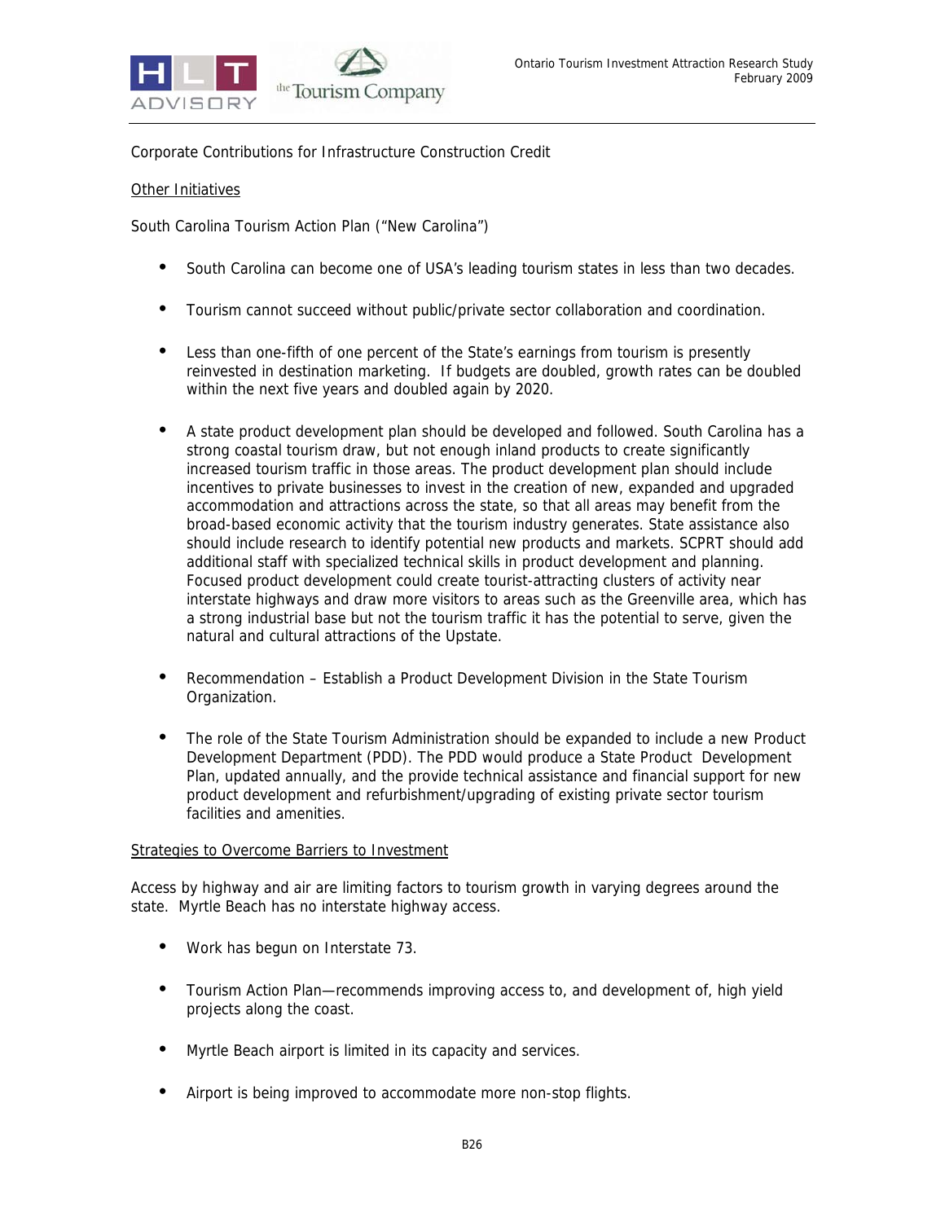Corporate Contributions for Infrastructure Construction Credit

<u>Other Initiatives</u>

South Carolina Tourism Action Plan ("New Carolina")

- South Carolina can become one of USA's leading tourism states in less than two decades.
- Tourism cannot succeed without public/private sector collaboration and coordination.
- Less than one-fifth of one percent of the State's earnings from tourism is presently reinvested in destination marketing. If budgets are doubled, growth rates can be doubled within the next five years and doubled again by 2020.
- A state product development plan should be developed and followed. South Carolina has a strong coastal tourism draw, but not enough inland products to create significantly increased tourism traffic in those areas. The product development plan should include incentives to private businesses to invest in the creation of new, expanded and upgraded accommodation and attractions across the state, so that all areas may benefit from the broad-based economic activity that the tourism industry generates. State assistance also should include research to identify potential new products and markets. SCPRT should add additional staff with specialized technical skills in product development and planning. Focused product development could create tourist-attracting clusters of activity near interstate highways and draw more visitors to areas such as the Greenville area, which has a strong industrial base but not the tourism traffic it has the potential to serve, given the natural and cultural attractions of the Upstate.
- Recommendation – Establish a Product Development Division in the State Tourism Organization.
- The role of the State Tourism Administration should be expanded to include a new Product Development Department (PDD). The PDD would produce a State Product Development Plan, updated annually, and the provide technical assistance and financial support for new product development and refurbishment/upgrading of existing private sector tourism facilities and amenities.

<u>Strategies to Overcome Barriers to Investment</u>

Access by highway and air are limiting factors to tourism growth in varying degrees around the state. Myrtle Beach has no interstate highway access.

- Work has begun on Interstate 73.
- Tourism Action Plan—recommends improving access to, and development of, high yield projects along the coast.
- Myrtle Beach airport is limited in its capacity and services.
- Airport is being improved to accommodate more non-stop flights.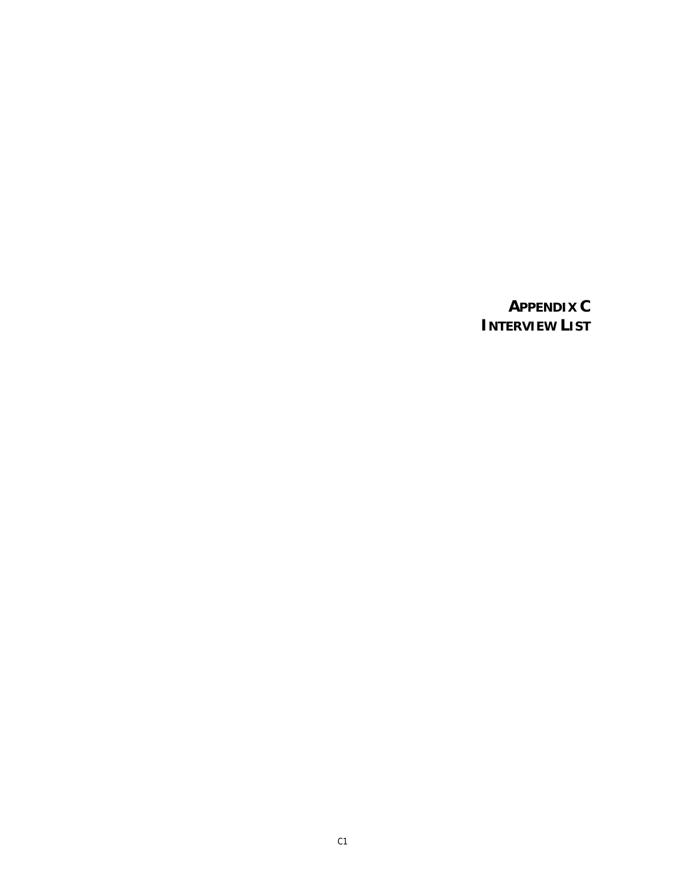# APPENDIX C
# INTERVIEW LIST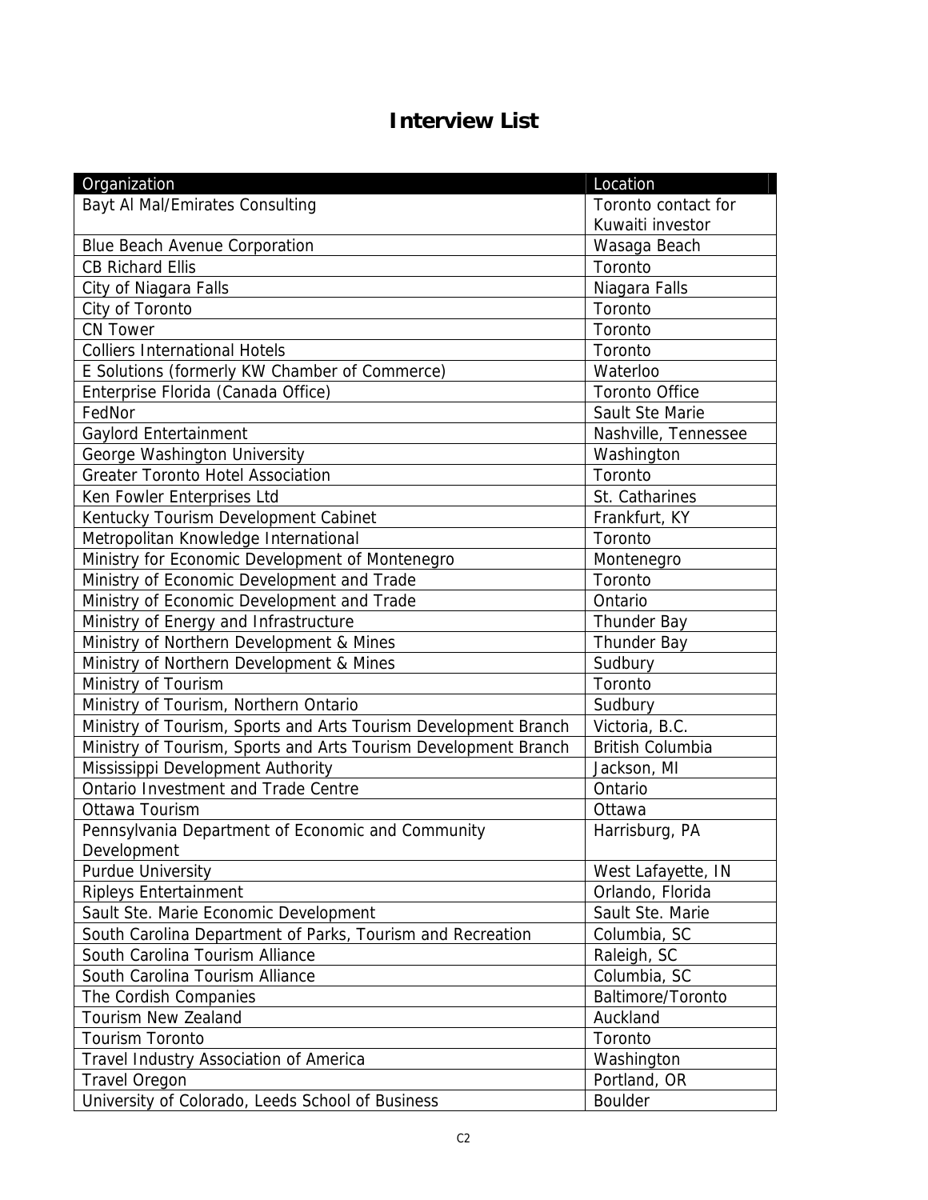# Interview List

| Organization | Location |
|---|---|
| Bayt Al Mal/Emirates Consulting | Toronto contact for Kuwaiti investor |
| Blue Beach Avenue Corporation | Wasaga Beach |
| CB Richard Ellis | Toronto |
| City of Niagara Falls | Niagara Falls |
| City of Toronto | Toronto |
| CN Tower | Toronto |
| Colliers International Hotels | Toronto |
| E Solutions (formerly KW Chamber of Commerce) | Waterloo |
| Enterprise Florida (Canada Office) | Toronto Office |
| FedNor | Sault Ste Marie |
| Gaylord Entertainment | Nashville, Tennessee |
| George Washington University | Washington |
| Greater Toronto Hotel Association | Toronto |
| Ken Fowler Enterprises Ltd | St. Catharines |
| Kentucky Tourism Development Cabinet | Frankfurt, KY |
| Metropolitan Knowledge International | Toronto |
| Ministry for Economic Development of Montenegro | Montenegro |
| Ministry of Economic Development and Trade | Toronto |
| Ministry of Economic Development and Trade | Ontario |
| Ministry of Energy and Infrastructure | Thunder Bay |
| Ministry of Northern Development & Mines | Thunder Bay |
| Ministry of Northern Development & Mines | Sudbury |
| Ministry of Tourism | Toronto |
| Ministry of Tourism, Northern Ontario | Sudbury |
| Ministry of Tourism, Sports and Arts Tourism Development Branch | Victoria, B.C. |
| Ministry of Tourism, Sports and Arts Tourism Development Branch | British Columbia |
| Mississippi Development Authority | Jackson, MI |
| Ontario Investment and Trade Centre | Ontario |
| Ottawa Tourism | Ottawa |
| Pennsylvania Department of Economic and Community Development | Harrisburg, PA |
| Purdue University | West Lafayette, IN |
| Ripleys Entertainment | Orlando, Florida |
| Sault Ste. Marie Economic Development | Sault Ste. Marie |
| South Carolina Department of Parks, Tourism and Recreation | Columbia, SC |
| South Carolina Tourism Alliance | Raleigh, SC |
| South Carolina Tourism Alliance | Columbia, SC |
| The Cordish Companies | Baltimore/Toronto |
| Tourism New Zealand | Auckland |
| Tourism Toronto | Toronto |
| Travel Industry Association of America | Washington |
| Travel Oregon | Portland, OR |
| University of Colorado, Leeds School of Business | Boulder |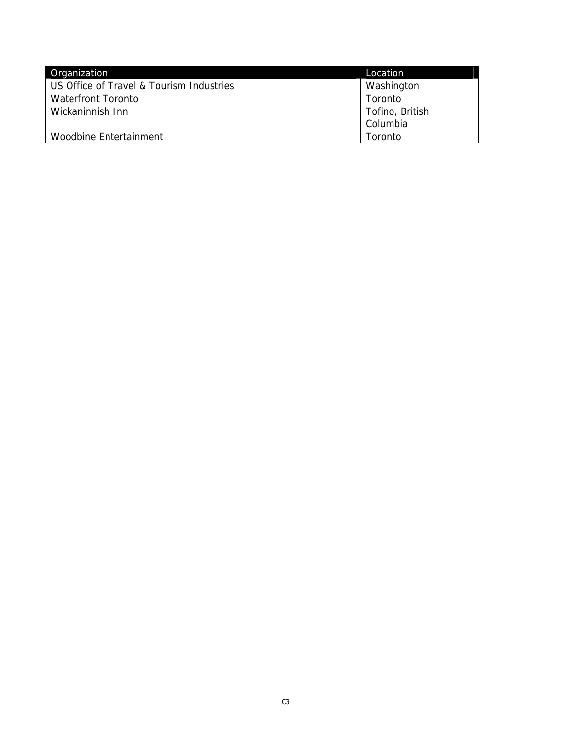| Organization | Location |
| --- | --- |
| US Office of Travel & Tourism Industries | Washington |
| Waterfront Toronto | Toronto |
| Wickaninnish Inn | Tofino, British Columbia |
| Woodbine Entertainment | Toronto |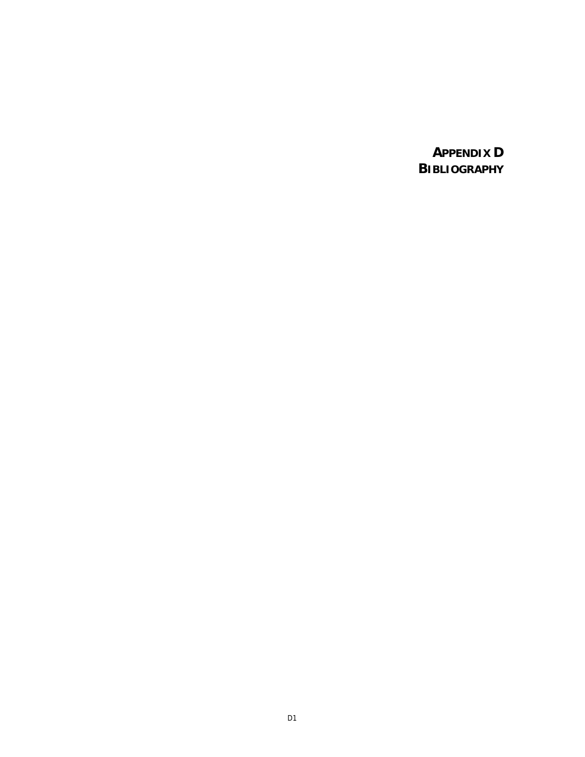# APPENDIX D
# BIBLIOGRAPHY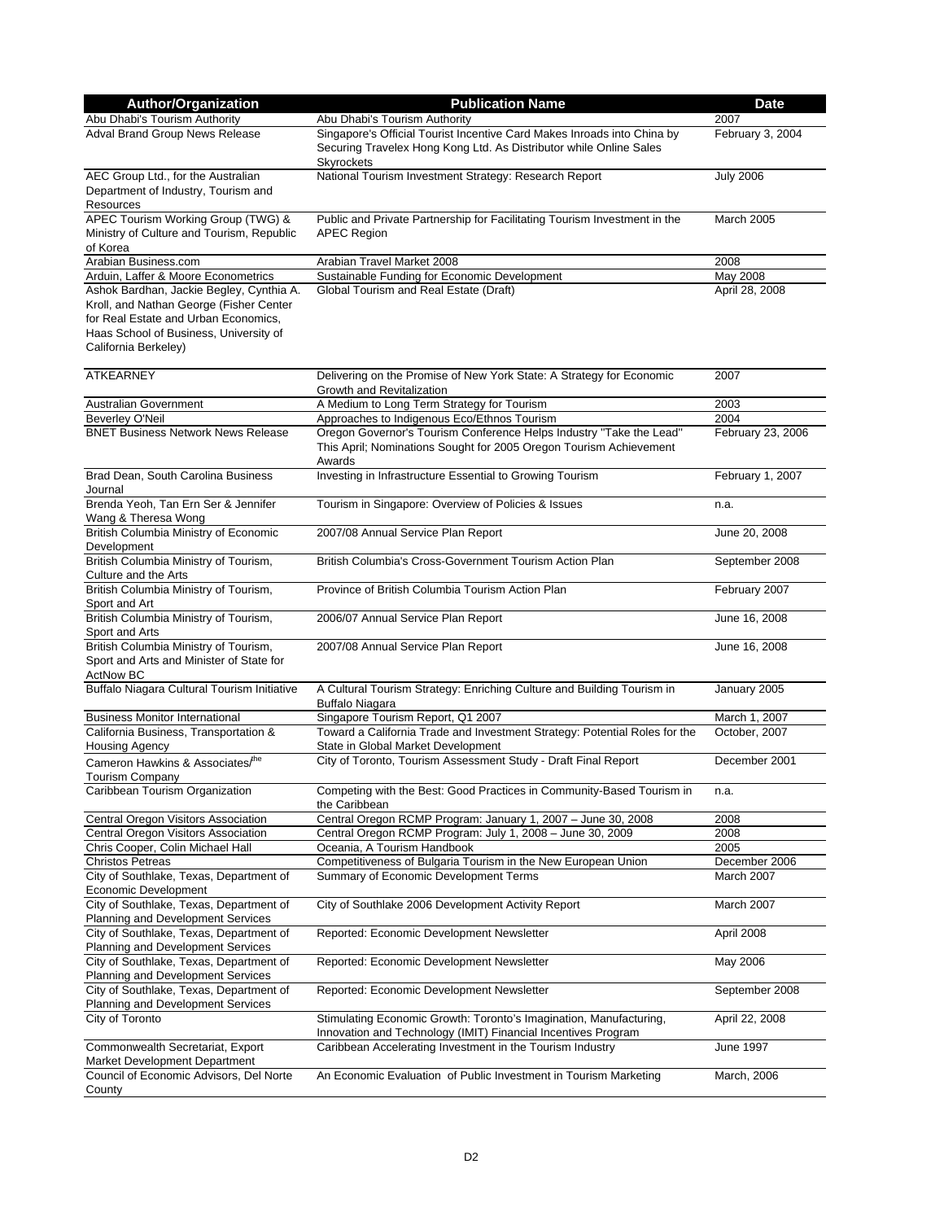| Author/Organization | Publication Name | Date |
| --- | --- | --- |
| Abu Dhabi's Tourism Authority | Abu Dhabi's Tourism Authority | 2007 |
| Adval Brand Group News Release | Singapore's Official Tourist Incentive Card Makes Inroads into China by Securing Travelex Hong Kong Ltd. As Distributor while Online Sales Skyrockets | February 3, 2004 |
| AEC Group Ltd., for the Australian Department of Industry, Tourism and Resources | National Tourism Investment Strategy: Research Report | July 2006 |
| APEC Tourism Working Group (TWG) & Ministry of Culture and Tourism, Republic of Korea | Public and Private Partnership for Facilitating Tourism Investment in the APEC Region | March 2005 |
| Arabian Business.com | Arabian Travel Market 2008 | 2008 |
| Arduin, Laffer & Moore Econometrics | Sustainable Funding for Economic Development | May 2008 |
| Ashok Bardhan, Jackie Begley, Cynthia A. Kroll, and Nathan George (Fisher Center for Real Estate and Urban Economics, Haas School of Business, University of California Berkeley) | Global Tourism and Real Estate (Draft) | April 28, 2008 |
| ATKEARNEY | Delivering on the Promise of New York State: A Strategy for Economic Growth and Revitalization | 2007 |
| Australian Government | A Medium to Long Term Strategy for Tourism | 2003 |
| Beverley O'Neil | Approaches to Indigenous Eco/Ethnos Tourism | 2004 |
| BNET Business Network News Release | Oregon Governor's Tourism Conference Helps Industry "Take the Lead" This April; Nominations Sought for 2005 Oregon Tourism Achievement Awards | February 23, 2006 |
| Brad Dean, South Carolina Business Journal | Investing in Infrastructure Essential to Growing Tourism | February 1, 2007 |
| Brenda Yeoh, Tan Ern Ser & Jennifer Wang & Theresa Wong | Tourism in Singapore: Overview of Policies & Issues | n.a. |
| British Columbia Ministry of Economic Development | 2007/08 Annual Service Plan Report | June 20, 2008 |
| British Columbia Ministry of Tourism, Culture and the Arts | British Columbia's Cross-Government Tourism Action Plan | September 2008 |
| British Columbia Ministry of Tourism, Sport and Art | Province of British Columbia Tourism Action Plan | February 2007 |
| British Columbia Ministry of Tourism, Sport and Arts | 2006/07 Annual Service Plan Report | June 16, 2008 |
| British Columbia Ministry of Tourism, Sport and Arts and Minister of State for ActNow BC | 2007/08 Annual Service Plan Report | June 16, 2008 |
| Buffalo Niagara Cultural Tourism Initiative | A Cultural Tourism Strategy: Enriching Culture and Building Tourism in Buffalo Niagara | January 2005 |
| Business Monitor International | Singapore Tourism Report, Q1 2007 | March 1, 2007 |
| California Business, Transportation & Housing Agency | Toward a California Trade and Investment Strategy: Potential Roles for the State in Global Market Development | October, 2007 |
| Cameron Hawkins & Associates/the Tourism Company | City of Toronto, Tourism Assessment Study - Draft Final Report | December 2001 |
| Caribbean Tourism Organization | Competing with the Best: Good Practices in Community-Based Tourism in the Caribbean | n.a. |
| Central Oregon Visitors Association | Central Oregon RCMP Program: January 1, 2007 – June 30, 2008 | 2008 |
| Central Oregon Visitors Association | Central Oregon RCMP Program: July 1, 2008 – June 30, 2009 | 2008 |
| Chris Cooper, Colin Michael Hall | Oceania, A Tourism Handbook | 2005 |
| Christos Petreas | Competitiveness of Bulgaria Tourism in the New European Union | December 2006 |
| City of Southlake, Texas, Department of Economic Development | Summary of Economic Development Terms | March 2007 |
| City of Southlake, Texas, Department of Planning and Development Services | City of Southlake 2006 Development Activity Report | March 2007 |
| City of Southlake, Texas, Department of Planning and Development Services | Reported: Economic Development Newsletter | April 2008 |
| City of Southlake, Texas, Department of Planning and Development Services | Reported: Economic Development Newsletter | May 2006 |
| City of Southlake, Texas, Department of Planning and Development Services | Reported: Economic Development Newsletter | September 2008 |
| City of Toronto | Stimulating Economic Growth: Toronto's Imagination, Manufacturing, Innovation and Technology (IMIT) Financial Incentives Program | April 22, 2008 |
| Commonwealth Secretariat, Export Market Development Department | Caribbean Accelerating Investment in the Tourism Industry | June 1997 |
| Council of Economic Advisors, Del Norte County | An Economic Evaluation of Public Investment in Tourism Marketing | March, 2006 |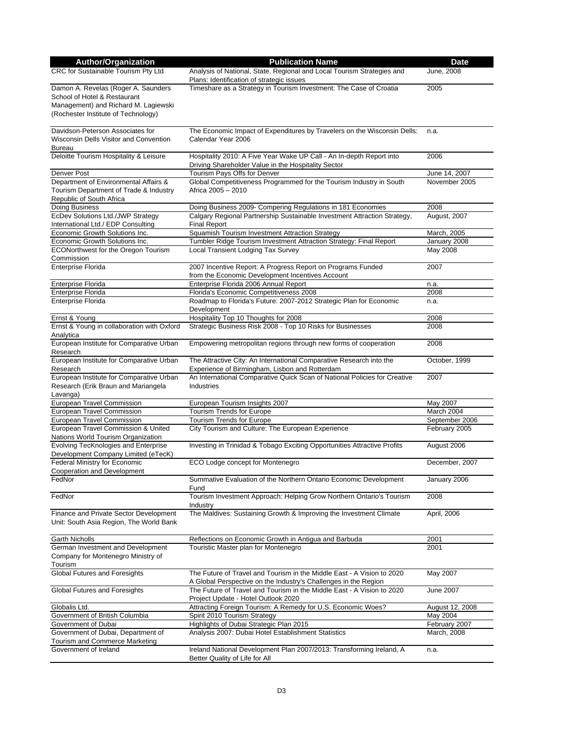| Author/Organization | Publication Name | Date |
|---|---|---|
| CRC for Sustainable Tourism Pty Ltd | Analysis of National, State. Regional and Local Tourism Strategies and Plans: Identification of strategic issues | June, 2008 |
| Damon A. Revelas (Roger A. Saunders School of Hotel & Restaurant Management) and Richard M. Lagiewski (Rochester Institute of Technology) | Timeshare as a Strategy in Tourism Investment: The Case of Croatia | 2005 |
| Davidson-Peterson Associates for Wisconsin Dells Visitor and Convention Bureau | The Economic Impact of Expenditures by Travelers on the Wisconsin Dells: Calendar Year 2006 | n.a. |
| Deloitte Tourism Hospitality & Leisure | Hospitality 2010: A Five Year Wake UP Call - An In-depth Report into Driving Shareholder Value in the Hospitality Sector | 2006 |
| Denver Post | Tourism Pays Offs for Denver | June 14, 2007 |
| Department of Environmental Affairs & Tourism Department of Trade & Industry Republic of South Africa | Global Competitiveness Programmed for the Tourism Industry in South Africa 2005 – 2010 | November 2005 |
| Doing Business | Doing Business 2009- Compering Regulations in 181 Economies | 2008 |
| EcDev Solutions Ltd./JWP Strategy International Ltd./ EDP Consulting | Calgary Regional Partnership Sustainable Investment Attraction Strategy, Final Report | August, 2007 |
| Economic Growth Solutions Inc. | Squamish Tourism Investment Attraction Strategy | March, 2005 |
| Economic Growth Solutions Inc. | Tumbler Ridge Tourism Investment Attraction Strategy: Final Report | January 2008 |
| ECONorthwest for the Oregon Tourism Commission | Local Transient Lodging Tax Survey | May 2008 |
| Enterprise Florida | 2007 Incentive Report: A Progress Report on Programs Funded from the Economic Development Incentives Account | 2007 |
| Enterprise Florida | Enterprise Florida 2006 Annual Report | n.a. |
| Enterprise Florida | Florida's Economic Competitiveness 2008 | 2008 |
| Enterprise Florida | Roadmap to Florida's Future: 2007-2012 Strategic Plan for Economic Development | n.a. |
| Ernst & Young | Hospitality Top 10 Thoughts for 2008 | 2008 |
| Ernst & Young in collaboration with Oxford Analytica | Strategic Business Risk 2008 - Top 10 Risks for Businesses | 2008 |
| European Institute for Comparative Urban Research | Empowering metropolitan regions through new forms of cooperation | 2008 |
| European Institute for Comparative Urban Research | The Attractive City: An International Comparative Research into the Experience of Birmingham, Lisbon and Rotterdam | October, 1999 |
| European Institute for Comparative Urban Research (Erik Braun and Mariangela Lavanga) | An International Comparative Quick Scan of National Policies for Creative Industries | 2007 |
| European Travel Commission | European Tourism Insights 2007 | May 2007 |
| European Travel Commission | Tourism Trends for Europe | March 2004 |
| European Travel Commission | Tourism Trends for Europe | September 2006 |
| European Travel Commission & United Nations World Tourism Organization | City Tourism and Culture: The European Experience | February 2005 |
| Evolving TecKnologies and Enterprise Development Company Limited (eTecK) | Investing in Trinidad & Tobago Exciting Opportunities Attractive Profits | August 2006 |
| Federal Ministry for Economic Cooperation and Development | ECO Lodge concept for Montenegro | December, 2007 |
| FedNor | Summative Evaluation of the Northern Ontario Economic Development Fund | January 2006 |
| FedNor | Tourism Investment Approach: Helping Grow Northern Ontario's Tourism Industry | 2008 |
| Finance and Private Sector Development Unit: South Asia Region, The World Bank | The Maldives: Sustaining Growth & Improving the Investment Climate | April, 2006 |
| Garth Nicholls | Reflections on Economic Growth in Antigua and Barbuda | 2001 |
| German Investment and Development Company for Montenegro Ministry of Tourism | Touristic Master plan for Montenegro | 2001 |
| Global Futures and Foresights | The Future of Travel and Tourism in the Middle East - A Vision to 2020 A Global Perspective on the Industry's Challenges in the Region | May 2007 |
| Global Futures and Foresights | The Future of Travel and Tourism in the Middle East - A Vision to 2020 Project Update - Hotel Outlook 2020 | June 2007 |
| Globalis Ltd. | Attracting Foreign Tourism: A Remedy for U.S. Economic Woes? | August 12, 2008 |
| Government of British Columbia | Spirit 2010 Tourism Strategy | May 2004 |
| Government of Dubai | Highlights of Dubai Strategic Plan 2015 | February 2007 |
| Government of Dubai, Department of Tourism and Commerce Marketing | Analysis 2007: Dubai Hotel Establishment Statistics | March, 2008 |
| Government of Ireland | Ireland National Development Plan 2007/2013: Transforming Ireland, A Better Quality of Life for All | n.a. |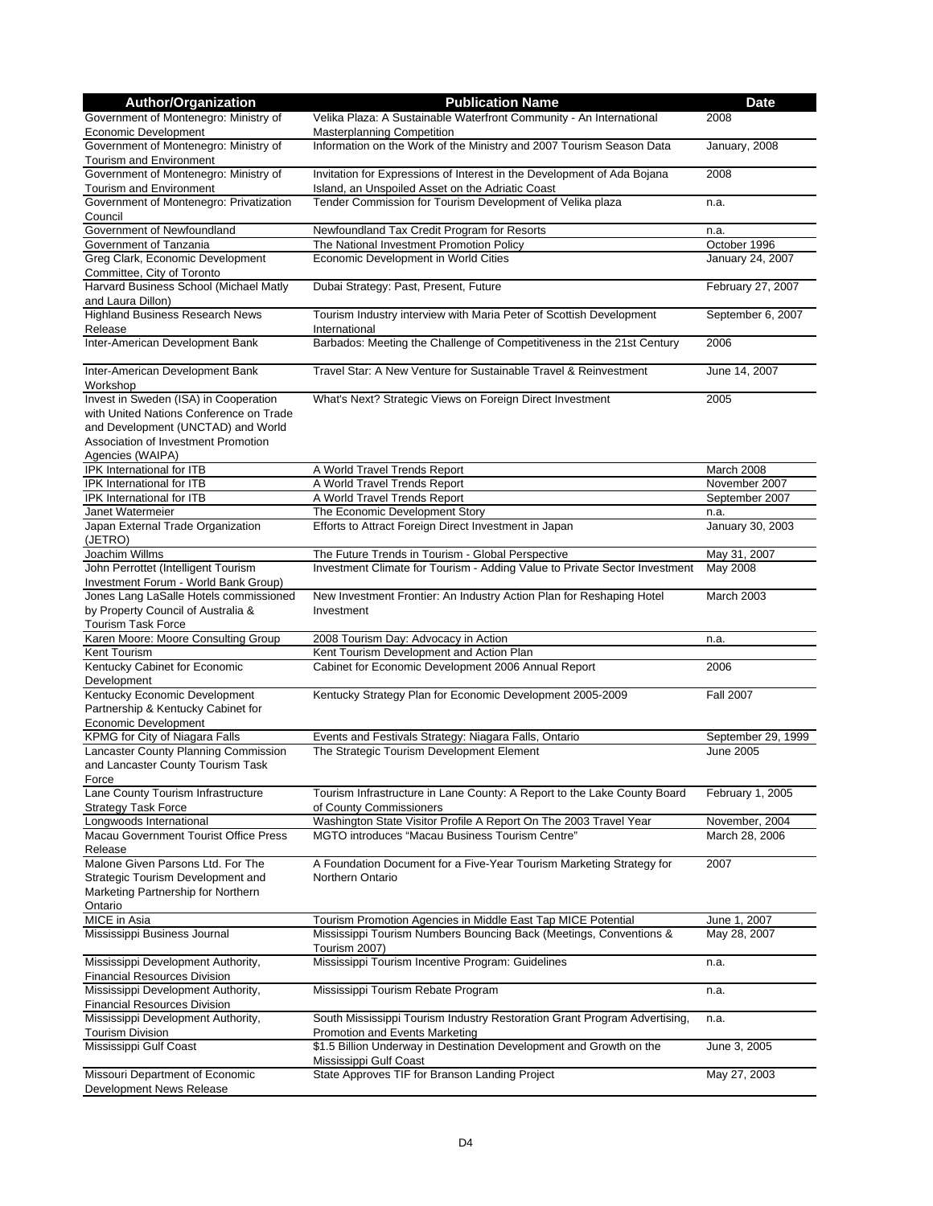| Author/Organization | Publication Name | Date |
|---|---|---|
| Government of Montenegro: Ministry of Economic Development | Velika Plaza: A Sustainable Waterfront Community - An International Masterplanning Competition | 2008 |
| Government of Montenegro: Ministry of Tourism and Environment | Information on the Work of the Ministry and 2007 Tourism Season Data | January, 2008 |
| Government of Montenegro: Ministry of Tourism and Environment | Invitation for Expressions of Interest in the Development of Ada Bojana Island, an Unspoiled Asset on the Adriatic Coast | 2008 |
| Government of Montenegro: Privatization Council | Tender Commission for Tourism Development of Velika plaza | n.a. |
| Government of Newfoundland | Newfoundland Tax Credit Program for Resorts | n.a. |
| Government of Tanzania | The National Investment Promotion Policy | October 1996 |
| Greg Clark, Economic Development Committee, City of Toronto | Economic Development in World Cities | January 24, 2007 |
| Harvard Business School (Michael Matly and Laura Dillon) | Dubai Strategy: Past, Present, Future | February 27, 2007 |
| Highland Business Research News Release | Tourism Industry interview with Maria Peter of Scottish Development International | September 6, 2007 |
| Inter-American Development Bank | Barbados: Meeting the Challenge of Competitiveness in the 21st Century | 2006 |
| Inter-American Development Bank Workshop | Travel Star: A New Venture for Sustainable Travel & Reinvestment | June 14, 2007 |
| Invest in Sweden (ISA) in Cooperation with United Nations Conference on Trade and Development (UNCTAD) and World Association of Investment Promotion Agencies (WAIPA) | What's Next? Strategic Views on Foreign Direct Investment | 2005 |
| IPK International for ITB | A World Travel Trends Report | March 2008 |
| IPK International for ITB | A World Travel Trends Report | November 2007 |
| IPK International for ITB | A World Travel Trends Report | September 2007 |
| Janet Watermeier | The Economic Development Story | n.a. |
| Japan External Trade Organization (JETRO) | Efforts to Attract Foreign Direct Investment in Japan | January 30, 2003 |
| Joachim Willms | The Future Trends in Tourism - Global Perspective | May 31, 2007 |
| John Perrottet (Intelligent Tourism Investment Forum - World Bank Group) | Investment Climate for Tourism - Adding Value to Private Sector Investment | May 2008 |
| Jones Lang LaSalle Hotels commissioned by Property Council of Australia & Tourism Task Force | New Investment Frontier: An Industry Action Plan for Reshaping Hotel Investment | March 2003 |
| Karen Moore: Moore Consulting Group | 2008 Tourism Day: Advocacy in Action | n.a. |
| Kent Tourism | Kent Tourism Development and Action Plan | |
| Kentucky Cabinet for Economic Development | Cabinet for Economic Development 2006 Annual Report | 2006 |
| Kentucky Economic Development Partnership & Kentucky Cabinet for Economic Development | Kentucky Strategy Plan for Economic Development 2005-2009 | Fall 2007 |
| KPMG for City of Niagara Falls | Events and Festivals Strategy: Niagara Falls, Ontario | September 29, 1999 |
| Lancaster County Planning Commission and Lancaster County Tourism Task Force | The Strategic Tourism Development Element | June 2005 |
| Lane County Tourism Infrastructure Strategy Task Force | Tourism Infrastructure in Lane County: A Report to the Lake County Board of County Commissioners | February 1, 2005 |
| Longwoods International | Washington State Visitor Profile A Report On The 2003 Travel Year | November, 2004 |
| Macau Government Tourist Office Press Release | MGTO introduces "Macau Business Tourism Centre" | March 28, 2006 |
| Malone Given Parsons Ltd. For The Strategic Tourism Development and Marketing Partnership for Northern Ontario | A Foundation Document for a Five-Year Tourism Marketing Strategy for Northern Ontario | 2007 |
| MICE in Asia | Tourism Promotion Agencies in Middle East Tap MICE Potential | June 1, 2007 |
| Mississippi Business Journal | Mississippi Tourism Numbers Bouncing Back (Meetings, Conventions & Tourism 2007) | May 28, 2007 |
| Mississippi Development Authority, Financial Resources Division | Mississippi Tourism Incentive Program: Guidelines | n.a. |
| Mississippi Development Authority, Financial Resources Division | Mississippi Tourism Rebate Program | n.a. |
| Mississippi Development Authority, Tourism Division | South Mississippi Tourism Industry Restoration Grant Program Advertising, Promotion and Events Marketing | n.a. |
| Mississippi Gulf Coast | $1.5 Billion Underway in Destination Development and Growth on the Mississippi Gulf Coast | June 3, 2005 |
| Missouri Department of Economic Development News Release | State Approves TIF for Branson Landing Project | May 27, 2003 |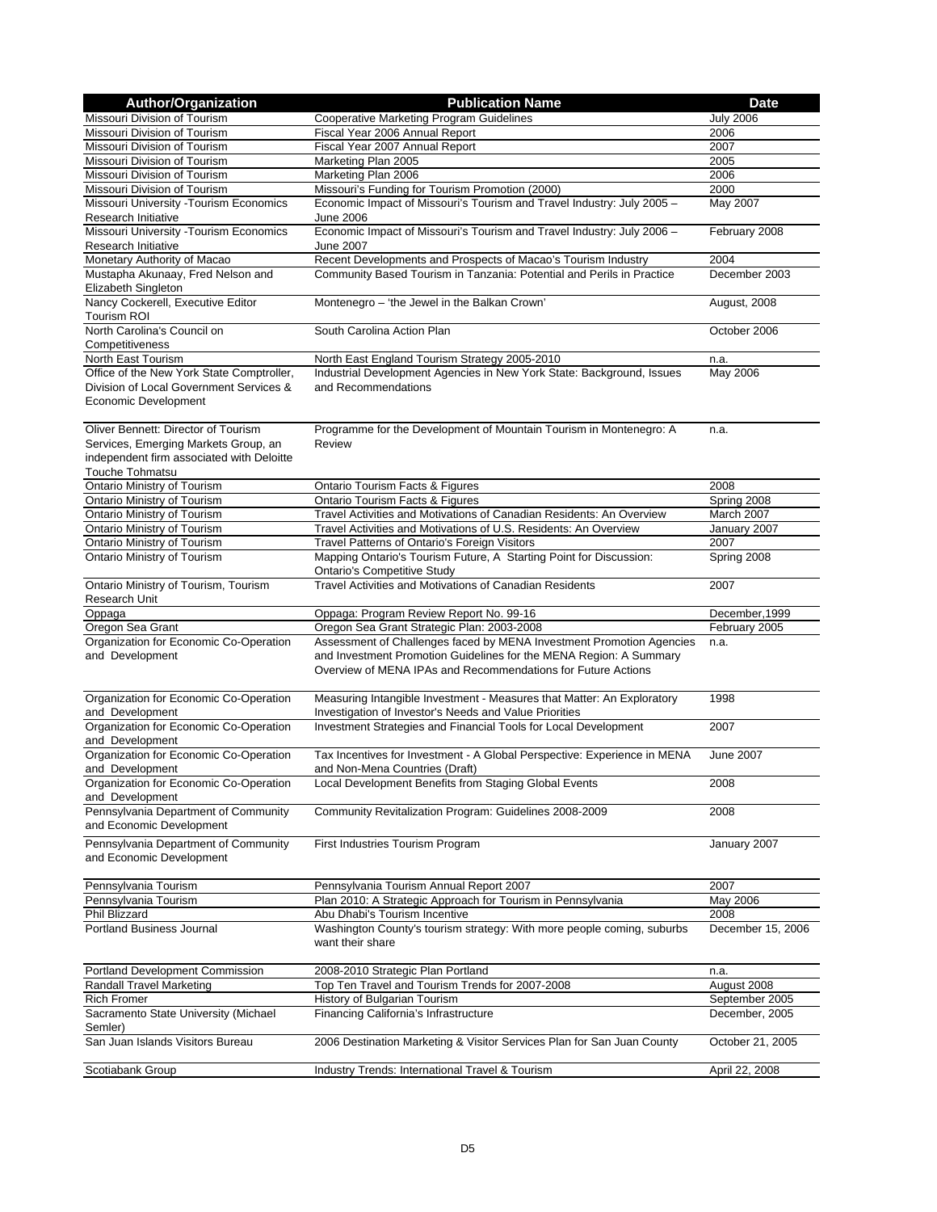| Author/Organization | Publication Name | Date |
|---|---|---|
| Missouri Division of Tourism | Cooperative Marketing Program Guidelines | July 2006 |
| Missouri Division of Tourism | Fiscal Year 2006 Annual Report | 2006 |
| Missouri Division of Tourism | Fiscal Year 2007 Annual Report | 2007 |
| Missouri Division of Tourism | Marketing Plan 2005 | 2005 |
| Missouri Division of Tourism | Marketing Plan 2006 | 2006 |
| Missouri Division of Tourism | Missouri's Funding for Tourism Promotion (2000) | 2000 |
| Missouri University -Tourism Economics Research Initiative | Economic Impact of Missouri's Tourism and Travel Industry: July 2005 – June 2006 | May 2007 |
| Missouri University -Tourism Economics Research Initiative | Economic Impact of Missouri's Tourism and Travel Industry: July 2006 – June 2007 | February 2008 |
| Monetary Authority of Macao | Recent Developments and Prospects of Macao's Tourism Industry | 2004 |
| Mustapha Akunaay, Fred Nelson and Elizabeth Singleton | Community Based Tourism in Tanzania: Potential and Perils in Practice | December 2003 |
| Nancy Cockerell, Executive Editor Tourism ROI | Montenegro – 'the Jewel in the Balkan Crown' | August, 2008 |
| North Carolina's Council on Competitiveness | South Carolina Action Plan | October 2006 |
| North East Tourism | North East England Tourism Strategy 2005-2010 | n.a. |
| Office of the New York State Comptroller, Division of Local Government Services & Economic Development | Industrial Development Agencies in New York State: Background, Issues and Recommendations | May 2006 |
| Oliver Bennett: Director of Tourism Services, Emerging Markets Group, an independent firm associated with Deloitte Touche Tohmatsu | Programme for the Development of Mountain Tourism in Montenegro: A Review | n.a. |
| Ontario Ministry of Tourism | Ontario Tourism Facts & Figures | 2008 |
| Ontario Ministry of Tourism | Ontario Tourism Facts & Figures | Spring 2008 |
| Ontario Ministry of Tourism | Travel Activities and Motivations of Canadian Residents: An Overview | March 2007 |
| Ontario Ministry of Tourism | Travel Activities and Motivations of U.S. Residents: An Overview | January 2007 |
| Ontario Ministry of Tourism | Travel Patterns of Ontario's Foreign Visitors | 2007 |
| Ontario Ministry of Tourism | Mapping Ontario's Tourism Future, A Starting Point for Discussion: Ontario's Competitive Study | Spring 2008 |
| Ontario Ministry of Tourism, Tourism Research Unit | Travel Activities and Motivations of Canadian Residents | 2007 |
| Oppaga | Oppaga: Program Review Report No. 99-16 | December,1999 |
| Oregon Sea Grant | Oregon Sea Grant Strategic Plan: 2003-2008 | February 2005 |
| Organization for Economic Co-Operation and Development | Assessment of Challenges faced by MENA Investment Promotion Agencies and Investment Promotion Guidelines for the MENA Region: A Summary Overview of MENA IPAs and Recommendations for Future Actions | n.a. |
| Organization for Economic Co-Operation and Development | Measuring Intangible Investment - Measures that Matter: An Exploratory Investigation of Investor's Needs and Value Priorities | 1998 |
| Organization for Economic Co-Operation and Development | Investment Strategies and Financial Tools for Local Development | 2007 |
| Organization for Economic Co-Operation and Development | Tax Incentives for Investment - A Global Perspective: Experience in MENA and Non-Mena Countries (Draft) | June 2007 |
| Organization for Economic Co-Operation and Development | Local Development Benefits from Staging Global Events | 2008 |
| Pennsylvania Department of Community and Economic Development | Community Revitalization Program: Guidelines 2008-2009 | 2008 |
| Pennsylvania Department of Community and Economic Development | First Industries Tourism Program | January 2007 |
| Pennsylvania Tourism | Pennsylvania Tourism Annual Report 2007 | 2007 |
| Pennsylvania Tourism | Plan 2010: A Strategic Approach for Tourism in Pennsylvania | May 2006 |
| Phil Blizzard | Abu Dhabi's Tourism Incentive | 2008 |
| Portland Business Journal | Washington County's tourism strategy: With more people coming, suburbs want their share | December 15, 2006 |
| Portland Development Commission | 2008-2010 Strategic Plan Portland | n.a. |
| Randall Travel Marketing | Top Ten Travel and Tourism Trends for 2007-2008 | August 2008 |
| Rich Fromer | History of Bulgarian Tourism | September 2005 |
| Sacramento State University (Michael Semler) | Financing California's Infrastructure | December, 2005 |
| San Juan Islands Visitors Bureau | 2006 Destination Marketing & Visitor Services Plan for San Juan County | October 21, 2005 |
| Scotiabank Group | Industry Trends: International Travel & Tourism | April 22, 2008 |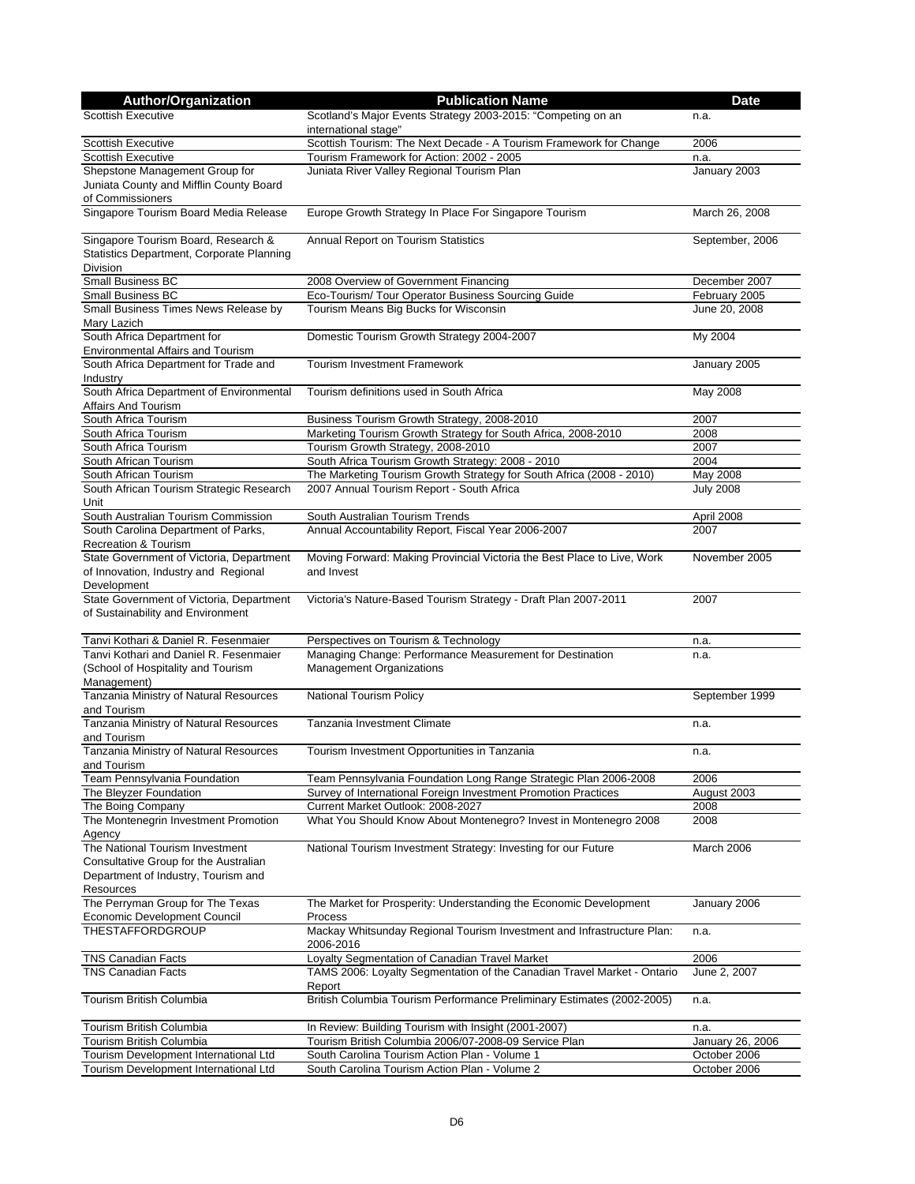| Author/Organization | Publication Name | Date |
| --- | --- | --- |
| Scottish Executive | Scotland's Major Events Strategy 2003-2015: "Competing on an international stage" | n.a. |
| Scottish Executive | Scottish Tourism: The Next Decade - A Tourism Framework for Change | 2006 |
| Scottish Executive | Tourism Framework for Action: 2002 - 2005 | n.a. |
| Shepstone Management Group for Juniata County and Mifflin County Board of Commissioners | Juniata River Valley Regional Tourism Plan | January 2003 |
| Singapore Tourism Board Media Release | Europe Growth Strategy In Place For Singapore Tourism | March 26, 2008 |
| Singapore Tourism Board, Research & Statistics Department, Corporate Planning Division | Annual Report on Tourism Statistics | September, 2006 |
| Small Business BC | 2008 Overview of Government Financing | December 2007 |
| Small Business BC | Eco-Tourism/ Tour Operator Business Sourcing Guide | February 2005 |
| Small Business Times News Release by Mary Lazich | Tourism Means Big Bucks for Wisconsin | June 20, 2008 |
| South Africa Department for Environmental Affairs and Tourism | Domestic Tourism Growth Strategy 2004-2007 | My 2004 |
| South Africa Department for Trade and Industry | Tourism Investment Framework | January 2005 |
| South Africa Department of Environmental Affairs And Tourism | Tourism definitions used in South Africa | May 2008 |
| South Africa Tourism | Business Tourism Growth Strategy, 2008-2010 | 2007 |
| South Africa Tourism | Marketing Tourism Growth Strategy for South Africa, 2008-2010 | 2008 |
| South Africa Tourism | Tourism Growth Strategy, 2008-2010 | 2007 |
| South African Tourism | South Africa Tourism Growth Strategy: 2008 - 2010 | 2004 |
| South African Tourism | The Marketing Tourism Growth Strategy for South Africa (2008 - 2010) | May 2008 |
| South African Tourism Strategic Research Unit | 2007 Annual Tourism Report - South Africa | July 2008 |
| South Australian Tourism Commission | South Australian Tourism Trends | April 2008 |
| South Carolina Department of Parks, Recreation & Tourism | Annual Accountability Report, Fiscal Year 2006-2007 | 2007 |
| State Government of Victoria, Department of Innovation, Industry and Regional Development | Moving Forward: Making Provincial Victoria the Best Place to Live, Work and Invest | November 2005 |
| State Government of Victoria, Department of Sustainability and Environment | Victoria's Nature-Based Tourism Strategy - Draft Plan 2007-2011 | 2007 |
| Tanvi Kothari & Daniel R. Fesenmaier | Perspectives on Tourism & Technology | n.a. |
| Tanvi Kothari and Daniel R. Fesenmaier (School of Hospitality and Tourism Management) | Managing Change: Performance Measurement for Destination Management Organizations | n.a. |
| Tanzania Ministry of Natural Resources and Tourism | National Tourism Policy | September 1999 |
| Tanzania Ministry of Natural Resources and Tourism | Tanzania Investment Climate | n.a. |
| Tanzania Ministry of Natural Resources and Tourism | Tourism Investment Opportunities in Tanzania | n.a. |
| Team Pennsylvania Foundation | Team Pennsylvania Foundation Long Range Strategic Plan 2006-2008 | 2006 |
| The Bleyzer Foundation | Survey of International Foreign Investment Promotion Practices | August 2003 |
| The Boing Company | Current Market Outlook: 2008-2027 | 2008 |
| The Montenegrin Investment Promotion Agency | What You Should Know About Montenegro? Invest in Montenegro 2008 | 2008 |
| The National Tourism Investment Consultative Group for the Australian Department of Industry, Tourism and Resources | National Tourism Investment Strategy: Investing for our Future | March 2006 |
| The Perryman Group for The Texas Economic Development Council | The Market for Prosperity: Understanding the Economic Development Process | January 2006 |
| THESTAFFORDGROUP | Mackay Whitsunday Regional Tourism Investment and Infrastructure Plan: 2006-2016 | n.a. |
| TNS Canadian Facts | Loyalty Segmentation of Canadian Travel Market | 2006 |
| TNS Canadian Facts | TAMS 2006: Loyalty Segmentation of the Canadian Travel Market - Ontario Report | June 2, 2007 |
| Tourism British Columbia | British Columbia Tourism Performance Preliminary Estimates (2002-2005) | n.a. |
| Tourism British Columbia | In Review: Building Tourism with Insight (2001-2007) | n.a. |
| Tourism British Columbia | Tourism British Columbia 2006/07-2008-09 Service Plan | January 26, 2006 |
| Tourism Development International Ltd | South Carolina Tourism Action Plan - Volume 1 | October 2006 |
| Tourism Development International Ltd | South Carolina Tourism Action Plan - Volume 2 | October 2006 |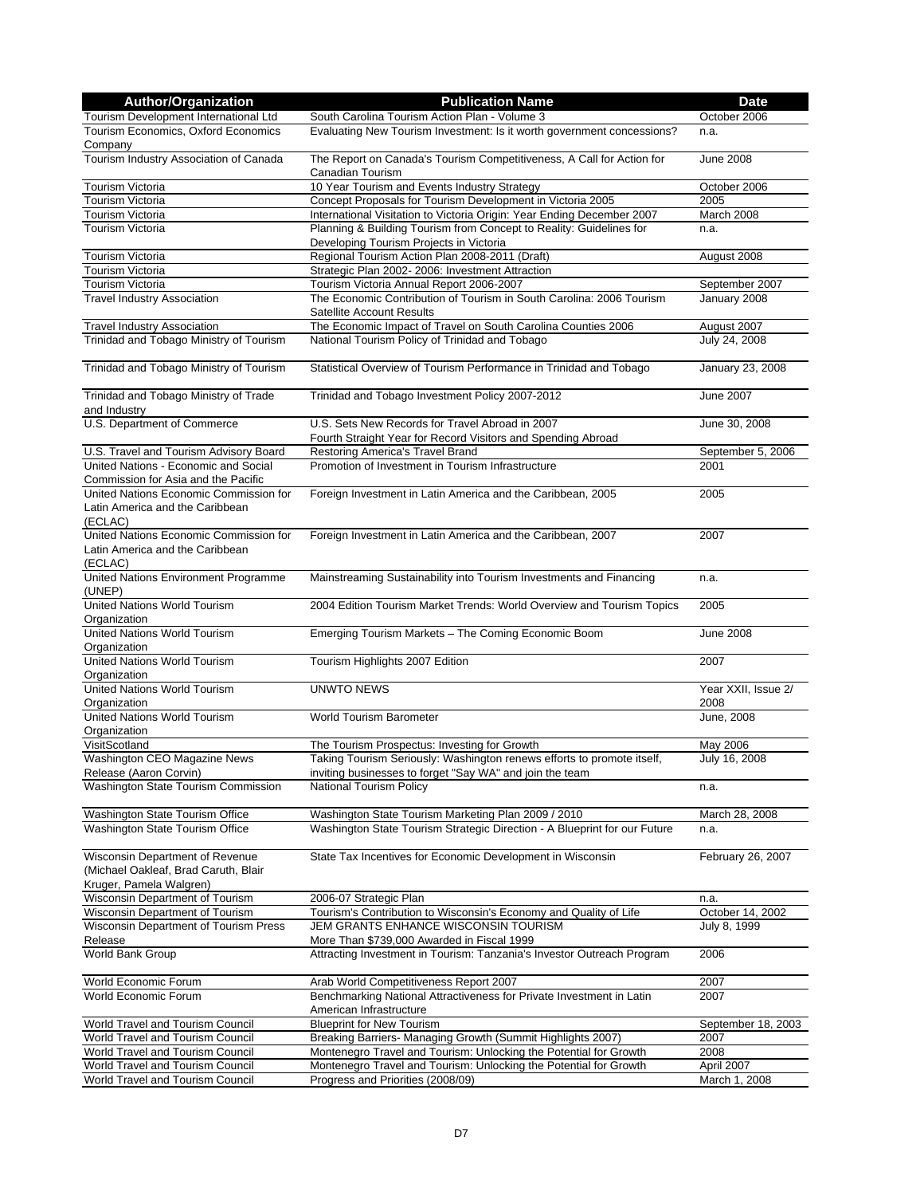| Author/Organization | Publication Name | Date |
|---|---|---|
| Tourism Development International Ltd | South Carolina Tourism Action Plan - Volume 3 | October 2006 |
| Tourism Economics, Oxford Economics Company | Evaluating New Tourism Investment: Is it worth government concessions? | n.a. |
| Tourism Industry Association of Canada | The Report on Canada's Tourism Competitiveness, A Call for Action for Canadian Tourism | June 2008 |
| Tourism Victoria | 10 Year Tourism and Events Industry Strategy | October 2006 |
| Tourism Victoria | Concept Proposals for Tourism Development in Victoria 2005 | 2005 |
| Tourism Victoria | International Visitation to Victoria Origin: Year Ending December 2007 | March 2008 |
| Tourism Victoria | Planning & Building Tourism from Concept to Reality: Guidelines for Developing Tourism Projects in Victoria | n.a. |
| Tourism Victoria | Regional Tourism Action Plan 2008-2011 (Draft) | August 2008 |
| Tourism Victoria | Strategic Plan 2002- 2006: Investment Attraction | |
| Tourism Victoria | Tourism Victoria Annual Report 2006-2007 | September 2007 |
| Travel Industry Association | The Economic Contribution of Tourism in South Carolina: 2006 Tourism Satellite Account Results | January 2008 |
| Travel Industry Association | The Economic Impact of Travel on South Carolina Counties 2006 | August 2007 |
| Trinidad and Tobago Ministry of Tourism | National Tourism Policy of Trinidad and Tobago | July 24, 2008 |
| Trinidad and Tobago Ministry of Tourism | Statistical Overview of Tourism Performance in Trinidad and Tobago | January 23, 2008 |
| Trinidad and Tobago Ministry of Trade and Industry | Trinidad and Tobago Investment Policy 2007-2012 | June 2007 |
| U.S. Department of Commerce | U.S. Sets New Records for Travel Abroad in 2007 Fourth Straight Year for Record Visitors and Spending Abroad | June 30, 2008 |
| U.S. Travel and Tourism Advisory Board | Restoring America's Travel Brand | September 5, 2006 |
| United Nations - Economic and Social Commission for Asia and the Pacific | Promotion of Investment in Tourism Infrastructure | 2001 |
| United Nations Economic Commission for Latin America and the Caribbean (ECLAC) | Foreign Investment in Latin America and the Caribbean, 2005 | 2005 |
| United Nations Economic Commission for Latin America and the Caribbean (ECLAC) | Foreign Investment in Latin America and the Caribbean, 2007 | 2007 |
| United Nations Environment Programme (UNEP) | Mainstreaming Sustainability into Tourism Investments and Financing | n.a. |
| United Nations World Tourism Organization | 2004 Edition Tourism Market Trends: World Overview and Tourism Topics | 2005 |
| United Nations World Tourism Organization | Emerging Tourism Markets – The Coming Economic Boom | June 2008 |
| United Nations World Tourism Organization | Tourism Highlights 2007 Edition | 2007 |
| United Nations World Tourism Organization | UNWTO NEWS | Year XXII, Issue 2/ 2008 |
| United Nations World Tourism Organization | World Tourism Barometer | June, 2008 |
| VisitScotland | The Tourism Prospectus: Investing for Growth | May 2006 |
| Washington CEO Magazine News Release (Aaron Corvin) | Taking Tourism Seriously: Washington renews efforts to promote itself, inviting businesses to forget "Say WA" and join the team | July 16, 2008 |
| Washington State Tourism Commission | National Tourism Policy | n.a. |
| Washington State Tourism Office | Washington State Tourism Marketing Plan 2009 / 2010 | March 28, 2008 |
| Washington State Tourism Office | Washington State Tourism Strategic Direction - A Blueprint for our Future | n.a. |
| Wisconsin Department of Revenue (Michael Oakleaf, Brad Caruth, Blair Kruger, Pamela Walgren) | State Tax Incentives for Economic Development in Wisconsin | February 26, 2007 |
| Wisconsin Department of Tourism | 2006-07 Strategic Plan | n.a. |
| Wisconsin Department of Tourism | Tourism's Contribution to Wisconsin's Economy and Quality of Life | October 14, 2002 |
| Wisconsin Department of Tourism Press Release | JEM GRANTS ENHANCE WISCONSIN TOURISM More Than $739,000 Awarded in Fiscal 1999 | July 8, 1999 |
| World Bank Group | Attracting Investment in Tourism: Tanzania's Investor Outreach Program | 2006 |
| World Economic Forum | Arab World Competitiveness Report 2007 | 2007 |
| World Economic Forum | Benchmarking National Attractiveness for Private Investment in Latin American Infrastructure | 2007 |
| World Travel and Tourism Council | Blueprint for New Tourism | September 18, 2003 |
| World Travel and Tourism Council | Breaking Barriers- Managing Growth (Summit Highlights 2007) | 2007 |
| World Travel and Tourism Council | Montenegro Travel and Tourism: Unlocking the Potential for Growth | 2008 |
| World Travel and Tourism Council | Montenegro Travel and Tourism: Unlocking the Potential for Growth | April 2007 |
| World Travel and Tourism Council | Progress and Priorities (2008/09) | March 1, 2008 |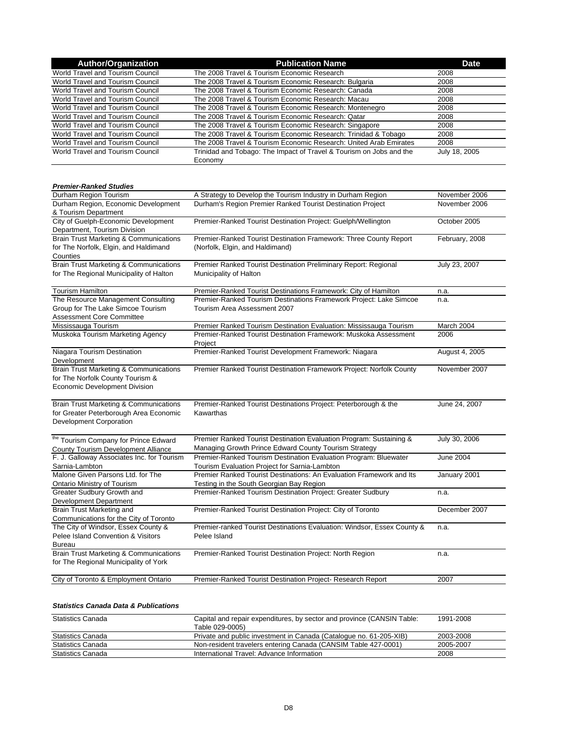| Author/Organization | Publication Name | Date |
|---|---|---|
| World Travel and Tourism Council | The 2008 Travel & Tourism Economic Research | 2008 |
| World Travel and Tourism Council | The 2008 Travel & Tourism Economic Research: Bulgaria | 2008 |
| World Travel and Tourism Council | The 2008 Travel & Tourism Economic Research: Canada | 2008 |
| World Travel and Tourism Council | The 2008 Travel & Tourism Economic Research: Macau | 2008 |
| World Travel and Tourism Council | The 2008 Travel & Tourism Economic Research: Montenegro | 2008 |
| World Travel and Tourism Council | The 2008 Travel & Tourism Economic Research: Qatar | 2008 |
| World Travel and Tourism Council | The 2008 Travel & Tourism Economic Research: Singapore | 2008 |
| World Travel and Tourism Council | The 2008 Travel & Tourism Economic Research: Trinidad & Tobago | 2008 |
| World Travel and Tourism Council | The 2008 Travel & Tourism Economic Research: United Arab Emirates | 2008 |
| World Travel and Tourism Council | Trinidad and Tobago: The Impact of Travel & Tourism on Jobs and the Economy | July 18, 2005 |

***Premier-Ranked Studies***

| | | |
|---|---|---|
| Durham Region Tourism | A Strategy to Develop the Tourism Industry in Durham Region | November 2006 |
| Durham Region, Economic Development & Tourism Department | Durham's Region Premier Ranked Tourist Destination Project | November 2006 |
| City of Guelph-Economic Development Department, Tourism Division | Premier-Ranked Tourist Destination Project: Guelph/Wellington | October 2005 |
| Brain Trust Marketing & Communications for The Norfolk, Elgin, and Haldimand Counties | Premier-Ranked Tourist Destination Framework: Three County Report (Norfolk, Elgin, and Haldimand) | February, 2008 |
| Brain Trust Marketing & Communications for The Regional Municipality of Halton | Premier Ranked Tourist Destination Preliminary Report: Regional Municipality of Halton | July 23, 2007 |
| Tourism Hamilton | Premier-Ranked Tourist Destinations Framework: City of Hamilton | n.a. |
| The Resource Management Consulting Group for The Lake Simcoe Tourism Assessment Core Committee | Premier-Ranked Tourism Destinations Framework Project: Lake Simcoe Tourism Area Assessment 2007 | n.a. |
| Mississauga Tourism | Premier Ranked Tourism Destination Evaluation: Mississauga Tourism | March 2004 |
| Muskoka Tourism Marketing Agency | Premier-Ranked Tourist Destination Framework: Muskoka Assessment Project | 2006 |
| Niagara Tourism Destination Development | Premier-Ranked Tourist Development Framework: Niagara | August 4, 2005 |
| Brain Trust Marketing & Communications for The Norfolk County Tourism & Economic Development Division | Premier Ranked Tourist Destination Framework Project: Norfolk County | November 2007 |
| Brain Trust Marketing & Communications for Greater Peterborough Area Economic Development Corporation | Premier-Ranked Tourist Destinations Project: Peterborough & the Kawarthas | June 24, 2007 |
| the Tourism Company for Prince Edward County Tourism Development Alliance | Premier Ranked Tourist Destination Evaluation Program: Sustaining & Managing Growth Prince Edward County Tourism Strategy | July 30, 2006 |
| F. J. Galloway Associates Inc. for Tourism Sarnia-Lambton | Premier-Ranked Tourism Destination Evaluation Program: Bluewater Tourism Evaluation Project for Sarnia-Lambton | June 2004 |
| Malone Given Parsons Ltd. for The Ontario Ministry of Tourism | Premier Ranked Tourist Destinations: An Evaluation Framework and Its Testing in the South Georgian Bay Region | January 2001 |
| Greater Sudbury Growth and Development Department | Premier-Ranked Tourism Destination Project: Greater Sudbury | n.a. |
| Brain Trust Marketing and Communications for the City of Toronto | Premier-Ranked Tourist Destination Project: City of Toronto | December 2007 |
| The City of Windsor, Essex County & Pelee Island Convention & Visitors Bureau | Premier-ranked Tourist Destinations Evaluation: Windsor, Essex County & Pelee Island | n.a. |
| Brain Trust Marketing & Communications for The Regional Municipality of York | Premier-Ranked Tourist Destination Project: North Region | n.a. |
| City of Toronto & Employment Ontario | Premier-Ranked Tourist Destination Project- Research Report | 2007 |

***Statistics Canada Data & Publications***

| | | |
|---|---|---|
| Statistics Canada | Capital and repair expenditures, by sector and province (CANSIN Table: Table 029-0005) | 1991-2008 |
| Statistics Canada | Private and public investment in Canada (Catalogue no. 61-205-XIB) | 2003-2008 |
| Statistics Canada | Non-resident travelers entering Canada (CANSIM Table 427-0001) | 2005-2007 |
| Statistics Canada | International Travel: Advance Information | 2008 |